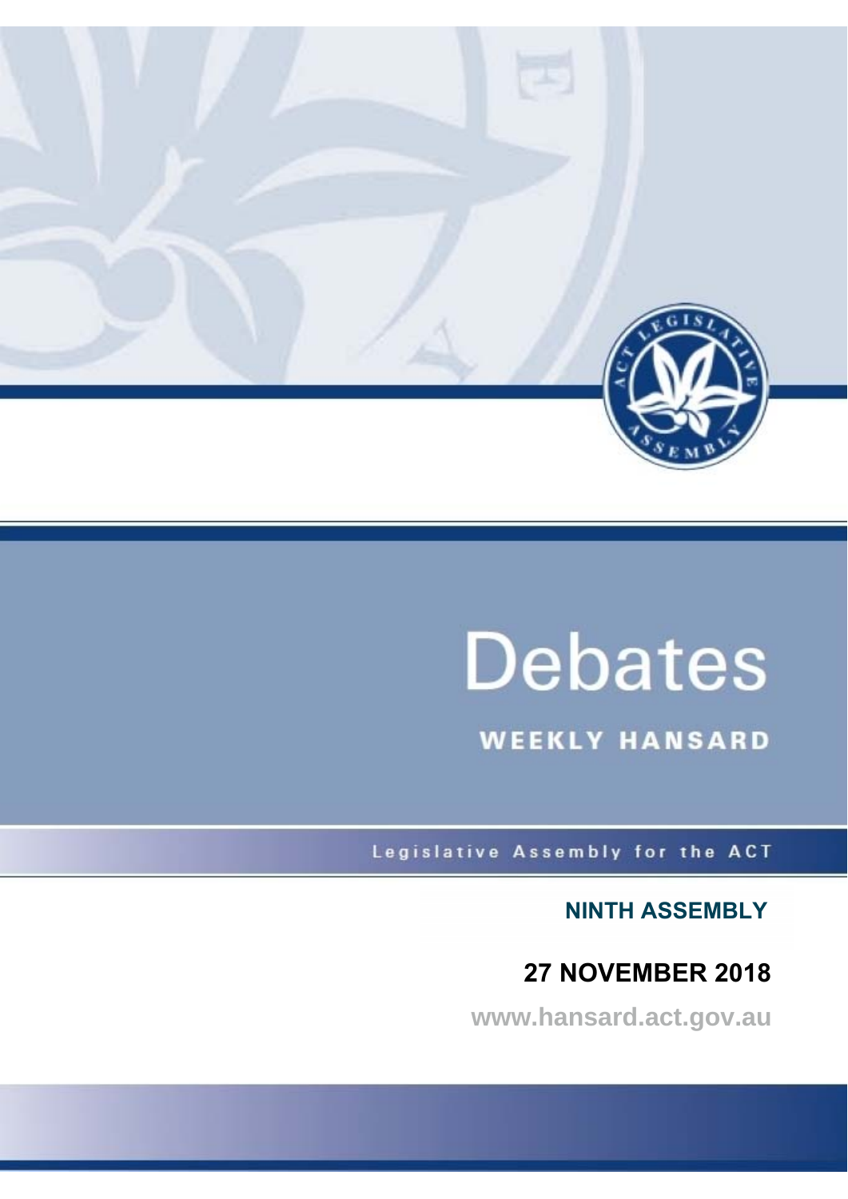# Debates

## WEEKLY HANSARD

Legislative Assembly for the ACT

**NINTH ASSEMBLY**

**27 NOVEMBER 2018**

**www.hansard.act.gov.au**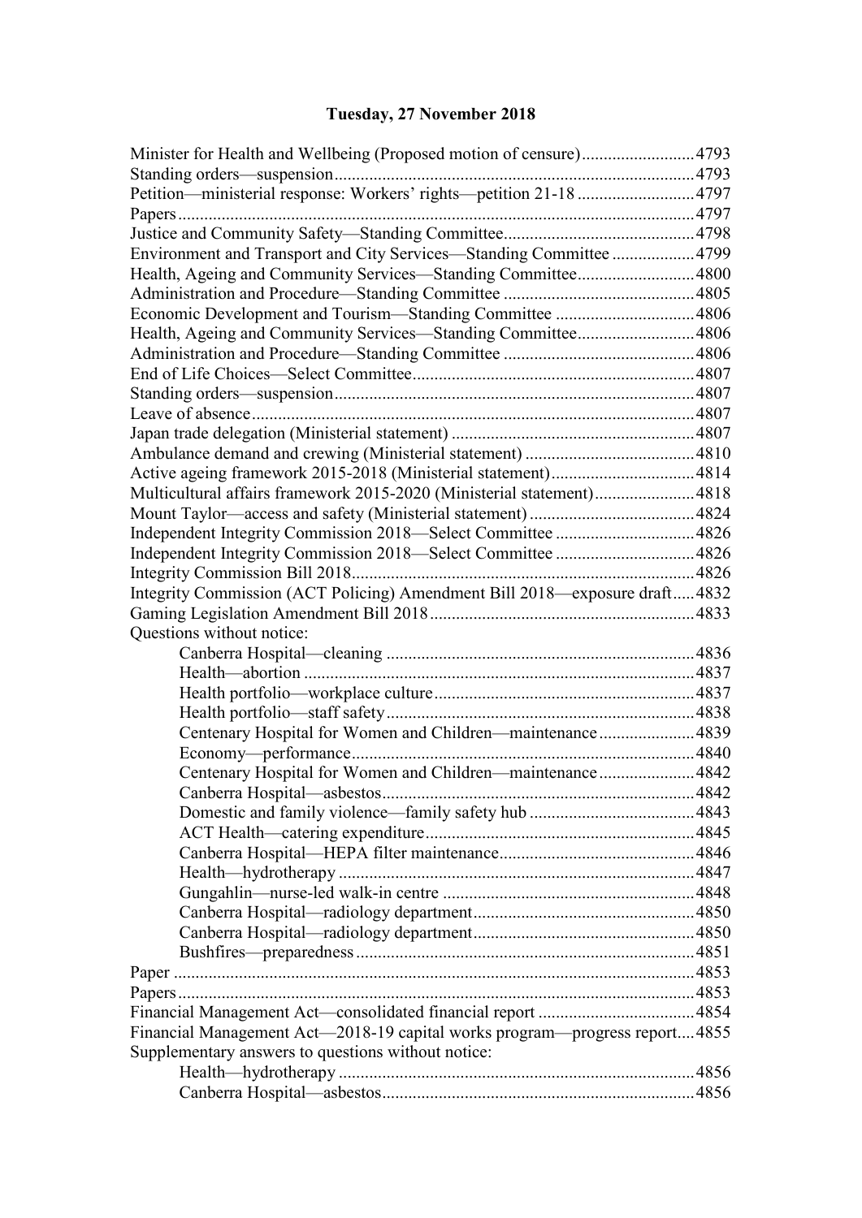# Tuesday, 27 November 2018

Minister for Health and Wellbeing (Proposed motion of censure) 4793
Standing orders—suspension 4793
Petition—ministerial response: Workers' rights—petition 21-18 4797
Papers 4797
Justice and Community Safety—Standing Committee 4798
Environment and Transport and City Services—Standing Committee 4799
Health, Ageing and Community Services—Standing Committee 4800
Administration and Procedure—Standing Committee 4805
Economic Development and Tourism—Standing Committee 4806
Health, Ageing and Community Services—Standing Committee 4806
Administration and Procedure—Standing Committee 4806
End of Life Choices—Select Committee 4807
Standing orders—suspension 4807
Leave of absence 4807
Japan trade delegation (Ministerial statement) 4807
Ambulance demand and crewing (Ministerial statement) 4810
Active ageing framework 2015-2018 (Ministerial statement) 4814
Multicultural affairs framework 2015-2020 (Ministerial statement) 4818
Mount Taylor—access and safety (Ministerial statement) 4824
Independent Integrity Commission 2018—Select Committee 4826
Independent Integrity Commission 2018—Select Committee 4826
Integrity Commission Bill 2018 4826
Integrity Commission (ACT Policing) Amendment Bill 2018—exposure draft 4832
Gaming Legislation Amendment Bill 2018 4833
Questions without notice:
- Canberra Hospital—cleaning 4836
- Health—abortion 4837
- Health portfolio—workplace culture 4837
- Health portfolio—staff safety 4838
- Centenary Hospital for Women and Children—maintenance 4839
- Economy—performance 4840
- Centenary Hospital for Women and Children—maintenance 4842
- Canberra Hospital—asbestos 4842
- Domestic and family violence—family safety hub 4843
- ACT Health—catering expenditure 4845
- Canberra Hospital—HEPA filter maintenance 4846
- Health—hydrotherapy 4847
- Gungahlin—nurse-led walk-in centre 4848
- Canberra Hospital—radiology department 4850
- Canberra Hospital—radiology department 4850
- Bushfires—preparedness 4851

Paper 4853
Papers 4853
Financial Management Act—consolidated financial report 4854
Financial Management Act—2018-19 capital works program—progress report 4855
Supplementary answers to questions without notice:
- Health—hydrotherapy 4856
- Canberra Hospital—asbestos 4856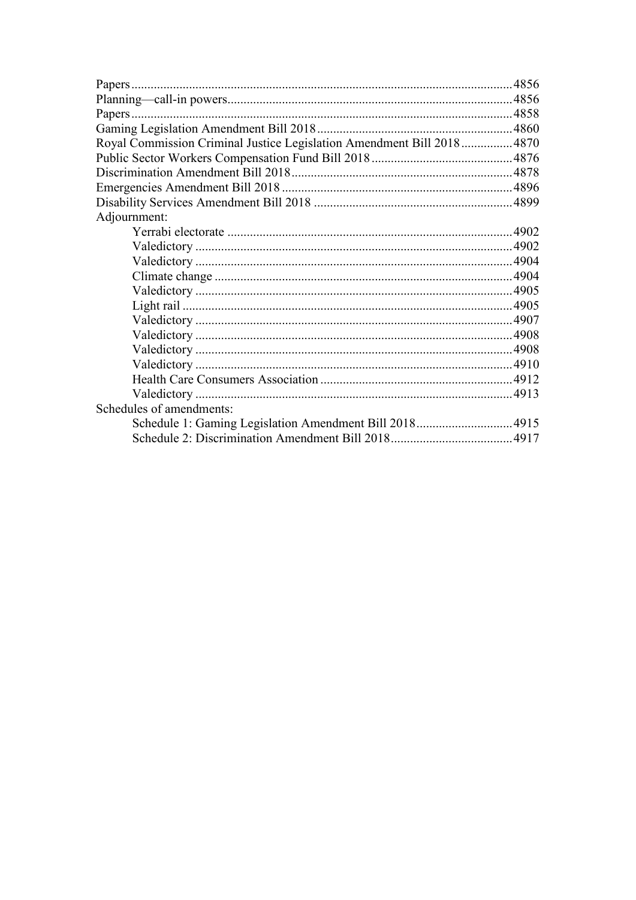Papers ..... 4856
Planning—call-in powers ..... 4856
Papers ..... 4858
Gaming Legislation Amendment Bill 2018 ..... 4860
Royal Commission Criminal Justice Legislation Amendment Bill 2018 ..... 4870
Public Sector Workers Compensation Fund Bill 2018 ..... 4876
Discrimination Amendment Bill 2018 ..... 4878
Emergencies Amendment Bill 2018 ..... 4896
Disability Services Amendment Bill 2018 ..... 4899
Adjournment:
- Yerrabi electorate ..... 4902
- Valedictory ..... 4902
- Valedictory ..... 4904
- Climate change ..... 4904
- Valedictory ..... 4905
- Light rail ..... 4905
- Valedictory ..... 4907
- Valedictory ..... 4908
- Valedictory ..... 4908
- Valedictory ..... 4910
- Health Care Consumers Association ..... 4912
- Valedictory ..... 4913

Schedules of amendments:
- Schedule 1: Gaming Legislation Amendment Bill 2018 ..... 4915
- Schedule 2: Discrimination Amendment Bill 2018 ..... 4917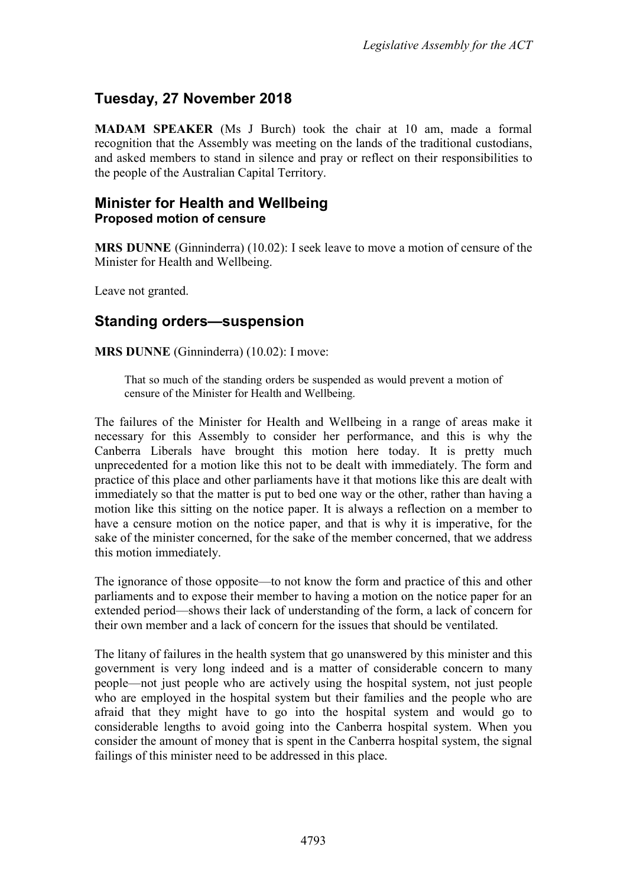## Tuesday, 27 November 2018

**MADAM SPEAKER** (Ms J Burch) took the chair at 10 am, made a formal recognition that the Assembly was meeting on the lands of the traditional custodians, and asked members to stand in silence and pray or reflect on their responsibilities to the people of the Australian Capital Territory.

## Minister for Health and Wellbeing
### Proposed motion of censure

**MRS DUNNE** (Ginninderra) (10.02): I seek leave to move a motion of censure of the Minister for Health and Wellbeing.

Leave not granted.

## Standing orders—suspension

**MRS DUNNE** (Ginninderra) (10.02): I move:

> That so much of the standing orders be suspended as would prevent a motion of censure of the Minister for Health and Wellbeing.

The failures of the Minister for Health and Wellbeing in a range of areas make it necessary for this Assembly to consider her performance, and this is why the Canberra Liberals have brought this motion here today. It is pretty much unprecedented for a motion like this not to be dealt with immediately. The form and practice of this place and other parliaments have it that motions like this are dealt with immediately so that the matter is put to bed one way or the other, rather than having a motion like this sitting on the notice paper. It is always a reflection on a member to have a censure motion on the notice paper, and that is why it is imperative, for the sake of the minister concerned, for the sake of the member concerned, that we address this motion immediately.

The ignorance of those opposite—to not know the form and practice of this and other parliaments and to expose their member to having a motion on the notice paper for an extended period—shows their lack of understanding of the form, a lack of concern for their own member and a lack of concern for the issues that should be ventilated.

The litany of failures in the health system that go unanswered by this minister and this government is very long indeed and is a matter of considerable concern to many people—not just people who are actively using the hospital system, not just people who are employed in the hospital system but their families and the people who are afraid that they might have to go into the hospital system and would go to considerable lengths to avoid going into the Canberra hospital system. When you consider the amount of money that is spent in the Canberra hospital system, the signal failings of this minister need to be addressed in this place.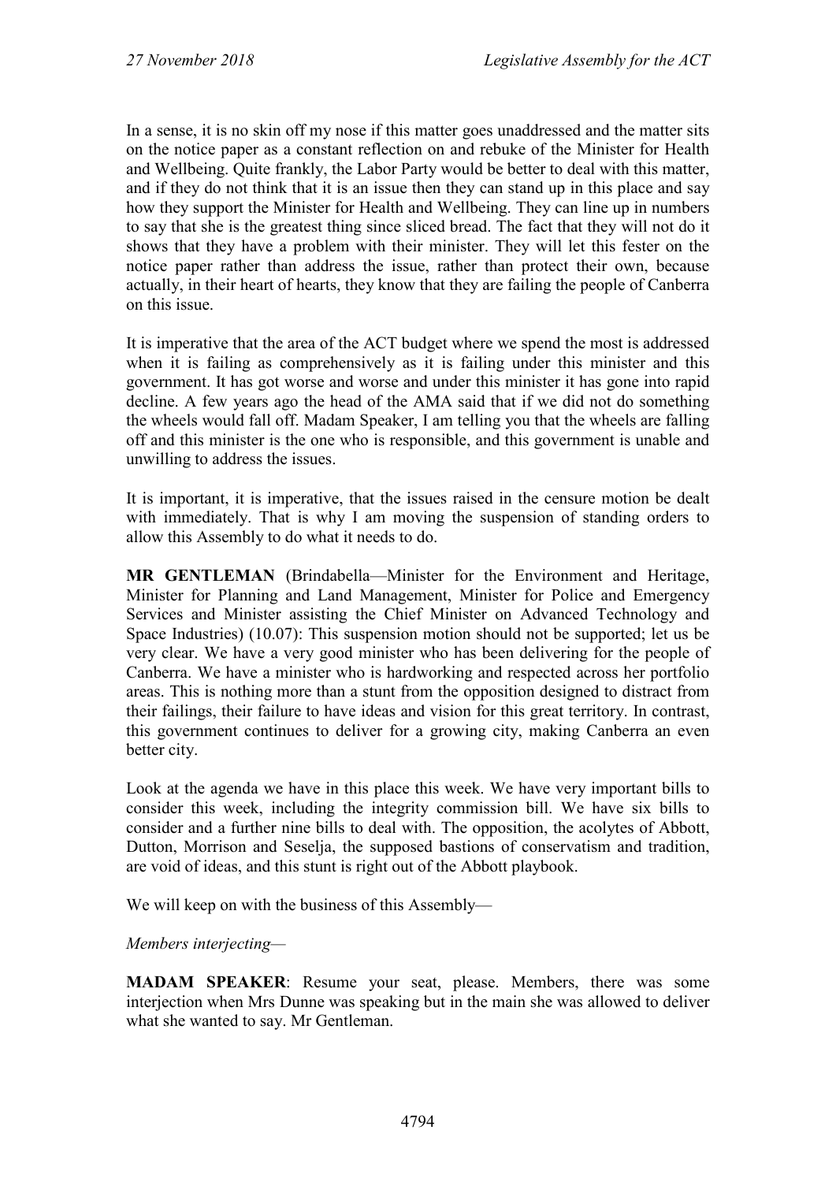In a sense, it is no skin off my nose if this matter goes unaddressed and the matter sits on the notice paper as a constant reflection on and rebuke of the Minister for Health and Wellbeing. Quite frankly, the Labor Party would be better to deal with this matter, and if they do not think that it is an issue then they can stand up in this place and say how they support the Minister for Health and Wellbeing. They can line up in numbers to say that she is the greatest thing since sliced bread. The fact that they will not do it shows that they have a problem with their minister. They will let this fester on the notice paper rather than address the issue, rather than protect their own, because actually, in their heart of hearts, they know that they are failing the people of Canberra on this issue.

It is imperative that the area of the ACT budget where we spend the most is addressed when it is failing as comprehensively as it is failing under this minister and this government. It has got worse and worse and under this minister it has gone into rapid decline. A few years ago the head of the AMA said that if we did not do something the wheels would fall off. Madam Speaker, I am telling you that the wheels are falling off and this minister is the one who is responsible, and this government is unable and unwilling to address the issues.

It is important, it is imperative, that the issues raised in the censure motion be dealt with immediately. That is why I am moving the suspension of standing orders to allow this Assembly to do what it needs to do.

**MR GENTLEMAN** (Brindabella—Minister for the Environment and Heritage, Minister for Planning and Land Management, Minister for Police and Emergency Services and Minister assisting the Chief Minister on Advanced Technology and Space Industries) (10.07): This suspension motion should not be supported; let us be very clear. We have a very good minister who has been delivering for the people of Canberra. We have a minister who is hardworking and respected across her portfolio areas. This is nothing more than a stunt from the opposition designed to distract from their failings, their failure to have ideas and vision for this great territory. In contrast, this government continues to deliver for a growing city, making Canberra an even better city.

Look at the agenda we have in this place this week. We have very important bills to consider this week, including the integrity commission bill. We have six bills to consider and a further nine bills to deal with. The opposition, the acolytes of Abbott, Dutton, Morrison and Seselja, the supposed bastions of conservatism and tradition, are void of ideas, and this stunt is right out of the Abbott playbook.

We will keep on with the business of this Assembly—

*Members interjecting*—

**MADAM SPEAKER**: Resume your seat, please. Members, there was some interjection when Mrs Dunne was speaking but in the main she was allowed to deliver what she wanted to say. Mr Gentleman.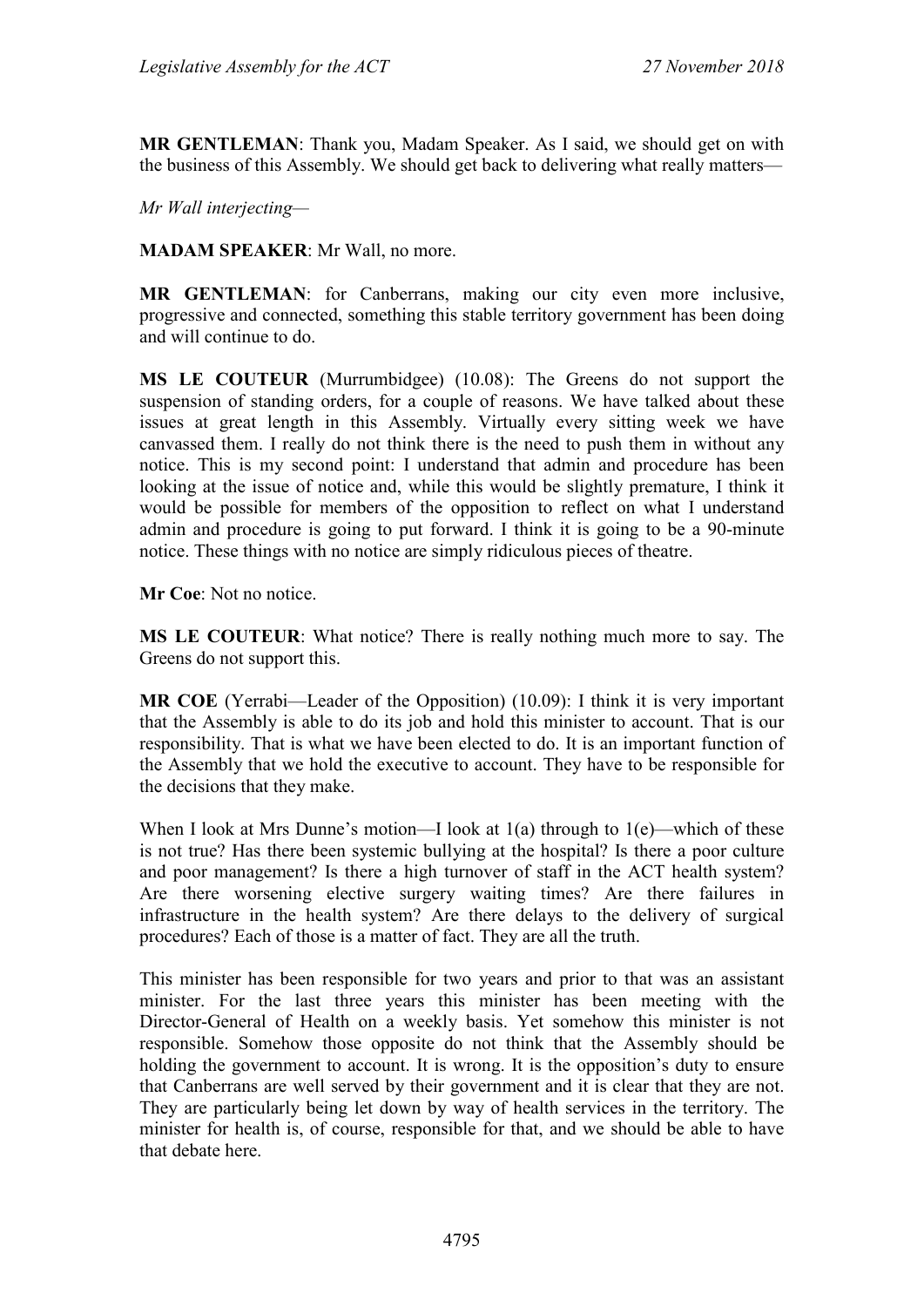**MR GENTLEMAN**: Thank you, Madam Speaker. As I said, we should get on with the business of this Assembly. We should get back to delivering what really matters—

*Mr Wall interjecting*—

**MADAM SPEAKER**: Mr Wall, no more.

**MR GENTLEMAN**: for Canberrans, making our city even more inclusive, progressive and connected, something this stable territory government has been doing and will continue to do.

**MS LE COUTEUR** (Murrumbidgee) (10.08): The Greens do not support the suspension of standing orders, for a couple of reasons. We have talked about these issues at great length in this Assembly. Virtually every sitting week we have canvassed them. I really do not think there is the need to push them in without any notice. This is my second point: I understand that admin and procedure has been looking at the issue of notice and, while this would be slightly premature, I think it would be possible for members of the opposition to reflect on what I understand admin and procedure is going to put forward. I think it is going to be a 90-minute notice. These things with no notice are simply ridiculous pieces of theatre.

**Mr Coe**: Not no notice.

**MS LE COUTEUR**: What notice? There is really nothing much more to say. The Greens do not support this.

**MR COE** (Yerrabi—Leader of the Opposition) (10.09): I think it is very important that the Assembly is able to do its job and hold this minister to account. That is our responsibility. That is what we have been elected to do. It is an important function of the Assembly that we hold the executive to account. They have to be responsible for the decisions that they make.

When I look at Mrs Dunne's motion—I look at 1(a) through to 1(e)—which of these is not true? Has there been systemic bullying at the hospital? Is there a poor culture and poor management? Is there a high turnover of staff in the ACT health system? Are there worsening elective surgery waiting times? Are there failures in infrastructure in the health system? Are there delays to the delivery of surgical procedures? Each of those is a matter of fact. They are all the truth.

This minister has been responsible for two years and prior to that was an assistant minister. For the last three years this minister has been meeting with the Director-General of Health on a weekly basis. Yet somehow this minister is not responsible. Somehow those opposite do not think that the Assembly should be holding the government to account. It is wrong. It is the opposition's duty to ensure that Canberrans are well served by their government and it is clear that they are not. They are particularly being let down by way of health services in the territory. The minister for health is, of course, responsible for that, and we should be able to have that debate here.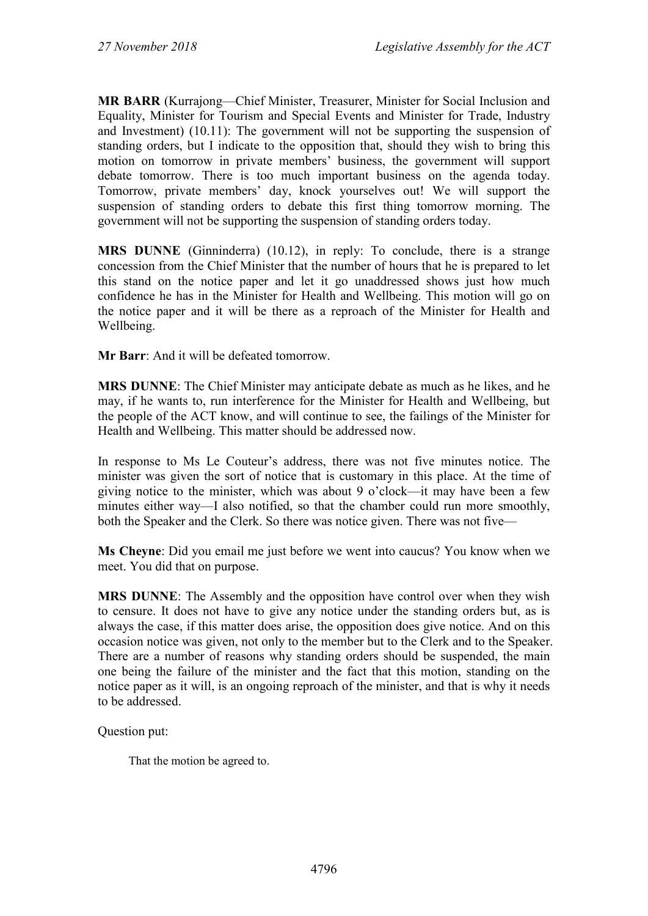**MR BARR** (Kurrajong—Chief Minister, Treasurer, Minister for Social Inclusion and Equality, Minister for Tourism and Special Events and Minister for Trade, Industry and Investment) (10.11): The government will not be supporting the suspension of standing orders, but I indicate to the opposition that, should they wish to bring this motion on tomorrow in private members' business, the government will support debate tomorrow. There is too much important business on the agenda today. Tomorrow, private members' day, knock yourselves out! We will support the suspension of standing orders to debate this first thing tomorrow morning. The government will not be supporting the suspension of standing orders today.

**MRS DUNNE** (Ginninderra) (10.12), in reply: To conclude, there is a strange concession from the Chief Minister that the number of hours that he is prepared to let this stand on the notice paper and let it go unaddressed shows just how much confidence he has in the Minister for Health and Wellbeing. This motion will go on the notice paper and it will be there as a reproach of the Minister for Health and Wellbeing.

**Mr Barr**: And it will be defeated tomorrow.

**MRS DUNNE**: The Chief Minister may anticipate debate as much as he likes, and he may, if he wants to, run interference for the Minister for Health and Wellbeing, but the people of the ACT know, and will continue to see, the failings of the Minister for Health and Wellbeing. This matter should be addressed now.

In response to Ms Le Couteur's address, there was not five minutes notice. The minister was given the sort of notice that is customary in this place. At the time of giving notice to the minister, which was about 9 o'clock—it may have been a few minutes either way—I also notified, so that the chamber could run more smoothly, both the Speaker and the Clerk. So there was notice given. There was not five—

**Ms Cheyne**: Did you email me just before we went into caucus? You know when we meet. You did that on purpose.

**MRS DUNNE**: The Assembly and the opposition have control over when they wish to censure. It does not have to give any notice under the standing orders but, as is always the case, if this matter does arise, the opposition does give notice. And on this occasion notice was given, not only to the member but to the Clerk and to the Speaker. There are a number of reasons why standing orders should be suspended, the main one being the failure of the minister and the fact that this motion, standing on the notice paper as it will, is an ongoing reproach of the minister, and that is why it needs to be addressed.

Question put:

> That the motion be agreed to.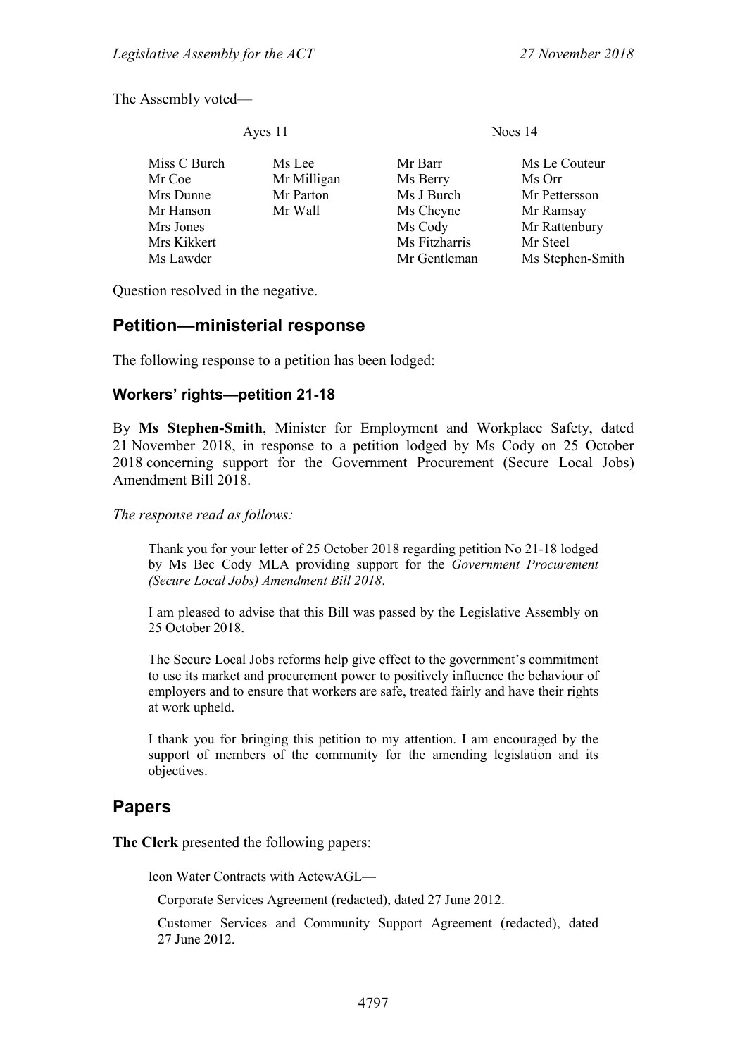The Assembly voted—

| Ayes 11 | | Noes 14 | |
|---|---|---|---|
| Miss C Burch | Ms Lee | Mr Barr | Ms Le Couteur |
| Mr Coe | Mr Milligan | Ms Berry | Ms Orr |
| Mrs Dunne | Mr Parton | Ms J Burch | Mr Pettersson |
| Mr Hanson | Mr Wall | Ms Cheyne | Mr Ramsay |
| Mrs Jones | | Ms Cody | Mr Rattenbury |
| Mrs Kikkert | | Ms Fitzharris | Mr Steel |
| Ms Lawder | | Mr Gentleman | Ms Stephen-Smith |

Question resolved in the negative.

## Petition—ministerial response

The following response to a petition has been lodged:

### Workers' rights—petition 21-18

By **Ms Stephen-Smith**, Minister for Employment and Workplace Safety, dated 21 November 2018, in response to a petition lodged by Ms Cody on 25 October 2018 concerning support for the Government Procurement (Secure Local Jobs) Amendment Bill 2018.

*The response read as follows:*

> Thank you for your letter of 25 October 2018 regarding petition No 21-18 lodged by Ms Bec Cody MLA providing support for the *Government Procurement (Secure Local Jobs) Amendment Bill 2018*.
>
> I am pleased to advise that this Bill was passed by the Legislative Assembly on 25 October 2018.
>
> The Secure Local Jobs reforms help give effect to the government's commitment to use its market and procurement power to positively influence the behaviour of employers and to ensure that workers are safe, treated fairly and have their rights at work upheld.
>
> I thank you for bringing this petition to my attention. I am encouraged by the support of members of the community for the amending legislation and its objectives.

## Papers

**The Clerk** presented the following papers:

Icon Water Contracts with ActewAGL—

Corporate Services Agreement (redacted), dated 27 June 2012.

Customer Services and Community Support Agreement (redacted), dated 27 June 2012.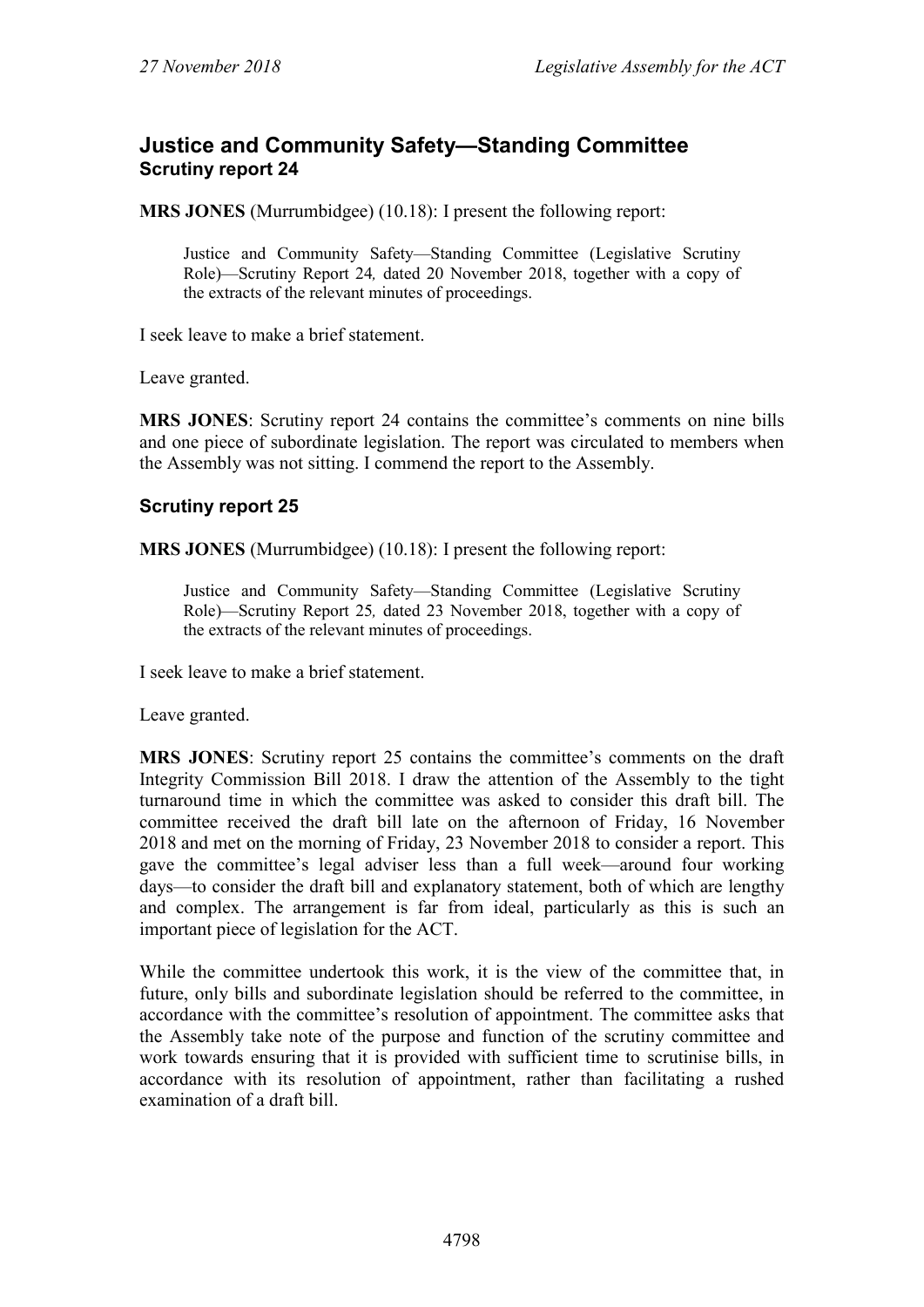## Justice and Community Safety—Standing Committee
### Scrutiny report 24

**MRS JONES** (Murrumbidgee) (10.18): I present the following report:

> Justice and Community Safety—Standing Committee (Legislative Scrutiny Role)—Scrutiny Report 24*,* dated 20 November 2018, together with a copy of the extracts of the relevant minutes of proceedings.

I seek leave to make a brief statement.

Leave granted.

**MRS JONES**: Scrutiny report 24 contains the committee's comments on nine bills and one piece of subordinate legislation. The report was circulated to members when the Assembly was not sitting. I commend the report to the Assembly.

### Scrutiny report 25

**MRS JONES** (Murrumbidgee) (10.18): I present the following report:

> Justice and Community Safety—Standing Committee (Legislative Scrutiny Role)—Scrutiny Report 25*,* dated 23 November 2018, together with a copy of the extracts of the relevant minutes of proceedings.

I seek leave to make a brief statement.

Leave granted.

**MRS JONES**: Scrutiny report 25 contains the committee's comments on the draft Integrity Commission Bill 2018. I draw the attention of the Assembly to the tight turnaround time in which the committee was asked to consider this draft bill. The committee received the draft bill late on the afternoon of Friday, 16 November 2018 and met on the morning of Friday, 23 November 2018 to consider a report. This gave the committee's legal adviser less than a full week—around four working days—to consider the draft bill and explanatory statement, both of which are lengthy and complex. The arrangement is far from ideal, particularly as this is such an important piece of legislation for the ACT.

While the committee undertook this work, it is the view of the committee that, in future, only bills and subordinate legislation should be referred to the committee, in accordance with the committee's resolution of appointment. The committee asks that the Assembly take note of the purpose and function of the scrutiny committee and work towards ensuring that it is provided with sufficient time to scrutinise bills, in accordance with its resolution of appointment, rather than facilitating a rushed examination of a draft bill.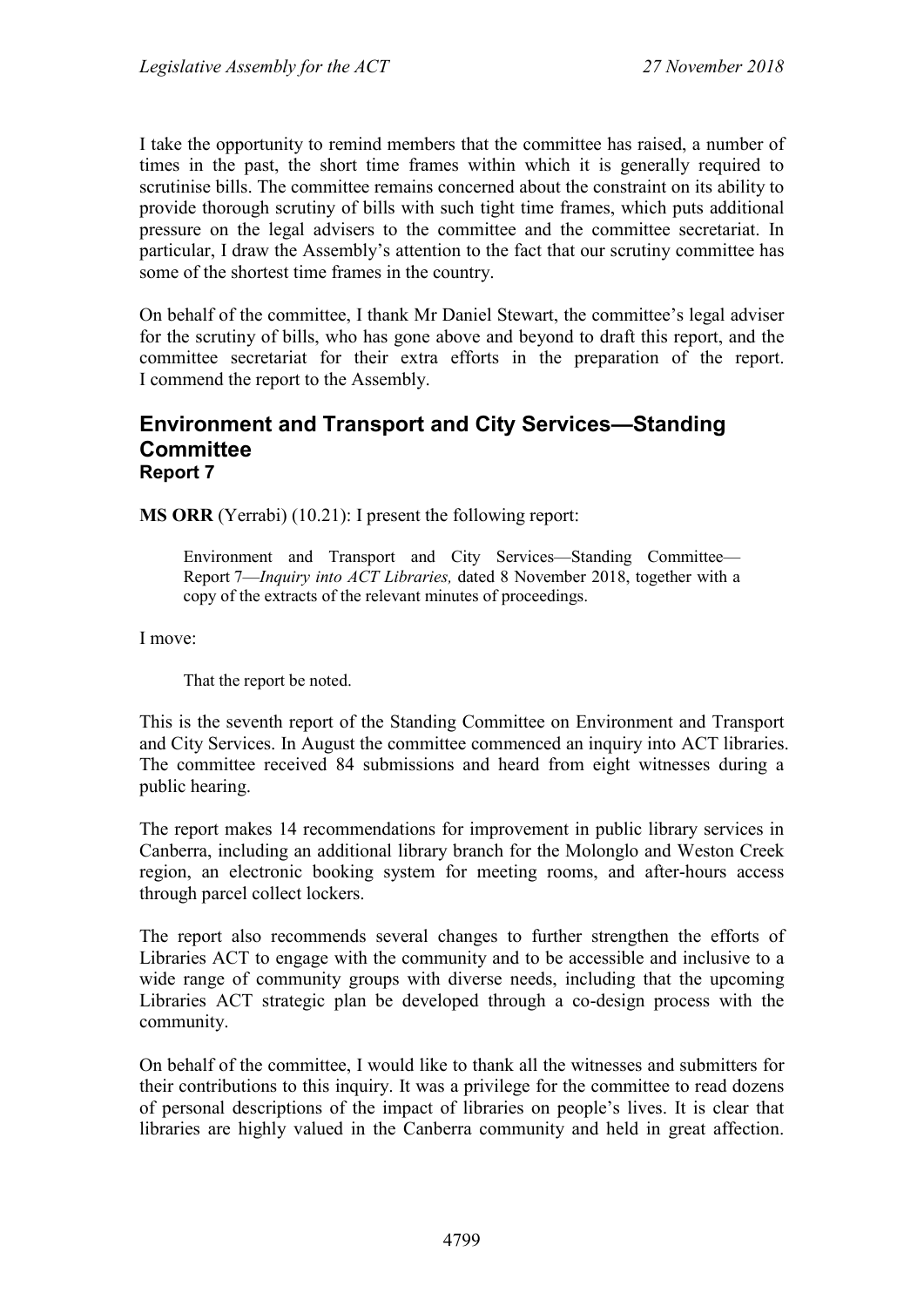I take the opportunity to remind members that the committee has raised, a number of times in the past, the short time frames within which it is generally required to scrutinise bills. The committee remains concerned about the constraint on its ability to provide thorough scrutiny of bills with such tight time frames, which puts additional pressure on the legal advisers to the committee and the committee secretariat. In particular, I draw the Assembly's attention to the fact that our scrutiny committee has some of the shortest time frames in the country.

On behalf of the committee, I thank Mr Daniel Stewart, the committee's legal adviser for the scrutiny of bills, who has gone above and beyond to draft this report, and the committee secretariat for their extra efforts in the preparation of the report. I commend the report to the Assembly.

## Environment and Transport and City Services—Standing Committee
### Report 7

**MS ORR** (Yerrabi) (10.21): I present the following report:

> Environment and Transport and City Services—Standing Committee—Report 7—*Inquiry into ACT Libraries,* dated 8 November 2018, together with a copy of the extracts of the relevant minutes of proceedings.

I move:

> That the report be noted.

This is the seventh report of the Standing Committee on Environment and Transport and City Services. In August the committee commenced an inquiry into ACT libraries. The committee received 84 submissions and heard from eight witnesses during a public hearing.

The report makes 14 recommendations for improvement in public library services in Canberra, including an additional library branch for the Molonglo and Weston Creek region, an electronic booking system for meeting rooms, and after-hours access through parcel collect lockers.

The report also recommends several changes to further strengthen the efforts of Libraries ACT to engage with the community and to be accessible and inclusive to a wide range of community groups with diverse needs, including that the upcoming Libraries ACT strategic plan be developed through a co-design process with the community.

On behalf of the committee, I would like to thank all the witnesses and submitters for their contributions to this inquiry. It was a privilege for the committee to read dozens of personal descriptions of the impact of libraries on people's lives. It is clear that libraries are highly valued in the Canberra community and held in great affection.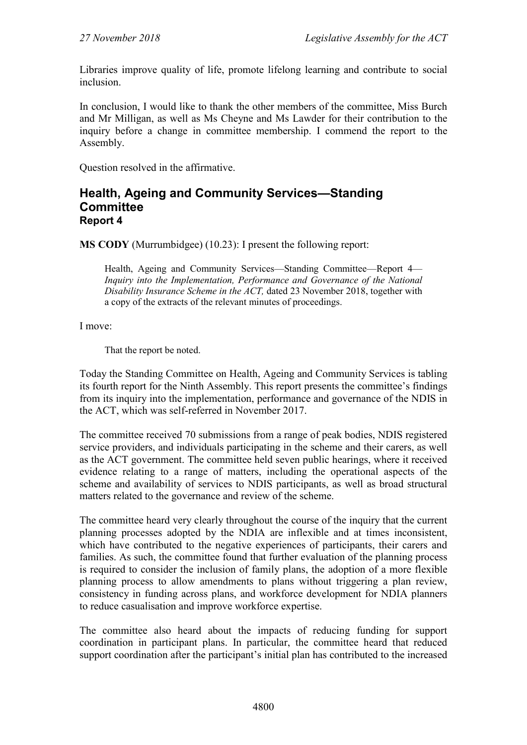Libraries improve quality of life, promote lifelong learning and contribute to social inclusion.

In conclusion, I would like to thank the other members of the committee, Miss Burch and Mr Milligan, as well as Ms Cheyne and Ms Lawder for their contribution to the inquiry before a change in committee membership. I commend the report to the Assembly.

Question resolved in the affirmative.

## Health, Ageing and Community Services—Standing Committee
### Report 4

**MS CODY** (Murrumbidgee) (10.23): I present the following report:

> Health, Ageing and Community Services—Standing Committee—Report 4—*Inquiry into the Implementation, Performance and Governance of the National Disability Insurance Scheme in the ACT,* dated 23 November 2018, together with a copy of the extracts of the relevant minutes of proceedings.

I move:

> That the report be noted.

Today the Standing Committee on Health, Ageing and Community Services is tabling its fourth report for the Ninth Assembly. This report presents the committee's findings from its inquiry into the implementation, performance and governance of the NDIS in the ACT, which was self-referred in November 2017.

The committee received 70 submissions from a range of peak bodies, NDIS registered service providers, and individuals participating in the scheme and their carers, as well as the ACT government. The committee held seven public hearings, where it received evidence relating to a range of matters, including the operational aspects of the scheme and availability of services to NDIS participants, as well as broad structural matters related to the governance and review of the scheme.

The committee heard very clearly throughout the course of the inquiry that the current planning processes adopted by the NDIA are inflexible and at times inconsistent, which have contributed to the negative experiences of participants, their carers and families. As such, the committee found that further evaluation of the planning process is required to consider the inclusion of family plans, the adoption of a more flexible planning process to allow amendments to plans without triggering a plan review, consistency in funding across plans, and workforce development for NDIA planners to reduce casualisation and improve workforce expertise.

The committee also heard about the impacts of reducing funding for support coordination in participant plans. In particular, the committee heard that reduced support coordination after the participant's initial plan has contributed to the increased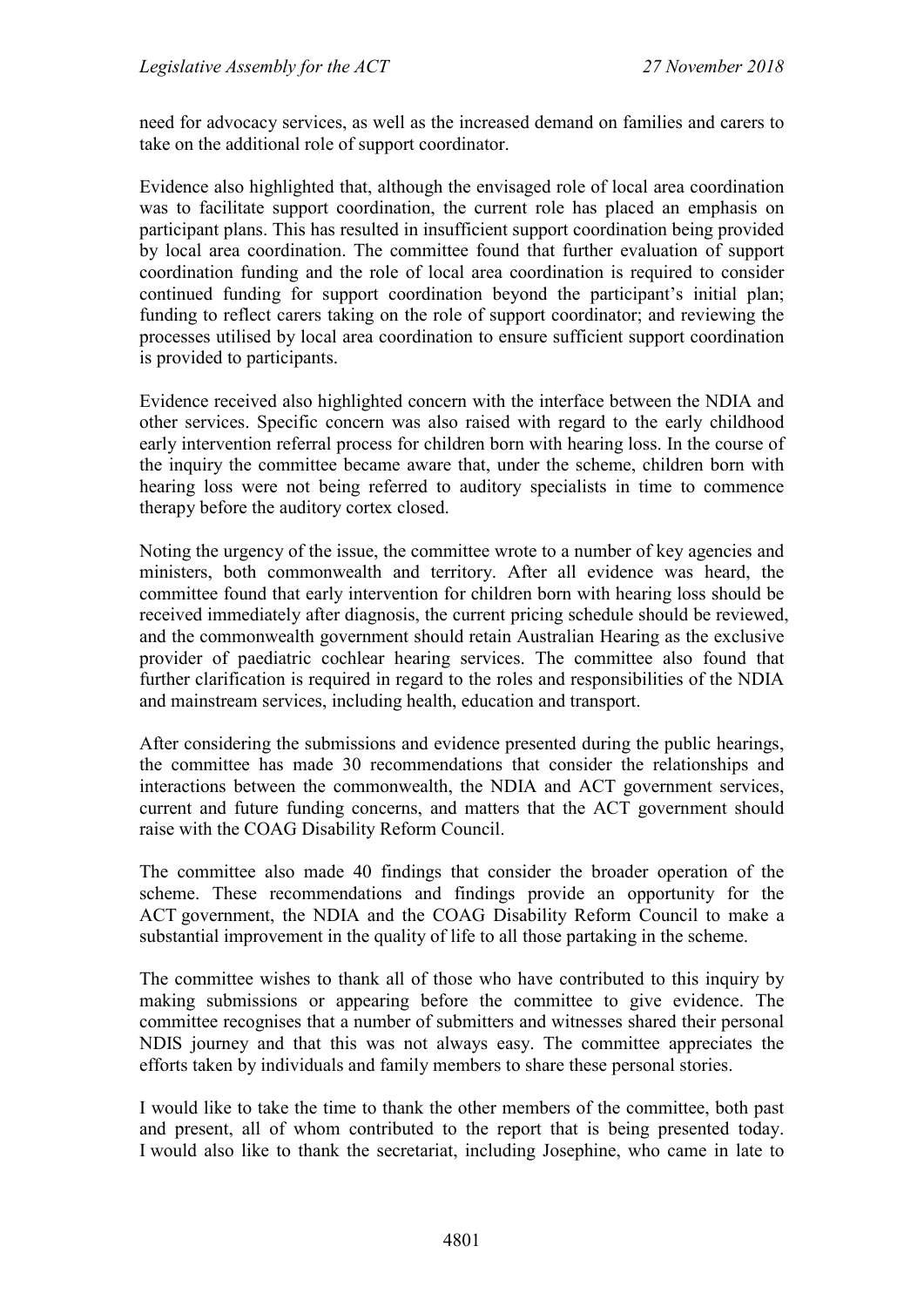need for advocacy services, as well as the increased demand on families and carers to take on the additional role of support coordinator.

Evidence also highlighted that, although the envisaged role of local area coordination was to facilitate support coordination, the current role has placed an emphasis on participant plans. This has resulted in insufficient support coordination being provided by local area coordination. The committee found that further evaluation of support coordination funding and the role of local area coordination is required to consider continued funding for support coordination beyond the participant's initial plan; funding to reflect carers taking on the role of support coordinator; and reviewing the processes utilised by local area coordination to ensure sufficient support coordination is provided to participants.

Evidence received also highlighted concern with the interface between the NDIA and other services. Specific concern was also raised with regard to the early childhood early intervention referral process for children born with hearing loss. In the course of the inquiry the committee became aware that, under the scheme, children born with hearing loss were not being referred to auditory specialists in time to commence therapy before the auditory cortex closed.

Noting the urgency of the issue, the committee wrote to a number of key agencies and ministers, both commonwealth and territory. After all evidence was heard, the committee found that early intervention for children born with hearing loss should be received immediately after diagnosis, the current pricing schedule should be reviewed, and the commonwealth government should retain Australian Hearing as the exclusive provider of paediatric cochlear hearing services. The committee also found that further clarification is required in regard to the roles and responsibilities of the NDIA and mainstream services, including health, education and transport.

After considering the submissions and evidence presented during the public hearings, the committee has made 30 recommendations that consider the relationships and interactions between the commonwealth, the NDIA and ACT government services, current and future funding concerns, and matters that the ACT government should raise with the COAG Disability Reform Council.

The committee also made 40 findings that consider the broader operation of the scheme. These recommendations and findings provide an opportunity for the ACT government, the NDIA and the COAG Disability Reform Council to make a substantial improvement in the quality of life to all those partaking in the scheme.

The committee wishes to thank all of those who have contributed to this inquiry by making submissions or appearing before the committee to give evidence. The committee recognises that a number of submitters and witnesses shared their personal NDIS journey and that this was not always easy. The committee appreciates the efforts taken by individuals and family members to share these personal stories.

I would like to take the time to thank the other members of the committee, both past and present, all of whom contributed to the report that is being presented today. I would also like to thank the secretariat, including Josephine, who came in late to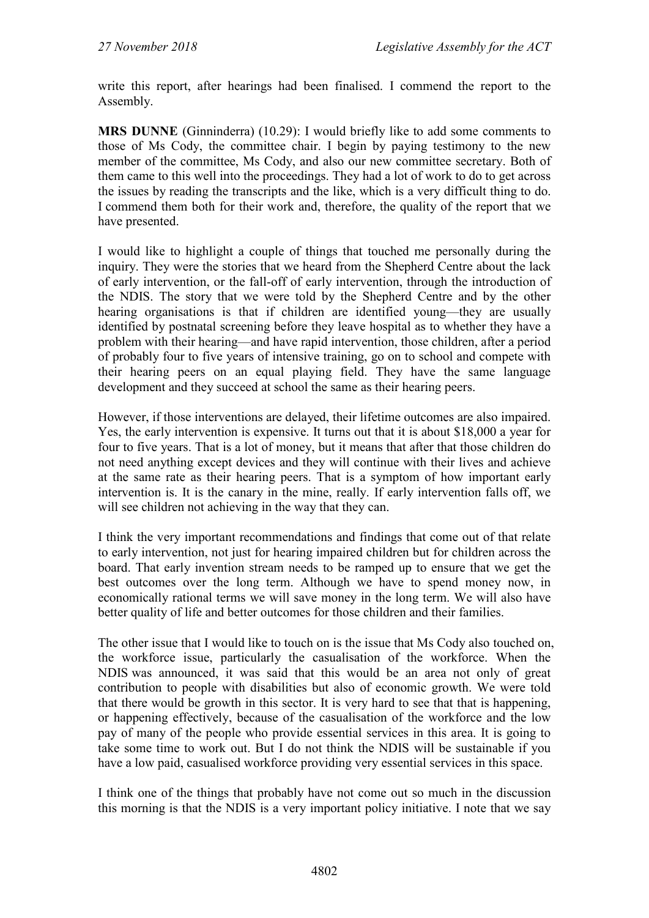write this report, after hearings had been finalised. I commend the report to the Assembly.

**MRS DUNNE** (Ginninderra) (10.29): I would briefly like to add some comments to those of Ms Cody, the committee chair. I begin by paying testimony to the new member of the committee, Ms Cody, and also our new committee secretary. Both of them came to this well into the proceedings. They had a lot of work to do to get across the issues by reading the transcripts and the like, which is a very difficult thing to do. I commend them both for their work and, therefore, the quality of the report that we have presented.

I would like to highlight a couple of things that touched me personally during the inquiry. They were the stories that we heard from the Shepherd Centre about the lack of early intervention, or the fall-off of early intervention, through the introduction of the NDIS. The story that we were told by the Shepherd Centre and by the other hearing organisations is that if children are identified young—they are usually identified by postnatal screening before they leave hospital as to whether they have a problem with their hearing—and have rapid intervention, those children, after a period of probably four to five years of intensive training, go on to school and compete with their hearing peers on an equal playing field. They have the same language development and they succeed at school the same as their hearing peers.

However, if those interventions are delayed, their lifetime outcomes are also impaired. Yes, the early intervention is expensive. It turns out that it is about $18,000 a year for four to five years. That is a lot of money, but it means that after that those children do not need anything except devices and they will continue with their lives and achieve at the same rate as their hearing peers. That is a symptom of how important early intervention is. It is the canary in the mine, really. If early intervention falls off, we will see children not achieving in the way that they can.

I think the very important recommendations and findings that come out of that relate to early intervention, not just for hearing impaired children but for children across the board. That early invention stream needs to be ramped up to ensure that we get the best outcomes over the long term. Although we have to spend money now, in economically rational terms we will save money in the long term. We will also have better quality of life and better outcomes for those children and their families.

The other issue that I would like to touch on is the issue that Ms Cody also touched on, the workforce issue, particularly the casualisation of the workforce. When the NDIS was announced, it was said that this would be an area not only of great contribution to people with disabilities but also of economic growth. We were told that there would be growth in this sector. It is very hard to see that that is happening, or happening effectively, because of the casualisation of the workforce and the low pay of many of the people who provide essential services in this area. It is going to take some time to work out. But I do not think the NDIS will be sustainable if you have a low paid, casualised workforce providing very essential services in this space.

I think one of the things that probably have not come out so much in the discussion this morning is that the NDIS is a very important policy initiative. I note that we say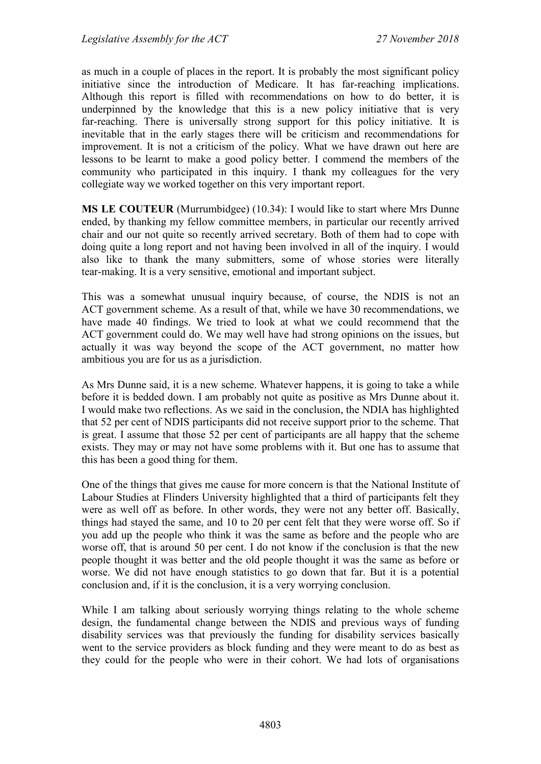as much in a couple of places in the report. It is probably the most significant policy initiative since the introduction of Medicare. It has far-reaching implications. Although this report is filled with recommendations on how to do better, it is underpinned by the knowledge that this is a new policy initiative that is very far-reaching. There is universally strong support for this policy initiative. It is inevitable that in the early stages there will be criticism and recommendations for improvement. It is not a criticism of the policy. What we have drawn out here are lessons to be learnt to make a good policy better. I commend the members of the community who participated in this inquiry. I thank my colleagues for the very collegiate way we worked together on this very important report.

**MS LE COUTEUR** (Murrumbidgee) (10.34): I would like to start where Mrs Dunne ended, by thanking my fellow committee members, in particular our recently arrived chair and our not quite so recently arrived secretary. Both of them had to cope with doing quite a long report and not having been involved in all of the inquiry. I would also like to thank the many submitters, some of whose stories were literally tear-making. It is a very sensitive, emotional and important subject.

This was a somewhat unusual inquiry because, of course, the NDIS is not an ACT government scheme. As a result of that, while we have 30 recommendations, we have made 40 findings. We tried to look at what we could recommend that the ACT government could do. We may well have had strong opinions on the issues, but actually it was way beyond the scope of the ACT government, no matter how ambitious you are for us as a jurisdiction.

As Mrs Dunne said, it is a new scheme. Whatever happens, it is going to take a while before it is bedded down. I am probably not quite as positive as Mrs Dunne about it. I would make two reflections. As we said in the conclusion, the NDIA has highlighted that 52 per cent of NDIS participants did not receive support prior to the scheme. That is great. I assume that those 52 per cent of participants are all happy that the scheme exists. They may or may not have some problems with it. But one has to assume that this has been a good thing for them.

One of the things that gives me cause for more concern is that the National Institute of Labour Studies at Flinders University highlighted that a third of participants felt they were as well off as before. In other words, they were not any better off. Basically, things had stayed the same, and 10 to 20 per cent felt that they were worse off. So if you add up the people who think it was the same as before and the people who are worse off, that is around 50 per cent. I do not know if the conclusion is that the new people thought it was better and the old people thought it was the same as before or worse. We did not have enough statistics to go down that far. But it is a potential conclusion and, if it is the conclusion, it is a very worrying conclusion.

While I am talking about seriously worrying things relating to the whole scheme design, the fundamental change between the NDIS and previous ways of funding disability services was that previously the funding for disability services basically went to the service providers as block funding and they were meant to do as best as they could for the people who were in their cohort. We had lots of organisations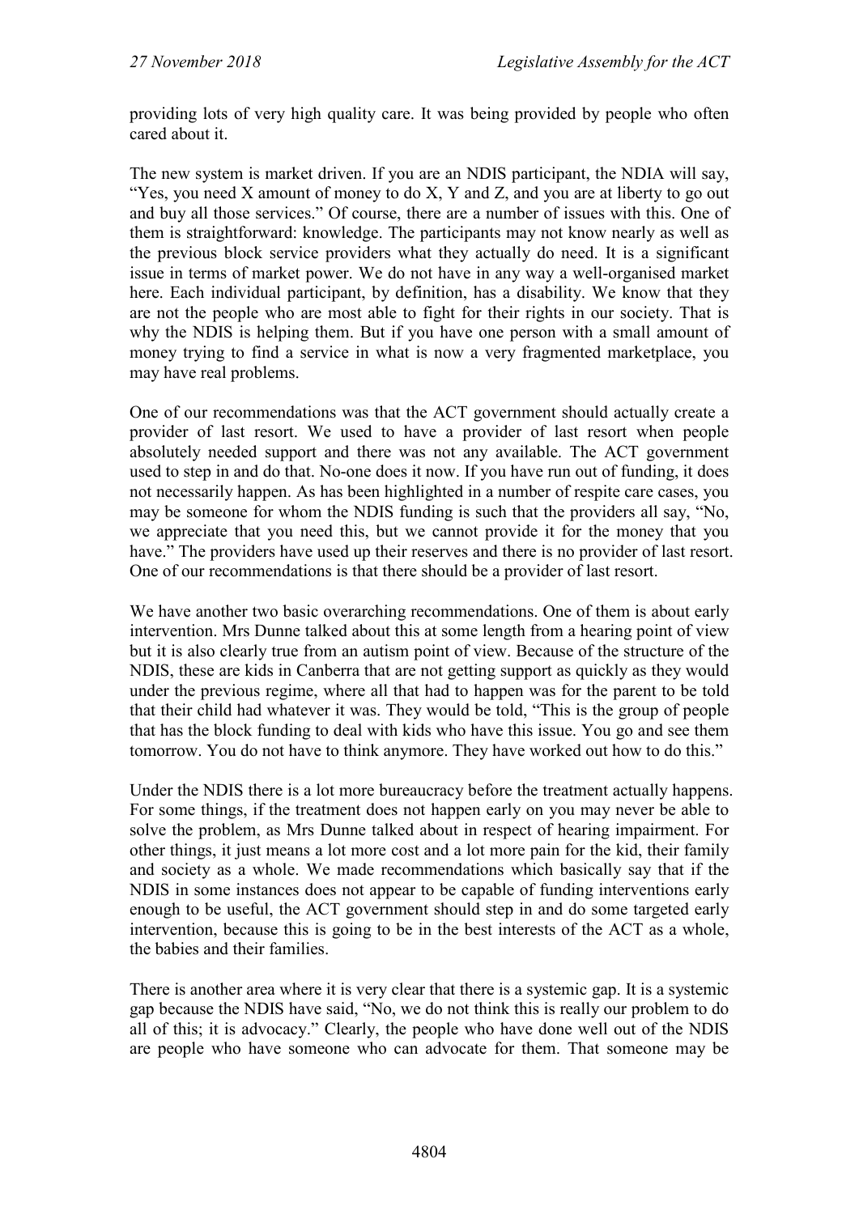providing lots of very high quality care. It was being provided by people who often cared about it.

The new system is market driven. If you are an NDIS participant, the NDIA will say, "Yes, you need X amount of money to do X, Y and Z, and you are at liberty to go out and buy all those services." Of course, there are a number of issues with this. One of them is straightforward: knowledge. The participants may not know nearly as well as the previous block service providers what they actually do need. It is a significant issue in terms of market power. We do not have in any way a well-organised market here. Each individual participant, by definition, has a disability. We know that they are not the people who are most able to fight for their rights in our society. That is why the NDIS is helping them. But if you have one person with a small amount of money trying to find a service in what is now a very fragmented marketplace, you may have real problems.

One of our recommendations was that the ACT government should actually create a provider of last resort. We used to have a provider of last resort when people absolutely needed support and there was not any available. The ACT government used to step in and do that. No-one does it now. If you have run out of funding, it does not necessarily happen. As has been highlighted in a number of respite care cases, you may be someone for whom the NDIS funding is such that the providers all say, "No, we appreciate that you need this, but we cannot provide it for the money that you have." The providers have used up their reserves and there is no provider of last resort. One of our recommendations is that there should be a provider of last resort.

We have another two basic overarching recommendations. One of them is about early intervention. Mrs Dunne talked about this at some length from a hearing point of view but it is also clearly true from an autism point of view. Because of the structure of the NDIS, these are kids in Canberra that are not getting support as quickly as they would under the previous regime, where all that had to happen was for the parent to be told that their child had whatever it was. They would be told, "This is the group of people that has the block funding to deal with kids who have this issue. You go and see them tomorrow. You do not have to think anymore. They have worked out how to do this."

Under the NDIS there is a lot more bureaucracy before the treatment actually happens. For some things, if the treatment does not happen early on you may never be able to solve the problem, as Mrs Dunne talked about in respect of hearing impairment. For other things, it just means a lot more cost and a lot more pain for the kid, their family and society as a whole. We made recommendations which basically say that if the NDIS in some instances does not appear to be capable of funding interventions early enough to be useful, the ACT government should step in and do some targeted early intervention, because this is going to be in the best interests of the ACT as a whole, the babies and their families.

There is another area where it is very clear that there is a systemic gap. It is a systemic gap because the NDIS have said, "No, we do not think this is really our problem to do all of this; it is advocacy." Clearly, the people who have done well out of the NDIS are people who have someone who can advocate for them. That someone may be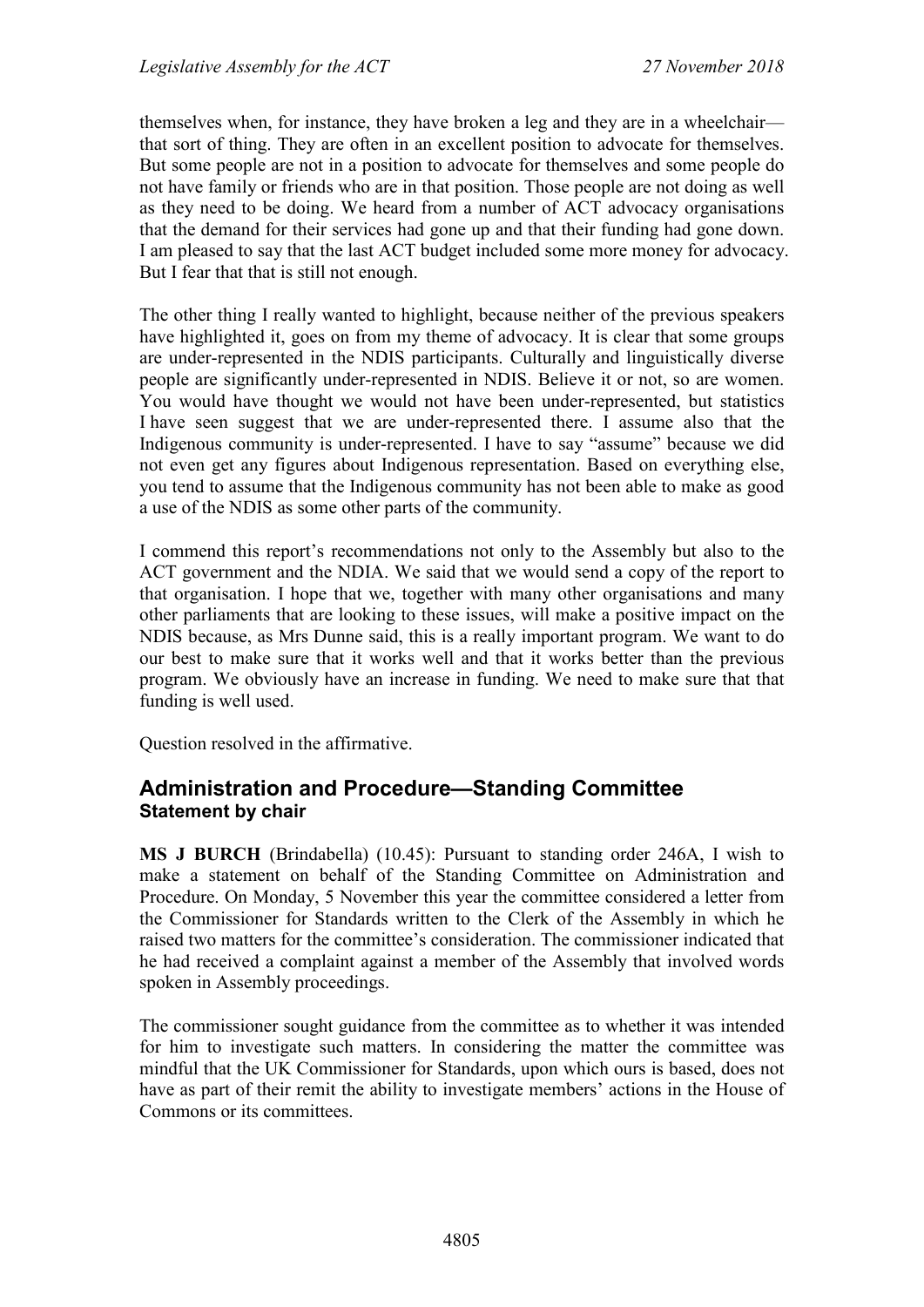themselves when, for instance, they have broken a leg and they are in a wheelchair—that sort of thing. They are often in an excellent position to advocate for themselves. But some people are not in a position to advocate for themselves and some people do not have family or friends who are in that position. Those people are not doing as well as they need to be doing. We heard from a number of ACT advocacy organisations that the demand for their services had gone up and that their funding had gone down. I am pleased to say that the last ACT budget included some more money for advocacy. But I fear that that is still not enough.

The other thing I really wanted to highlight, because neither of the previous speakers have highlighted it, goes on from my theme of advocacy. It is clear that some groups are under-represented in the NDIS participants. Culturally and linguistically diverse people are significantly under-represented in NDIS. Believe it or not, so are women. You would have thought we would not have been under-represented, but statistics I have seen suggest that we are under-represented there. I assume also that the Indigenous community is under-represented. I have to say "assume" because we did not even get any figures about Indigenous representation. Based on everything else, you tend to assume that the Indigenous community has not been able to make as good a use of the NDIS as some other parts of the community.

I commend this report's recommendations not only to the Assembly but also to the ACT government and the NDIA. We said that we would send a copy of the report to that organisation. I hope that we, together with many other organisations and many other parliaments that are looking to these issues, will make a positive impact on the NDIS because, as Mrs Dunne said, this is a really important program. We want to do our best to make sure that it works well and that it works better than the previous program. We obviously have an increase in funding. We need to make sure that that funding is well used.

Question resolved in the affirmative.

## Administration and Procedure—Standing Committee
### Statement by chair

**MS J BURCH** (Brindabella) (10.45): Pursuant to standing order 246A, I wish to make a statement on behalf of the Standing Committee on Administration and Procedure. On Monday, 5 November this year the committee considered a letter from the Commissioner for Standards written to the Clerk of the Assembly in which he raised two matters for the committee's consideration. The commissioner indicated that he had received a complaint against a member of the Assembly that involved words spoken in Assembly proceedings.

The commissioner sought guidance from the committee as to whether it was intended for him to investigate such matters. In considering the matter the committee was mindful that the UK Commissioner for Standards, upon which ours is based, does not have as part of their remit the ability to investigate members' actions in the House of Commons or its committees.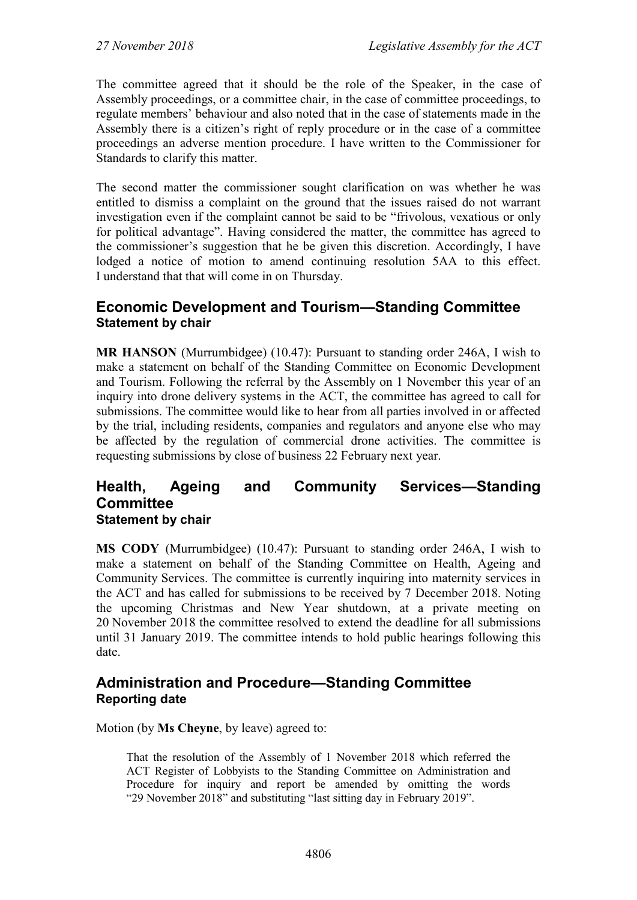The committee agreed that it should be the role of the Speaker, in the case of Assembly proceedings, or a committee chair, in the case of committee proceedings, to regulate members' behaviour and also noted that in the case of statements made in the Assembly there is a citizen's right of reply procedure or in the case of a committee proceedings an adverse mention procedure. I have written to the Commissioner for Standards to clarify this matter.

The second matter the commissioner sought clarification on was whether he was entitled to dismiss a complaint on the ground that the issues raised do not warrant investigation even if the complaint cannot be said to be "frivolous, vexatious or only for political advantage". Having considered the matter, the committee has agreed to the commissioner's suggestion that he be given this discretion. Accordingly, I have lodged a notice of motion to amend continuing resolution 5AA to this effect. I understand that that will come in on Thursday.

## Economic Development and Tourism—Standing Committee

### Statement by chair

**MR HANSON** (Murrumbidgee) (10.47): Pursuant to standing order 246A, I wish to make a statement on behalf of the Standing Committee on Economic Development and Tourism. Following the referral by the Assembly on 1 November this year of an inquiry into drone delivery systems in the ACT, the committee has agreed to call for submissions. The committee would like to hear from all parties involved in or affected by the trial, including residents, companies and regulators and anyone else who may be affected by the regulation of commercial drone activities. The committee is requesting submissions by close of business 22 February next year.

## Health, Ageing and Community Services—Standing Committee

### Statement by chair

**MS CODY** (Murrumbidgee) (10.47): Pursuant to standing order 246A, I wish to make a statement on behalf of the Standing Committee on Health, Ageing and Community Services. The committee is currently inquiring into maternity services in the ACT and has called for submissions to be received by 7 December 2018. Noting the upcoming Christmas and New Year shutdown, at a private meeting on 20 November 2018 the committee resolved to extend the deadline for all submissions until 31 January 2019. The committee intends to hold public hearings following this date.

## Administration and Procedure—Standing Committee

### Reporting date

Motion (by **Ms Cheyne**, by leave) agreed to:

> That the resolution of the Assembly of 1 November 2018 which referred the ACT Register of Lobbyists to the Standing Committee on Administration and Procedure for inquiry and report be amended by omitting the words "29 November 2018" and substituting "last sitting day in February 2019".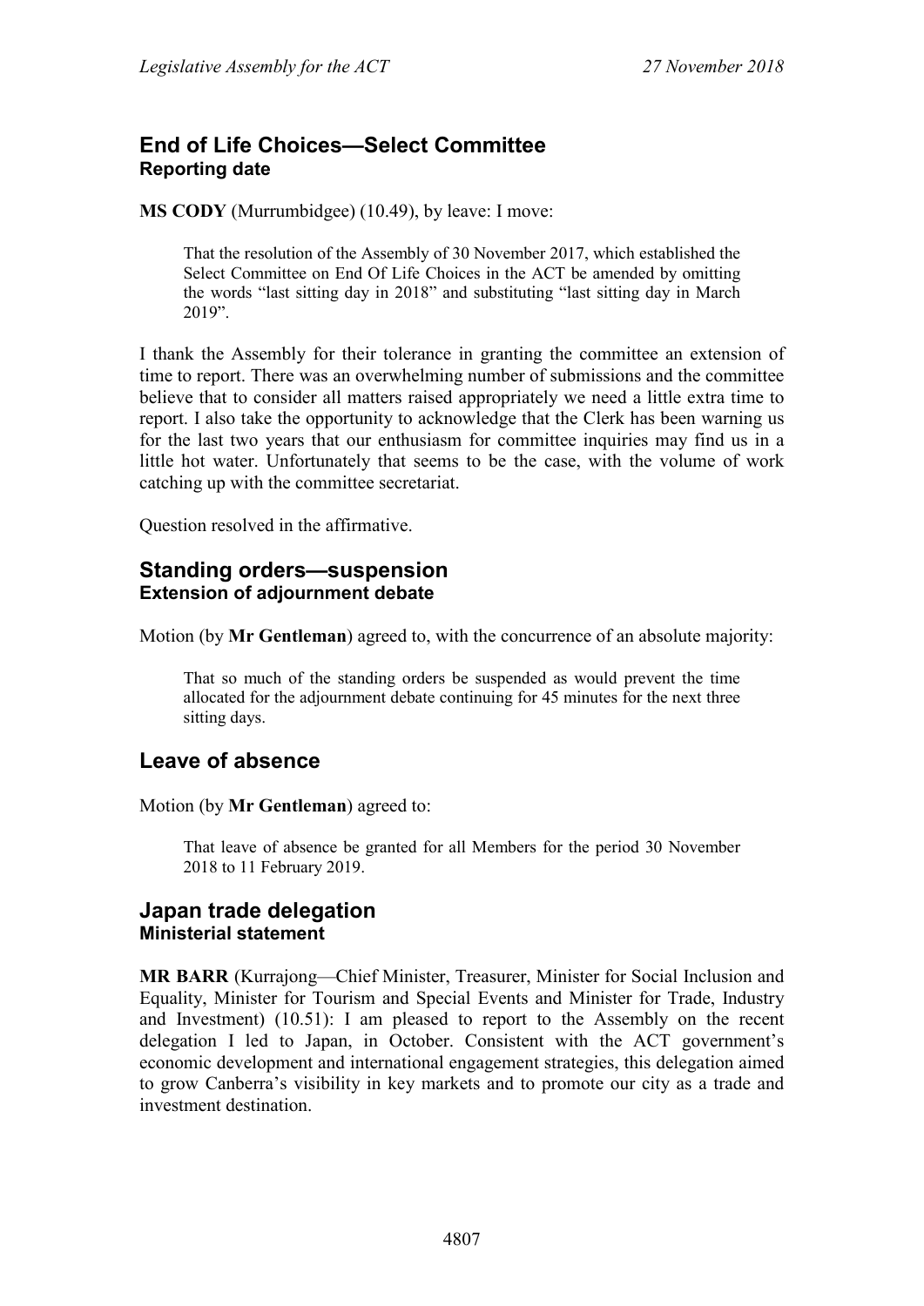## End of Life Choices—Select Committee
### Reporting date

**MS CODY** (Murrumbidgee) (10.49), by leave: I move:

> That the resolution of the Assembly of 30 November 2017, which established the Select Committee on End Of Life Choices in the ACT be amended by omitting the words "last sitting day in 2018" and substituting "last sitting day in March 2019".

I thank the Assembly for their tolerance in granting the committee an extension of time to report. There was an overwhelming number of submissions and the committee believe that to consider all matters raised appropriately we need a little extra time to report. I also take the opportunity to acknowledge that the Clerk has been warning us for the last two years that our enthusiasm for committee inquiries may find us in a little hot water. Unfortunately that seems to be the case, with the volume of work catching up with the committee secretariat.

Question resolved in the affirmative.

## Standing orders—suspension
### Extension of adjournment debate

Motion (by **Mr Gentleman**) agreed to, with the concurrence of an absolute majority:

> That so much of the standing orders be suspended as would prevent the time allocated for the adjournment debate continuing for 45 minutes for the next three sitting days.

## Leave of absence

Motion (by **Mr Gentleman**) agreed to:

> That leave of absence be granted for all Members for the period 30 November 2018 to 11 February 2019.

## Japan trade delegation
### Ministerial statement

**MR BARR** (Kurrajong—Chief Minister, Treasurer, Minister for Social Inclusion and Equality, Minister for Tourism and Special Events and Minister for Trade, Industry and Investment) (10.51): I am pleased to report to the Assembly on the recent delegation I led to Japan, in October. Consistent with the ACT government's economic development and international engagement strategies, this delegation aimed to grow Canberra's visibility in key markets and to promote our city as a trade and investment destination.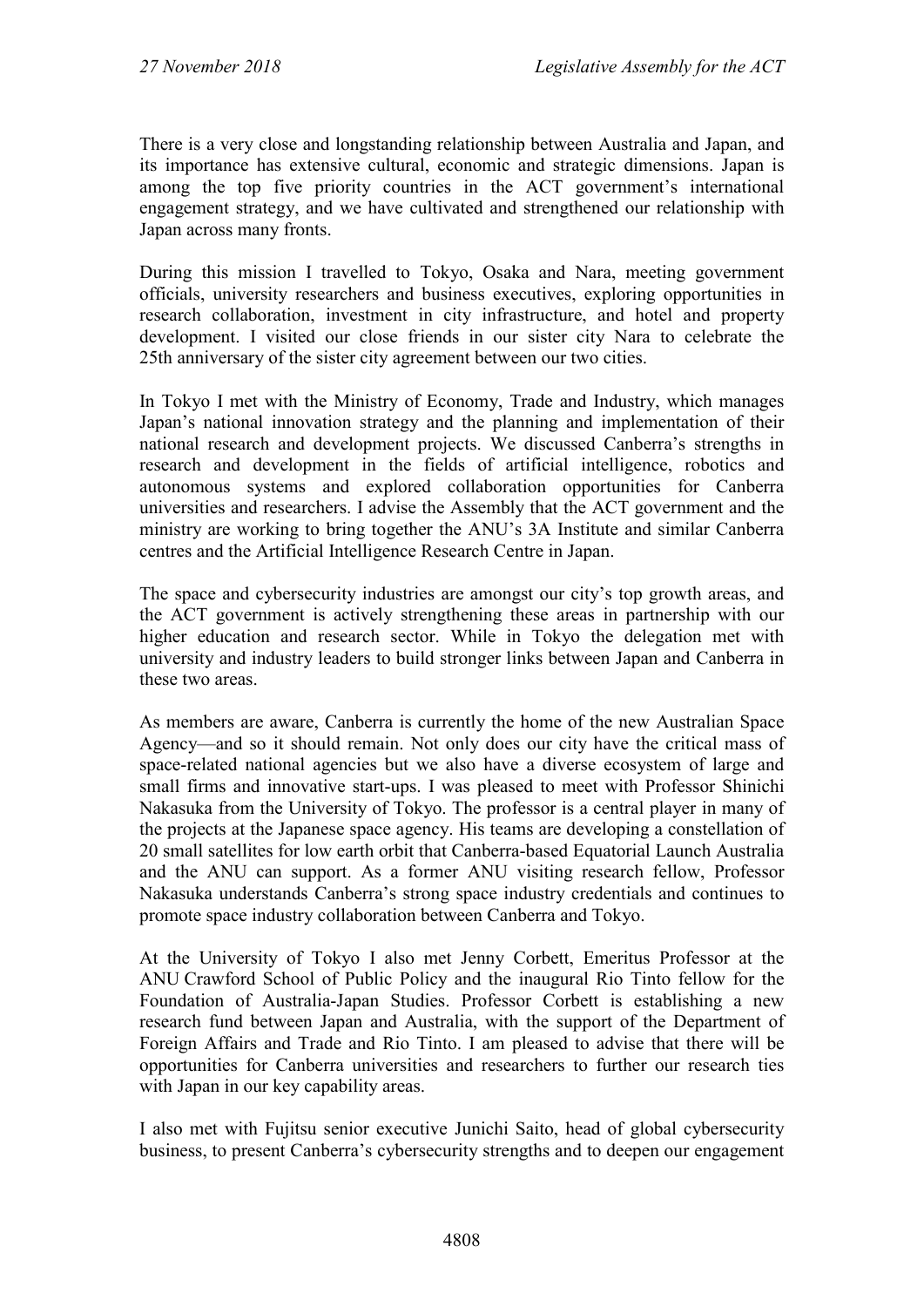There is a very close and longstanding relationship between Australia and Japan, and its importance has extensive cultural, economic and strategic dimensions. Japan is among the top five priority countries in the ACT government's international engagement strategy, and we have cultivated and strengthened our relationship with Japan across many fronts.

During this mission I travelled to Tokyo, Osaka and Nara, meeting government officials, university researchers and business executives, exploring opportunities in research collaboration, investment in city infrastructure, and hotel and property development. I visited our close friends in our sister city Nara to celebrate the 25th anniversary of the sister city agreement between our two cities.

In Tokyo I met with the Ministry of Economy, Trade and Industry, which manages Japan's national innovation strategy and the planning and implementation of their national research and development projects. We discussed Canberra's strengths in research and development in the fields of artificial intelligence, robotics and autonomous systems and explored collaboration opportunities for Canberra universities and researchers. I advise the Assembly that the ACT government and the ministry are working to bring together the ANU's 3A Institute and similar Canberra centres and the Artificial Intelligence Research Centre in Japan.

The space and cybersecurity industries are amongst our city's top growth areas, and the ACT government is actively strengthening these areas in partnership with our higher education and research sector. While in Tokyo the delegation met with university and industry leaders to build stronger links between Japan and Canberra in these two areas.

As members are aware, Canberra is currently the home of the new Australian Space Agency—and so it should remain. Not only does our city have the critical mass of space-related national agencies but we also have a diverse ecosystem of large and small firms and innovative start-ups. I was pleased to meet with Professor Shinichi Nakasuka from the University of Tokyo. The professor is a central player in many of the projects at the Japanese space agency. His teams are developing a constellation of 20 small satellites for low earth orbit that Canberra-based Equatorial Launch Australia and the ANU can support. As a former ANU visiting research fellow, Professor Nakasuka understands Canberra's strong space industry credentials and continues to promote space industry collaboration between Canberra and Tokyo.

At the University of Tokyo I also met Jenny Corbett, Emeritus Professor at the ANU Crawford School of Public Policy and the inaugural Rio Tinto fellow for the Foundation of Australia-Japan Studies. Professor Corbett is establishing a new research fund between Japan and Australia, with the support of the Department of Foreign Affairs and Trade and Rio Tinto. I am pleased to advise that there will be opportunities for Canberra universities and researchers to further our research ties with Japan in our key capability areas.

I also met with Fujitsu senior executive Junichi Saito, head of global cybersecurity business, to present Canberra's cybersecurity strengths and to deepen our engagement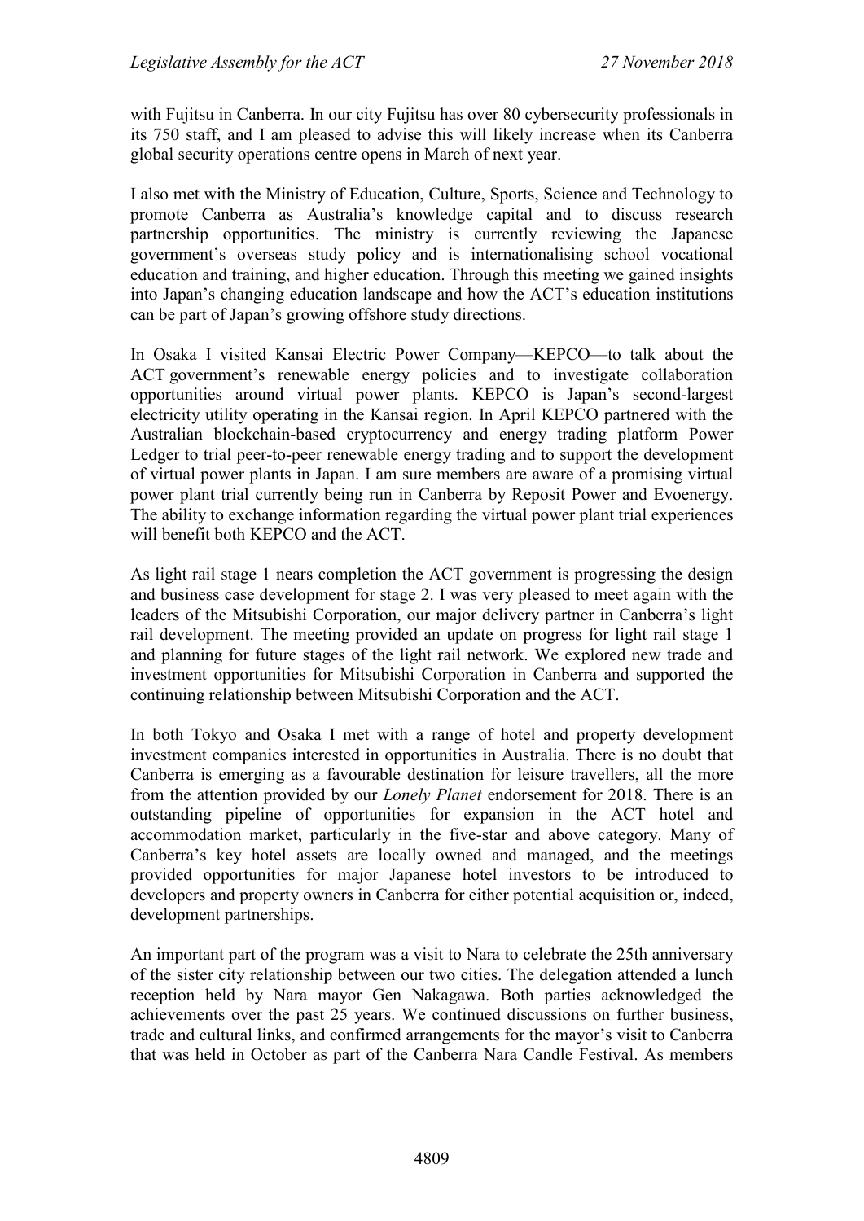with Fujitsu in Canberra. In our city Fujitsu has over 80 cybersecurity professionals in its 750 staff, and I am pleased to advise this will likely increase when its Canberra global security operations centre opens in March of next year.

I also met with the Ministry of Education, Culture, Sports, Science and Technology to promote Canberra as Australia's knowledge capital and to discuss research partnership opportunities. The ministry is currently reviewing the Japanese government's overseas study policy and is internationalising school vocational education and training, and higher education. Through this meeting we gained insights into Japan's changing education landscape and how the ACT's education institutions can be part of Japan's growing offshore study directions.

In Osaka I visited Kansai Electric Power Company—KEPCO—to talk about the ACT government's renewable energy policies and to investigate collaboration opportunities around virtual power plants. KEPCO is Japan's second-largest electricity utility operating in the Kansai region. In April KEPCO partnered with the Australian blockchain-based cryptocurrency and energy trading platform Power Ledger to trial peer-to-peer renewable energy trading and to support the development of virtual power plants in Japan. I am sure members are aware of a promising virtual power plant trial currently being run in Canberra by Reposit Power and Evoenergy. The ability to exchange information regarding the virtual power plant trial experiences will benefit both KEPCO and the ACT.

As light rail stage 1 nears completion the ACT government is progressing the design and business case development for stage 2. I was very pleased to meet again with the leaders of the Mitsubishi Corporation, our major delivery partner in Canberra's light rail development. The meeting provided an update on progress for light rail stage 1 and planning for future stages of the light rail network. We explored new trade and investment opportunities for Mitsubishi Corporation in Canberra and supported the continuing relationship between Mitsubishi Corporation and the ACT.

In both Tokyo and Osaka I met with a range of hotel and property development investment companies interested in opportunities in Australia. There is no doubt that Canberra is emerging as a favourable destination for leisure travellers, all the more from the attention provided by our *Lonely Planet* endorsement for 2018. There is an outstanding pipeline of opportunities for expansion in the ACT hotel and accommodation market, particularly in the five-star and above category. Many of Canberra's key hotel assets are locally owned and managed, and the meetings provided opportunities for major Japanese hotel investors to be introduced to developers and property owners in Canberra for either potential acquisition or, indeed, development partnerships.

An important part of the program was a visit to Nara to celebrate the 25th anniversary of the sister city relationship between our two cities. The delegation attended a lunch reception held by Nara mayor Gen Nakagawa. Both parties acknowledged the achievements over the past 25 years. We continued discussions on further business, trade and cultural links, and confirmed arrangements for the mayor's visit to Canberra that was held in October as part of the Canberra Nara Candle Festival. As members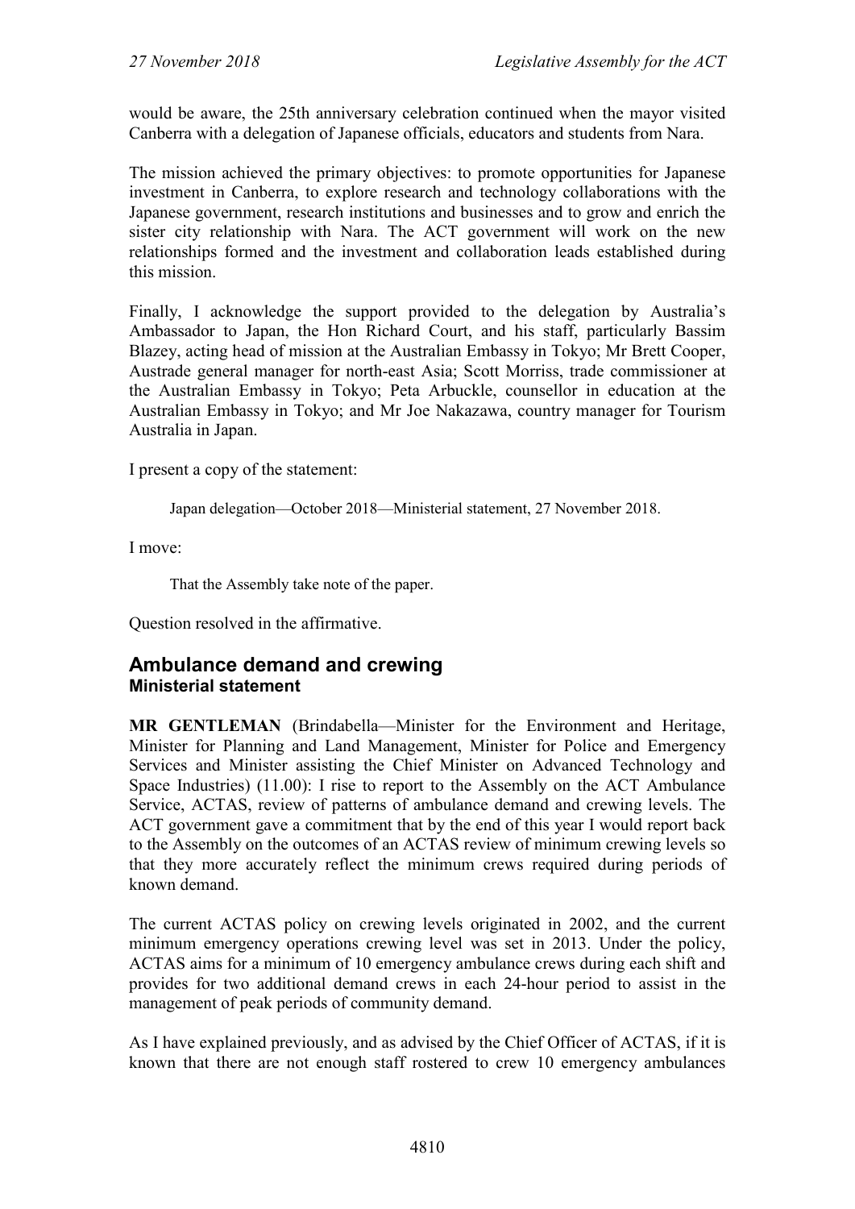would be aware, the 25th anniversary celebration continued when the mayor visited Canberra with a delegation of Japanese officials, educators and students from Nara.

The mission achieved the primary objectives: to promote opportunities for Japanese investment in Canberra, to explore research and technology collaborations with the Japanese government, research institutions and businesses and to grow and enrich the sister city relationship with Nara. The ACT government will work on the new relationships formed and the investment and collaboration leads established during this mission.

Finally, I acknowledge the support provided to the delegation by Australia's Ambassador to Japan, the Hon Richard Court, and his staff, particularly Bassim Blazey, acting head of mission at the Australian Embassy in Tokyo; Mr Brett Cooper, Austrade general manager for north-east Asia; Scott Morriss, trade commissioner at the Australian Embassy in Tokyo; Peta Arbuckle, counsellor in education at the Australian Embassy in Tokyo; and Mr Joe Nakazawa, country manager for Tourism Australia in Japan.

I present a copy of the statement:

> Japan delegation—October 2018—Ministerial statement, 27 November 2018.

I move:

> That the Assembly take note of the paper.

Question resolved in the affirmative.

## Ambulance demand and crewing

### Ministerial statement

**MR GENTLEMAN** (Brindabella—Minister for the Environment and Heritage, Minister for Planning and Land Management, Minister for Police and Emergency Services and Minister assisting the Chief Minister on Advanced Technology and Space Industries) (11.00): I rise to report to the Assembly on the ACT Ambulance Service, ACTAS, review of patterns of ambulance demand and crewing levels. The ACT government gave a commitment that by the end of this year I would report back to the Assembly on the outcomes of an ACTAS review of minimum crewing levels so that they more accurately reflect the minimum crews required during periods of known demand.

The current ACTAS policy on crewing levels originated in 2002, and the current minimum emergency operations crewing level was set in 2013. Under the policy, ACTAS aims for a minimum of 10 emergency ambulance crews during each shift and provides for two additional demand crews in each 24-hour period to assist in the management of peak periods of community demand.

As I have explained previously, and as advised by the Chief Officer of ACTAS, if it is known that there are not enough staff rostered to crew 10 emergency ambulances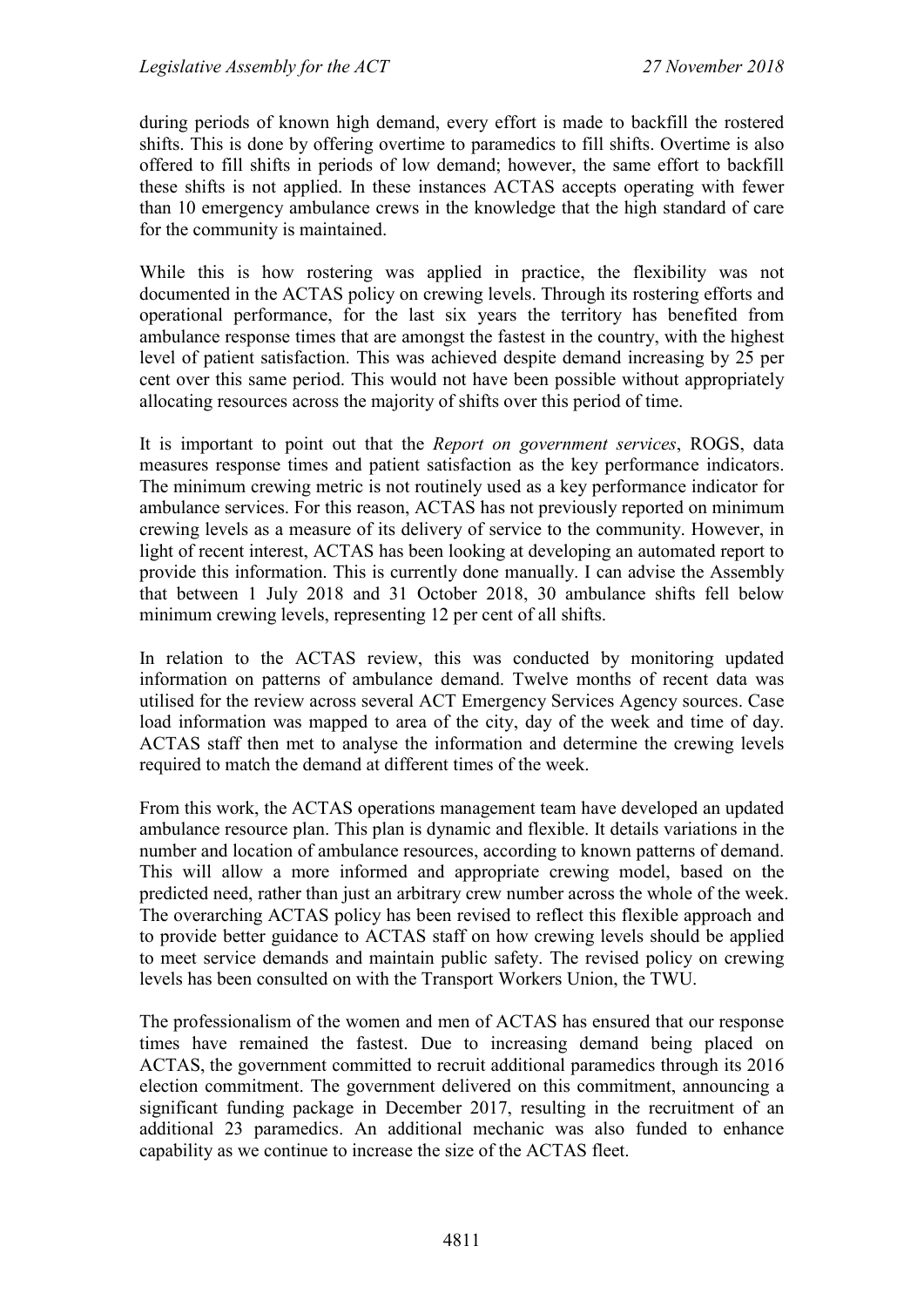during periods of known high demand, every effort is made to backfill the rostered shifts. This is done by offering overtime to paramedics to fill shifts. Overtime is also offered to fill shifts in periods of low demand; however, the same effort to backfill these shifts is not applied. In these instances ACTAS accepts operating with fewer than 10 emergency ambulance crews in the knowledge that the high standard of care for the community is maintained.

While this is how rostering was applied in practice, the flexibility was not documented in the ACTAS policy on crewing levels. Through its rostering efforts and operational performance, for the last six years the territory has benefited from ambulance response times that are amongst the fastest in the country, with the highest level of patient satisfaction. This was achieved despite demand increasing by 25 per cent over this same period. This would not have been possible without appropriately allocating resources across the majority of shifts over this period of time.

It is important to point out that the *Report on government services*, ROGS, data measures response times and patient satisfaction as the key performance indicators. The minimum crewing metric is not routinely used as a key performance indicator for ambulance services. For this reason, ACTAS has not previously reported on minimum crewing levels as a measure of its delivery of service to the community. However, in light of recent interest, ACTAS has been looking at developing an automated report to provide this information. This is currently done manually. I can advise the Assembly that between 1 July 2018 and 31 October 2018, 30 ambulance shifts fell below minimum crewing levels, representing 12 per cent of all shifts.

In relation to the ACTAS review, this was conducted by monitoring updated information on patterns of ambulance demand. Twelve months of recent data was utilised for the review across several ACT Emergency Services Agency sources. Case load information was mapped to area of the city, day of the week and time of day. ACTAS staff then met to analyse the information and determine the crewing levels required to match the demand at different times of the week.

From this work, the ACTAS operations management team have developed an updated ambulance resource plan. This plan is dynamic and flexible. It details variations in the number and location of ambulance resources, according to known patterns of demand. This will allow a more informed and appropriate crewing model, based on the predicted need, rather than just an arbitrary crew number across the whole of the week. The overarching ACTAS policy has been revised to reflect this flexible approach and to provide better guidance to ACTAS staff on how crewing levels should be applied to meet service demands and maintain public safety. The revised policy on crewing levels has been consulted on with the Transport Workers Union, the TWU.

The professionalism of the women and men of ACTAS has ensured that our response times have remained the fastest. Due to increasing demand being placed on ACTAS, the government committed to recruit additional paramedics through its 2016 election commitment. The government delivered on this commitment, announcing a significant funding package in December 2017, resulting in the recruitment of an additional 23 paramedics. An additional mechanic was also funded to enhance capability as we continue to increase the size of the ACTAS fleet.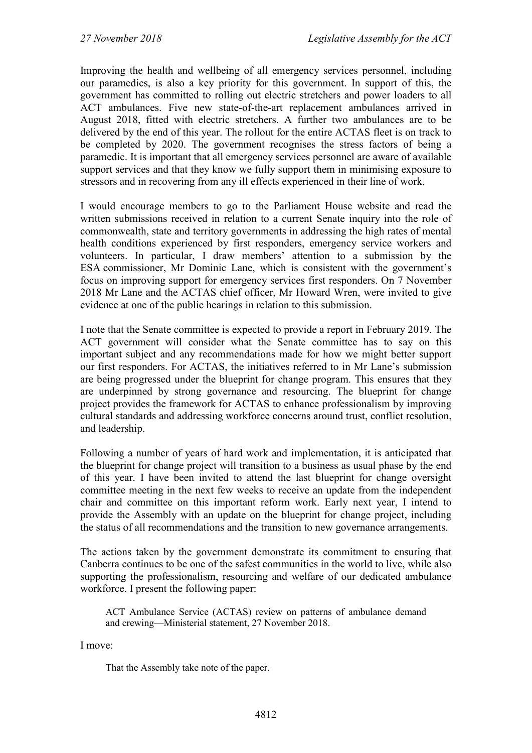Improving the health and wellbeing of all emergency services personnel, including our paramedics, is also a key priority for this government. In support of this, the government has committed to rolling out electric stretchers and power loaders to all ACT ambulances. Five new state-of-the-art replacement ambulances arrived in August 2018, fitted with electric stretchers. A further two ambulances are to be delivered by the end of this year. The rollout for the entire ACTAS fleet is on track to be completed by 2020. The government recognises the stress factors of being a paramedic. It is important that all emergency services personnel are aware of available support services and that they know we fully support them in minimising exposure to stressors and in recovering from any ill effects experienced in their line of work.

I would encourage members to go to the Parliament House website and read the written submissions received in relation to a current Senate inquiry into the role of commonwealth, state and territory governments in addressing the high rates of mental health conditions experienced by first responders, emergency service workers and volunteers. In particular, I draw members' attention to a submission by the ESA commissioner, Mr Dominic Lane, which is consistent with the government's focus on improving support for emergency services first responders. On 7 November 2018 Mr Lane and the ACTAS chief officer, Mr Howard Wren, were invited to give evidence at one of the public hearings in relation to this submission.

I note that the Senate committee is expected to provide a report in February 2019. The ACT government will consider what the Senate committee has to say on this important subject and any recommendations made for how we might better support our first responders. For ACTAS, the initiatives referred to in Mr Lane's submission are being progressed under the blueprint for change program. This ensures that they are underpinned by strong governance and resourcing. The blueprint for change project provides the framework for ACTAS to enhance professionalism by improving cultural standards and addressing workforce concerns around trust, conflict resolution, and leadership.

Following a number of years of hard work and implementation, it is anticipated that the blueprint for change project will transition to a business as usual phase by the end of this year. I have been invited to attend the last blueprint for change oversight committee meeting in the next few weeks to receive an update from the independent chair and committee on this important reform work. Early next year, I intend to provide the Assembly with an update on the blueprint for change project, including the status of all recommendations and the transition to new governance arrangements.

The actions taken by the government demonstrate its commitment to ensuring that Canberra continues to be one of the safest communities in the world to live, while also supporting the professionalism, resourcing and welfare of our dedicated ambulance workforce. I present the following paper:

> ACT Ambulance Service (ACTAS) review on patterns of ambulance demand and crewing—Ministerial statement, 27 November 2018.

I move:

> That the Assembly take note of the paper.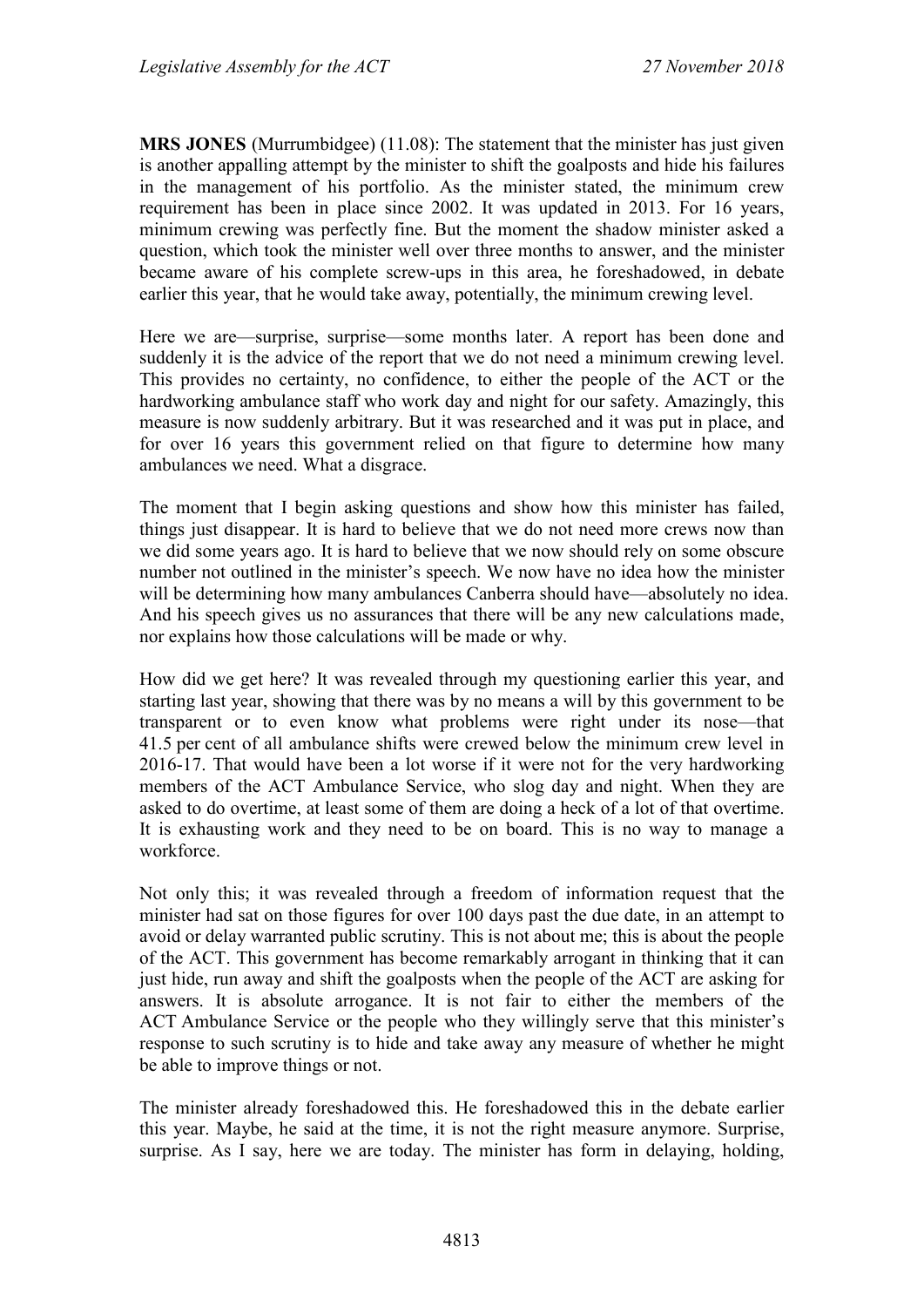**MRS JONES** (Murrumbidgee) (11.08): The statement that the minister has just given is another appalling attempt by the minister to shift the goalposts and hide his failures in the management of his portfolio. As the minister stated, the minimum crew requirement has been in place since 2002. It was updated in 2013. For 16 years, minimum crewing was perfectly fine. But the moment the shadow minister asked a question, which took the minister well over three months to answer, and the minister became aware of his complete screw-ups in this area, he foreshadowed, in debate earlier this year, that he would take away, potentially, the minimum crewing level.

Here we are—surprise, surprise—some months later. A report has been done and suddenly it is the advice of the report that we do not need a minimum crewing level. This provides no certainty, no confidence, to either the people of the ACT or the hardworking ambulance staff who work day and night for our safety. Amazingly, this measure is now suddenly arbitrary. But it was researched and it was put in place, and for over 16 years this government relied on that figure to determine how many ambulances we need. What a disgrace.

The moment that I begin asking questions and show how this minister has failed, things just disappear. It is hard to believe that we do not need more crews now than we did some years ago. It is hard to believe that we now should rely on some obscure number not outlined in the minister's speech. We now have no idea how the minister will be determining how many ambulances Canberra should have—absolutely no idea. And his speech gives us no assurances that there will be any new calculations made, nor explains how those calculations will be made or why.

How did we get here? It was revealed through my questioning earlier this year, and starting last year, showing that there was by no means a will by this government to be transparent or to even know what problems were right under its nose—that 41.5 per cent of all ambulance shifts were crewed below the minimum crew level in 2016-17. That would have been a lot worse if it were not for the very hardworking members of the ACT Ambulance Service, who slog day and night. When they are asked to do overtime, at least some of them are doing a heck of a lot of that overtime. It is exhausting work and they need to be on board. This is no way to manage a workforce.

Not only this; it was revealed through a freedom of information request that the minister had sat on those figures for over 100 days past the due date, in an attempt to avoid or delay warranted public scrutiny. This is not about me; this is about the people of the ACT. This government has become remarkably arrogant in thinking that it can just hide, run away and shift the goalposts when the people of the ACT are asking for answers. It is absolute arrogance. It is not fair to either the members of the ACT Ambulance Service or the people who they willingly serve that this minister's response to such scrutiny is to hide and take away any measure of whether he might be able to improve things or not.

The minister already foreshadowed this. He foreshadowed this in the debate earlier this year. Maybe, he said at the time, it is not the right measure anymore. Surprise, surprise. As I say, here we are today. The minister has form in delaying, holding,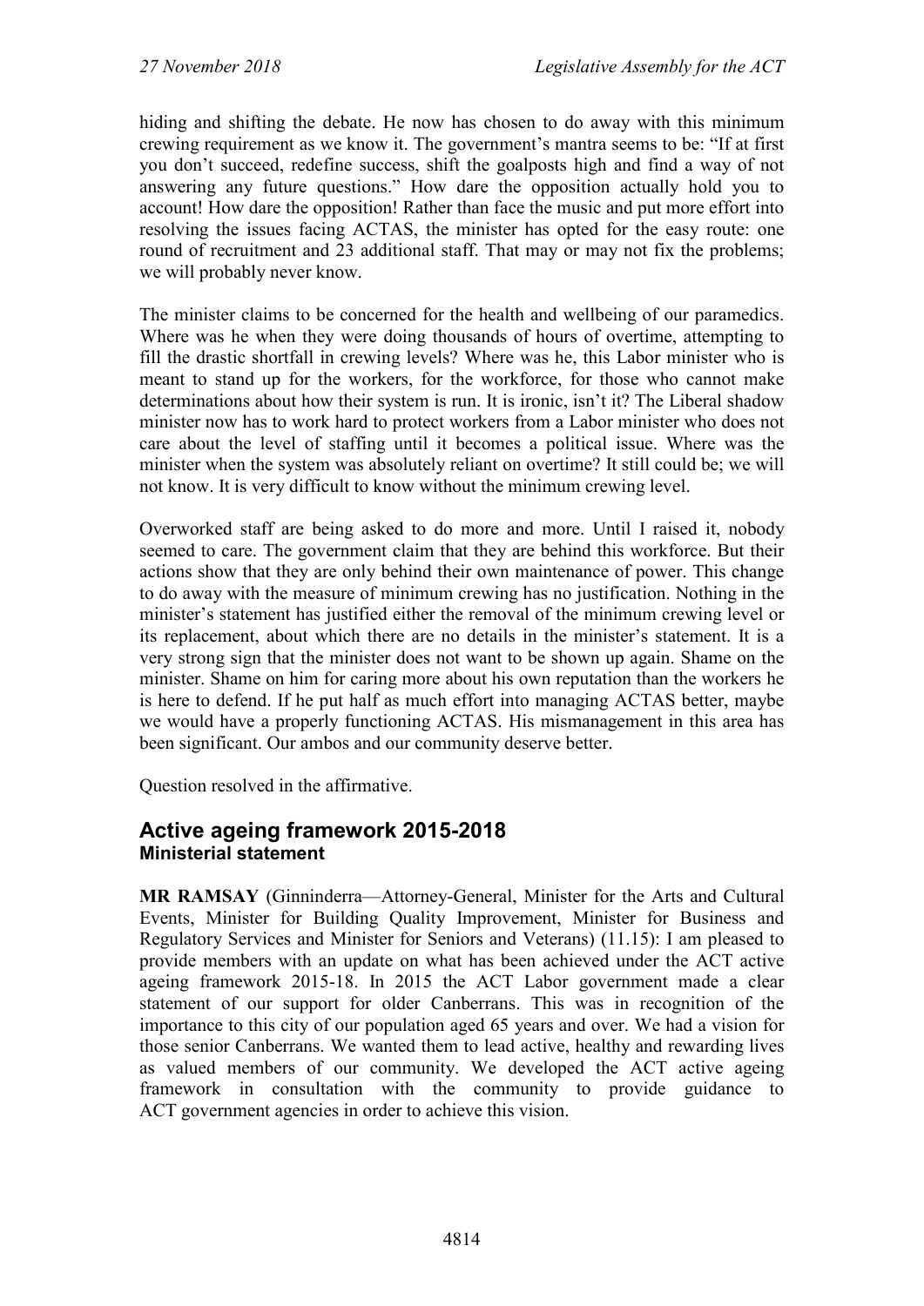hiding and shifting the debate. He now has chosen to do away with this minimum crewing requirement as we know it. The government's mantra seems to be: "If at first you don't succeed, redefine success, shift the goalposts high and find a way of not answering any future questions." How dare the opposition actually hold you to account! How dare the opposition! Rather than face the music and put more effort into resolving the issues facing ACTAS, the minister has opted for the easy route: one round of recruitment and 23 additional staff. That may or may not fix the problems; we will probably never know.

The minister claims to be concerned for the health and wellbeing of our paramedics. Where was he when they were doing thousands of hours of overtime, attempting to fill the drastic shortfall in crewing levels? Where was he, this Labor minister who is meant to stand up for the workers, for the workforce, for those who cannot make determinations about how their system is run. It is ironic, isn't it? The Liberal shadow minister now has to work hard to protect workers from a Labor minister who does not care about the level of staffing until it becomes a political issue. Where was the minister when the system was absolutely reliant on overtime? It still could be; we will not know. It is very difficult to know without the minimum crewing level.

Overworked staff are being asked to do more and more. Until I raised it, nobody seemed to care. The government claim that they are behind this workforce. But their actions show that they are only behind their own maintenance of power. This change to do away with the measure of minimum crewing has no justification. Nothing in the minister's statement has justified either the removal of the minimum crewing level or its replacement, about which there are no details in the minister's statement. It is a very strong sign that the minister does not want to be shown up again. Shame on the minister. Shame on him for caring more about his own reputation than the workers he is here to defend. If he put half as much effort into managing ACTAS better, maybe we would have a properly functioning ACTAS. His mismanagement in this area has been significant. Our ambos and our community deserve better.

Question resolved in the affirmative.

## Active ageing framework 2015-2018
### Ministerial statement

**MR RAMSAY** (Ginninderra—Attorney-General, Minister for the Arts and Cultural Events, Minister for Building Quality Improvement, Minister for Business and Regulatory Services and Minister for Seniors and Veterans) (11.15): I am pleased to provide members with an update on what has been achieved under the ACT active ageing framework 2015-18. In 2015 the ACT Labor government made a clear statement of our support for older Canberrans. This was in recognition of the importance to this city of our population aged 65 years and over. We had a vision for those senior Canberrans. We wanted them to lead active, healthy and rewarding lives as valued members of our community. We developed the ACT active ageing framework in consultation with the community to provide guidance to ACT government agencies in order to achieve this vision.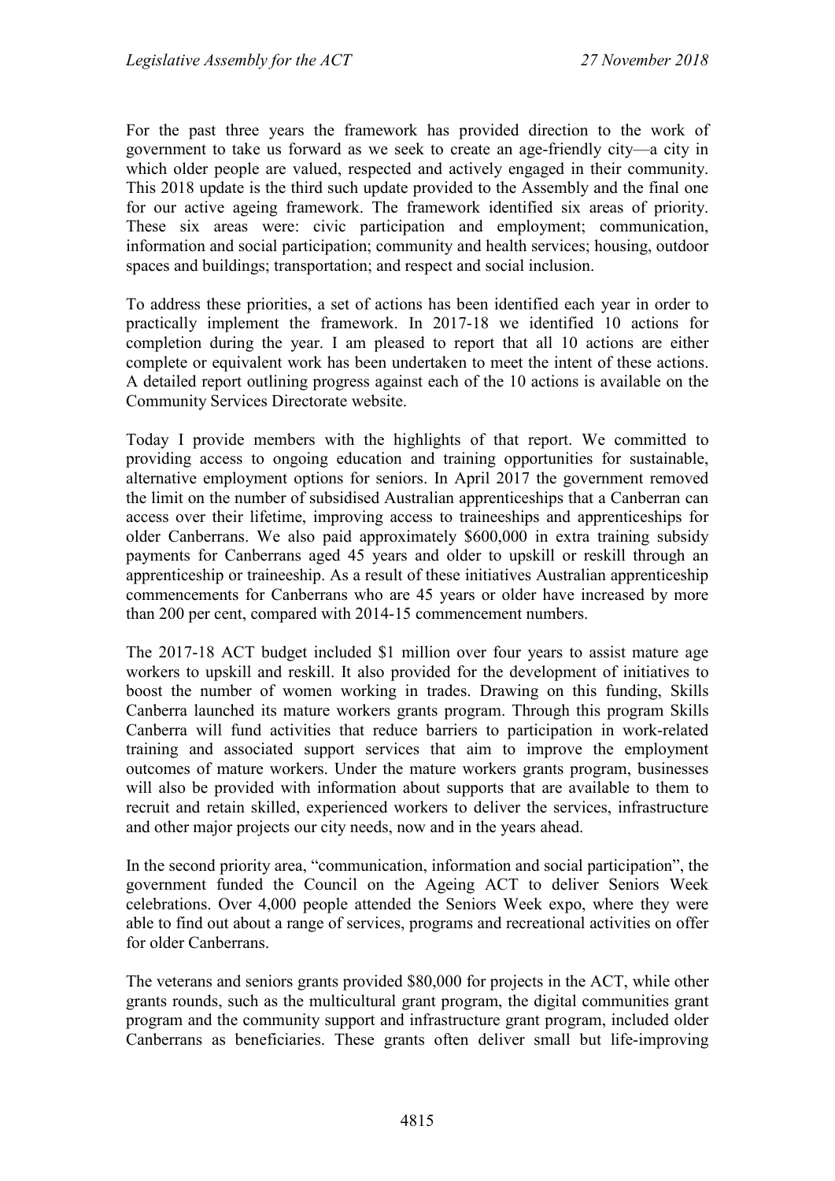For the past three years the framework has provided direction to the work of government to take us forward as we seek to create an age-friendly city—a city in which older people are valued, respected and actively engaged in their community. This 2018 update is the third such update provided to the Assembly and the final one for our active ageing framework. The framework identified six areas of priority. These six areas were: civic participation and employment; communication, information and social participation; community and health services; housing, outdoor spaces and buildings; transportation; and respect and social inclusion.

To address these priorities, a set of actions has been identified each year in order to practically implement the framework. In 2017-18 we identified 10 actions for completion during the year. I am pleased to report that all 10 actions are either complete or equivalent work has been undertaken to meet the intent of these actions. A detailed report outlining progress against each of the 10 actions is available on the Community Services Directorate website.

Today I provide members with the highlights of that report. We committed to providing access to ongoing education and training opportunities for sustainable, alternative employment options for seniors. In April 2017 the government removed the limit on the number of subsidised Australian apprenticeships that a Canberran can access over their lifetime, improving access to traineeships and apprenticeships for older Canberrans. We also paid approximately $600,000 in extra training subsidy payments for Canberrans aged 45 years and older to upskill or reskill through an apprenticeship or traineeship. As a result of these initiatives Australian apprenticeship commencements for Canberrans who are 45 years or older have increased by more than 200 per cent, compared with 2014-15 commencement numbers.

The 2017-18 ACT budget included $1 million over four years to assist mature age workers to upskill and reskill. It also provided for the development of initiatives to boost the number of women working in trades. Drawing on this funding, Skills Canberra launched its mature workers grants program. Through this program Skills Canberra will fund activities that reduce barriers to participation in work-related training and associated support services that aim to improve the employment outcomes of mature workers. Under the mature workers grants program, businesses will also be provided with information about supports that are available to them to recruit and retain skilled, experienced workers to deliver the services, infrastructure and other major projects our city needs, now and in the years ahead.

In the second priority area, "communication, information and social participation", the government funded the Council on the Ageing ACT to deliver Seniors Week celebrations. Over 4,000 people attended the Seniors Week expo, where they were able to find out about a range of services, programs and recreational activities on offer for older Canberrans.

The veterans and seniors grants provided $80,000 for projects in the ACT, while other grants rounds, such as the multicultural grant program, the digital communities grant program and the community support and infrastructure grant program, included older Canberrans as beneficiaries. These grants often deliver small but life-improving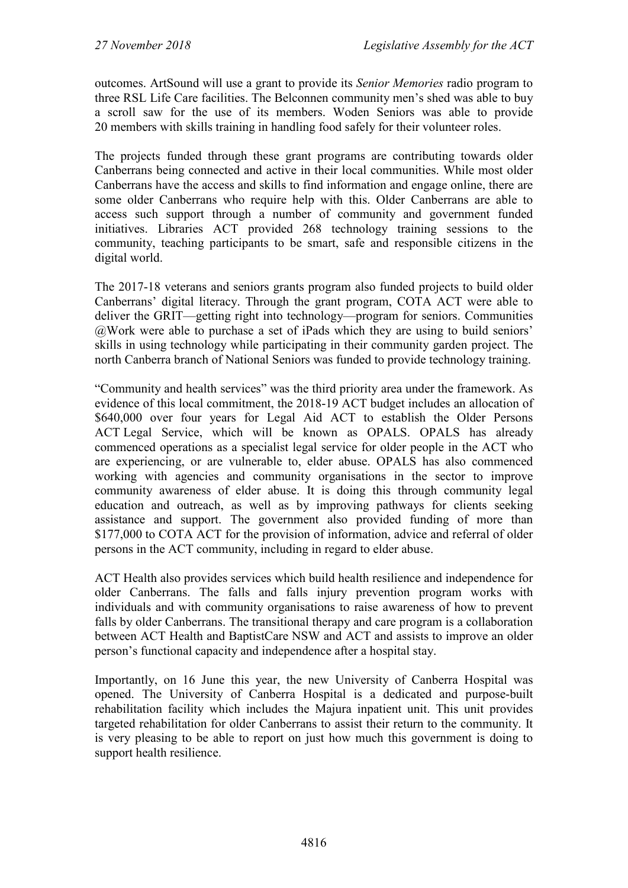outcomes. ArtSound will use a grant to provide its *Senior Memories* radio program to three RSL Life Care facilities. The Belconnen community men's shed was able to buy a scroll saw for the use of its members. Woden Seniors was able to provide 20 members with skills training in handling food safely for their volunteer roles.

The projects funded through these grant programs are contributing towards older Canberrans being connected and active in their local communities. While most older Canberrans have the access and skills to find information and engage online, there are some older Canberrans who require help with this. Older Canberrans are able to access such support through a number of community and government funded initiatives. Libraries ACT provided 268 technology training sessions to the community, teaching participants to be smart, safe and responsible citizens in the digital world.

The 2017-18 veterans and seniors grants program also funded projects to build older Canberrans' digital literacy. Through the grant program, COTA ACT were able to deliver the GRIT—getting right into technology—program for seniors. Communities @Work were able to purchase a set of iPads which they are using to build seniors' skills in using technology while participating in their community garden project. The north Canberra branch of National Seniors was funded to provide technology training.

"Community and health services" was the third priority area under the framework. As evidence of this local commitment, the 2018-19 ACT budget includes an allocation of $640,000 over four years for Legal Aid ACT to establish the Older Persons ACT Legal Service, which will be known as OPALS. OPALS has already commenced operations as a specialist legal service for older people in the ACT who are experiencing, or are vulnerable to, elder abuse. OPALS has also commenced working with agencies and community organisations in the sector to improve community awareness of elder abuse. It is doing this through community legal education and outreach, as well as by improving pathways for clients seeking assistance and support. The government also provided funding of more than $177,000 to COTA ACT for the provision of information, advice and referral of older persons in the ACT community, including in regard to elder abuse.

ACT Health also provides services which build health resilience and independence for older Canberrans. The falls and falls injury prevention program works with individuals and with community organisations to raise awareness of how to prevent falls by older Canberrans. The transitional therapy and care program is a collaboration between ACT Health and BaptistCare NSW and ACT and assists to improve an older person's functional capacity and independence after a hospital stay.

Importantly, on 16 June this year, the new University of Canberra Hospital was opened. The University of Canberra Hospital is a dedicated and purpose-built rehabilitation facility which includes the Majura inpatient unit. This unit provides targeted rehabilitation for older Canberrans to assist their return to the community. It is very pleasing to be able to report on just how much this government is doing to support health resilience.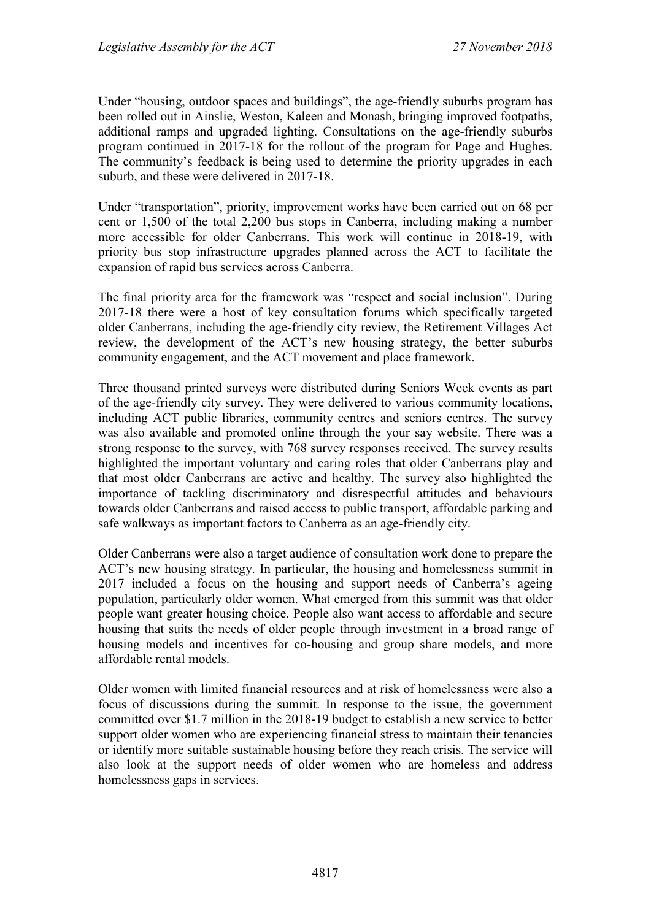Under "housing, outdoor spaces and buildings", the age-friendly suburbs program has been rolled out in Ainslie, Weston, Kaleen and Monash, bringing improved footpaths, additional ramps and upgraded lighting. Consultations on the age-friendly suburbs program continued in 2017-18 for the rollout of the program for Page and Hughes. The community's feedback is being used to determine the priority upgrades in each suburb, and these were delivered in 2017-18.

Under "transportation", priority, improvement works have been carried out on 68 per cent or 1,500 of the total 2,200 bus stops in Canberra, including making a number more accessible for older Canberrans. This work will continue in 2018-19, with priority bus stop infrastructure upgrades planned across the ACT to facilitate the expansion of rapid bus services across Canberra.

The final priority area for the framework was "respect and social inclusion". During 2017-18 there were a host of key consultation forums which specifically targeted older Canberrans, including the age-friendly city review, the Retirement Villages Act review, the development of the ACT's new housing strategy, the better suburbs community engagement, and the ACT movement and place framework.

Three thousand printed surveys were distributed during Seniors Week events as part of the age-friendly city survey. They were delivered to various community locations, including ACT public libraries, community centres and seniors centres. The survey was also available and promoted online through the your say website. There was a strong response to the survey, with 768 survey responses received. The survey results highlighted the important voluntary and caring roles that older Canberrans play and that most older Canberrans are active and healthy. The survey also highlighted the importance of tackling discriminatory and disrespectful attitudes and behaviours towards older Canberrans and raised access to public transport, affordable parking and safe walkways as important factors to Canberra as an age-friendly city.

Older Canberrans were also a target audience of consultation work done to prepare the ACT's new housing strategy. In particular, the housing and homelessness summit in 2017 included a focus on the housing and support needs of Canberra's ageing population, particularly older women. What emerged from this summit was that older people want greater housing choice. People also want access to affordable and secure housing that suits the needs of older people through investment in a broad range of housing models and incentives for co-housing and group share models, and more affordable rental models.

Older women with limited financial resources and at risk of homelessness were also a focus of discussions during the summit. In response to the issue, the government committed over $1.7 million in the 2018-19 budget to establish a new service to better support older women who are experiencing financial stress to maintain their tenancies or identify more suitable sustainable housing before they reach crisis. The service will also look at the support needs of older women who are homeless and address homelessness gaps in services.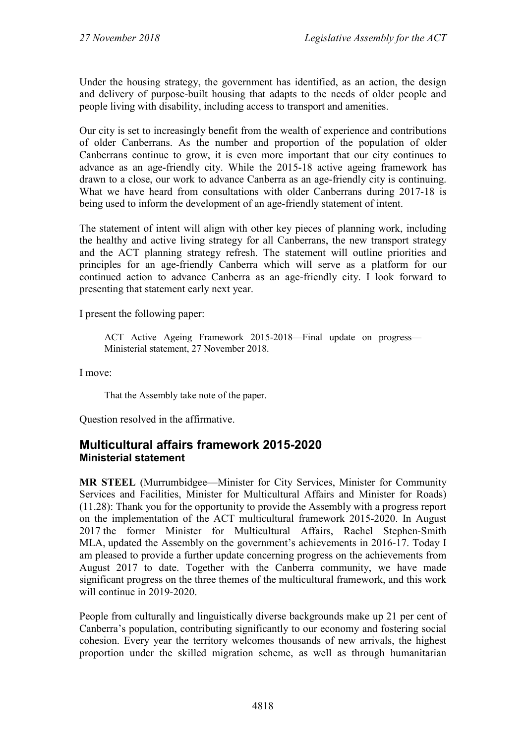Under the housing strategy, the government has identified, as an action, the design and delivery of purpose-built housing that adapts to the needs of older people and people living with disability, including access to transport and amenities.

Our city is set to increasingly benefit from the wealth of experience and contributions of older Canberrans. As the number and proportion of the population of older Canberrans continue to grow, it is even more important that our city continues to advance as an age-friendly city. While the 2015-18 active ageing framework has drawn to a close, our work to advance Canberra as an age-friendly city is continuing. What we have heard from consultations with older Canberrans during 2017-18 is being used to inform the development of an age-friendly statement of intent.

The statement of intent will align with other key pieces of planning work, including the healthy and active living strategy for all Canberrans, the new transport strategy and the ACT planning strategy refresh. The statement will outline priorities and principles for an age-friendly Canberra which will serve as a platform for our continued action to advance Canberra as an age-friendly city. I look forward to presenting that statement early next year.

I present the following paper:

> ACT Active Ageing Framework 2015-2018—Final update on progress—Ministerial statement, 27 November 2018.

I move:

> That the Assembly take note of the paper.

Question resolved in the affirmative.

## Multicultural affairs framework 2015-2020
### Ministerial statement

**MR STEEL** (Murrumbidgee—Minister for City Services, Minister for Community Services and Facilities, Minister for Multicultural Affairs and Minister for Roads) (11.28): Thank you for the opportunity to provide the Assembly with a progress report on the implementation of the ACT multicultural framework 2015-2020. In August 2017 the former Minister for Multicultural Affairs, Rachel Stephen-Smith MLA, updated the Assembly on the government's achievements in 2016-17. Today I am pleased to provide a further update concerning progress on the achievements from August 2017 to date. Together with the Canberra community, we have made significant progress on the three themes of the multicultural framework, and this work will continue in 2019-2020.

People from culturally and linguistically diverse backgrounds make up 21 per cent of Canberra's population, contributing significantly to our economy and fostering social cohesion. Every year the territory welcomes thousands of new arrivals, the highest proportion under the skilled migration scheme, as well as through humanitarian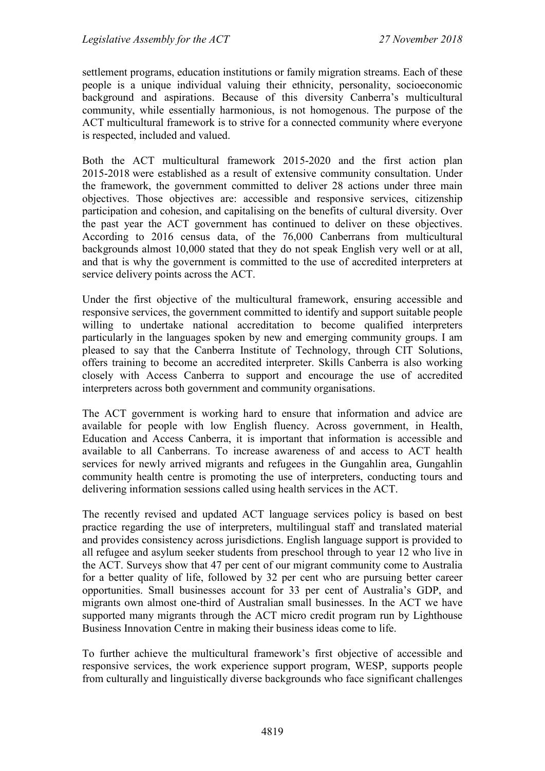settlement programs, education institutions or family migration streams. Each of these people is a unique individual valuing their ethnicity, personality, socioeconomic background and aspirations. Because of this diversity Canberra's multicultural community, while essentially harmonious, is not homogenous. The purpose of the ACT multicultural framework is to strive for a connected community where everyone is respected, included and valued.

Both the ACT multicultural framework 2015-2020 and the first action plan 2015-2018 were established as a result of extensive community consultation. Under the framework, the government committed to deliver 28 actions under three main objectives. Those objectives are: accessible and responsive services, citizenship participation and cohesion, and capitalising on the benefits of cultural diversity. Over the past year the ACT government has continued to deliver on these objectives. According to 2016 census data, of the 76,000 Canberrans from multicultural backgrounds almost 10,000 stated that they do not speak English very well or at all, and that is why the government is committed to the use of accredited interpreters at service delivery points across the ACT.

Under the first objective of the multicultural framework, ensuring accessible and responsive services, the government committed to identify and support suitable people willing to undertake national accreditation to become qualified interpreters particularly in the languages spoken by new and emerging community groups. I am pleased to say that the Canberra Institute of Technology, through CIT Solutions, offers training to become an accredited interpreter. Skills Canberra is also working closely with Access Canberra to support and encourage the use of accredited interpreters across both government and community organisations.

The ACT government is working hard to ensure that information and advice are available for people with low English fluency. Across government, in Health, Education and Access Canberra, it is important that information is accessible and available to all Canberrans. To increase awareness of and access to ACT health services for newly arrived migrants and refugees in the Gungahlin area, Gungahlin community health centre is promoting the use of interpreters, conducting tours and delivering information sessions called using health services in the ACT.

The recently revised and updated ACT language services policy is based on best practice regarding the use of interpreters, multilingual staff and translated material and provides consistency across jurisdictions. English language support is provided to all refugee and asylum seeker students from preschool through to year 12 who live in the ACT. Surveys show that 47 per cent of our migrant community come to Australia for a better quality of life, followed by 32 per cent who are pursuing better career opportunities. Small businesses account for 33 per cent of Australia's GDP, and migrants own almost one-third of Australian small businesses. In the ACT we have supported many migrants through the ACT micro credit program run by Lighthouse Business Innovation Centre in making their business ideas come to life.

To further achieve the multicultural framework's first objective of accessible and responsive services, the work experience support program, WESP, supports people from culturally and linguistically diverse backgrounds who face significant challenges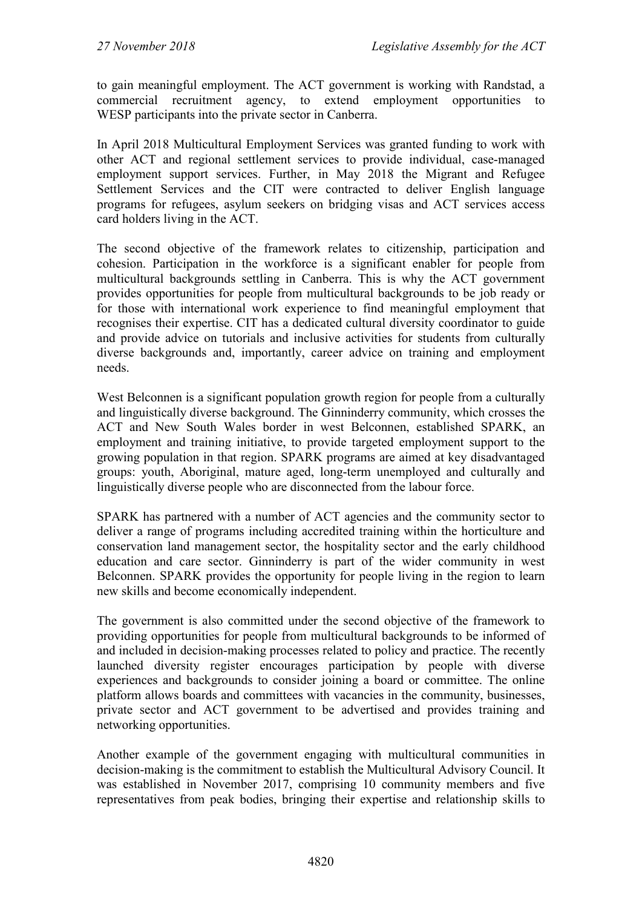to gain meaningful employment. The ACT government is working with Randstad, a commercial recruitment agency, to extend employment opportunities to WESP participants into the private sector in Canberra.

In April 2018 Multicultural Employment Services was granted funding to work with other ACT and regional settlement services to provide individual, case-managed employment support services. Further, in May 2018 the Migrant and Refugee Settlement Services and the CIT were contracted to deliver English language programs for refugees, asylum seekers on bridging visas and ACT services access card holders living in the ACT.

The second objective of the framework relates to citizenship, participation and cohesion. Participation in the workforce is a significant enabler for people from multicultural backgrounds settling in Canberra. This is why the ACT government provides opportunities for people from multicultural backgrounds to be job ready or for those with international work experience to find meaningful employment that recognises their expertise. CIT has a dedicated cultural diversity coordinator to guide and provide advice on tutorials and inclusive activities for students from culturally diverse backgrounds and, importantly, career advice on training and employment needs.

West Belconnen is a significant population growth region for people from a culturally and linguistically diverse background. The Ginninderry community, which crosses the ACT and New South Wales border in west Belconnen, established SPARK, an employment and training initiative, to provide targeted employment support to the growing population in that region. SPARK programs are aimed at key disadvantaged groups: youth, Aboriginal, mature aged, long-term unemployed and culturally and linguistically diverse people who are disconnected from the labour force.

SPARK has partnered with a number of ACT agencies and the community sector to deliver a range of programs including accredited training within the horticulture and conservation land management sector, the hospitality sector and the early childhood education and care sector. Ginninderry is part of the wider community in west Belconnen. SPARK provides the opportunity for people living in the region to learn new skills and become economically independent.

The government is also committed under the second objective of the framework to providing opportunities for people from multicultural backgrounds to be informed of and included in decision-making processes related to policy and practice. The recently launched diversity register encourages participation by people with diverse experiences and backgrounds to consider joining a board or committee. The online platform allows boards and committees with vacancies in the community, businesses, private sector and ACT government to be advertised and provides training and networking opportunities.

Another example of the government engaging with multicultural communities in decision-making is the commitment to establish the Multicultural Advisory Council. It was established in November 2017, comprising 10 community members and five representatives from peak bodies, bringing their expertise and relationship skills to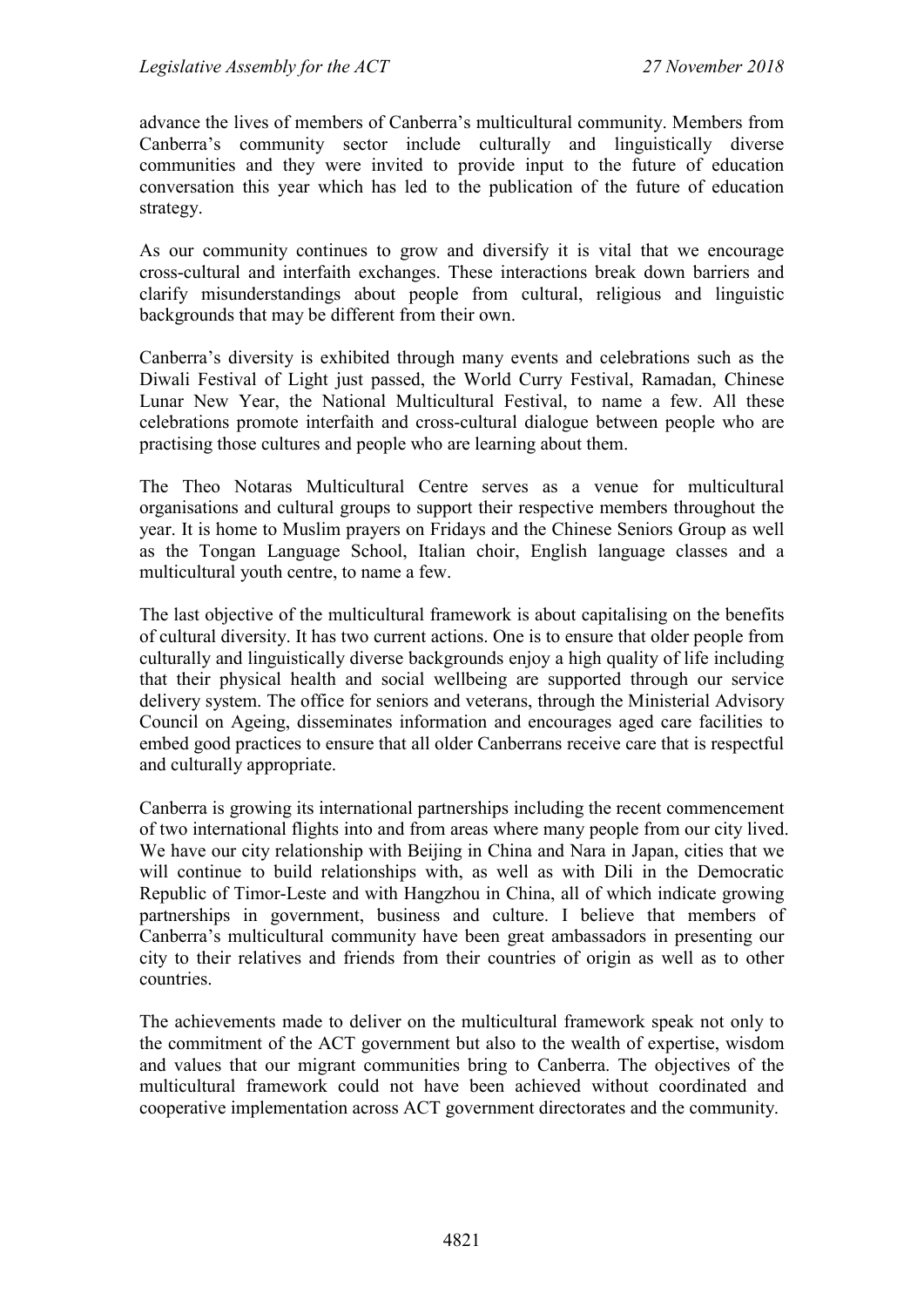advance the lives of members of Canberra's multicultural community. Members from Canberra's community sector include culturally and linguistically diverse communities and they were invited to provide input to the future of education conversation this year which has led to the publication of the future of education strategy.

As our community continues to grow and diversify it is vital that we encourage cross-cultural and interfaith exchanges. These interactions break down barriers and clarify misunderstandings about people from cultural, religious and linguistic backgrounds that may be different from their own.

Canberra's diversity is exhibited through many events and celebrations such as the Diwali Festival of Light just passed, the World Curry Festival, Ramadan, Chinese Lunar New Year, the National Multicultural Festival, to name a few. All these celebrations promote interfaith and cross-cultural dialogue between people who are practising those cultures and people who are learning about them.

The Theo Notaras Multicultural Centre serves as a venue for multicultural organisations and cultural groups to support their respective members throughout the year. It is home to Muslim prayers on Fridays and the Chinese Seniors Group as well as the Tongan Language School, Italian choir, English language classes and a multicultural youth centre, to name a few.

The last objective of the multicultural framework is about capitalising on the benefits of cultural diversity. It has two current actions. One is to ensure that older people from culturally and linguistically diverse backgrounds enjoy a high quality of life including that their physical health and social wellbeing are supported through our service delivery system. The office for seniors and veterans, through the Ministerial Advisory Council on Ageing, disseminates information and encourages aged care facilities to embed good practices to ensure that all older Canberrans receive care that is respectful and culturally appropriate.

Canberra is growing its international partnerships including the recent commencement of two international flights into and from areas where many people from our city lived. We have our city relationship with Beijing in China and Nara in Japan, cities that we will continue to build relationships with, as well as with Dili in the Democratic Republic of Timor-Leste and with Hangzhou in China, all of which indicate growing partnerships in government, business and culture. I believe that members of Canberra's multicultural community have been great ambassadors in presenting our city to their relatives and friends from their countries of origin as well as to other countries.

The achievements made to deliver on the multicultural framework speak not only to the commitment of the ACT government but also to the wealth of expertise, wisdom and values that our migrant communities bring to Canberra. The objectives of the multicultural framework could not have been achieved without coordinated and cooperative implementation across ACT government directorates and the community.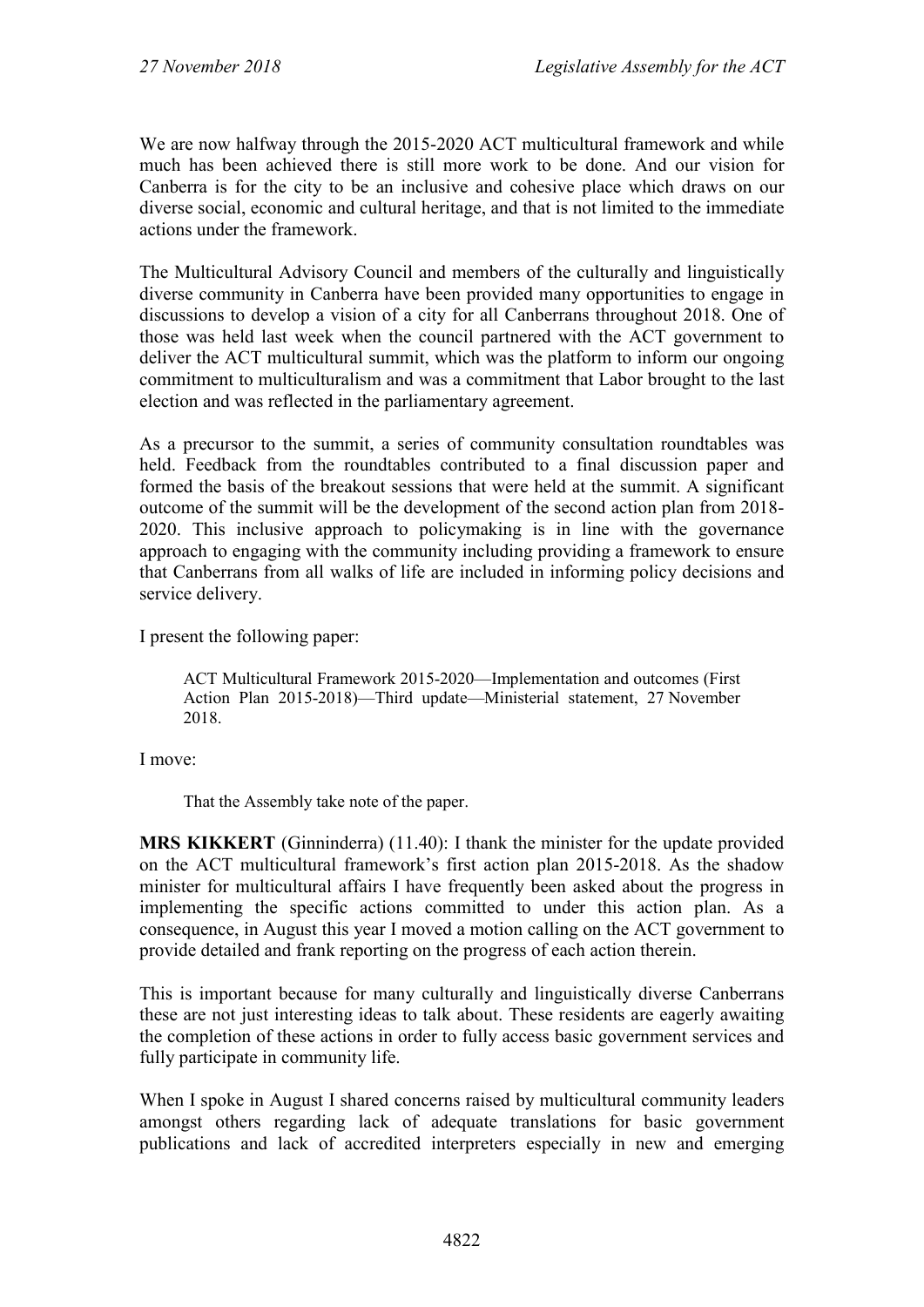We are now halfway through the 2015-2020 ACT multicultural framework and while much has been achieved there is still more work to be done. And our vision for Canberra is for the city to be an inclusive and cohesive place which draws on our diverse social, economic and cultural heritage, and that is not limited to the immediate actions under the framework.

The Multicultural Advisory Council and members of the culturally and linguistically diverse community in Canberra have been provided many opportunities to engage in discussions to develop a vision of a city for all Canberrans throughout 2018. One of those was held last week when the council partnered with the ACT government to deliver the ACT multicultural summit, which was the platform to inform our ongoing commitment to multiculturalism and was a commitment that Labor brought to the last election and was reflected in the parliamentary agreement.

As a precursor to the summit, a series of community consultation roundtables was held. Feedback from the roundtables contributed to a final discussion paper and formed the basis of the breakout sessions that were held at the summit. A significant outcome of the summit will be the development of the second action plan from 2018-2020. This inclusive approach to policymaking is in line with the governance approach to engaging with the community including providing a framework to ensure that Canberrans from all walks of life are included in informing policy decisions and service delivery.

I present the following paper:

> ACT Multicultural Framework 2015-2020—Implementation and outcomes (First Action Plan 2015-2018)—Third update—Ministerial statement, 27 November 2018.

I move:

> That the Assembly take note of the paper.

**MRS KIKKERT** (Ginninderra) (11.40): I thank the minister for the update provided on the ACT multicultural framework's first action plan 2015-2018. As the shadow minister for multicultural affairs I have frequently been asked about the progress in implementing the specific actions committed to under this action plan. As a consequence, in August this year I moved a motion calling on the ACT government to provide detailed and frank reporting on the progress of each action therein.

This is important because for many culturally and linguistically diverse Canberrans these are not just interesting ideas to talk about. These residents are eagerly awaiting the completion of these actions in order to fully access basic government services and fully participate in community life.

When I spoke in August I shared concerns raised by multicultural community leaders amongst others regarding lack of adequate translations for basic government publications and lack of accredited interpreters especially in new and emerging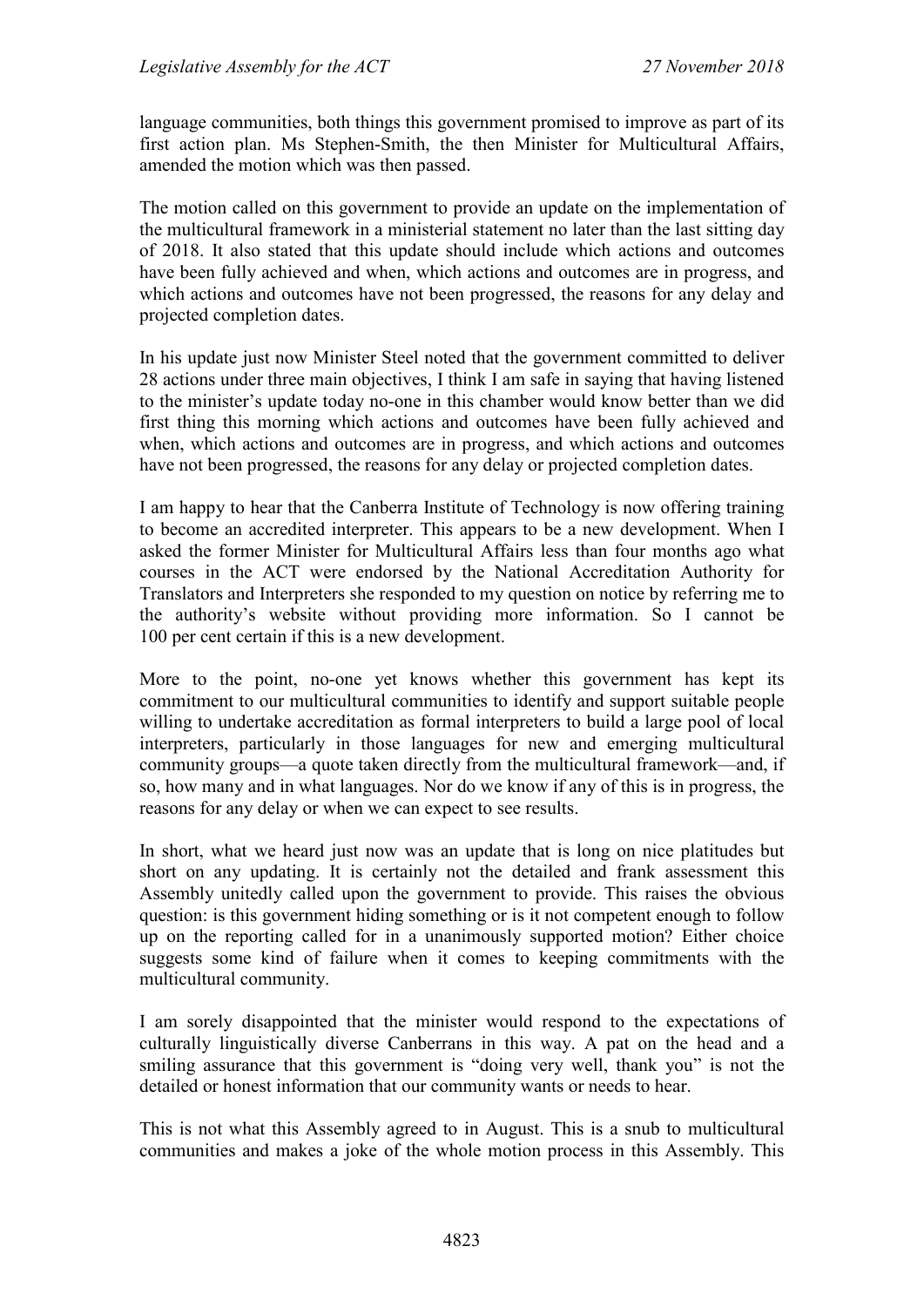language communities, both things this government promised to improve as part of its first action plan. Ms Stephen-Smith, the then Minister for Multicultural Affairs, amended the motion which was then passed.

The motion called on this government to provide an update on the implementation of the multicultural framework in a ministerial statement no later than the last sitting day of 2018. It also stated that this update should include which actions and outcomes have been fully achieved and when, which actions and outcomes are in progress, and which actions and outcomes have not been progressed, the reasons for any delay and projected completion dates.

In his update just now Minister Steel noted that the government committed to deliver 28 actions under three main objectives, I think I am safe in saying that having listened to the minister's update today no-one in this chamber would know better than we did first thing this morning which actions and outcomes have been fully achieved and when, which actions and outcomes are in progress, and which actions and outcomes have not been progressed, the reasons for any delay or projected completion dates.

I am happy to hear that the Canberra Institute of Technology is now offering training to become an accredited interpreter. This appears to be a new development. When I asked the former Minister for Multicultural Affairs less than four months ago what courses in the ACT were endorsed by the National Accreditation Authority for Translators and Interpreters she responded to my question on notice by referring me to the authority's website without providing more information. So I cannot be 100 per cent certain if this is a new development.

More to the point, no-one yet knows whether this government has kept its commitment to our multicultural communities to identify and support suitable people willing to undertake accreditation as formal interpreters to build a large pool of local interpreters, particularly in those languages for new and emerging multicultural community groups—a quote taken directly from the multicultural framework—and, if so, how many and in what languages. Nor do we know if any of this is in progress, the reasons for any delay or when we can expect to see results.

In short, what we heard just now was an update that is long on nice platitudes but short on any updating. It is certainly not the detailed and frank assessment this Assembly unitedly called upon the government to provide. This raises the obvious question: is this government hiding something or is it not competent enough to follow up on the reporting called for in a unanimously supported motion? Either choice suggests some kind of failure when it comes to keeping commitments with the multicultural community.

I am sorely disappointed that the minister would respond to the expectations of culturally linguistically diverse Canberrans in this way. A pat on the head and a smiling assurance that this government is "doing very well, thank you" is not the detailed or honest information that our community wants or needs to hear.

This is not what this Assembly agreed to in August. This is a snub to multicultural communities and makes a joke of the whole motion process in this Assembly. This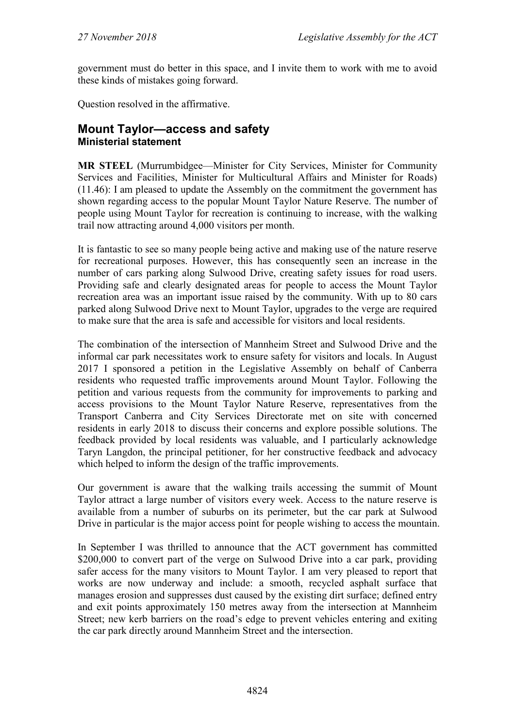government must do better in this space, and I invite them to work with me to avoid these kinds of mistakes going forward.

Question resolved in the affirmative.

## Mount Taylor—access and safety

### Ministerial statement

**MR STEEL** (Murrumbidgee—Minister for City Services, Minister for Community Services and Facilities, Minister for Multicultural Affairs and Minister for Roads) (11.46): I am pleased to update the Assembly on the commitment the government has shown regarding access to the popular Mount Taylor Nature Reserve. The number of people using Mount Taylor for recreation is continuing to increase, with the walking trail now attracting around 4,000 visitors per month.

It is fantastic to see so many people being active and making use of the nature reserve for recreational purposes. However, this has consequently seen an increase in the number of cars parking along Sulwood Drive, creating safety issues for road users. Providing safe and clearly designated areas for people to access the Mount Taylor recreation area was an important issue raised by the community. With up to 80 cars parked along Sulwood Drive next to Mount Taylor, upgrades to the verge are required to make sure that the area is safe and accessible for visitors and local residents.

The combination of the intersection of Mannheim Street and Sulwood Drive and the informal car park necessitates work to ensure safety for visitors and locals. In August 2017 I sponsored a petition in the Legislative Assembly on behalf of Canberra residents who requested traffic improvements around Mount Taylor. Following the petition and various requests from the community for improvements to parking and access provisions to the Mount Taylor Nature Reserve, representatives from the Transport Canberra and City Services Directorate met on site with concerned residents in early 2018 to discuss their concerns and explore possible solutions. The feedback provided by local residents was valuable, and I particularly acknowledge Taryn Langdon, the principal petitioner, for her constructive feedback and advocacy which helped to inform the design of the traffic improvements.

Our government is aware that the walking trails accessing the summit of Mount Taylor attract a large number of visitors every week. Access to the nature reserve is available from a number of suburbs on its perimeter, but the car park at Sulwood Drive in particular is the major access point for people wishing to access the mountain.

In September I was thrilled to announce that the ACT government has committed $200,000 to convert part of the verge on Sulwood Drive into a car park, providing safer access for the many visitors to Mount Taylor. I am very pleased to report that works are now underway and include: a smooth, recycled asphalt surface that manages erosion and suppresses dust caused by the existing dirt surface; defined entry and exit points approximately 150 metres away from the intersection at Mannheim Street; new kerb barriers on the road's edge to prevent vehicles entering and exiting the car park directly around Mannheim Street and the intersection.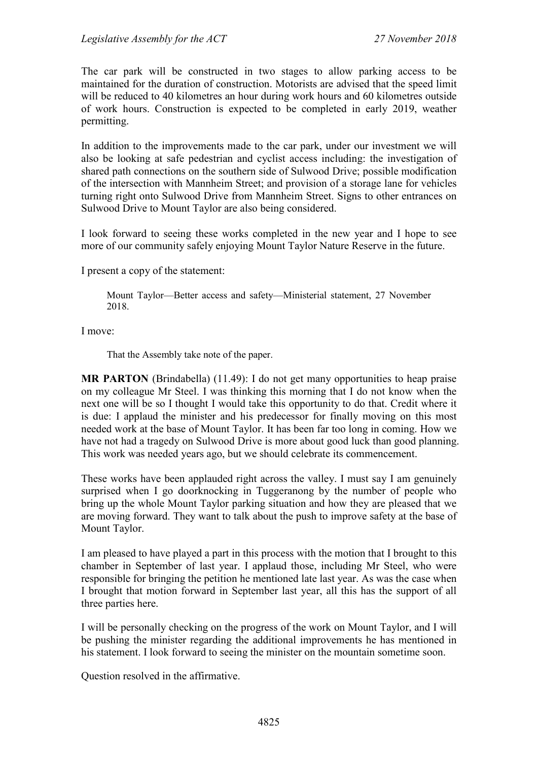The car park will be constructed in two stages to allow parking access to be maintained for the duration of construction. Motorists are advised that the speed limit will be reduced to 40 kilometres an hour during work hours and 60 kilometres outside of work hours. Construction is expected to be completed in early 2019, weather permitting.

In addition to the improvements made to the car park, under our investment we will also be looking at safe pedestrian and cyclist access including: the investigation of shared path connections on the southern side of Sulwood Drive; possible modification of the intersection with Mannheim Street; and provision of a storage lane for vehicles turning right onto Sulwood Drive from Mannheim Street. Signs to other entrances on Sulwood Drive to Mount Taylor are also being considered.

I look forward to seeing these works completed in the new year and I hope to see more of our community safely enjoying Mount Taylor Nature Reserve in the future.

I present a copy of the statement:

> Mount Taylor—Better access and safety—Ministerial statement, 27 November 2018.

I move:

> That the Assembly take note of the paper.

**MR PARTON** (Brindabella) (11.49): I do not get many opportunities to heap praise on my colleague Mr Steel. I was thinking this morning that I do not know when the next one will be so I thought I would take this opportunity to do that. Credit where it is due: I applaud the minister and his predecessor for finally moving on this most needed work at the base of Mount Taylor. It has been far too long in coming. How we have not had a tragedy on Sulwood Drive is more about good luck than good planning. This work was needed years ago, but we should celebrate its commencement.

These works have been applauded right across the valley. I must say I am genuinely surprised when I go doorknocking in Tuggeranong by the number of people who bring up the whole Mount Taylor parking situation and how they are pleased that we are moving forward. They want to talk about the push to improve safety at the base of Mount Taylor.

I am pleased to have played a part in this process with the motion that I brought to this chamber in September of last year. I applaud those, including Mr Steel, who were responsible for bringing the petition he mentioned late last year. As was the case when I brought that motion forward in September last year, all this has the support of all three parties here.

I will be personally checking on the progress of the work on Mount Taylor, and I will be pushing the minister regarding the additional improvements he has mentioned in his statement. I look forward to seeing the minister on the mountain sometime soon.

Question resolved in the affirmative.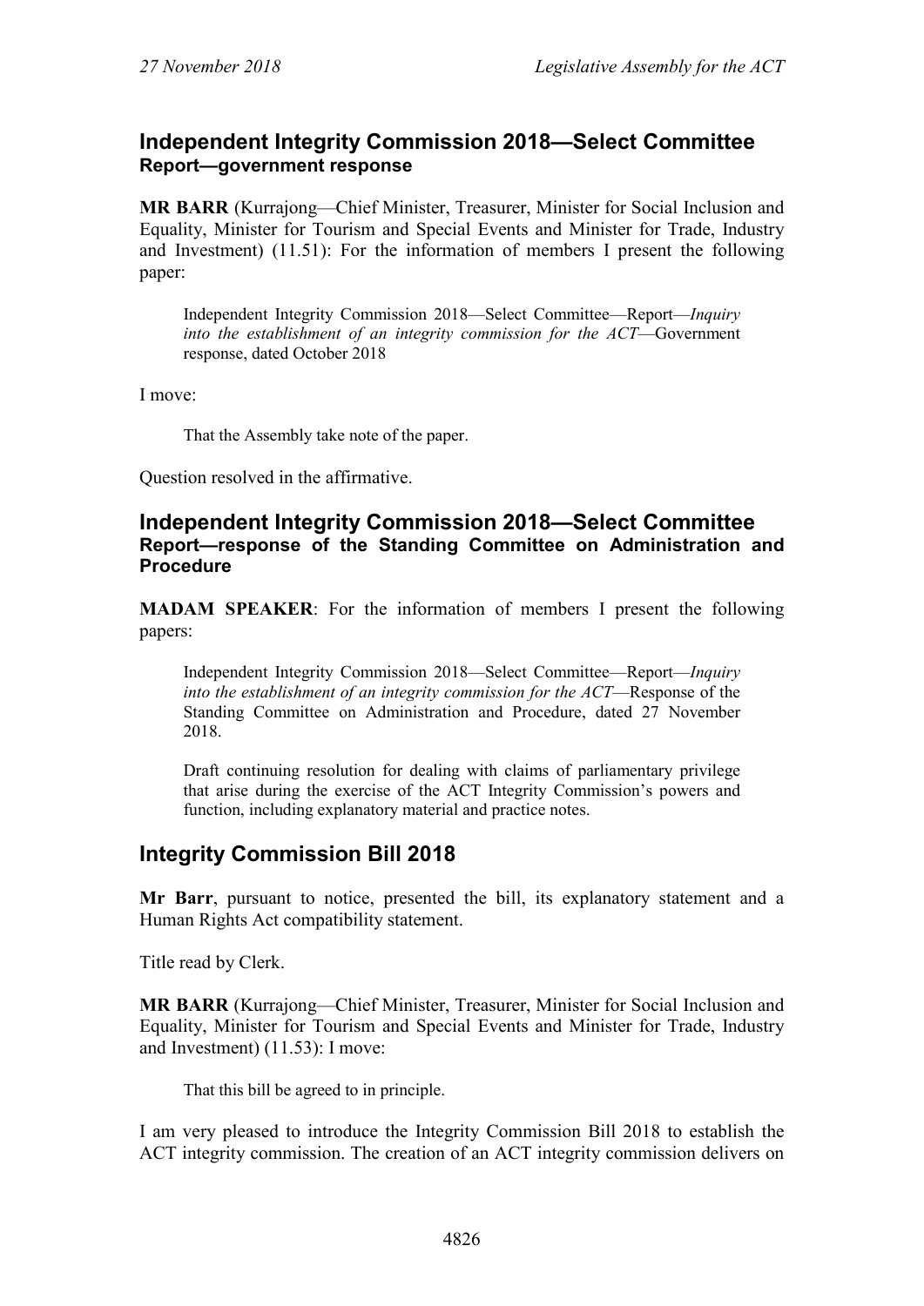## Independent Integrity Commission 2018—Select Committee

### Report—government response

**MR BARR** (Kurrajong—Chief Minister, Treasurer, Minister for Social Inclusion and Equality, Minister for Tourism and Special Events and Minister for Trade, Industry and Investment) (11.51): For the information of members I present the following paper:

> Independent Integrity Commission 2018—Select Committee—Report—*Inquiry into the establishment of an integrity commission for the ACT*—Government response, dated October 2018

I move:

> That the Assembly take note of the paper.

Question resolved in the affirmative.

## Independent Integrity Commission 2018—Select Committee

### Report—response of the Standing Committee on Administration and Procedure

**MADAM SPEAKER**: For the information of members I present the following papers:

> Independent Integrity Commission 2018—Select Committee—Report—*Inquiry into the establishment of an integrity commission for the ACT*—Response of the Standing Committee on Administration and Procedure, dated 27 November 2018.
>
> Draft continuing resolution for dealing with claims of parliamentary privilege that arise during the exercise of the ACT Integrity Commission's powers and function, including explanatory material and practice notes.

## Integrity Commission Bill 2018

**Mr Barr**, pursuant to notice, presented the bill, its explanatory statement and a Human Rights Act compatibility statement.

Title read by Clerk.

**MR BARR** (Kurrajong—Chief Minister, Treasurer, Minister for Social Inclusion and Equality, Minister for Tourism and Special Events and Minister for Trade, Industry and Investment) (11.53): I move:

> That this bill be agreed to in principle.

I am very pleased to introduce the Integrity Commission Bill 2018 to establish the ACT integrity commission. The creation of an ACT integrity commission delivers on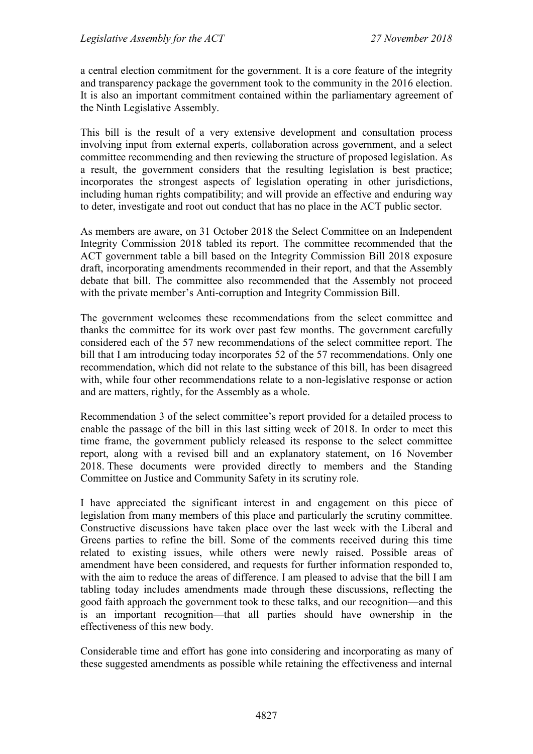a central election commitment for the government. It is a core feature of the integrity and transparency package the government took to the community in the 2016 election. It is also an important commitment contained within the parliamentary agreement of the Ninth Legislative Assembly.

This bill is the result of a very extensive development and consultation process involving input from external experts, collaboration across government, and a select committee recommending and then reviewing the structure of proposed legislation. As a result, the government considers that the resulting legislation is best practice; incorporates the strongest aspects of legislation operating in other jurisdictions, including human rights compatibility; and will provide an effective and enduring way to deter, investigate and root out conduct that has no place in the ACT public sector.

As members are aware, on 31 October 2018 the Select Committee on an Independent Integrity Commission 2018 tabled its report. The committee recommended that the ACT government table a bill based on the Integrity Commission Bill 2018 exposure draft, incorporating amendments recommended in their report, and that the Assembly debate that bill. The committee also recommended that the Assembly not proceed with the private member's Anti-corruption and Integrity Commission Bill.

The government welcomes these recommendations from the select committee and thanks the committee for its work over past few months. The government carefully considered each of the 57 new recommendations of the select committee report. The bill that I am introducing today incorporates 52 of the 57 recommendations. Only one recommendation, which did not relate to the substance of this bill, has been disagreed with, while four other recommendations relate to a non-legislative response or action and are matters, rightly, for the Assembly as a whole.

Recommendation 3 of the select committee's report provided for a detailed process to enable the passage of the bill in this last sitting week of 2018. In order to meet this time frame, the government publicly released its response to the select committee report, along with a revised bill and an explanatory statement, on 16 November 2018. These documents were provided directly to members and the Standing Committee on Justice and Community Safety in its scrutiny role.

I have appreciated the significant interest in and engagement on this piece of legislation from many members of this place and particularly the scrutiny committee. Constructive discussions have taken place over the last week with the Liberal and Greens parties to refine the bill. Some of the comments received during this time related to existing issues, while others were newly raised. Possible areas of amendment have been considered, and requests for further information responded to, with the aim to reduce the areas of difference. I am pleased to advise that the bill I am tabling today includes amendments made through these discussions, reflecting the good faith approach the government took to these talks, and our recognition—and this is an important recognition—that all parties should have ownership in the effectiveness of this new body.

Considerable time and effort has gone into considering and incorporating as many of these suggested amendments as possible while retaining the effectiveness and internal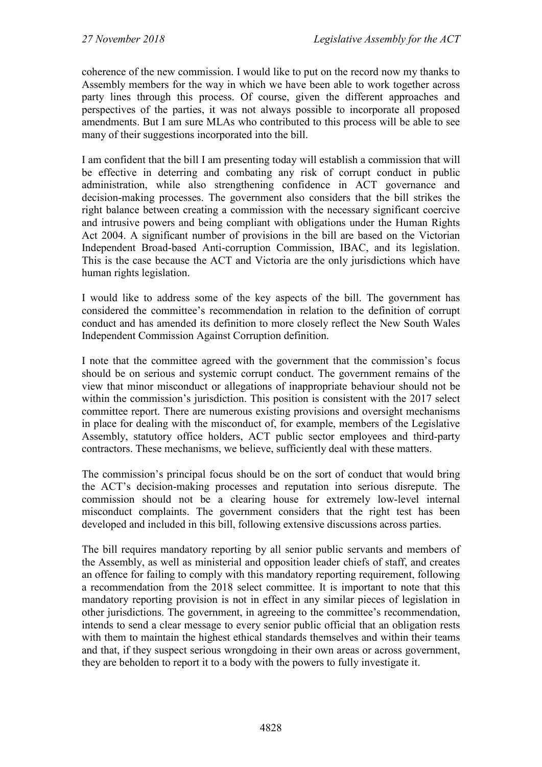coherence of the new commission. I would like to put on the record now my thanks to Assembly members for the way in which we have been able to work together across party lines through this process. Of course, given the different approaches and perspectives of the parties, it was not always possible to incorporate all proposed amendments. But I am sure MLAs who contributed to this process will be able to see many of their suggestions incorporated into the bill.

I am confident that the bill I am presenting today will establish a commission that will be effective in deterring and combating any risk of corrupt conduct in public administration, while also strengthening confidence in ACT governance and decision-making processes. The government also considers that the bill strikes the right balance between creating a commission with the necessary significant coercive and intrusive powers and being compliant with obligations under the Human Rights Act 2004. A significant number of provisions in the bill are based on the Victorian Independent Broad-based Anti-corruption Commission, IBAC, and its legislation. This is the case because the ACT and Victoria are the only jurisdictions which have human rights legislation.

I would like to address some of the key aspects of the bill. The government has considered the committee's recommendation in relation to the definition of corrupt conduct and has amended its definition to more closely reflect the New South Wales Independent Commission Against Corruption definition.

I note that the committee agreed with the government that the commission's focus should be on serious and systemic corrupt conduct. The government remains of the view that minor misconduct or allegations of inappropriate behaviour should not be within the commission's jurisdiction. This position is consistent with the 2017 select committee report. There are numerous existing provisions and oversight mechanisms in place for dealing with the misconduct of, for example, members of the Legislative Assembly, statutory office holders, ACT public sector employees and third-party contractors. These mechanisms, we believe, sufficiently deal with these matters.

The commission's principal focus should be on the sort of conduct that would bring the ACT's decision-making processes and reputation into serious disrepute. The commission should not be a clearing house for extremely low-level internal misconduct complaints. The government considers that the right test has been developed and included in this bill, following extensive discussions across parties.

The bill requires mandatory reporting by all senior public servants and members of the Assembly, as well as ministerial and opposition leader chiefs of staff, and creates an offence for failing to comply with this mandatory reporting requirement, following a recommendation from the 2018 select committee. It is important to note that this mandatory reporting provision is not in effect in any similar pieces of legislation in other jurisdictions. The government, in agreeing to the committee's recommendation, intends to send a clear message to every senior public official that an obligation rests with them to maintain the highest ethical standards themselves and within their teams and that, if they suspect serious wrongdoing in their own areas or across government, they are beholden to report it to a body with the powers to fully investigate it.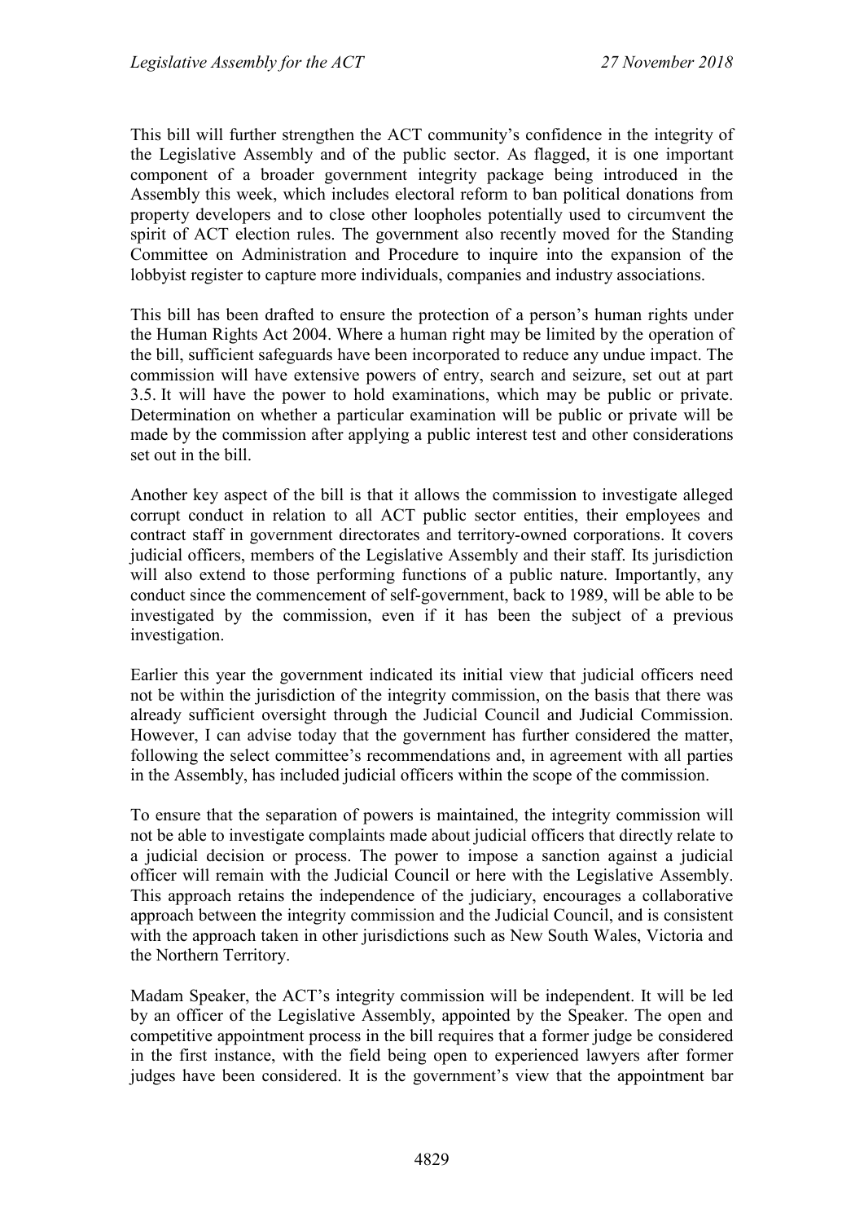This bill will further strengthen the ACT community's confidence in the integrity of the Legislative Assembly and of the public sector. As flagged, it is one important component of a broader government integrity package being introduced in the Assembly this week, which includes electoral reform to ban political donations from property developers and to close other loopholes potentially used to circumvent the spirit of ACT election rules. The government also recently moved for the Standing Committee on Administration and Procedure to inquire into the expansion of the lobbyist register to capture more individuals, companies and industry associations.

This bill has been drafted to ensure the protection of a person's human rights under the Human Rights Act 2004. Where a human right may be limited by the operation of the bill, sufficient safeguards have been incorporated to reduce any undue impact. The commission will have extensive powers of entry, search and seizure, set out at part 3.5. It will have the power to hold examinations, which may be public or private. Determination on whether a particular examination will be public or private will be made by the commission after applying a public interest test and other considerations set out in the bill.

Another key aspect of the bill is that it allows the commission to investigate alleged corrupt conduct in relation to all ACT public sector entities, their employees and contract staff in government directorates and territory-owned corporations. It covers judicial officers, members of the Legislative Assembly and their staff. Its jurisdiction will also extend to those performing functions of a public nature. Importantly, any conduct since the commencement of self-government, back to 1989, will be able to be investigated by the commission, even if it has been the subject of a previous investigation.

Earlier this year the government indicated its initial view that judicial officers need not be within the jurisdiction of the integrity commission, on the basis that there was already sufficient oversight through the Judicial Council and Judicial Commission. However, I can advise today that the government has further considered the matter, following the select committee's recommendations and, in agreement with all parties in the Assembly, has included judicial officers within the scope of the commission.

To ensure that the separation of powers is maintained, the integrity commission will not be able to investigate complaints made about judicial officers that directly relate to a judicial decision or process. The power to impose a sanction against a judicial officer will remain with the Judicial Council or here with the Legislative Assembly. This approach retains the independence of the judiciary, encourages a collaborative approach between the integrity commission and the Judicial Council, and is consistent with the approach taken in other jurisdictions such as New South Wales, Victoria and the Northern Territory.

Madam Speaker, the ACT's integrity commission will be independent. It will be led by an officer of the Legislative Assembly, appointed by the Speaker. The open and competitive appointment process in the bill requires that a former judge be considered in the first instance, with the field being open to experienced lawyers after former judges have been considered. It is the government's view that the appointment bar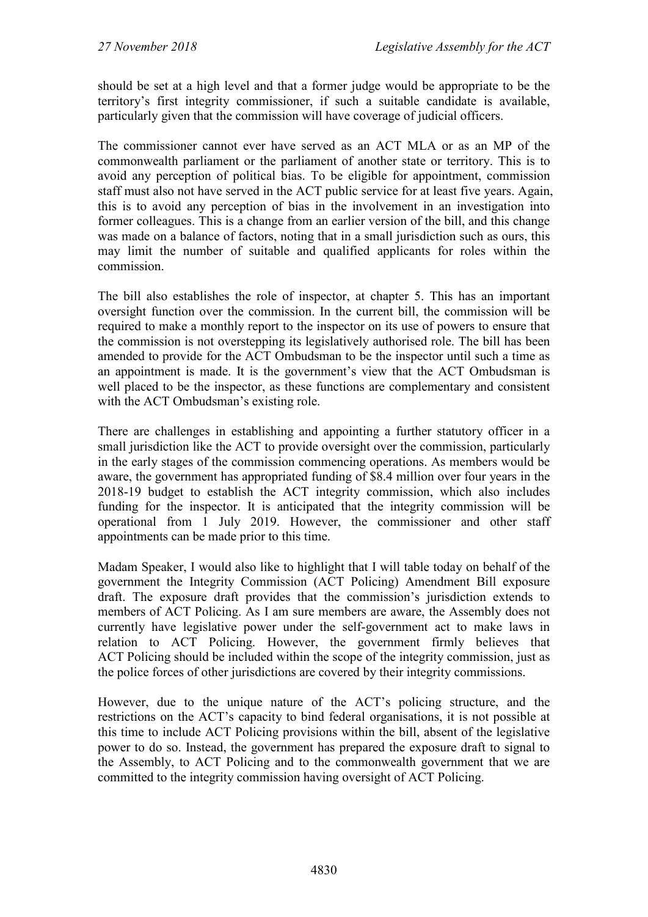should be set at a high level and that a former judge would be appropriate to be the territory's first integrity commissioner, if such a suitable candidate is available, particularly given that the commission will have coverage of judicial officers.

The commissioner cannot ever have served as an ACT MLA or as an MP of the commonwealth parliament or the parliament of another state or territory. This is to avoid any perception of political bias. To be eligible for appointment, commission staff must also not have served in the ACT public service for at least five years. Again, this is to avoid any perception of bias in the involvement in an investigation into former colleagues. This is a change from an earlier version of the bill, and this change was made on a balance of factors, noting that in a small jurisdiction such as ours, this may limit the number of suitable and qualified applicants for roles within the commission.

The bill also establishes the role of inspector, at chapter 5. This has an important oversight function over the commission. In the current bill, the commission will be required to make a monthly report to the inspector on its use of powers to ensure that the commission is not overstepping its legislatively authorised role. The bill has been amended to provide for the ACT Ombudsman to be the inspector until such a time as an appointment is made. It is the government's view that the ACT Ombudsman is well placed to be the inspector, as these functions are complementary and consistent with the ACT Ombudsman's existing role.

There are challenges in establishing and appointing a further statutory officer in a small jurisdiction like the ACT to provide oversight over the commission, particularly in the early stages of the commission commencing operations. As members would be aware, the government has appropriated funding of $8.4 million over four years in the 2018-19 budget to establish the ACT integrity commission, which also includes funding for the inspector. It is anticipated that the integrity commission will be operational from 1 July 2019. However, the commissioner and other staff appointments can be made prior to this time.

Madam Speaker, I would also like to highlight that I will table today on behalf of the government the Integrity Commission (ACT Policing) Amendment Bill exposure draft. The exposure draft provides that the commission's jurisdiction extends to members of ACT Policing. As I am sure members are aware, the Assembly does not currently have legislative power under the self-government act to make laws in relation to ACT Policing. However, the government firmly believes that ACT Policing should be included within the scope of the integrity commission, just as the police forces of other jurisdictions are covered by their integrity commissions.

However, due to the unique nature of the ACT's policing structure, and the restrictions on the ACT's capacity to bind federal organisations, it is not possible at this time to include ACT Policing provisions within the bill, absent of the legislative power to do so. Instead, the government has prepared the exposure draft to signal to the Assembly, to ACT Policing and to the commonwealth government that we are committed to the integrity commission having oversight of ACT Policing.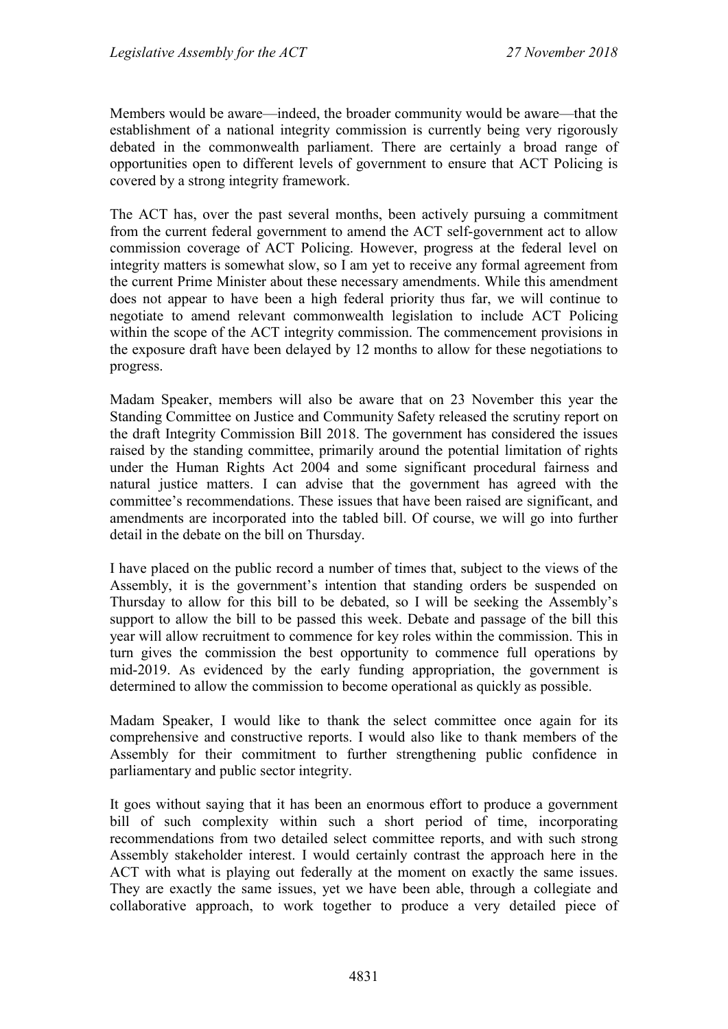Members would be aware—indeed, the broader community would be aware—that the establishment of a national integrity commission is currently being very rigorously debated in the commonwealth parliament. There are certainly a broad range of opportunities open to different levels of government to ensure that ACT Policing is covered by a strong integrity framework.

The ACT has, over the past several months, been actively pursuing a commitment from the current federal government to amend the ACT self-government act to allow commission coverage of ACT Policing. However, progress at the federal level on integrity matters is somewhat slow, so I am yet to receive any formal agreement from the current Prime Minister about these necessary amendments. While this amendment does not appear to have been a high federal priority thus far, we will continue to negotiate to amend relevant commonwealth legislation to include ACT Policing within the scope of the ACT integrity commission. The commencement provisions in the exposure draft have been delayed by 12 months to allow for these negotiations to progress.

Madam Speaker, members will also be aware that on 23 November this year the Standing Committee on Justice and Community Safety released the scrutiny report on the draft Integrity Commission Bill 2018. The government has considered the issues raised by the standing committee, primarily around the potential limitation of rights under the Human Rights Act 2004 and some significant procedural fairness and natural justice matters. I can advise that the government has agreed with the committee's recommendations. These issues that have been raised are significant, and amendments are incorporated into the tabled bill. Of course, we will go into further detail in the debate on the bill on Thursday.

I have placed on the public record a number of times that, subject to the views of the Assembly, it is the government's intention that standing orders be suspended on Thursday to allow for this bill to be debated, so I will be seeking the Assembly's support to allow the bill to be passed this week. Debate and passage of the bill this year will allow recruitment to commence for key roles within the commission. This in turn gives the commission the best opportunity to commence full operations by mid-2019. As evidenced by the early funding appropriation, the government is determined to allow the commission to become operational as quickly as possible.

Madam Speaker, I would like to thank the select committee once again for its comprehensive and constructive reports. I would also like to thank members of the Assembly for their commitment to further strengthening public confidence in parliamentary and public sector integrity.

It goes without saying that it has been an enormous effort to produce a government bill of such complexity within such a short period of time, incorporating recommendations from two detailed select committee reports, and with such strong Assembly stakeholder interest. I would certainly contrast the approach here in the ACT with what is playing out federally at the moment on exactly the same issues. They are exactly the same issues, yet we have been able, through a collegiate and collaborative approach, to work together to produce a very detailed piece of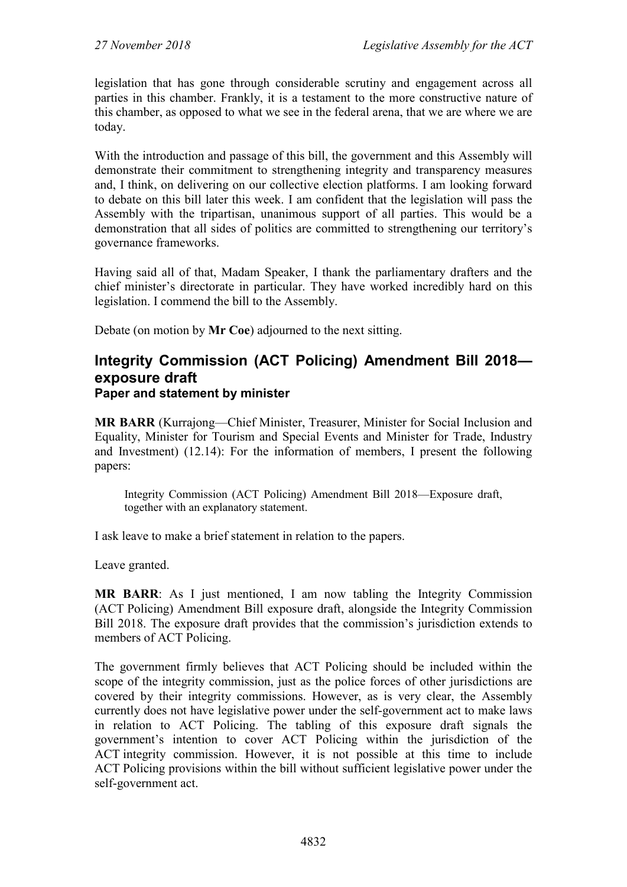legislation that has gone through considerable scrutiny and engagement across all parties in this chamber. Frankly, it is a testament to the more constructive nature of this chamber, as opposed to what we see in the federal arena, that we are where we are today.

With the introduction and passage of this bill, the government and this Assembly will demonstrate their commitment to strengthening integrity and transparency measures and, I think, on delivering on our collective election platforms. I am looking forward to debate on this bill later this week. I am confident that the legislation will pass the Assembly with the tripartisan, unanimous support of all parties. This would be a demonstration that all sides of politics are committed to strengthening our territory's governance frameworks.

Having said all of that, Madam Speaker, I thank the parliamentary drafters and the chief minister's directorate in particular. They have worked incredibly hard on this legislation. I commend the bill to the Assembly.

Debate (on motion by **Mr Coe**) adjourned to the next sitting.

## Integrity Commission (ACT Policing) Amendment Bill 2018—exposure draft

### Paper and statement by minister

**MR BARR** (Kurrajong—Chief Minister, Treasurer, Minister for Social Inclusion and Equality, Minister for Tourism and Special Events and Minister for Trade, Industry and Investment) (12.14): For the information of members, I present the following papers:

> Integrity Commission (ACT Policing) Amendment Bill 2018—Exposure draft, together with an explanatory statement.

I ask leave to make a brief statement in relation to the papers.

Leave granted.

**MR BARR**: As I just mentioned, I am now tabling the Integrity Commission (ACT Policing) Amendment Bill exposure draft, alongside the Integrity Commission Bill 2018. The exposure draft provides that the commission's jurisdiction extends to members of ACT Policing.

The government firmly believes that ACT Policing should be included within the scope of the integrity commission, just as the police forces of other jurisdictions are covered by their integrity commissions. However, as is very clear, the Assembly currently does not have legislative power under the self-government act to make laws in relation to ACT Policing. The tabling of this exposure draft signals the government's intention to cover ACT Policing within the jurisdiction of the ACT integrity commission. However, it is not possible at this time to include ACT Policing provisions within the bill without sufficient legislative power under the self-government act.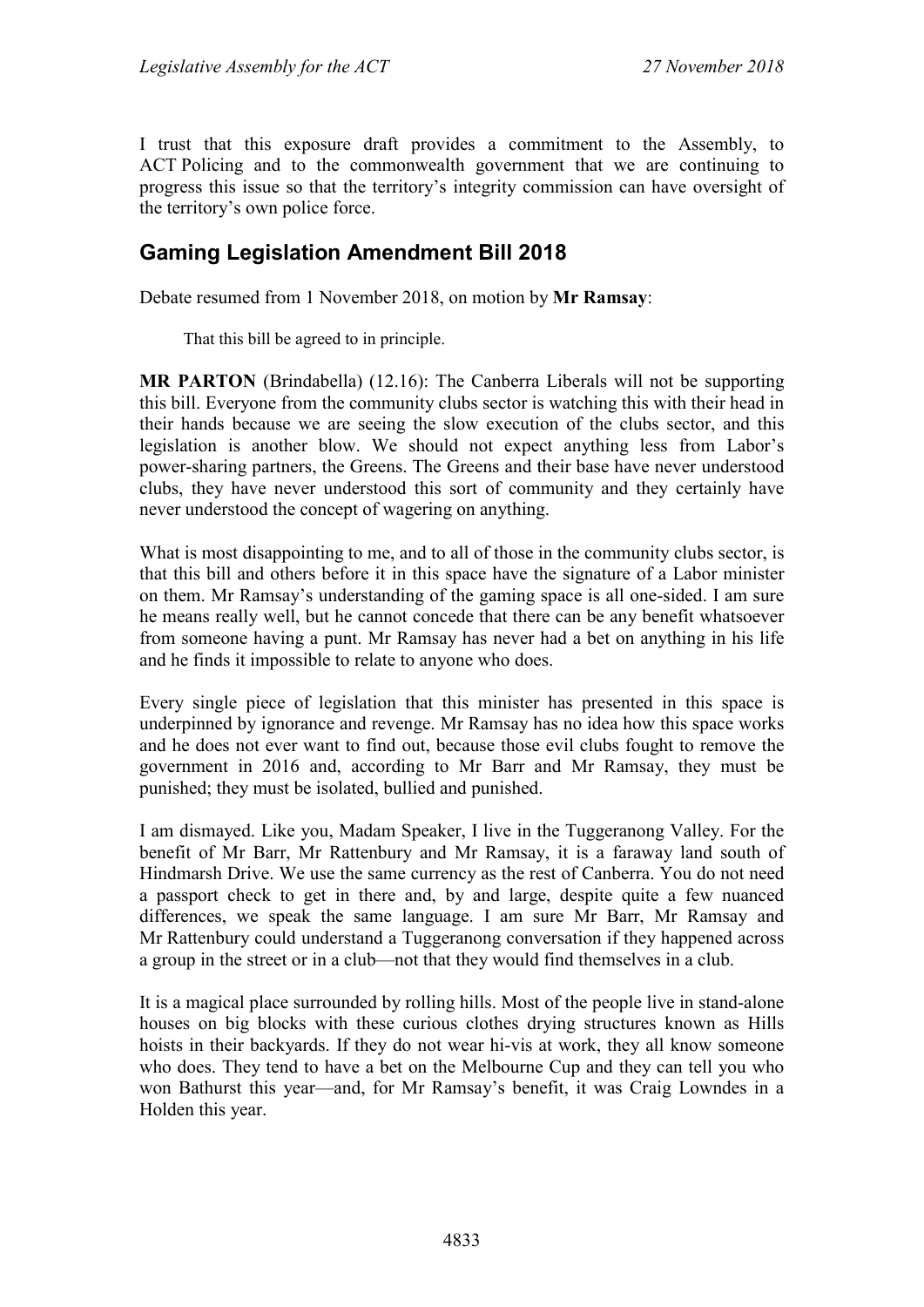I trust that this exposure draft provides a commitment to the Assembly, to ACT Policing and to the commonwealth government that we are continuing to progress this issue so that the territory's integrity commission can have oversight of the territory's own police force.

## Gaming Legislation Amendment Bill 2018

Debate resumed from 1 November 2018, on motion by **Mr Ramsay**:

> That this bill be agreed to in principle.

**MR PARTON** (Brindabella) (12.16): The Canberra Liberals will not be supporting this bill. Everyone from the community clubs sector is watching this with their head in their hands because we are seeing the slow execution of the clubs sector, and this legislation is another blow. We should not expect anything less from Labor's power-sharing partners, the Greens. The Greens and their base have never understood clubs, they have never understood this sort of community and they certainly have never understood the concept of wagering on anything.

What is most disappointing to me, and to all of those in the community clubs sector, is that this bill and others before it in this space have the signature of a Labor minister on them. Mr Ramsay's understanding of the gaming space is all one-sided. I am sure he means really well, but he cannot concede that there can be any benefit whatsoever from someone having a punt. Mr Ramsay has never had a bet on anything in his life and he finds it impossible to relate to anyone who does.

Every single piece of legislation that this minister has presented in this space is underpinned by ignorance and revenge. Mr Ramsay has no idea how this space works and he does not ever want to find out, because those evil clubs fought to remove the government in 2016 and, according to Mr Barr and Mr Ramsay, they must be punished; they must be isolated, bullied and punished.

I am dismayed. Like you, Madam Speaker, I live in the Tuggeranong Valley. For the benefit of Mr Barr, Mr Rattenbury and Mr Ramsay, it is a faraway land south of Hindmarsh Drive. We use the same currency as the rest of Canberra. You do not need a passport check to get in there and, by and large, despite quite a few nuanced differences, we speak the same language. I am sure Mr Barr, Mr Ramsay and Mr Rattenbury could understand a Tuggeranong conversation if they happened across a group in the street or in a club—not that they would find themselves in a club.

It is a magical place surrounded by rolling hills. Most of the people live in stand-alone houses on big blocks with these curious clothes drying structures known as Hills hoists in their backyards. If they do not wear hi-vis at work, they all know someone who does. They tend to have a bet on the Melbourne Cup and they can tell you who won Bathurst this year—and, for Mr Ramsay's benefit, it was Craig Lowndes in a Holden this year.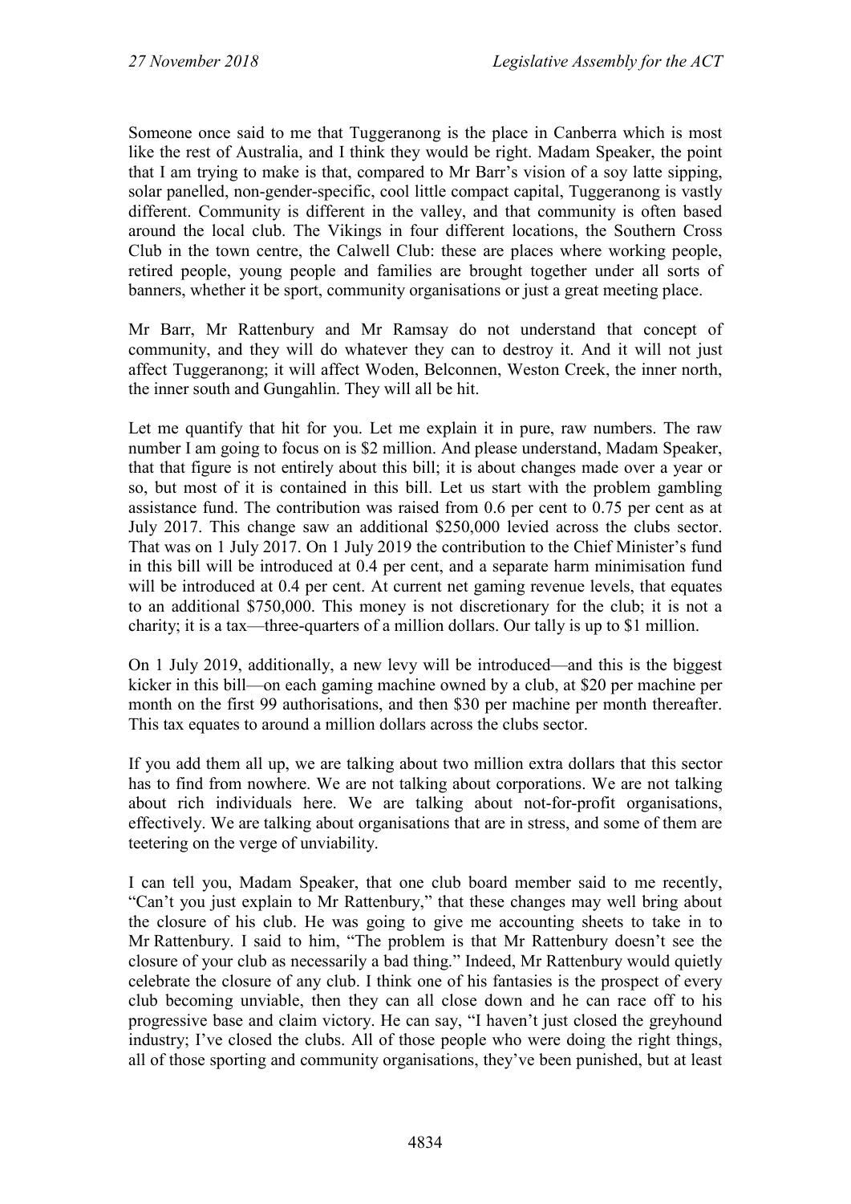Someone once said to me that Tuggeranong is the place in Canberra which is most like the rest of Australia, and I think they would be right. Madam Speaker, the point that I am trying to make is that, compared to Mr Barr's vision of a soy latte sipping, solar panelled, non-gender-specific, cool little compact capital, Tuggeranong is vastly different. Community is different in the valley, and that community is often based around the local club. The Vikings in four different locations, the Southern Cross Club in the town centre, the Calwell Club: these are places where working people, retired people, young people and families are brought together under all sorts of banners, whether it be sport, community organisations or just a great meeting place.

Mr Barr, Mr Rattenbury and Mr Ramsay do not understand that concept of community, and they will do whatever they can to destroy it. And it will not just affect Tuggeranong; it will affect Woden, Belconnen, Weston Creek, the inner north, the inner south and Gungahlin. They will all be hit.

Let me quantify that hit for you. Let me explain it in pure, raw numbers. The raw number I am going to focus on is $2 million. And please understand, Madam Speaker, that that figure is not entirely about this bill; it is about changes made over a year or so, but most of it is contained in this bill. Let us start with the problem gambling assistance fund. The contribution was raised from 0.6 per cent to 0.75 per cent as at July 2017. This change saw an additional $250,000 levied across the clubs sector. That was on 1 July 2017. On 1 July 2019 the contribution to the Chief Minister's fund in this bill will be introduced at 0.4 per cent, and a separate harm minimisation fund will be introduced at 0.4 per cent. At current net gaming revenue levels, that equates to an additional $750,000. This money is not discretionary for the club; it is not a charity; it is a tax—three-quarters of a million dollars. Our tally is up to $1 million.

On 1 July 2019, additionally, a new levy will be introduced—and this is the biggest kicker in this bill—on each gaming machine owned by a club, at $20 per machine per month on the first 99 authorisations, and then $30 per machine per month thereafter. This tax equates to around a million dollars across the clubs sector.

If you add them all up, we are talking about two million extra dollars that this sector has to find from nowhere. We are not talking about corporations. We are not talking about rich individuals here. We are talking about not-for-profit organisations, effectively. We are talking about organisations that are in stress, and some of them are teetering on the verge of unviability.

I can tell you, Madam Speaker, that one club board member said to me recently, "Can't you just explain to Mr Rattenbury," that these changes may well bring about the closure of his club. He was going to give me accounting sheets to take in to Mr Rattenbury. I said to him, "The problem is that Mr Rattenbury doesn't see the closure of your club as necessarily a bad thing." Indeed, Mr Rattenbury would quietly celebrate the closure of any club. I think one of his fantasies is the prospect of every club becoming unviable, then they can all close down and he can race off to his progressive base and claim victory. He can say, "I haven't just closed the greyhound industry; I've closed the clubs. All of those people who were doing the right things, all of those sporting and community organisations, they've been punished, but at least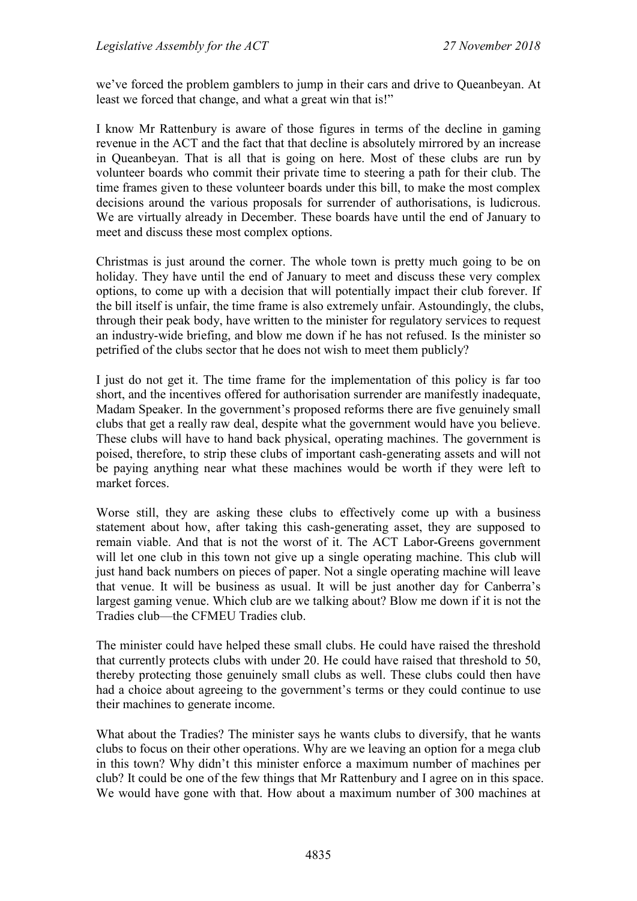we've forced the problem gamblers to jump in their cars and drive to Queanbeyan. At least we forced that change, and what a great win that is!"

I know Mr Rattenbury is aware of those figures in terms of the decline in gaming revenue in the ACT and the fact that that decline is absolutely mirrored by an increase in Queanbeyan. That is all that is going on here. Most of these clubs are run by volunteer boards who commit their private time to steering a path for their club. The time frames given to these volunteer boards under this bill, to make the most complex decisions around the various proposals for surrender of authorisations, is ludicrous. We are virtually already in December. These boards have until the end of January to meet and discuss these most complex options.

Christmas is just around the corner. The whole town is pretty much going to be on holiday. They have until the end of January to meet and discuss these very complex options, to come up with a decision that will potentially impact their club forever. If the bill itself is unfair, the time frame is also extremely unfair. Astoundingly, the clubs, through their peak body, have written to the minister for regulatory services to request an industry-wide briefing, and blow me down if he has not refused. Is the minister so petrified of the clubs sector that he does not wish to meet them publicly?

I just do not get it. The time frame for the implementation of this policy is far too short, and the incentives offered for authorisation surrender are manifestly inadequate, Madam Speaker. In the government's proposed reforms there are five genuinely small clubs that get a really raw deal, despite what the government would have you believe. These clubs will have to hand back physical, operating machines. The government is poised, therefore, to strip these clubs of important cash-generating assets and will not be paying anything near what these machines would be worth if they were left to market forces.

Worse still, they are asking these clubs to effectively come up with a business statement about how, after taking this cash-generating asset, they are supposed to remain viable. And that is not the worst of it. The ACT Labor-Greens government will let one club in this town not give up a single operating machine. This club will just hand back numbers on pieces of paper. Not a single operating machine will leave that venue. It will be business as usual. It will be just another day for Canberra's largest gaming venue. Which club are we talking about? Blow me down if it is not the Tradies club—the CFMEU Tradies club.

The minister could have helped these small clubs. He could have raised the threshold that currently protects clubs with under 20. He could have raised that threshold to 50, thereby protecting those genuinely small clubs as well. These clubs could then have had a choice about agreeing to the government's terms or they could continue to use their machines to generate income.

What about the Tradies? The minister says he wants clubs to diversify, that he wants clubs to focus on their other operations. Why are we leaving an option for a mega club in this town? Why didn't this minister enforce a maximum number of machines per club? It could be one of the few things that Mr Rattenbury and I agree on in this space. We would have gone with that. How about a maximum number of 300 machines at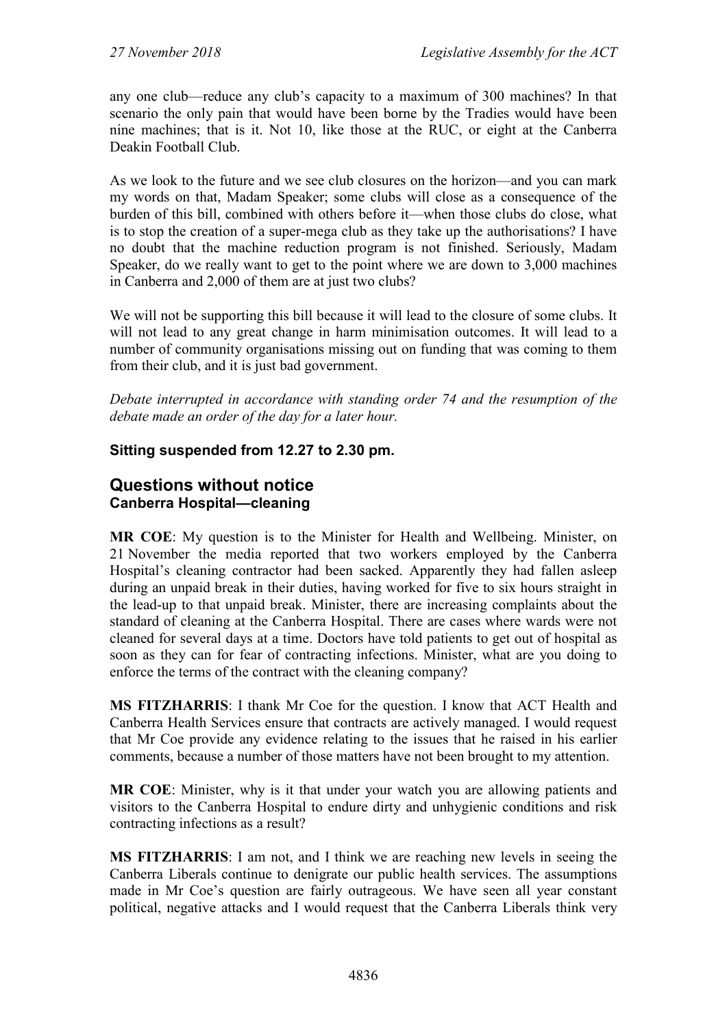any one club—reduce any club's capacity to a maximum of 300 machines? In that scenario the only pain that would have been borne by the Tradies would have been nine machines; that is it. Not 10, like those at the RUC, or eight at the Canberra Deakin Football Club.

As we look to the future and we see club closures on the horizon—and you can mark my words on that, Madam Speaker; some clubs will close as a consequence of the burden of this bill, combined with others before it—when those clubs do close, what is to stop the creation of a super-mega club as they take up the authorisations? I have no doubt that the machine reduction program is not finished. Seriously, Madam Speaker, do we really want to get to the point where we are down to 3,000 machines in Canberra and 2,000 of them are at just two clubs?

We will not be supporting this bill because it will lead to the closure of some clubs. It will not lead to any great change in harm minimisation outcomes. It will lead to a number of community organisations missing out on funding that was coming to them from their club, and it is just bad government.

*Debate interrupted in accordance with standing order 74 and the resumption of the debate made an order of the day for a later hour.*

**Sitting suspended from 12.27 to 2.30 pm.**

## Questions without notice

### Canberra Hospital—cleaning

**MR COE**: My question is to the Minister for Health and Wellbeing. Minister, on 21 November the media reported that two workers employed by the Canberra Hospital's cleaning contractor had been sacked. Apparently they had fallen asleep during an unpaid break in their duties, having worked for five to six hours straight in the lead-up to that unpaid break. Minister, there are increasing complaints about the standard of cleaning at the Canberra Hospital. There are cases where wards were not cleaned for several days at a time. Doctors have told patients to get out of hospital as soon as they can for fear of contracting infections. Minister, what are you doing to enforce the terms of the contract with the cleaning company?

**MS FITZHARRIS**: I thank Mr Coe for the question. I know that ACT Health and Canberra Health Services ensure that contracts are actively managed. I would request that Mr Coe provide any evidence relating to the issues that he raised in his earlier comments, because a number of those matters have not been brought to my attention.

**MR COE**: Minister, why is it that under your watch you are allowing patients and visitors to the Canberra Hospital to endure dirty and unhygienic conditions and risk contracting infections as a result?

**MS FITZHARRIS**: I am not, and I think we are reaching new levels in seeing the Canberra Liberals continue to denigrate our public health services. The assumptions made in Mr Coe's question are fairly outrageous. We have seen all year constant political, negative attacks and I would request that the Canberra Liberals think very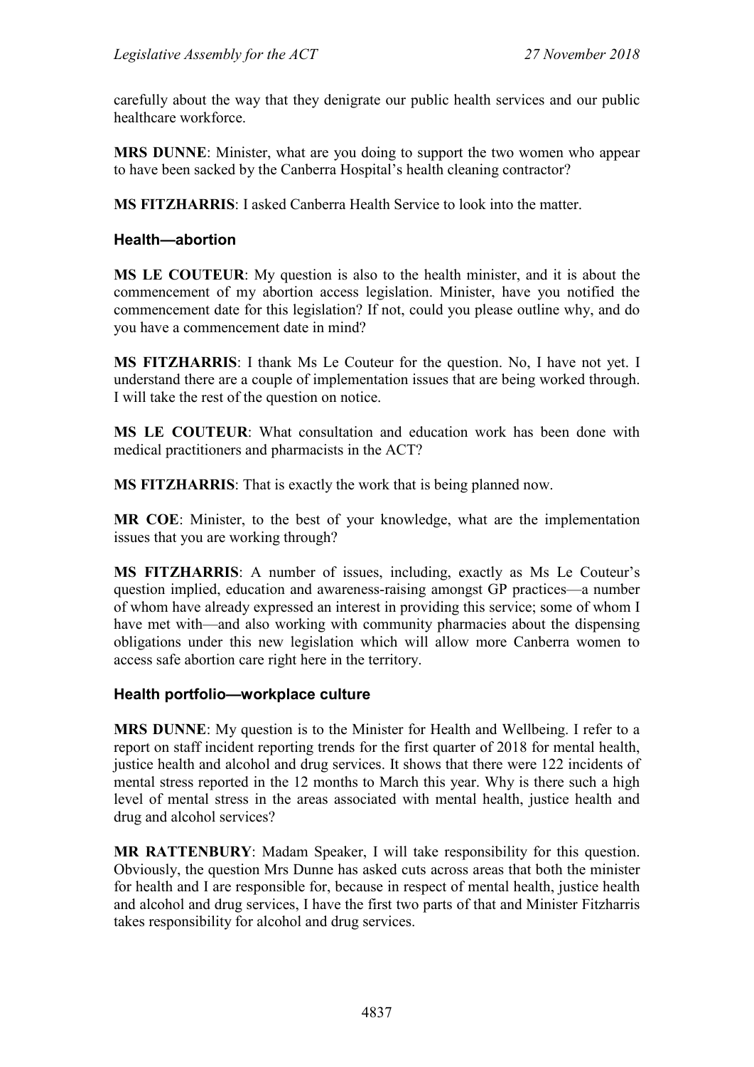carefully about the way that they denigrate our public health services and our public healthcare workforce.

**MRS DUNNE**: Minister, what are you doing to support the two women who appear to have been sacked by the Canberra Hospital's health cleaning contractor?

**MS FITZHARRIS**: I asked Canberra Health Service to look into the matter.

### Health—abortion

**MS LE COUTEUR**: My question is also to the health minister, and it is about the commencement of my abortion access legislation. Minister, have you notified the commencement date for this legislation? If not, could you please outline why, and do you have a commencement date in mind?

**MS FITZHARRIS**: I thank Ms Le Couteur for the question. No, I have not yet. I understand there are a couple of implementation issues that are being worked through. I will take the rest of the question on notice.

**MS LE COUTEUR**: What consultation and education work has been done with medical practitioners and pharmacists in the ACT?

**MS FITZHARRIS**: That is exactly the work that is being planned now.

**MR COE**: Minister, to the best of your knowledge, what are the implementation issues that you are working through?

**MS FITZHARRIS**: A number of issues, including, exactly as Ms Le Couteur's question implied, education and awareness-raising amongst GP practices—a number of whom have already expressed an interest in providing this service; some of whom I have met with—and also working with community pharmacies about the dispensing obligations under this new legislation which will allow more Canberra women to access safe abortion care right here in the territory.

### Health portfolio—workplace culture

**MRS DUNNE**: My question is to the Minister for Health and Wellbeing. I refer to a report on staff incident reporting trends for the first quarter of 2018 for mental health, justice health and alcohol and drug services. It shows that there were 122 incidents of mental stress reported in the 12 months to March this year. Why is there such a high level of mental stress in the areas associated with mental health, justice health and drug and alcohol services?

**MR RATTENBURY**: Madam Speaker, I will take responsibility for this question. Obviously, the question Mrs Dunne has asked cuts across areas that both the minister for health and I are responsible for, because in respect of mental health, justice health and alcohol and drug services, I have the first two parts of that and Minister Fitzharris takes responsibility for alcohol and drug services.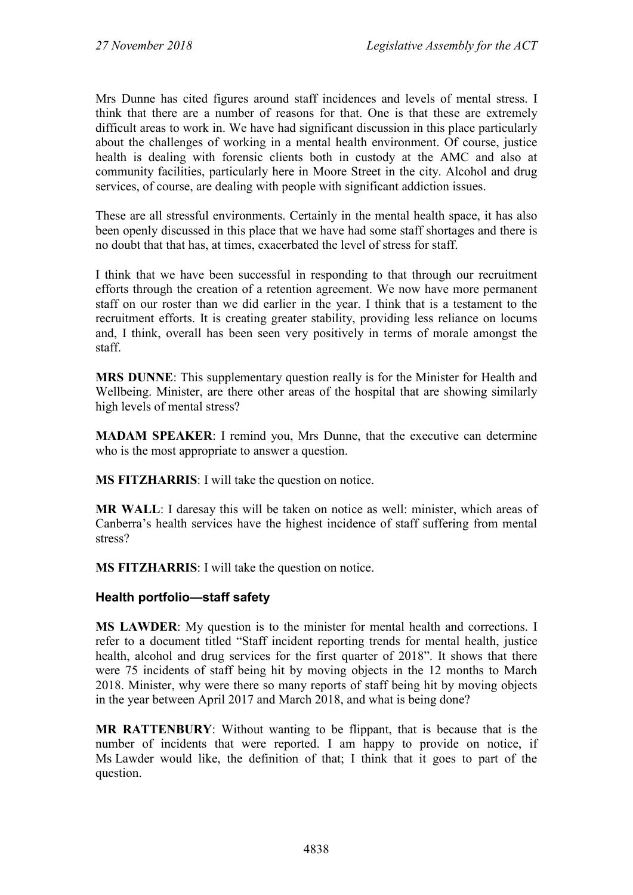Mrs Dunne has cited figures around staff incidences and levels of mental stress. I think that there are a number of reasons for that. One is that these are extremely difficult areas to work in. We have had significant discussion in this place particularly about the challenges of working in a mental health environment. Of course, justice health is dealing with forensic clients both in custody at the AMC and also at community facilities, particularly here in Moore Street in the city. Alcohol and drug services, of course, are dealing with people with significant addiction issues.

These are all stressful environments. Certainly in the mental health space, it has also been openly discussed in this place that we have had some staff shortages and there is no doubt that that has, at times, exacerbated the level of stress for staff.

I think that we have been successful in responding to that through our recruitment efforts through the creation of a retention agreement. We now have more permanent staff on our roster than we did earlier in the year. I think that is a testament to the recruitment efforts. It is creating greater stability, providing less reliance on locums and, I think, overall has been seen very positively in terms of morale amongst the staff.

**MRS DUNNE**: This supplementary question really is for the Minister for Health and Wellbeing. Minister, are there other areas of the hospital that are showing similarly high levels of mental stress?

**MADAM SPEAKER**: I remind you, Mrs Dunne, that the executive can determine who is the most appropriate to answer a question.

**MS FITZHARRIS**: I will take the question on notice.

**MR WALL**: I daresay this will be taken on notice as well: minister, which areas of Canberra's health services have the highest incidence of staff suffering from mental stress?

**MS FITZHARRIS**: I will take the question on notice.

### Health portfolio—staff safety

**MS LAWDER**: My question is to the minister for mental health and corrections. I refer to a document titled "Staff incident reporting trends for mental health, justice health, alcohol and drug services for the first quarter of 2018". It shows that there were 75 incidents of staff being hit by moving objects in the 12 months to March 2018. Minister, why were there so many reports of staff being hit by moving objects in the year between April 2017 and March 2018, and what is being done?

**MR RATTENBURY**: Without wanting to be flippant, that is because that is the number of incidents that were reported. I am happy to provide on notice, if Ms Lawder would like, the definition of that; I think that it goes to part of the question.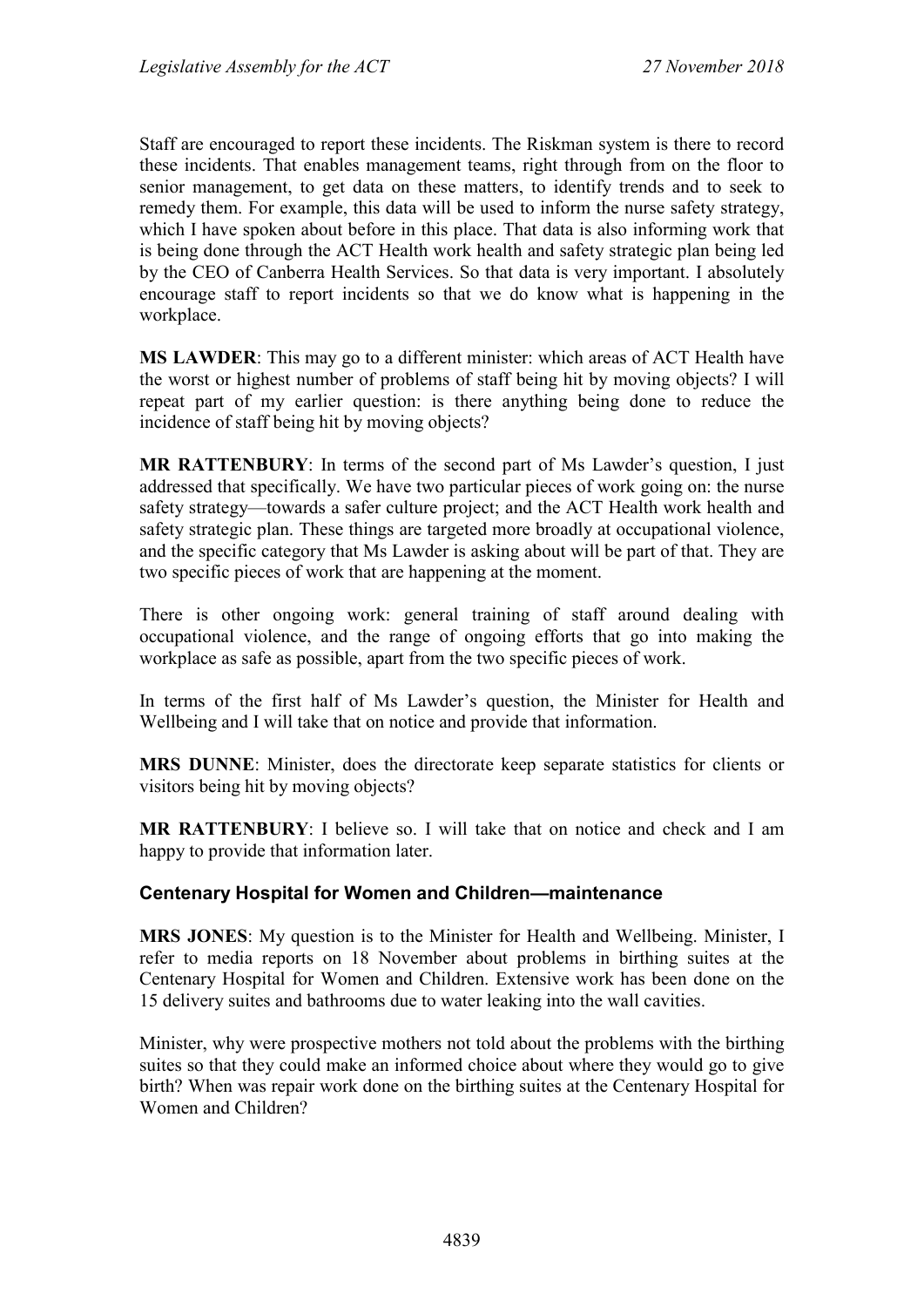Staff are encouraged to report these incidents. The Riskman system is there to record these incidents. That enables management teams, right through from on the floor to senior management, to get data on these matters, to identify trends and to seek to remedy them. For example, this data will be used to inform the nurse safety strategy, which I have spoken about before in this place. That data is also informing work that is being done through the ACT Health work health and safety strategic plan being led by the CEO of Canberra Health Services. So that data is very important. I absolutely encourage staff to report incidents so that we do know what is happening in the workplace.

**MS LAWDER**: This may go to a different minister: which areas of ACT Health have the worst or highest number of problems of staff being hit by moving objects? I will repeat part of my earlier question: is there anything being done to reduce the incidence of staff being hit by moving objects?

**MR RATTENBURY**: In terms of the second part of Ms Lawder's question, I just addressed that specifically. We have two particular pieces of work going on: the nurse safety strategy—towards a safer culture project; and the ACT Health work health and safety strategic plan. These things are targeted more broadly at occupational violence, and the specific category that Ms Lawder is asking about will be part of that. They are two specific pieces of work that are happening at the moment.

There is other ongoing work: general training of staff around dealing with occupational violence, and the range of ongoing efforts that go into making the workplace as safe as possible, apart from the two specific pieces of work.

In terms of the first half of Ms Lawder's question, the Minister for Health and Wellbeing and I will take that on notice and provide that information.

**MRS DUNNE**: Minister, does the directorate keep separate statistics for clients or visitors being hit by moving objects?

**MR RATTENBURY**: I believe so. I will take that on notice and check and I am happy to provide that information later.

### Centenary Hospital for Women and Children—maintenance

**MRS JONES**: My question is to the Minister for Health and Wellbeing. Minister, I refer to media reports on 18 November about problems in birthing suites at the Centenary Hospital for Women and Children. Extensive work has been done on the 15 delivery suites and bathrooms due to water leaking into the wall cavities.

Minister, why were prospective mothers not told about the problems with the birthing suites so that they could make an informed choice about where they would go to give birth? When was repair work done on the birthing suites at the Centenary Hospital for Women and Children?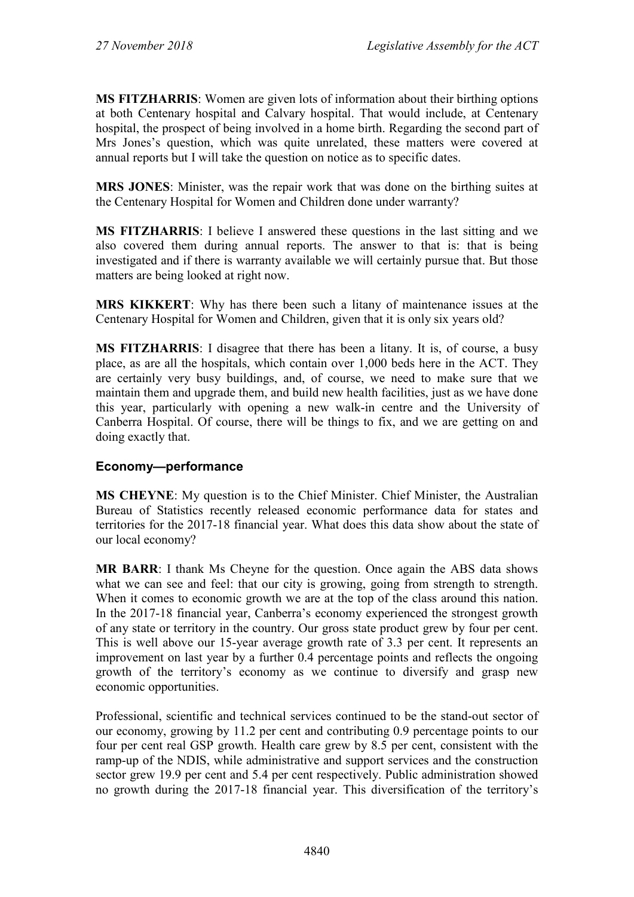**MS FITZHARRIS**: Women are given lots of information about their birthing options at both Centenary hospital and Calvary hospital. That would include, at Centenary hospital, the prospect of being involved in a home birth. Regarding the second part of Mrs Jones's question, which was quite unrelated, these matters were covered at annual reports but I will take the question on notice as to specific dates.

**MRS JONES**: Minister, was the repair work that was done on the birthing suites at the Centenary Hospital for Women and Children done under warranty?

**MS FITZHARRIS**: I believe I answered these questions in the last sitting and we also covered them during annual reports. The answer to that is: that is being investigated and if there is warranty available we will certainly pursue that. But those matters are being looked at right now.

**MRS KIKKERT**: Why has there been such a litany of maintenance issues at the Centenary Hospital for Women and Children, given that it is only six years old?

**MS FITZHARRIS**: I disagree that there has been a litany. It is, of course, a busy place, as are all the hospitals, which contain over 1,000 beds here in the ACT. They are certainly very busy buildings, and, of course, we need to make sure that we maintain them and upgrade them, and build new health facilities, just as we have done this year, particularly with opening a new walk-in centre and the University of Canberra Hospital. Of course, there will be things to fix, and we are getting on and doing exactly that.

### Economy—performance

**MS CHEYNE**: My question is to the Chief Minister. Chief Minister, the Australian Bureau of Statistics recently released economic performance data for states and territories for the 2017-18 financial year. What does this data show about the state of our local economy?

**MR BARR**: I thank Ms Cheyne for the question. Once again the ABS data shows what we can see and feel: that our city is growing, going from strength to strength. When it comes to economic growth we are at the top of the class around this nation. In the 2017-18 financial year, Canberra's economy experienced the strongest growth of any state or territory in the country. Our gross state product grew by four per cent. This is well above our 15-year average growth rate of 3.3 per cent. It represents an improvement on last year by a further 0.4 percentage points and reflects the ongoing growth of the territory's economy as we continue to diversify and grasp new economic opportunities.

Professional, scientific and technical services continued to be the stand-out sector of our economy, growing by 11.2 per cent and contributing 0.9 percentage points to our four per cent real GSP growth. Health care grew by 8.5 per cent, consistent with the ramp-up of the NDIS, while administrative and support services and the construction sector grew 19.9 per cent and 5.4 per cent respectively. Public administration showed no growth during the 2017-18 financial year. This diversification of the territory's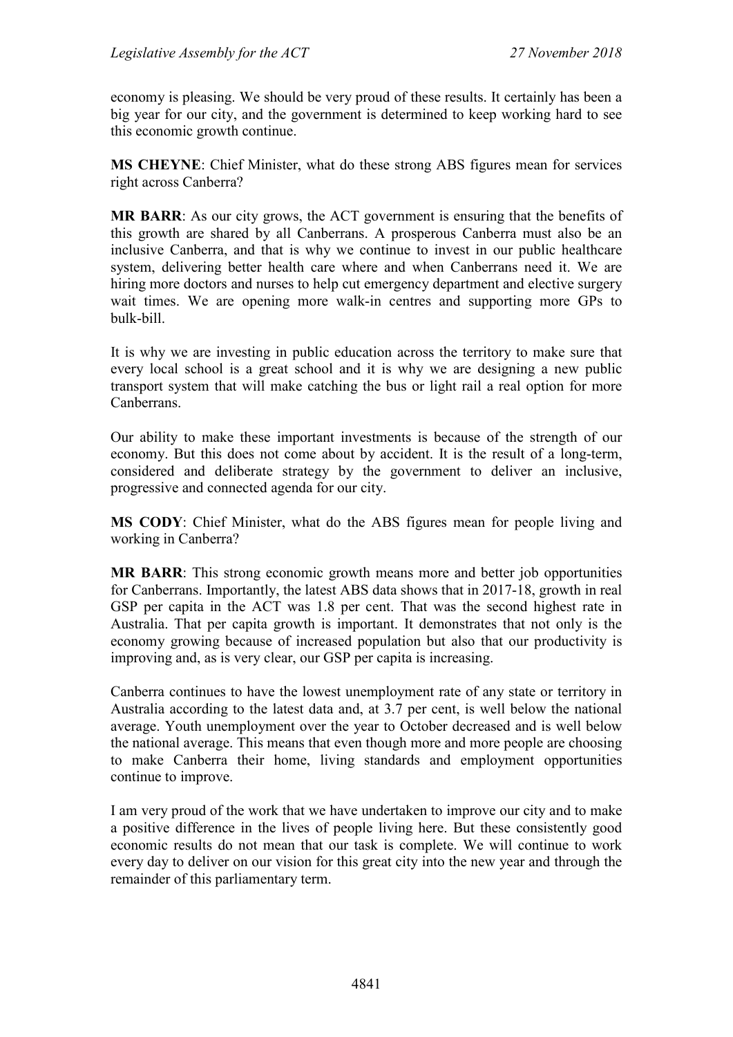economy is pleasing. We should be very proud of these results. It certainly has been a big year for our city, and the government is determined to keep working hard to see this economic growth continue.

**MS CHEYNE**: Chief Minister, what do these strong ABS figures mean for services right across Canberra?

**MR BARR**: As our city grows, the ACT government is ensuring that the benefits of this growth are shared by all Canberrans. A prosperous Canberra must also be an inclusive Canberra, and that is why we continue to invest in our public healthcare system, delivering better health care where and when Canberrans need it. We are hiring more doctors and nurses to help cut emergency department and elective surgery wait times. We are opening more walk-in centres and supporting more GPs to bulk-bill.

It is why we are investing in public education across the territory to make sure that every local school is a great school and it is why we are designing a new public transport system that will make catching the bus or light rail a real option for more Canberrans.

Our ability to make these important investments is because of the strength of our economy. But this does not come about by accident. It is the result of a long-term, considered and deliberate strategy by the government to deliver an inclusive, progressive and connected agenda for our city.

**MS CODY**: Chief Minister, what do the ABS figures mean for people living and working in Canberra?

**MR BARR**: This strong economic growth means more and better job opportunities for Canberrans. Importantly, the latest ABS data shows that in 2017-18, growth in real GSP per capita in the ACT was 1.8 per cent. That was the second highest rate in Australia. That per capita growth is important. It demonstrates that not only is the economy growing because of increased population but also that our productivity is improving and, as is very clear, our GSP per capita is increasing.

Canberra continues to have the lowest unemployment rate of any state or territory in Australia according to the latest data and, at 3.7 per cent, is well below the national average. Youth unemployment over the year to October decreased and is well below the national average. This means that even though more and more people are choosing to make Canberra their home, living standards and employment opportunities continue to improve.

I am very proud of the work that we have undertaken to improve our city and to make a positive difference in the lives of people living here. But these consistently good economic results do not mean that our task is complete. We will continue to work every day to deliver on our vision for this great city into the new year and through the remainder of this parliamentary term.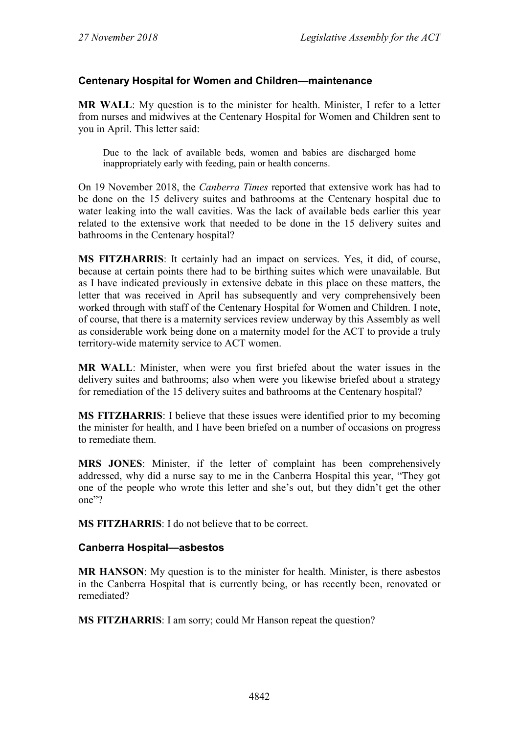### Centenary Hospital for Women and Children—maintenance

**MR WALL**: My question is to the minister for health. Minister, I refer to a letter from nurses and midwives at the Centenary Hospital for Women and Children sent to you in April. This letter said:

> Due to the lack of available beds, women and babies are discharged home inappropriately early with feeding, pain or health concerns.

On 19 November 2018, the *Canberra Times* reported that extensive work has had to be done on the 15 delivery suites and bathrooms at the Centenary hospital due to water leaking into the wall cavities. Was the lack of available beds earlier this year related to the extensive work that needed to be done in the 15 delivery suites and bathrooms in the Centenary hospital?

**MS FITZHARRIS**: It certainly had an impact on services. Yes, it did, of course, because at certain points there had to be birthing suites which were unavailable. But as I have indicated previously in extensive debate in this place on these matters, the letter that was received in April has subsequently and very comprehensively been worked through with staff of the Centenary Hospital for Women and Children. I note, of course, that there is a maternity services review underway by this Assembly as well as considerable work being done on a maternity model for the ACT to provide a truly territory-wide maternity service to ACT women.

**MR WALL**: Minister, when were you first briefed about the water issues in the delivery suites and bathrooms; also when were you likewise briefed about a strategy for remediation of the 15 delivery suites and bathrooms at the Centenary hospital?

**MS FITZHARRIS**: I believe that these issues were identified prior to my becoming the minister for health, and I have been briefed on a number of occasions on progress to remediate them.

**MRS JONES**: Minister, if the letter of complaint has been comprehensively addressed, why did a nurse say to me in the Canberra Hospital this year, "They got one of the people who wrote this letter and she's out, but they didn't get the other one"?

**MS FITZHARRIS**: I do not believe that to be correct.

### Canberra Hospital—asbestos

**MR HANSON**: My question is to the minister for health. Minister, is there asbestos in the Canberra Hospital that is currently being, or has recently been, renovated or remediated?

**MS FITZHARRIS**: I am sorry; could Mr Hanson repeat the question?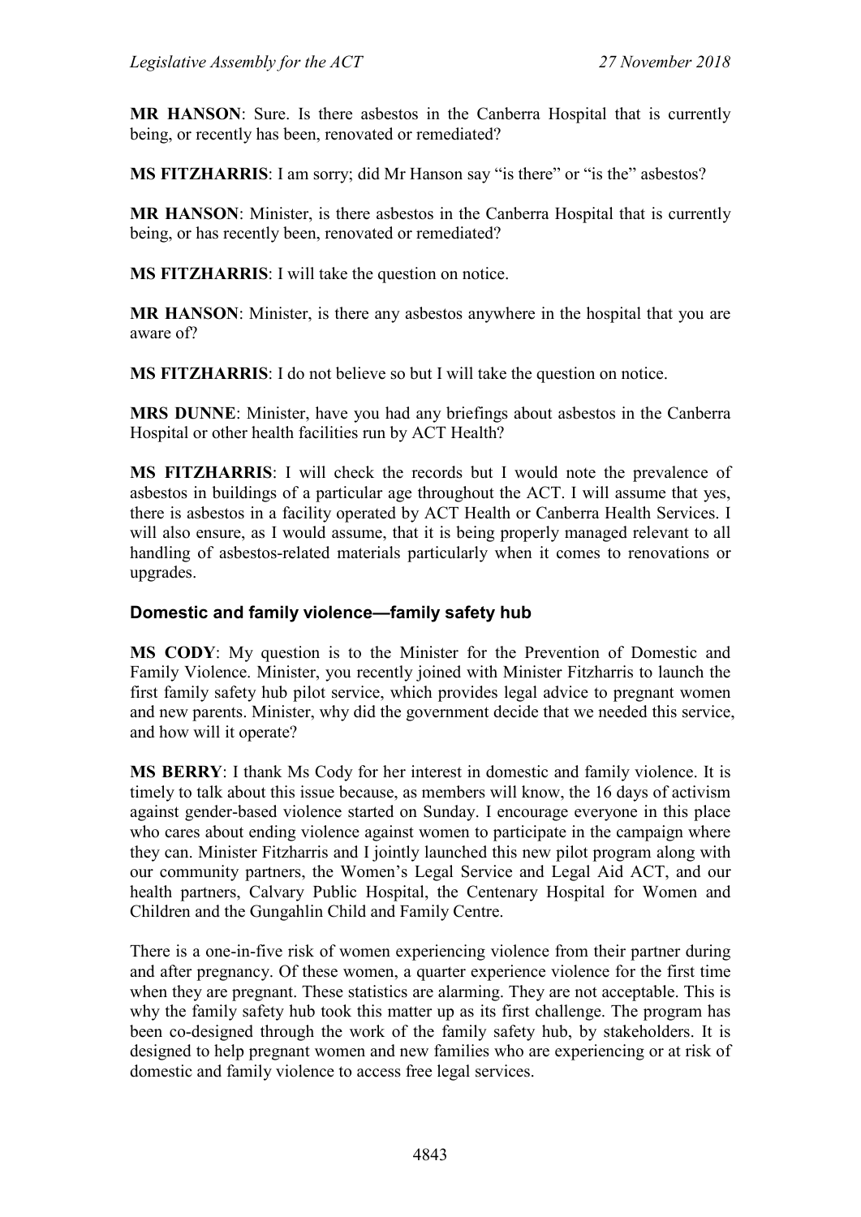**MR HANSON**: Sure. Is there asbestos in the Canberra Hospital that is currently being, or recently has been, renovated or remediated?

**MS FITZHARRIS**: I am sorry; did Mr Hanson say "is there" or "is the" asbestos?

**MR HANSON**: Minister, is there asbestos in the Canberra Hospital that is currently being, or has recently been, renovated or remediated?

**MS FITZHARRIS**: I will take the question on notice.

**MR HANSON**: Minister, is there any asbestos anywhere in the hospital that you are aware of?

**MS FITZHARRIS**: I do not believe so but I will take the question on notice.

**MRS DUNNE**: Minister, have you had any briefings about asbestos in the Canberra Hospital or other health facilities run by ACT Health?

**MS FITZHARRIS**: I will check the records but I would note the prevalence of asbestos in buildings of a particular age throughout the ACT. I will assume that yes, there is asbestos in a facility operated by ACT Health or Canberra Health Services. I will also ensure, as I would assume, that it is being properly managed relevant to all handling of asbestos-related materials particularly when it comes to renovations or upgrades.

### Domestic and family violence—family safety hub

**MS CODY**: My question is to the Minister for the Prevention of Domestic and Family Violence. Minister, you recently joined with Minister Fitzharris to launch the first family safety hub pilot service, which provides legal advice to pregnant women and new parents. Minister, why did the government decide that we needed this service, and how will it operate?

**MS BERRY**: I thank Ms Cody for her interest in domestic and family violence. It is timely to talk about this issue because, as members will know, the 16 days of activism against gender-based violence started on Sunday. I encourage everyone in this place who cares about ending violence against women to participate in the campaign where they can. Minister Fitzharris and I jointly launched this new pilot program along with our community partners, the Women's Legal Service and Legal Aid ACT, and our health partners, Calvary Public Hospital, the Centenary Hospital for Women and Children and the Gungahlin Child and Family Centre.

There is a one-in-five risk of women experiencing violence from their partner during and after pregnancy. Of these women, a quarter experience violence for the first time when they are pregnant. These statistics are alarming. They are not acceptable. This is why the family safety hub took this matter up as its first challenge. The program has been co-designed through the work of the family safety hub, by stakeholders. It is designed to help pregnant women and new families who are experiencing or at risk of domestic and family violence to access free legal services.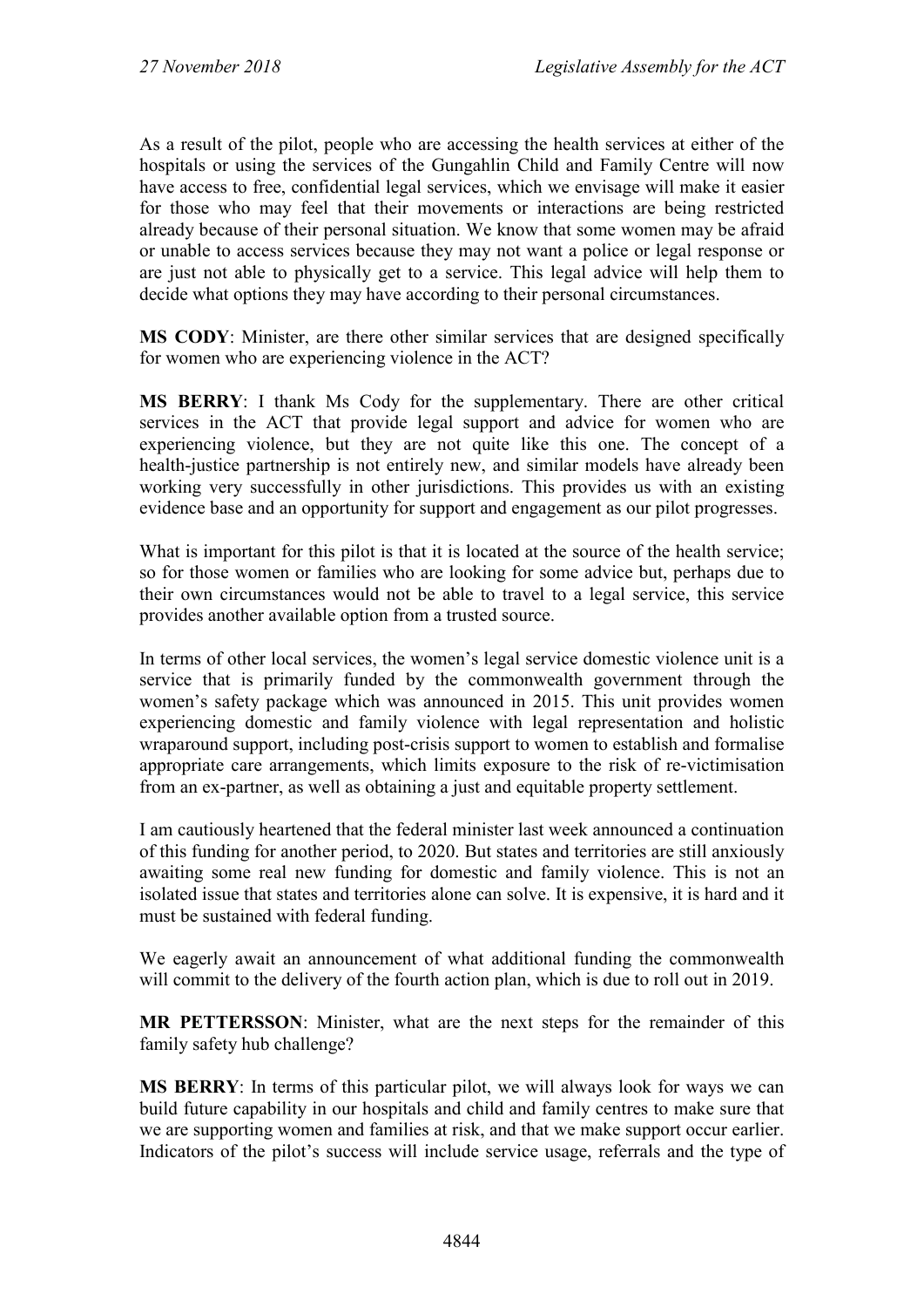As a result of the pilot, people who are accessing the health services at either of the hospitals or using the services of the Gungahlin Child and Family Centre will now have access to free, confidential legal services, which we envisage will make it easier for those who may feel that their movements or interactions are being restricted already because of their personal situation. We know that some women may be afraid or unable to access services because they may not want a police or legal response or are just not able to physically get to a service. This legal advice will help them to decide what options they may have according to their personal circumstances.

**MS CODY**: Minister, are there other similar services that are designed specifically for women who are experiencing violence in the ACT?

**MS BERRY**: I thank Ms Cody for the supplementary. There are other critical services in the ACT that provide legal support and advice for women who are experiencing violence, but they are not quite like this one. The concept of a health-justice partnership is not entirely new, and similar models have already been working very successfully in other jurisdictions. This provides us with an existing evidence base and an opportunity for support and engagement as our pilot progresses.

What is important for this pilot is that it is located at the source of the health service; so for those women or families who are looking for some advice but, perhaps due to their own circumstances would not be able to travel to a legal service, this service provides another available option from a trusted source.

In terms of other local services, the women's legal service domestic violence unit is a service that is primarily funded by the commonwealth government through the women's safety package which was announced in 2015. This unit provides women experiencing domestic and family violence with legal representation and holistic wraparound support, including post-crisis support to women to establish and formalise appropriate care arrangements, which limits exposure to the risk of re-victimisation from an ex-partner, as well as obtaining a just and equitable property settlement.

I am cautiously heartened that the federal minister last week announced a continuation of this funding for another period, to 2020. But states and territories are still anxiously awaiting some real new funding for domestic and family violence. This is not an isolated issue that states and territories alone can solve. It is expensive, it is hard and it must be sustained with federal funding.

We eagerly await an announcement of what additional funding the commonwealth will commit to the delivery of the fourth action plan, which is due to roll out in 2019.

**MR PETTERSSON**: Minister, what are the next steps for the remainder of this family safety hub challenge?

**MS BERRY**: In terms of this particular pilot, we will always look for ways we can build future capability in our hospitals and child and family centres to make sure that we are supporting women and families at risk, and that we make support occur earlier. Indicators of the pilot's success will include service usage, referrals and the type of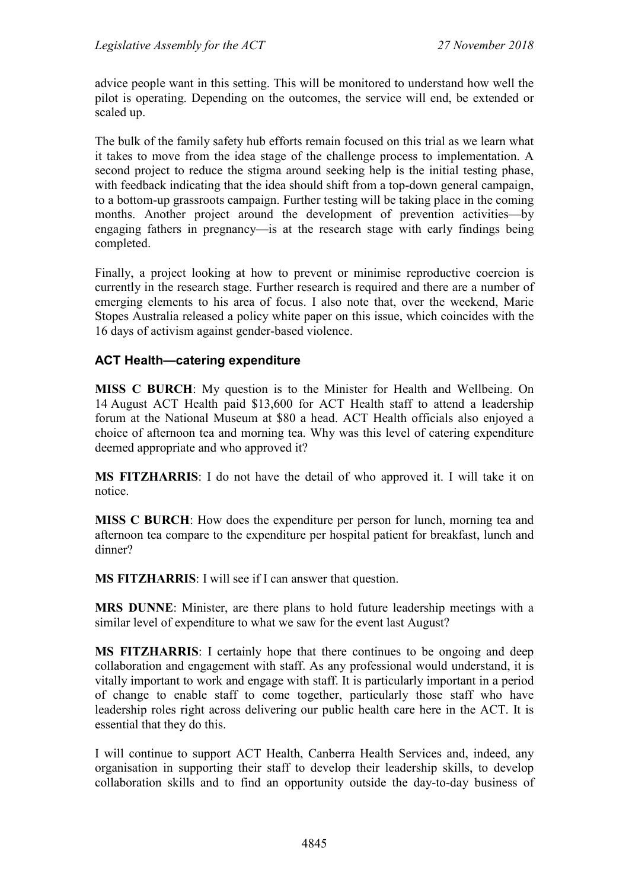advice people want in this setting. This will be monitored to understand how well the pilot is operating. Depending on the outcomes, the service will end, be extended or scaled up.

The bulk of the family safety hub efforts remain focused on this trial as we learn what it takes to move from the idea stage of the challenge process to implementation. A second project to reduce the stigma around seeking help is the initial testing phase, with feedback indicating that the idea should shift from a top-down general campaign, to a bottom-up grassroots campaign. Further testing will be taking place in the coming months. Another project around the development of prevention activities—by engaging fathers in pregnancy—is at the research stage with early findings being completed.

Finally, a project looking at how to prevent or minimise reproductive coercion is currently in the research stage. Further research is required and there are a number of emerging elements to his area of focus. I also note that, over the weekend, Marie Stopes Australia released a policy white paper on this issue, which coincides with the 16 days of activism against gender-based violence.

### ACT Health—catering expenditure

**MISS C BURCH**: My question is to the Minister for Health and Wellbeing. On 14 August ACT Health paid $13,600 for ACT Health staff to attend a leadership forum at the National Museum at $80 a head. ACT Health officials also enjoyed a choice of afternoon tea and morning tea. Why was this level of catering expenditure deemed appropriate and who approved it?

**MS FITZHARRIS**: I do not have the detail of who approved it. I will take it on notice.

**MISS C BURCH**: How does the expenditure per person for lunch, morning tea and afternoon tea compare to the expenditure per hospital patient for breakfast, lunch and dinner?

**MS FITZHARRIS**: I will see if I can answer that question.

**MRS DUNNE**: Minister, are there plans to hold future leadership meetings with a similar level of expenditure to what we saw for the event last August?

**MS FITZHARRIS**: I certainly hope that there continues to be ongoing and deep collaboration and engagement with staff. As any professional would understand, it is vitally important to work and engage with staff. It is particularly important in a period of change to enable staff to come together, particularly those staff who have leadership roles right across delivering our public health care here in the ACT. It is essential that they do this.

I will continue to support ACT Health, Canberra Health Services and, indeed, any organisation in supporting their staff to develop their leadership skills, to develop collaboration skills and to find an opportunity outside the day-to-day business of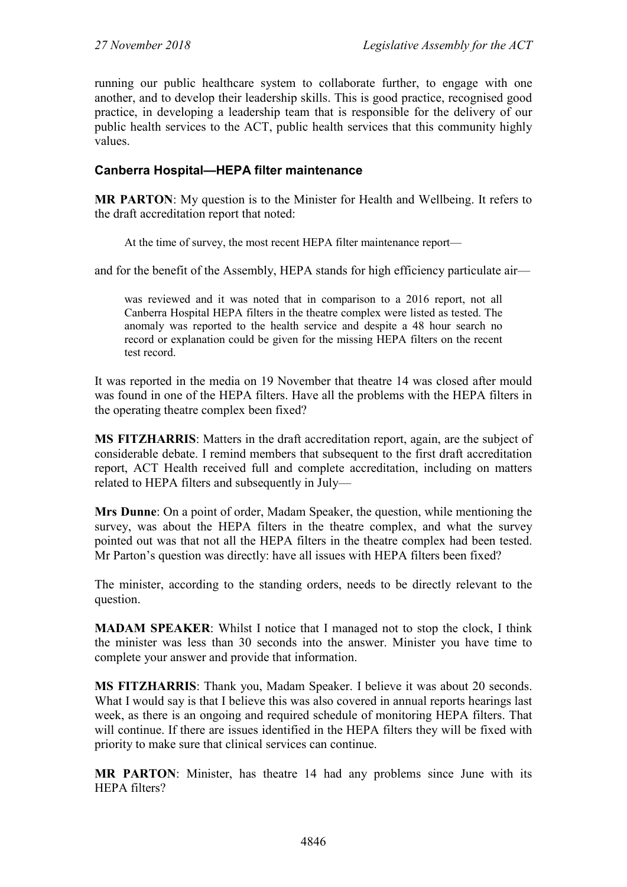running our public healthcare system to collaborate further, to engage with one another, and to develop their leadership skills. This is good practice, recognised good practice, in developing a leadership team that is responsible for the delivery of our public health services to the ACT, public health services that this community highly values.

### Canberra Hospital—HEPA filter maintenance

**MR PARTON**: My question is to the Minister for Health and Wellbeing. It refers to the draft accreditation report that noted:

> At the time of survey, the most recent HEPA filter maintenance report—

and for the benefit of the Assembly, HEPA stands for high efficiency particulate air—

> was reviewed and it was noted that in comparison to a 2016 report, not all Canberra Hospital HEPA filters in the theatre complex were listed as tested. The anomaly was reported to the health service and despite a 48 hour search no record or explanation could be given for the missing HEPA filters on the recent test record.

It was reported in the media on 19 November that theatre 14 was closed after mould was found in one of the HEPA filters. Have all the problems with the HEPA filters in the operating theatre complex been fixed?

**MS FITZHARRIS**: Matters in the draft accreditation report, again, are the subject of considerable debate. I remind members that subsequent to the first draft accreditation report, ACT Health received full and complete accreditation, including on matters related to HEPA filters and subsequently in July—

**Mrs Dunne**: On a point of order, Madam Speaker, the question, while mentioning the survey, was about the HEPA filters in the theatre complex, and what the survey pointed out was that not all the HEPA filters in the theatre complex had been tested. Mr Parton's question was directly: have all issues with HEPA filters been fixed?

The minister, according to the standing orders, needs to be directly relevant to the question.

**MADAM SPEAKER**: Whilst I notice that I managed not to stop the clock, I think the minister was less than 30 seconds into the answer. Minister you have time to complete your answer and provide that information.

**MS FITZHARRIS**: Thank you, Madam Speaker. I believe it was about 20 seconds. What I would say is that I believe this was also covered in annual reports hearings last week, as there is an ongoing and required schedule of monitoring HEPA filters. That will continue. If there are issues identified in the HEPA filters they will be fixed with priority to make sure that clinical services can continue.

**MR PARTON**: Minister, has theatre 14 had any problems since June with its HEPA filters?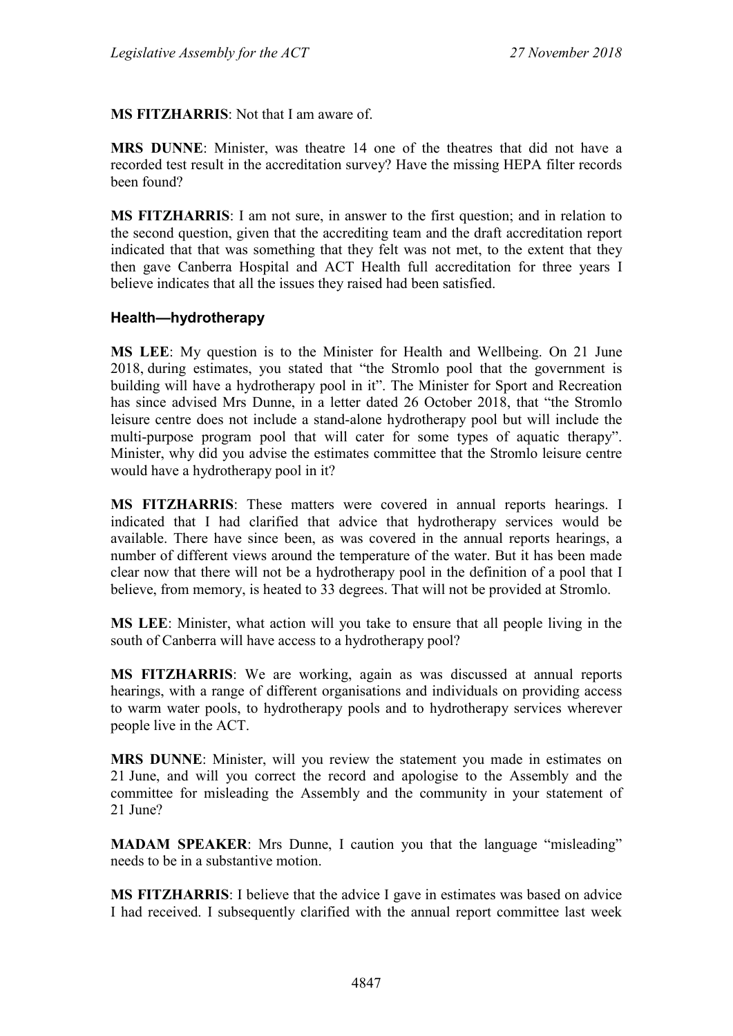**MS FITZHARRIS**: Not that I am aware of.

**MRS DUNNE**: Minister, was theatre 14 one of the theatres that did not have a recorded test result in the accreditation survey? Have the missing HEPA filter records been found?

**MS FITZHARRIS**: I am not sure, in answer to the first question; and in relation to the second question, given that the accrediting team and the draft accreditation report indicated that that was something that they felt was not met, to the extent that they then gave Canberra Hospital and ACT Health full accreditation for three years I believe indicates that all the issues they raised had been satisfied.

### Health—hydrotherapy

**MS LEE**: My question is to the Minister for Health and Wellbeing. On 21 June 2018, during estimates, you stated that "the Stromlo pool that the government is building will have a hydrotherapy pool in it". The Minister for Sport and Recreation has since advised Mrs Dunne, in a letter dated 26 October 2018, that "the Stromlo leisure centre does not include a stand-alone hydrotherapy pool but will include the multi-purpose program pool that will cater for some types of aquatic therapy". Minister, why did you advise the estimates committee that the Stromlo leisure centre would have a hydrotherapy pool in it?

**MS FITZHARRIS**: These matters were covered in annual reports hearings. I indicated that I had clarified that advice that hydrotherapy services would be available. There have since been, as was covered in the annual reports hearings, a number of different views around the temperature of the water. But it has been made clear now that there will not be a hydrotherapy pool in the definition of a pool that I believe, from memory, is heated to 33 degrees. That will not be provided at Stromlo.

**MS LEE**: Minister, what action will you take to ensure that all people living in the south of Canberra will have access to a hydrotherapy pool?

**MS FITZHARRIS**: We are working, again as was discussed at annual reports hearings, with a range of different organisations and individuals on providing access to warm water pools, to hydrotherapy pools and to hydrotherapy services wherever people live in the ACT.

**MRS DUNNE**: Minister, will you review the statement you made in estimates on 21 June, and will you correct the record and apologise to the Assembly and the committee for misleading the Assembly and the community in your statement of 21 June?

**MADAM SPEAKER**: Mrs Dunne, I caution you that the language "misleading" needs to be in a substantive motion.

**MS FITZHARRIS**: I believe that the advice I gave in estimates was based on advice I had received. I subsequently clarified with the annual report committee last week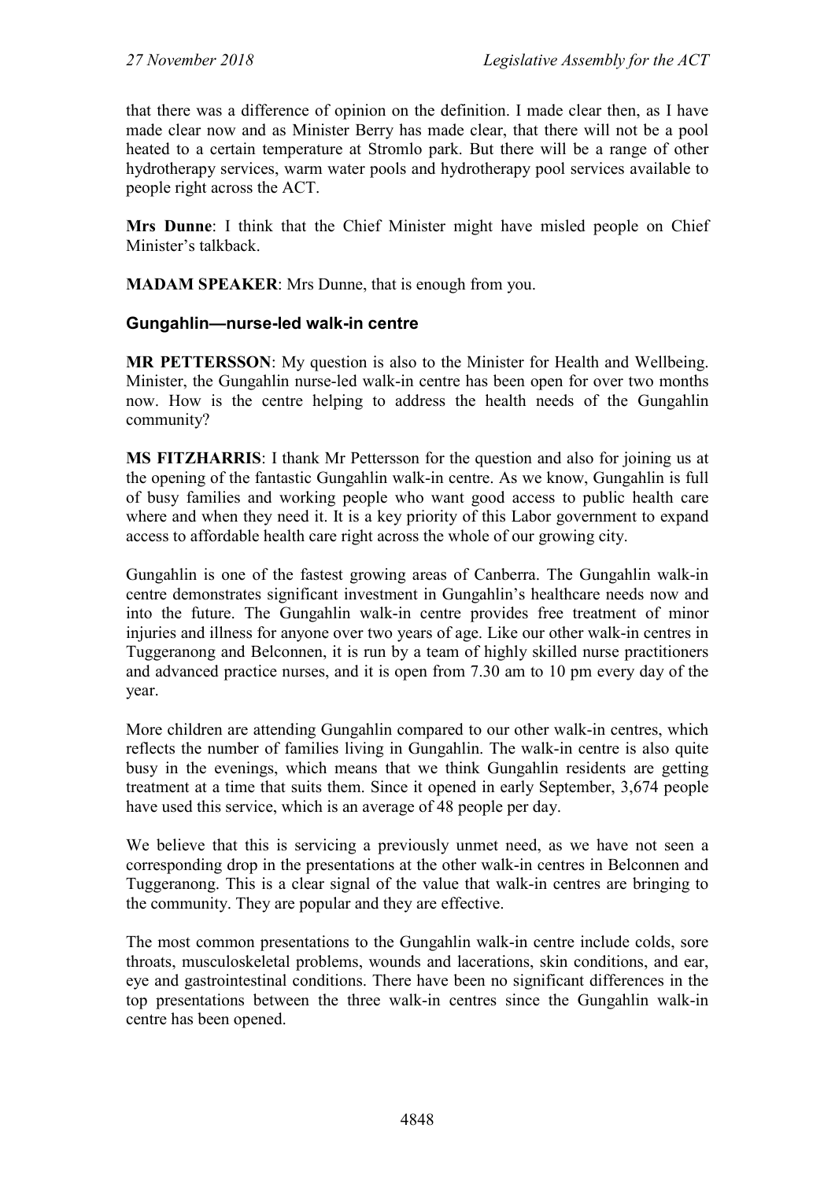that there was a difference of opinion on the definition. I made clear then, as I have made clear now and as Minister Berry has made clear, that there will not be a pool heated to a certain temperature at Stromlo park. But there will be a range of other hydrotherapy services, warm water pools and hydrotherapy pool services available to people right across the ACT.

**Mrs Dunne**: I think that the Chief Minister might have misled people on Chief Minister's talkback.

**MADAM SPEAKER**: Mrs Dunne, that is enough from you.

### Gungahlin—nurse-led walk-in centre

**MR PETTERSSON**: My question is also to the Minister for Health and Wellbeing. Minister, the Gungahlin nurse-led walk-in centre has been open for over two months now. How is the centre helping to address the health needs of the Gungahlin community?

**MS FITZHARRIS**: I thank Mr Pettersson for the question and also for joining us at the opening of the fantastic Gungahlin walk-in centre. As we know, Gungahlin is full of busy families and working people who want good access to public health care where and when they need it. It is a key priority of this Labor government to expand access to affordable health care right across the whole of our growing city.

Gungahlin is one of the fastest growing areas of Canberra. The Gungahlin walk-in centre demonstrates significant investment in Gungahlin's healthcare needs now and into the future. The Gungahlin walk-in centre provides free treatment of minor injuries and illness for anyone over two years of age. Like our other walk-in centres in Tuggeranong and Belconnen, it is run by a team of highly skilled nurse practitioners and advanced practice nurses, and it is open from 7.30 am to 10 pm every day of the year.

More children are attending Gungahlin compared to our other walk-in centres, which reflects the number of families living in Gungahlin. The walk-in centre is also quite busy in the evenings, which means that we think Gungahlin residents are getting treatment at a time that suits them. Since it opened in early September, 3,674 people have used this service, which is an average of 48 people per day.

We believe that this is servicing a previously unmet need, as we have not seen a corresponding drop in the presentations at the other walk-in centres in Belconnen and Tuggeranong. This is a clear signal of the value that walk-in centres are bringing to the community. They are popular and they are effective.

The most common presentations to the Gungahlin walk-in centre include colds, sore throats, musculoskeletal problems, wounds and lacerations, skin conditions, and ear, eye and gastrointestinal conditions. There have been no significant differences in the top presentations between the three walk-in centres since the Gungahlin walk-in centre has been opened.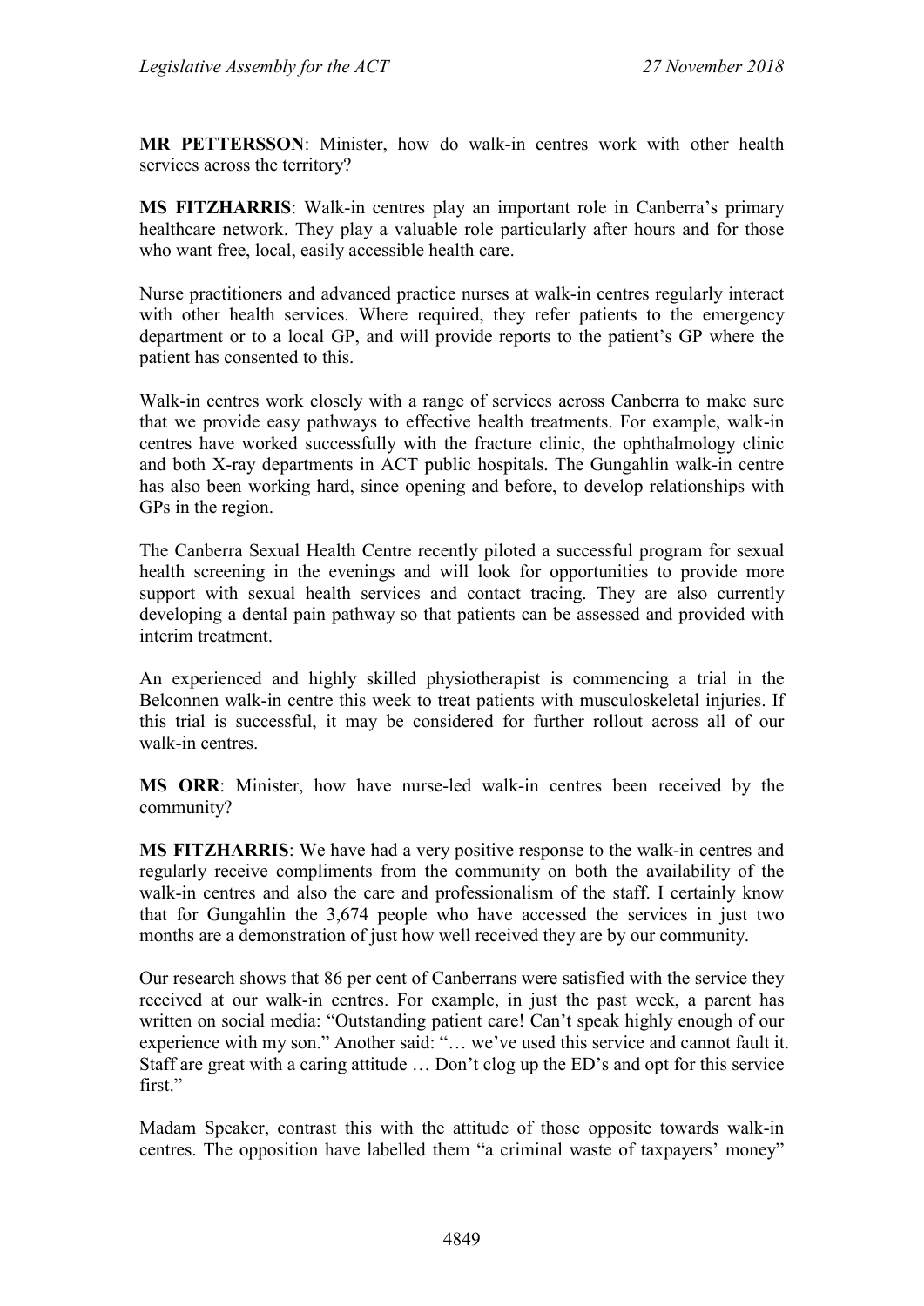**MR PETTERSSON**: Minister, how do walk-in centres work with other health services across the territory?

**MS FITZHARRIS**: Walk-in centres play an important role in Canberra's primary healthcare network. They play a valuable role particularly after hours and for those who want free, local, easily accessible health care.

Nurse practitioners and advanced practice nurses at walk-in centres regularly interact with other health services. Where required, they refer patients to the emergency department or to a local GP, and will provide reports to the patient's GP where the patient has consented to this.

Walk-in centres work closely with a range of services across Canberra to make sure that we provide easy pathways to effective health treatments. For example, walk-in centres have worked successfully with the fracture clinic, the ophthalmology clinic and both X-ray departments in ACT public hospitals. The Gungahlin walk-in centre has also been working hard, since opening and before, to develop relationships with GPs in the region.

The Canberra Sexual Health Centre recently piloted a successful program for sexual health screening in the evenings and will look for opportunities to provide more support with sexual health services and contact tracing. They are also currently developing a dental pain pathway so that patients can be assessed and provided with interim treatment.

An experienced and highly skilled physiotherapist is commencing a trial in the Belconnen walk-in centre this week to treat patients with musculoskeletal injuries. If this trial is successful, it may be considered for further rollout across all of our walk-in centres.

**MS ORR**: Minister, how have nurse-led walk-in centres been received by the community?

**MS FITZHARRIS**: We have had a very positive response to the walk-in centres and regularly receive compliments from the community on both the availability of the walk-in centres and also the care and professionalism of the staff. I certainly know that for Gungahlin the 3,674 people who have accessed the services in just two months are a demonstration of just how well received they are by our community.

Our research shows that 86 per cent of Canberrans were satisfied with the service they received at our walk-in centres. For example, in just the past week, a parent has written on social media: "Outstanding patient care! Can't speak highly enough of our experience with my son." Another said: "… we've used this service and cannot fault it. Staff are great with a caring attitude … Don't clog up the ED's and opt for this service first."

Madam Speaker, contrast this with the attitude of those opposite towards walk-in centres. The opposition have labelled them "a criminal waste of taxpayers' money"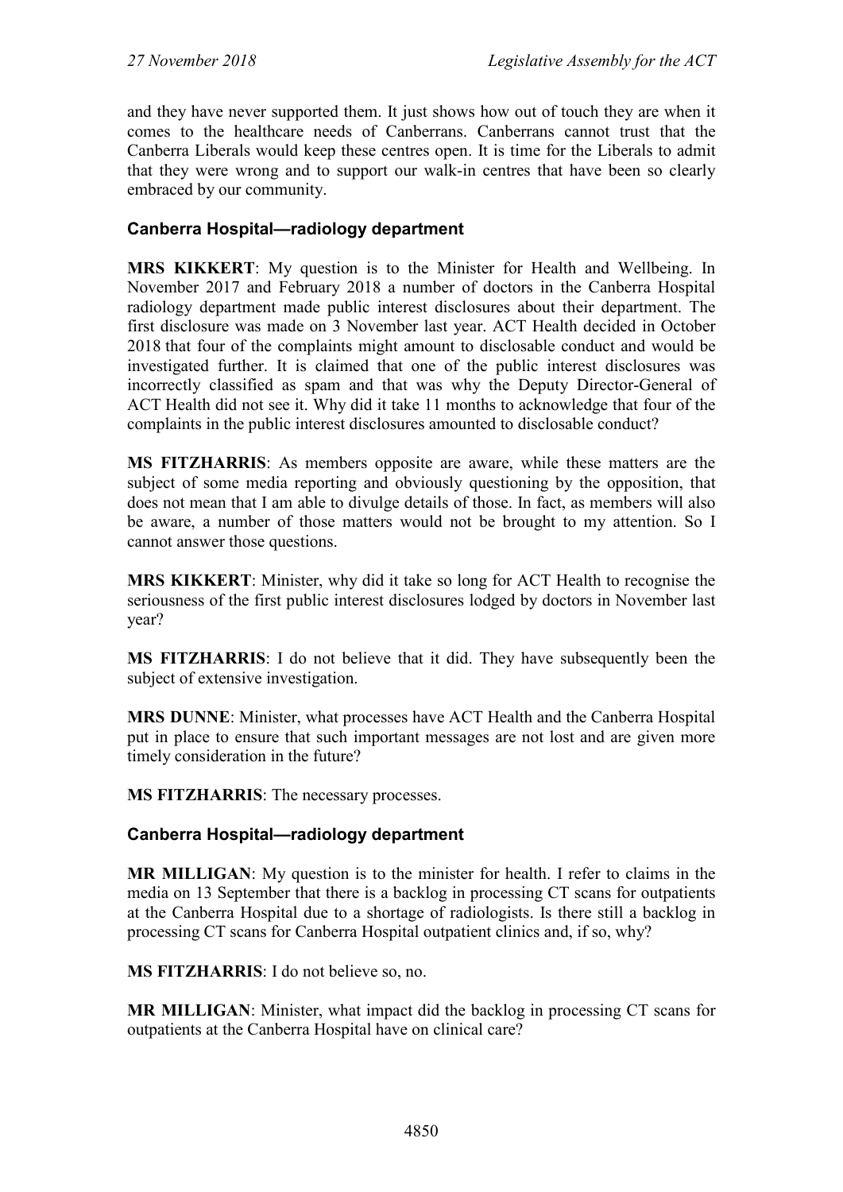and they have never supported them. It just shows how out of touch they are when it comes to the healthcare needs of Canberrans. Canberrans cannot trust that the Canberra Liberals would keep these centres open. It is time for the Liberals to admit that they were wrong and to support our walk-in centres that have been so clearly embraced by our community.

### Canberra Hospital—radiology department

**MRS KIKKERT**: My question is to the Minister for Health and Wellbeing. In November 2017 and February 2018 a number of doctors in the Canberra Hospital radiology department made public interest disclosures about their department. The first disclosure was made on 3 November last year. ACT Health decided in October 2018 that four of the complaints might amount to disclosable conduct and would be investigated further. It is claimed that one of the public interest disclosures was incorrectly classified as spam and that was why the Deputy Director-General of ACT Health did not see it. Why did it take 11 months to acknowledge that four of the complaints in the public interest disclosures amounted to disclosable conduct?

**MS FITZHARRIS**: As members opposite are aware, while these matters are the subject of some media reporting and obviously questioning by the opposition, that does not mean that I am able to divulge details of those. In fact, as members will also be aware, a number of those matters would not be brought to my attention. So I cannot answer those questions.

**MRS KIKKERT**: Minister, why did it take so long for ACT Health to recognise the seriousness of the first public interest disclosures lodged by doctors in November last year?

**MS FITZHARRIS**: I do not believe that it did. They have subsequently been the subject of extensive investigation.

**MRS DUNNE**: Minister, what processes have ACT Health and the Canberra Hospital put in place to ensure that such important messages are not lost and are given more timely consideration in the future?

**MS FITZHARRIS**: The necessary processes.

### Canberra Hospital—radiology department

**MR MILLIGAN**: My question is to the minister for health. I refer to claims in the media on 13 September that there is a backlog in processing CT scans for outpatients at the Canberra Hospital due to a shortage of radiologists. Is there still a backlog in processing CT scans for Canberra Hospital outpatient clinics and, if so, why?

**MS FITZHARRIS**: I do not believe so, no.

**MR MILLIGAN**: Minister, what impact did the backlog in processing CT scans for outpatients at the Canberra Hospital have on clinical care?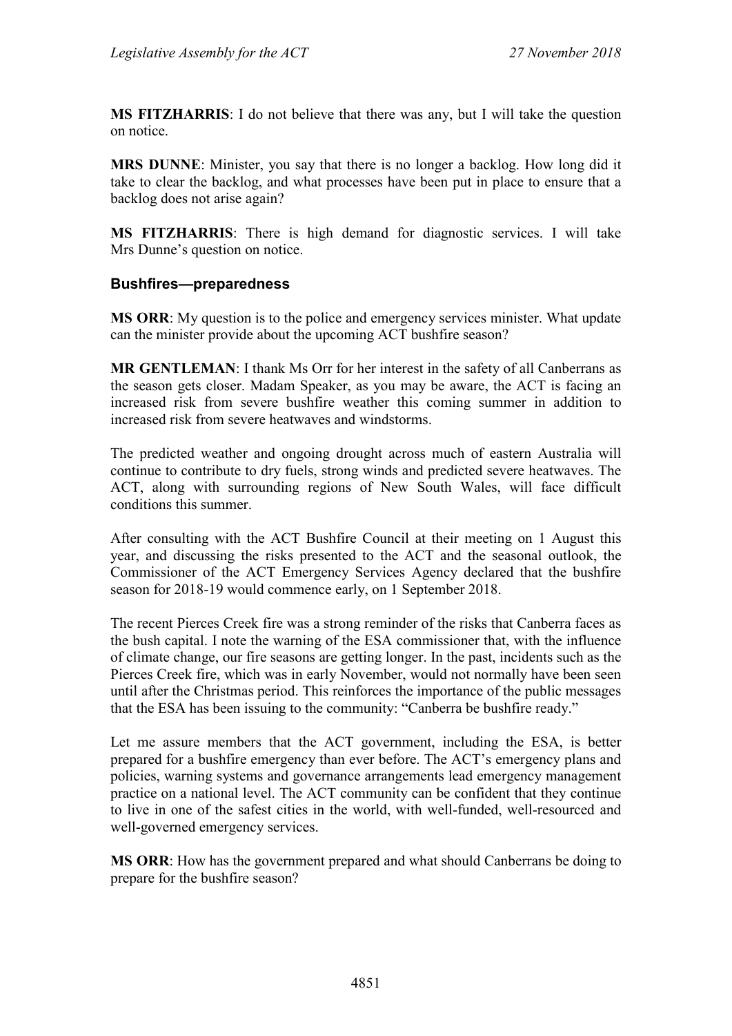**MS FITZHARRIS**: I do not believe that there was any, but I will take the question on notice.

**MRS DUNNE**: Minister, you say that there is no longer a backlog. How long did it take to clear the backlog, and what processes have been put in place to ensure that a backlog does not arise again?

**MS FITZHARRIS**: There is high demand for diagnostic services. I will take Mrs Dunne's question on notice.

### Bushfires—preparedness

**MS ORR**: My question is to the police and emergency services minister. What update can the minister provide about the upcoming ACT bushfire season?

**MR GENTLEMAN**: I thank Ms Orr for her interest in the safety of all Canberrans as the season gets closer. Madam Speaker, as you may be aware, the ACT is facing an increased risk from severe bushfire weather this coming summer in addition to increased risk from severe heatwaves and windstorms.

The predicted weather and ongoing drought across much of eastern Australia will continue to contribute to dry fuels, strong winds and predicted severe heatwaves. The ACT, along with surrounding regions of New South Wales, will face difficult conditions this summer.

After consulting with the ACT Bushfire Council at their meeting on 1 August this year, and discussing the risks presented to the ACT and the seasonal outlook, the Commissioner of the ACT Emergency Services Agency declared that the bushfire season for 2018-19 would commence early, on 1 September 2018.

The recent Pierces Creek fire was a strong reminder of the risks that Canberra faces as the bush capital. I note the warning of the ESA commissioner that, with the influence of climate change, our fire seasons are getting longer. In the past, incidents such as the Pierces Creek fire, which was in early November, would not normally have been seen until after the Christmas period. This reinforces the importance of the public messages that the ESA has been issuing to the community: "Canberra be bushfire ready."

Let me assure members that the ACT government, including the ESA, is better prepared for a bushfire emergency than ever before. The ACT's emergency plans and policies, warning systems and governance arrangements lead emergency management practice on a national level. The ACT community can be confident that they continue to live in one of the safest cities in the world, with well-funded, well-resourced and well-governed emergency services.

**MS ORR**: How has the government prepared and what should Canberrans be doing to prepare for the bushfire season?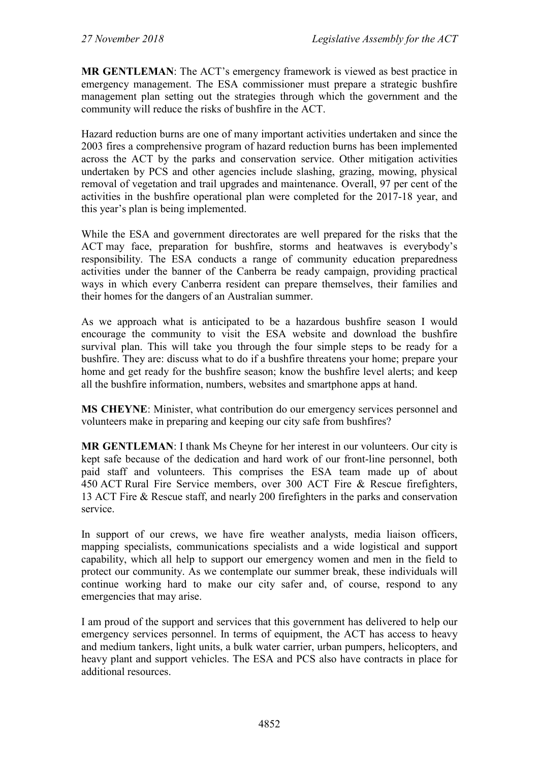**MR GENTLEMAN**: The ACT's emergency framework is viewed as best practice in emergency management. The ESA commissioner must prepare a strategic bushfire management plan setting out the strategies through which the government and the community will reduce the risks of bushfire in the ACT.

Hazard reduction burns are one of many important activities undertaken and since the 2003 fires a comprehensive program of hazard reduction burns has been implemented across the ACT by the parks and conservation service. Other mitigation activities undertaken by PCS and other agencies include slashing, grazing, mowing, physical removal of vegetation and trail upgrades and maintenance. Overall, 97 per cent of the activities in the bushfire operational plan were completed for the 2017-18 year, and this year's plan is being implemented.

While the ESA and government directorates are well prepared for the risks that the ACT may face, preparation for bushfire, storms and heatwaves is everybody's responsibility. The ESA conducts a range of community education preparedness activities under the banner of the Canberra be ready campaign, providing practical ways in which every Canberra resident can prepare themselves, their families and their homes for the dangers of an Australian summer.

As we approach what is anticipated to be a hazardous bushfire season I would encourage the community to visit the ESA website and download the bushfire survival plan. This will take you through the four simple steps to be ready for a bushfire. They are: discuss what to do if a bushfire threatens your home; prepare your home and get ready for the bushfire season; know the bushfire level alerts; and keep all the bushfire information, numbers, websites and smartphone apps at hand.

**MS CHEYNE**: Minister, what contribution do our emergency services personnel and volunteers make in preparing and keeping our city safe from bushfires?

**MR GENTLEMAN**: I thank Ms Cheyne for her interest in our volunteers. Our city is kept safe because of the dedication and hard work of our front-line personnel, both paid staff and volunteers. This comprises the ESA team made up of about 450 ACT Rural Fire Service members, over 300 ACT Fire & Rescue firefighters, 13 ACT Fire & Rescue staff, and nearly 200 firefighters in the parks and conservation service.

In support of our crews, we have fire weather analysts, media liaison officers, mapping specialists, communications specialists and a wide logistical and support capability, which all help to support our emergency women and men in the field to protect our community. As we contemplate our summer break, these individuals will continue working hard to make our city safer and, of course, respond to any emergencies that may arise.

I am proud of the support and services that this government has delivered to help our emergency services personnel. In terms of equipment, the ACT has access to heavy and medium tankers, light units, a bulk water carrier, urban pumpers, helicopters, and heavy plant and support vehicles. The ESA and PCS also have contracts in place for additional resources.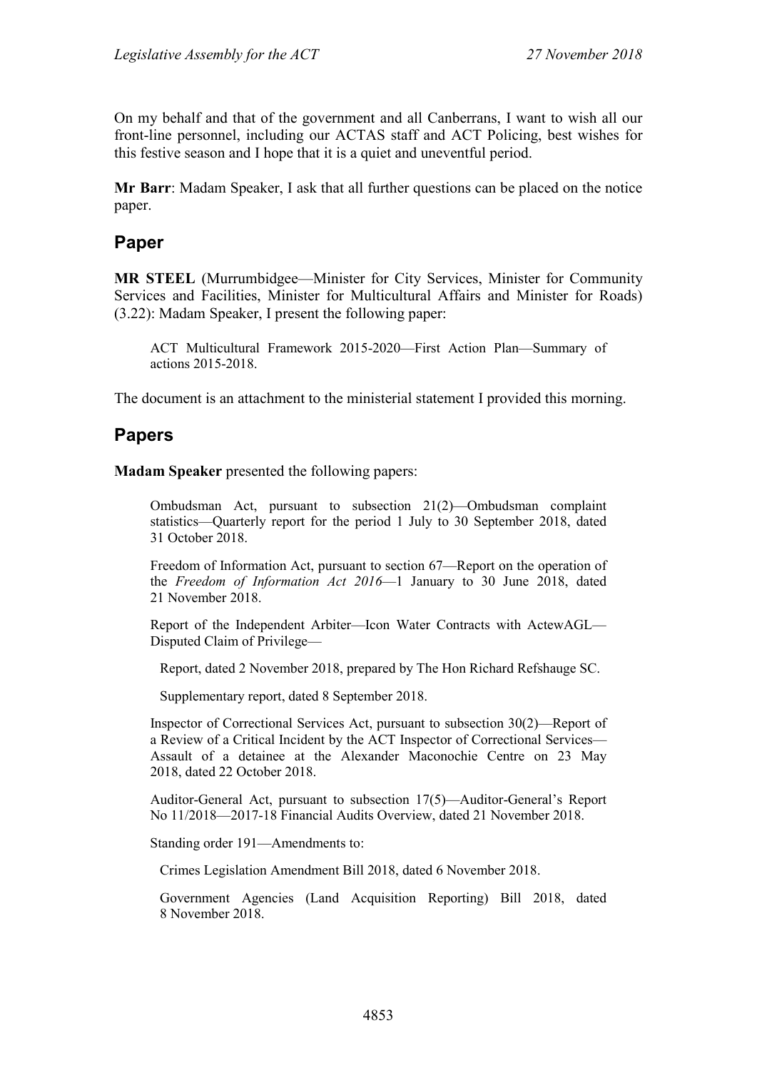On my behalf and that of the government and all Canberrans, I want to wish all our front-line personnel, including our ACTAS staff and ACT Policing, best wishes for this festive season and I hope that it is a quiet and uneventful period.

**Mr Barr**: Madam Speaker, I ask that all further questions can be placed on the notice paper.

## Paper

**MR STEEL** (Murrumbidgee—Minister for City Services, Minister for Community Services and Facilities, Minister for Multicultural Affairs and Minister for Roads) (3.22): Madam Speaker, I present the following paper:

> ACT Multicultural Framework 2015-2020—First Action Plan—Summary of actions 2015-2018.

The document is an attachment to the ministerial statement I provided this morning.

## Papers

**Madam Speaker** presented the following papers:

> Ombudsman Act, pursuant to subsection 21(2)—Ombudsman complaint statistics—Quarterly report for the period 1 July to 30 September 2018, dated 31 October 2018.
>
> Freedom of Information Act, pursuant to section 67—Report on the operation of the *Freedom of Information Act 2016*—1 January to 30 June 2018, dated 21 November 2018.
>
> Report of the Independent Arbiter—Icon Water Contracts with ActewAGL—Disputed Claim of Privilege—
>
> > Report, dated 2 November 2018, prepared by The Hon Richard Refshauge SC.
> >
> > Supplementary report, dated 8 September 2018.
>
> Inspector of Correctional Services Act, pursuant to subsection 30(2)—Report of a Review of a Critical Incident by the ACT Inspector of Correctional Services—Assault of a detainee at the Alexander Maconochie Centre on 23 May 2018, dated 22 October 2018.
>
> Auditor-General Act, pursuant to subsection 17(5)—Auditor-General's Report No 11/2018—2017-18 Financial Audits Overview, dated 21 November 2018.
>
> Standing order 191—Amendments to:
>
> > Crimes Legislation Amendment Bill 2018, dated 6 November 2018.
> >
> > Government Agencies (Land Acquisition Reporting) Bill 2018, dated 8 November 2018.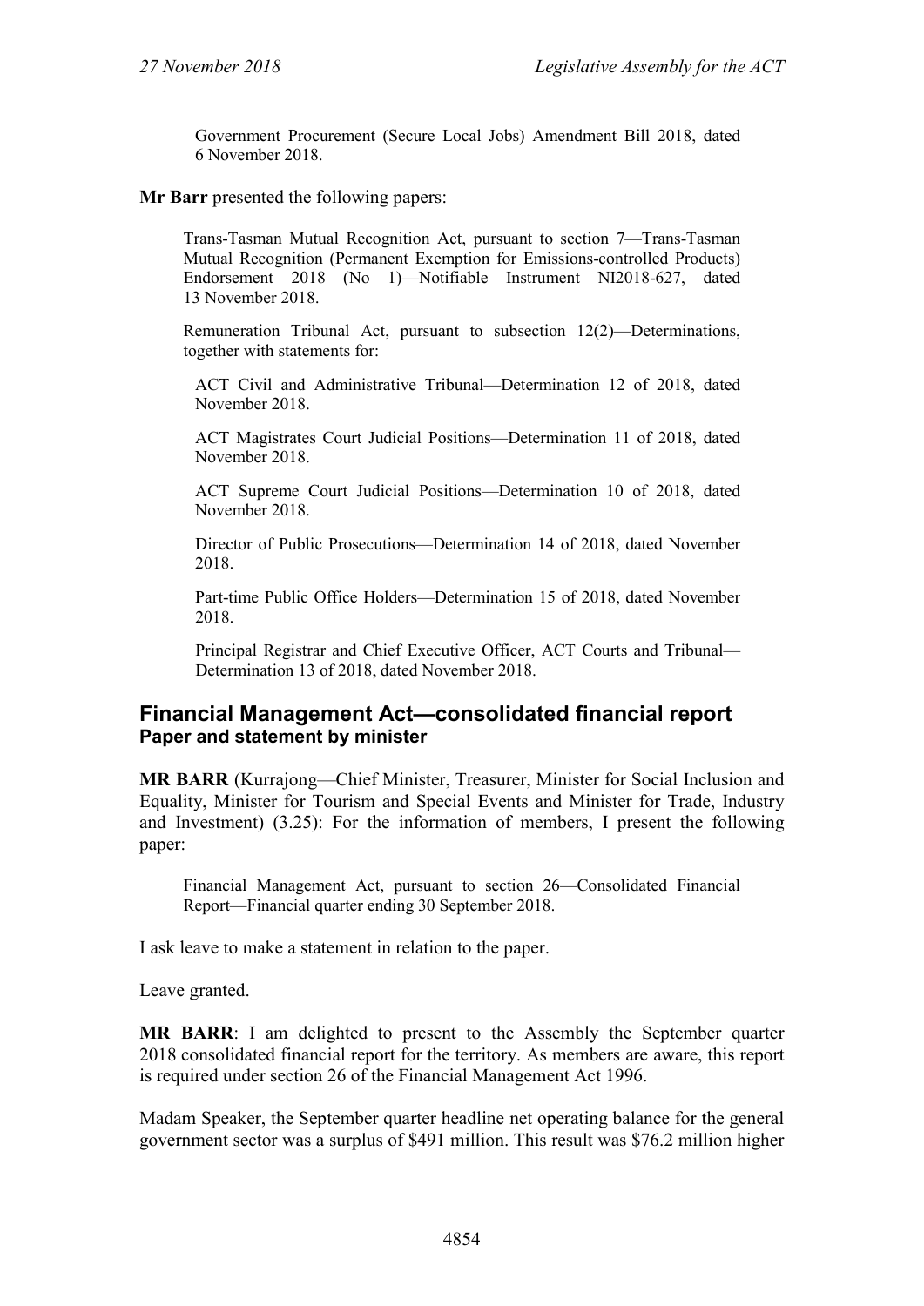Government Procurement (Secure Local Jobs) Amendment Bill 2018, dated 6 November 2018.

**Mr Barr** presented the following papers:

> Trans-Tasman Mutual Recognition Act, pursuant to section 7—Trans-Tasman Mutual Recognition (Permanent Exemption for Emissions-controlled Products) Endorsement 2018 (No 1)—Notifiable Instrument NI2018-627, dated 13 November 2018.
>
> Remuneration Tribunal Act, pursuant to subsection 12(2)—Determinations, together with statements for:
>
> > ACT Civil and Administrative Tribunal—Determination 12 of 2018, dated November 2018.
> >
> > ACT Magistrates Court Judicial Positions—Determination 11 of 2018, dated November 2018.
> >
> > ACT Supreme Court Judicial Positions—Determination 10 of 2018, dated November 2018.
> >
> > Director of Public Prosecutions—Determination 14 of 2018, dated November 2018.
> >
> > Part-time Public Office Holders—Determination 15 of 2018, dated November 2018.
> >
> > Principal Registrar and Chief Executive Officer, ACT Courts and Tribunal—Determination 13 of 2018, dated November 2018.

## Financial Management Act—consolidated financial report

### Paper and statement by minister

**MR BARR** (Kurrajong—Chief Minister, Treasurer, Minister for Social Inclusion and Equality, Minister for Tourism and Special Events and Minister for Trade, Industry and Investment) (3.25): For the information of members, I present the following paper:

> Financial Management Act, pursuant to section 26—Consolidated Financial Report—Financial quarter ending 30 September 2018.

I ask leave to make a statement in relation to the paper.

Leave granted.

**MR BARR**: I am delighted to present to the Assembly the September quarter 2018 consolidated financial report for the territory. As members are aware, this report is required under section 26 of the Financial Management Act 1996.

Madam Speaker, the September quarter headline net operating balance for the general government sector was a surplus of $491 million. This result was $76.2 million higher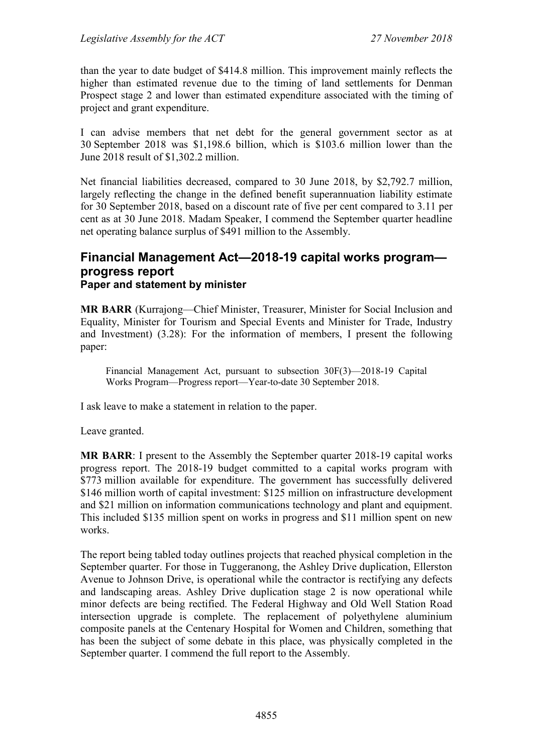than the year to date budget of $414.8 million. This improvement mainly reflects the higher than estimated revenue due to the timing of land settlements for Denman Prospect stage 2 and lower than estimated expenditure associated with the timing of project and grant expenditure.

I can advise members that net debt for the general government sector as at 30 September 2018 was $1,198.6 billion, which is $103.6 million lower than the June 2018 result of $1,302.2 million.

Net financial liabilities decreased, compared to 30 June 2018, by $2,792.7 million, largely reflecting the change in the defined benefit superannuation liability estimate for 30 September 2018, based on a discount rate of five per cent compared to 3.11 per cent as at 30 June 2018. Madam Speaker, I commend the September quarter headline net operating balance surplus of $491 million to the Assembly.

## Financial Management Act—2018-19 capital works program—progress report

### Paper and statement by minister

**MR BARR** (Kurrajong—Chief Minister, Treasurer, Minister for Social Inclusion and Equality, Minister for Tourism and Special Events and Minister for Trade, Industry and Investment) (3.28): For the information of members, I present the following paper:

> Financial Management Act, pursuant to subsection 30F(3)—2018-19 Capital Works Program—Progress report—Year-to-date 30 September 2018.

I ask leave to make a statement in relation to the paper.

Leave granted.

**MR BARR**: I present to the Assembly the September quarter 2018-19 capital works progress report. The 2018-19 budget committed to a capital works program with $773 million available for expenditure. The government has successfully delivered $146 million worth of capital investment: $125 million on infrastructure development and $21 million on information communications technology and plant and equipment. This included $135 million spent on works in progress and $11 million spent on new works.

The report being tabled today outlines projects that reached physical completion in the September quarter. For those in Tuggeranong, the Ashley Drive duplication, Ellerston Avenue to Johnson Drive, is operational while the contractor is rectifying any defects and landscaping areas. Ashley Drive duplication stage 2 is now operational while minor defects are being rectified. The Federal Highway and Old Well Station Road intersection upgrade is complete. The replacement of polyethylene aluminium composite panels at the Centenary Hospital for Women and Children, something that has been the subject of some debate in this place, was physically completed in the September quarter. I commend the full report to the Assembly.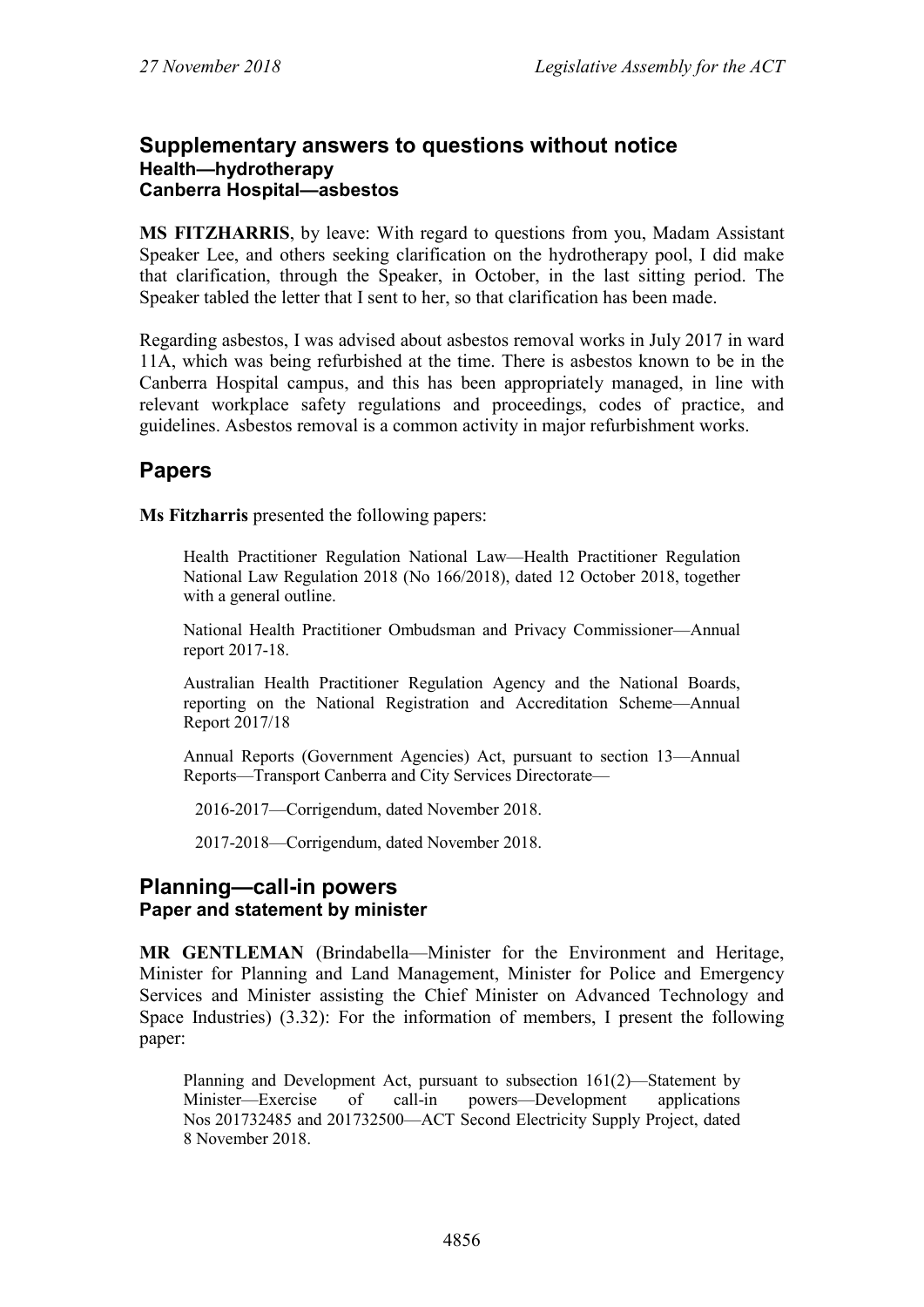## Supplementary answers to questions without notice

### Health—hydrotherapy

### Canberra Hospital—asbestos

**MS FITZHARRIS**, by leave: With regard to questions from you, Madam Assistant Speaker Lee, and others seeking clarification on the hydrotherapy pool, I did make that clarification, through the Speaker, in October, in the last sitting period. The Speaker tabled the letter that I sent to her, so that clarification has been made.

Regarding asbestos, I was advised about asbestos removal works in July 2017 in ward 11A, which was being refurbished at the time. There is asbestos known to be in the Canberra Hospital campus, and this has been appropriately managed, in line with relevant workplace safety regulations and proceedings, codes of practice, and guidelines. Asbestos removal is a common activity in major refurbishment works.

## Papers

**Ms Fitzharris** presented the following papers:

> Health Practitioner Regulation National Law—Health Practitioner Regulation National Law Regulation 2018 (No 166/2018), dated 12 October 2018, together with a general outline.
>
> National Health Practitioner Ombudsman and Privacy Commissioner—Annual report 2017-18.
>
> Australian Health Practitioner Regulation Agency and the National Boards, reporting on the National Registration and Accreditation Scheme—Annual Report 2017/18
>
> Annual Reports (Government Agencies) Act, pursuant to section 13—Annual Reports—Transport Canberra and City Services Directorate—
>
> 2016-2017—Corrigendum, dated November 2018.
>
> 2017-2018—Corrigendum, dated November 2018.

## Planning—call-in powers

### Paper and statement by minister

**MR GENTLEMAN** (Brindabella—Minister for the Environment and Heritage, Minister for Planning and Land Management, Minister for Police and Emergency Services and Minister assisting the Chief Minister on Advanced Technology and Space Industries) (3.32): For the information of members, I present the following paper:

> Planning and Development Act, pursuant to subsection 161(2)—Statement by Minister—Exercise of call-in powers—Development applications Nos 201732485 and 201732500—ACT Second Electricity Supply Project, dated 8 November 2018.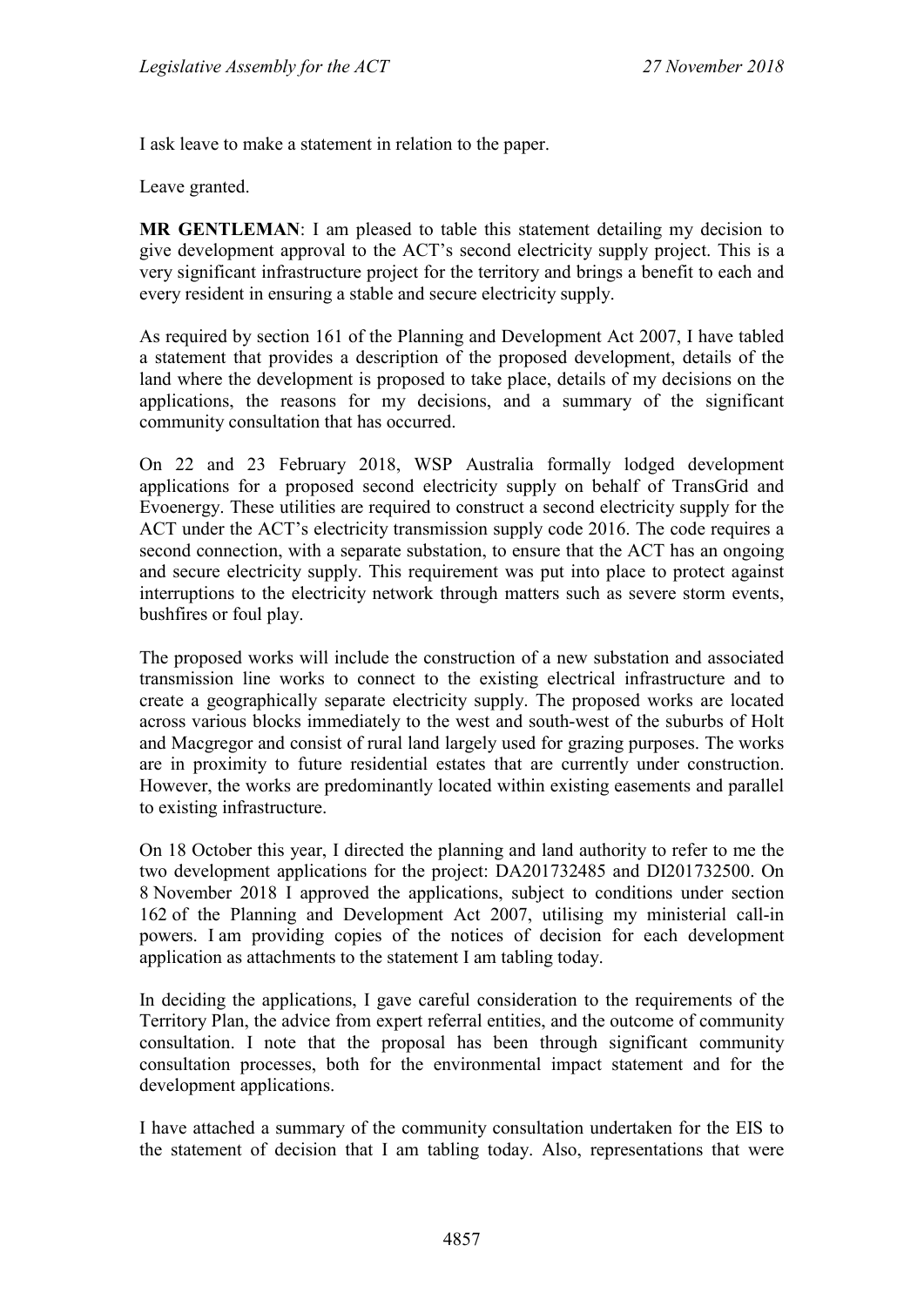I ask leave to make a statement in relation to the paper.

Leave granted.

**MR GENTLEMAN**: I am pleased to table this statement detailing my decision to give development approval to the ACT's second electricity supply project. This is a very significant infrastructure project for the territory and brings a benefit to each and every resident in ensuring a stable and secure electricity supply.

As required by section 161 of the Planning and Development Act 2007, I have tabled a statement that provides a description of the proposed development, details of the land where the development is proposed to take place, details of my decisions on the applications, the reasons for my decisions, and a summary of the significant community consultation that has occurred.

On 22 and 23 February 2018, WSP Australia formally lodged development applications for a proposed second electricity supply on behalf of TransGrid and Evoenergy. These utilities are required to construct a second electricity supply for the ACT under the ACT's electricity transmission supply code 2016. The code requires a second connection, with a separate substation, to ensure that the ACT has an ongoing and secure electricity supply. This requirement was put into place to protect against interruptions to the electricity network through matters such as severe storm events, bushfires or foul play.

The proposed works will include the construction of a new substation and associated transmission line works to connect to the existing electrical infrastructure and to create a geographically separate electricity supply. The proposed works are located across various blocks immediately to the west and south-west of the suburbs of Holt and Macgregor and consist of rural land largely used for grazing purposes. The works are in proximity to future residential estates that are currently under construction. However, the works are predominantly located within existing easements and parallel to existing infrastructure.

On 18 October this year, I directed the planning and land authority to refer to me the two development applications for the project: DA201732485 and DI201732500. On 8 November 2018 I approved the applications, subject to conditions under section 162 of the Planning and Development Act 2007, utilising my ministerial call-in powers. I am providing copies of the notices of decision for each development application as attachments to the statement I am tabling today.

In deciding the applications, I gave careful consideration to the requirements of the Territory Plan, the advice from expert referral entities, and the outcome of community consultation. I note that the proposal has been through significant community consultation processes, both for the environmental impact statement and for the development applications.

I have attached a summary of the community consultation undertaken for the EIS to the statement of decision that I am tabling today. Also, representations that were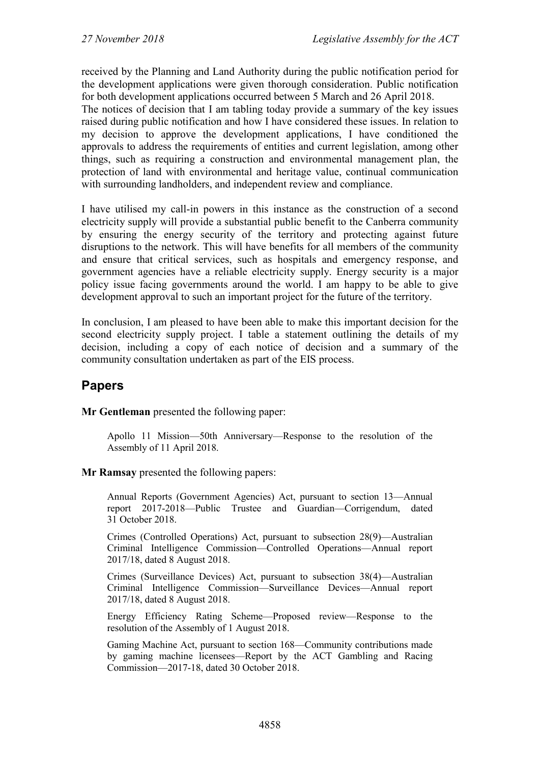received by the Planning and Land Authority during the public notification period for the development applications were given thorough consideration. Public notification for both development applications occurred between 5 March and 26 April 2018.

The notices of decision that I am tabling today provide a summary of the key issues raised during public notification and how I have considered these issues. In relation to my decision to approve the development applications, I have conditioned the approvals to address the requirements of entities and current legislation, among other things, such as requiring a construction and environmental management plan, the protection of land with environmental and heritage value, continual communication with surrounding landholders, and independent review and compliance.

I have utilised my call-in powers in this instance as the construction of a second electricity supply will provide a substantial public benefit to the Canberra community by ensuring the energy security of the territory and protecting against future disruptions to the network. This will have benefits for all members of the community and ensure that critical services, such as hospitals and emergency response, and government agencies have a reliable electricity supply. Energy security is a major policy issue facing governments around the world. I am happy to be able to give development approval to such an important project for the future of the territory.

In conclusion, I am pleased to have been able to make this important decision for the second electricity supply project. I table a statement outlining the details of my decision, including a copy of each notice of decision and a summary of the community consultation undertaken as part of the EIS process.

## Papers

**Mr Gentleman** presented the following paper:

> Apollo 11 Mission—50th Anniversary—Response to the resolution of the Assembly of 11 April 2018.

**Mr Ramsay** presented the following papers:

> Annual Reports (Government Agencies) Act, pursuant to section 13—Annual report 2017-2018—Public Trustee and Guardian—Corrigendum, dated 31 October 2018.
>
> Crimes (Controlled Operations) Act, pursuant to subsection 28(9)—Australian Criminal Intelligence Commission—Controlled Operations—Annual report 2017/18, dated 8 August 2018.
>
> Crimes (Surveillance Devices) Act, pursuant to subsection 38(4)—Australian Criminal Intelligence Commission—Surveillance Devices—Annual report 2017/18, dated 8 August 2018.
>
> Energy Efficiency Rating Scheme—Proposed review—Response to the resolution of the Assembly of 1 August 2018.
>
> Gaming Machine Act, pursuant to section 168—Community contributions made by gaming machine licensees—Report by the ACT Gambling and Racing Commission—2017-18, dated 30 October 2018.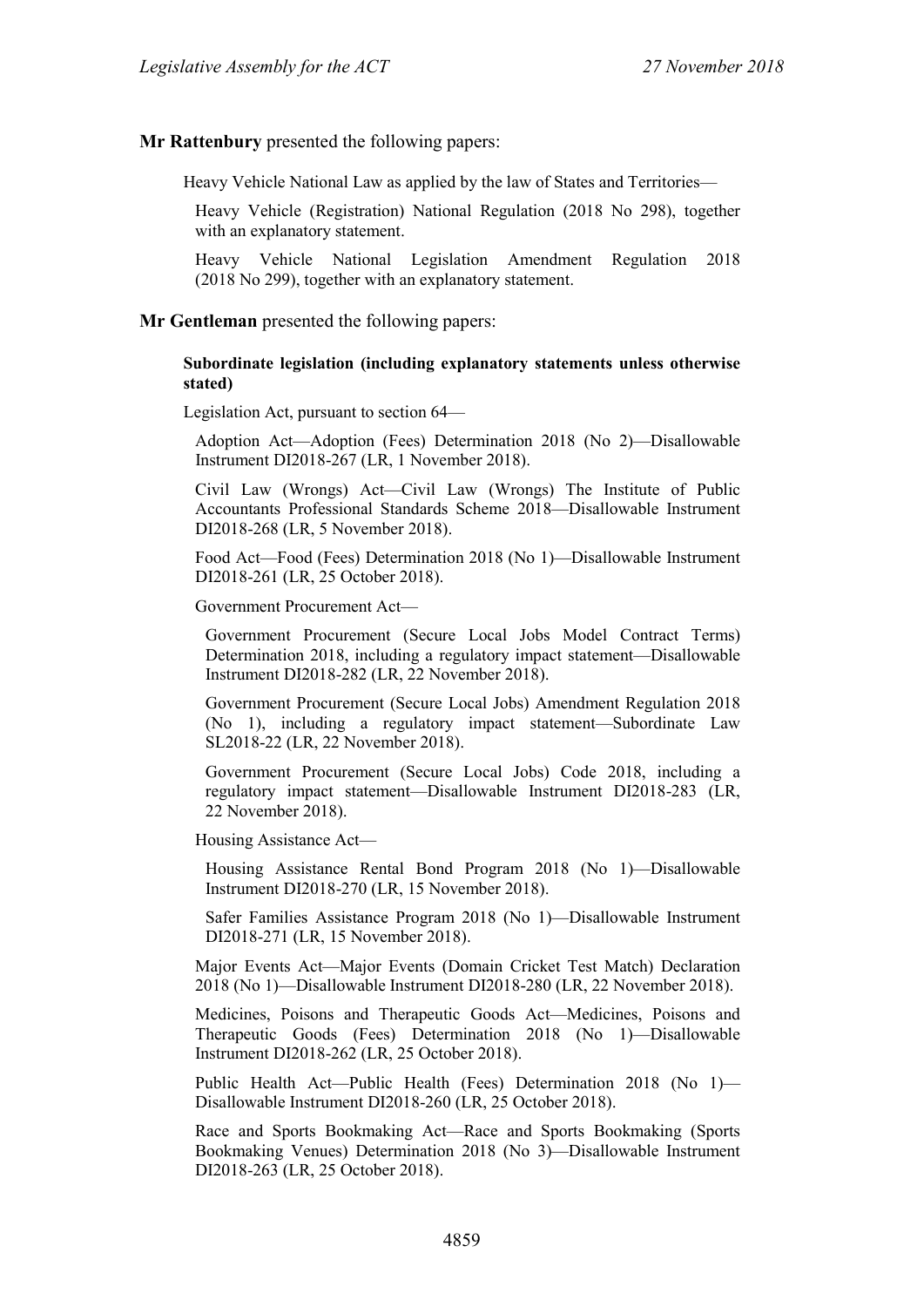**Mr Rattenbury** presented the following papers:

Heavy Vehicle National Law as applied by the law of States and Territories—

Heavy Vehicle (Registration) National Regulation (2018 No 298), together with an explanatory statement.

Heavy Vehicle National Legislation Amendment Regulation 2018 (2018 No 299), together with an explanatory statement.

**Mr Gentleman** presented the following papers:

**Subordinate legislation (including explanatory statements unless otherwise stated)**

Legislation Act, pursuant to section 64—

Adoption Act—Adoption (Fees) Determination 2018 (No 2)—Disallowable Instrument DI2018-267 (LR, 1 November 2018).

Civil Law (Wrongs) Act—Civil Law (Wrongs) The Institute of Public Accountants Professional Standards Scheme 2018—Disallowable Instrument DI2018-268 (LR, 5 November 2018).

Food Act—Food (Fees) Determination 2018 (No 1)—Disallowable Instrument DI2018-261 (LR, 25 October 2018).

Government Procurement Act—

Government Procurement (Secure Local Jobs Model Contract Terms) Determination 2018, including a regulatory impact statement—Disallowable Instrument DI2018-282 (LR, 22 November 2018).

Government Procurement (Secure Local Jobs) Amendment Regulation 2018 (No 1), including a regulatory impact statement—Subordinate Law SL2018-22 (LR, 22 November 2018).

Government Procurement (Secure Local Jobs) Code 2018, including a regulatory impact statement—Disallowable Instrument DI2018-283 (LR, 22 November 2018).

Housing Assistance Act—

Housing Assistance Rental Bond Program 2018 (No 1)—Disallowable Instrument DI2018-270 (LR, 15 November 2018).

Safer Families Assistance Program 2018 (No 1)—Disallowable Instrument DI2018-271 (LR, 15 November 2018).

Major Events Act—Major Events (Domain Cricket Test Match) Declaration 2018 (No 1)—Disallowable Instrument DI2018-280 (LR, 22 November 2018).

Medicines, Poisons and Therapeutic Goods Act—Medicines, Poisons and Therapeutic Goods (Fees) Determination 2018 (No 1)—Disallowable Instrument DI2018-262 (LR, 25 October 2018).

Public Health Act—Public Health (Fees) Determination 2018 (No 1)—Disallowable Instrument DI2018-260 (LR, 25 October 2018).

Race and Sports Bookmaking Act—Race and Sports Bookmaking (Sports Bookmaking Venues) Determination 2018 (No 3)—Disallowable Instrument DI2018-263 (LR, 25 October 2018).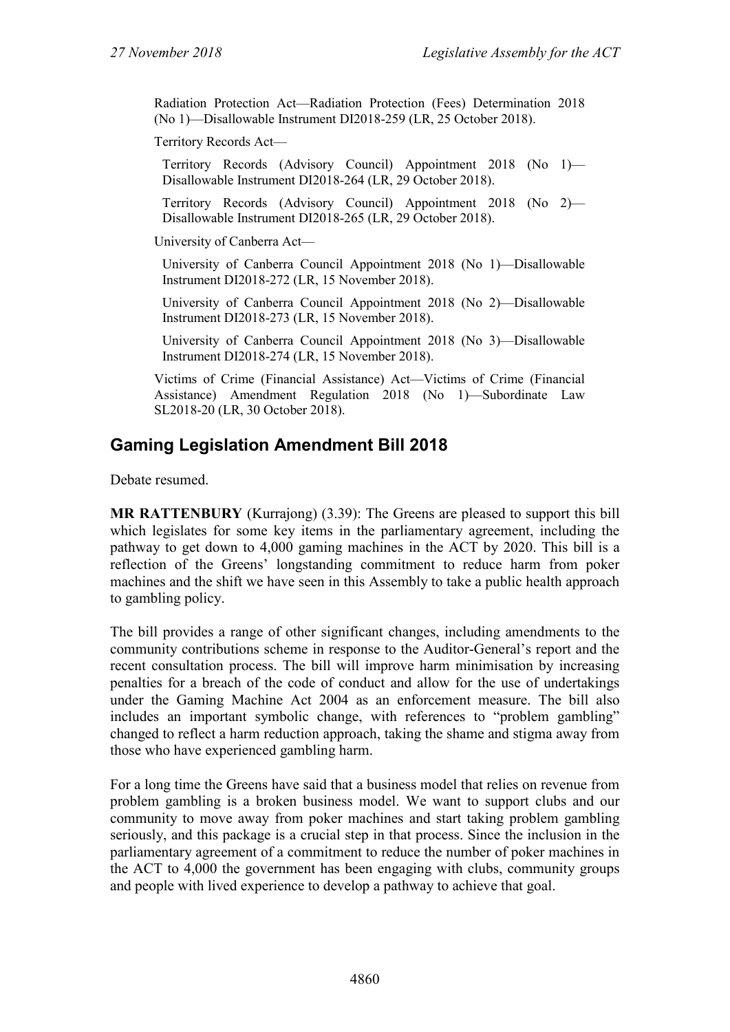Radiation Protection Act—Radiation Protection (Fees) Determination 2018 (No 1)—Disallowable Instrument DI2018-259 (LR, 25 October 2018).

Territory Records Act—

Territory Records (Advisory Council) Appointment 2018 (No 1)—Disallowable Instrument DI2018-264 (LR, 29 October 2018).

Territory Records (Advisory Council) Appointment 2018 (No 2)—Disallowable Instrument DI2018-265 (LR, 29 October 2018).

University of Canberra Act—

University of Canberra Council Appointment 2018 (No 1)—Disallowable Instrument DI2018-272 (LR, 15 November 2018).

University of Canberra Council Appointment 2018 (No 2)—Disallowable Instrument DI2018-273 (LR, 15 November 2018).

University of Canberra Council Appointment 2018 (No 3)—Disallowable Instrument DI2018-274 (LR, 15 November 2018).

Victims of Crime (Financial Assistance) Act—Victims of Crime (Financial Assistance) Amendment Regulation 2018 (No 1)—Subordinate Law SL2018-20 (LR, 30 October 2018).

## Gaming Legislation Amendment Bill 2018

Debate resumed.

**MR RATTENBURY** (Kurrajong) (3.39): The Greens are pleased to support this bill which legislates for some key items in the parliamentary agreement, including the pathway to get down to 4,000 gaming machines in the ACT by 2020. This bill is a reflection of the Greens' longstanding commitment to reduce harm from poker machines and the shift we have seen in this Assembly to take a public health approach to gambling policy.

The bill provides a range of other significant changes, including amendments to the community contributions scheme in response to the Auditor-General's report and the recent consultation process. The bill will improve harm minimisation by increasing penalties for a breach of the code of conduct and allow for the use of undertakings under the Gaming Machine Act 2004 as an enforcement measure. The bill also includes an important symbolic change, with references to "problem gambling" changed to reflect a harm reduction approach, taking the shame and stigma away from those who have experienced gambling harm.

For a long time the Greens have said that a business model that relies on revenue from problem gambling is a broken business model. We want to support clubs and our community to move away from poker machines and start taking problem gambling seriously, and this package is a crucial step in that process. Since the inclusion in the parliamentary agreement of a commitment to reduce the number of poker machines in the ACT to 4,000 the government has been engaging with clubs, community groups and people with lived experience to develop a pathway to achieve that goal.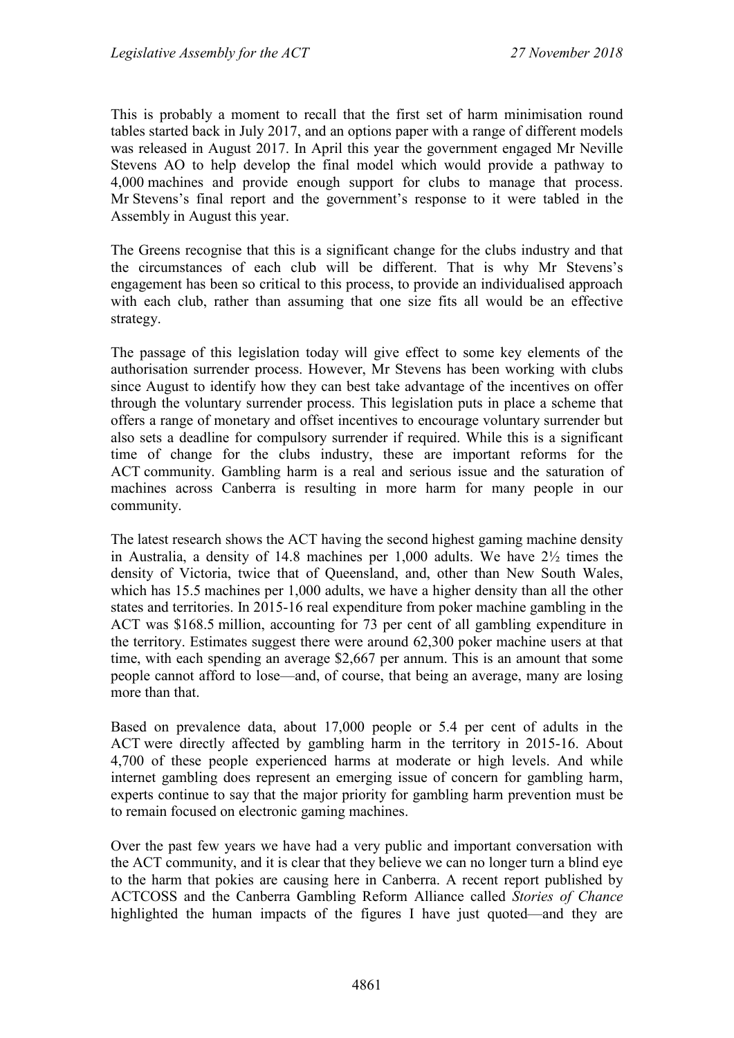This is probably a moment to recall that the first set of harm minimisation round tables started back in July 2017, and an options paper with a range of different models was released in August 2017. In April this year the government engaged Mr Neville Stevens AO to help develop the final model which would provide a pathway to 4,000 machines and provide enough support for clubs to manage that process. Mr Stevens's final report and the government's response to it were tabled in the Assembly in August this year.

The Greens recognise that this is a significant change for the clubs industry and that the circumstances of each club will be different. That is why Mr Stevens's engagement has been so critical to this process, to provide an individualised approach with each club, rather than assuming that one size fits all would be an effective strategy.

The passage of this legislation today will give effect to some key elements of the authorisation surrender process. However, Mr Stevens has been working with clubs since August to identify how they can best take advantage of the incentives on offer through the voluntary surrender process. This legislation puts in place a scheme that offers a range of monetary and offset incentives to encourage voluntary surrender but also sets a deadline for compulsory surrender if required. While this is a significant time of change for the clubs industry, these are important reforms for the ACT community. Gambling harm is a real and serious issue and the saturation of machines across Canberra is resulting in more harm for many people in our community.

The latest research shows the ACT having the second highest gaming machine density in Australia, a density of 14.8 machines per 1,000 adults. We have 2½ times the density of Victoria, twice that of Queensland, and, other than New South Wales, which has 15.5 machines per 1,000 adults, we have a higher density than all the other states and territories. In 2015-16 real expenditure from poker machine gambling in the ACT was $168.5 million, accounting for 73 per cent of all gambling expenditure in the territory. Estimates suggest there were around 62,300 poker machine users at that time, with each spending an average $2,667 per annum. This is an amount that some people cannot afford to lose—and, of course, that being an average, many are losing more than that.

Based on prevalence data, about 17,000 people or 5.4 per cent of adults in the ACT were directly affected by gambling harm in the territory in 2015-16. About 4,700 of these people experienced harms at moderate or high levels. And while internet gambling does represent an emerging issue of concern for gambling harm, experts continue to say that the major priority for gambling harm prevention must be to remain focused on electronic gaming machines.

Over the past few years we have had a very public and important conversation with the ACT community, and it is clear that they believe we can no longer turn a blind eye to the harm that pokies are causing here in Canberra. A recent report published by ACTCOSS and the Canberra Gambling Reform Alliance called *Stories of Chance* highlighted the human impacts of the figures I have just quoted—and they are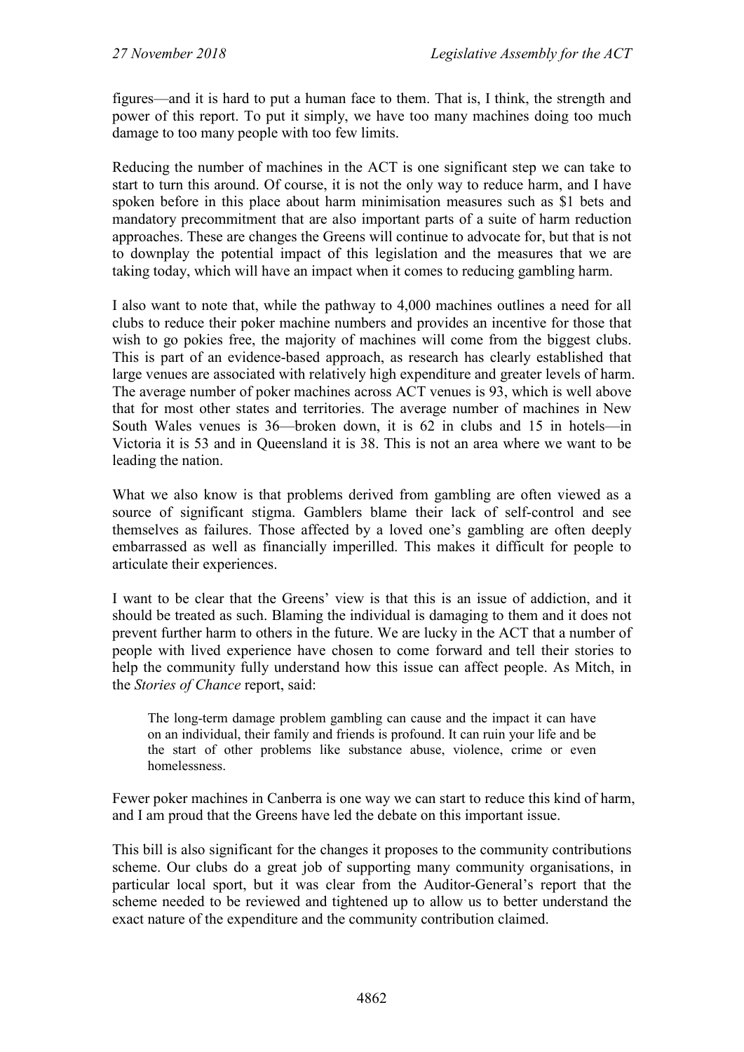figures—and it is hard to put a human face to them. That is, I think, the strength and power of this report. To put it simply, we have too many machines doing too much damage to too many people with too few limits.

Reducing the number of machines in the ACT is one significant step we can take to start to turn this around. Of course, it is not the only way to reduce harm, and I have spoken before in this place about harm minimisation measures such as $1 bets and mandatory precommitment that are also important parts of a suite of harm reduction approaches. These are changes the Greens will continue to advocate for, but that is not to downplay the potential impact of this legislation and the measures that we are taking today, which will have an impact when it comes to reducing gambling harm.

I also want to note that, while the pathway to 4,000 machines outlines a need for all clubs to reduce their poker machine numbers and provides an incentive for those that wish to go pokies free, the majority of machines will come from the biggest clubs. This is part of an evidence-based approach, as research has clearly established that large venues are associated with relatively high expenditure and greater levels of harm. The average number of poker machines across ACT venues is 93, which is well above that for most other states and territories. The average number of machines in New South Wales venues is 36—broken down, it is 62 in clubs and 15 in hotels—in Victoria it is 53 and in Queensland it is 38. This is not an area where we want to be leading the nation.

What we also know is that problems derived from gambling are often viewed as a source of significant stigma. Gamblers blame their lack of self-control and see themselves as failures. Those affected by a loved one's gambling are often deeply embarrassed as well as financially imperilled. This makes it difficult for people to articulate their experiences.

I want to be clear that the Greens' view is that this is an issue of addiction, and it should be treated as such. Blaming the individual is damaging to them and it does not prevent further harm to others in the future. We are lucky in the ACT that a number of people with lived experience have chosen to come forward and tell their stories to help the community fully understand how this issue can affect people. As Mitch, in the *Stories of Chance* report, said:

> The long-term damage problem gambling can cause and the impact it can have on an individual, their family and friends is profound. It can ruin your life and be the start of other problems like substance abuse, violence, crime or even homelessness.

Fewer poker machines in Canberra is one way we can start to reduce this kind of harm, and I am proud that the Greens have led the debate on this important issue.

This bill is also significant for the changes it proposes to the community contributions scheme. Our clubs do a great job of supporting many community organisations, in particular local sport, but it was clear from the Auditor-General's report that the scheme needed to be reviewed and tightened up to allow us to better understand the exact nature of the expenditure and the community contribution claimed.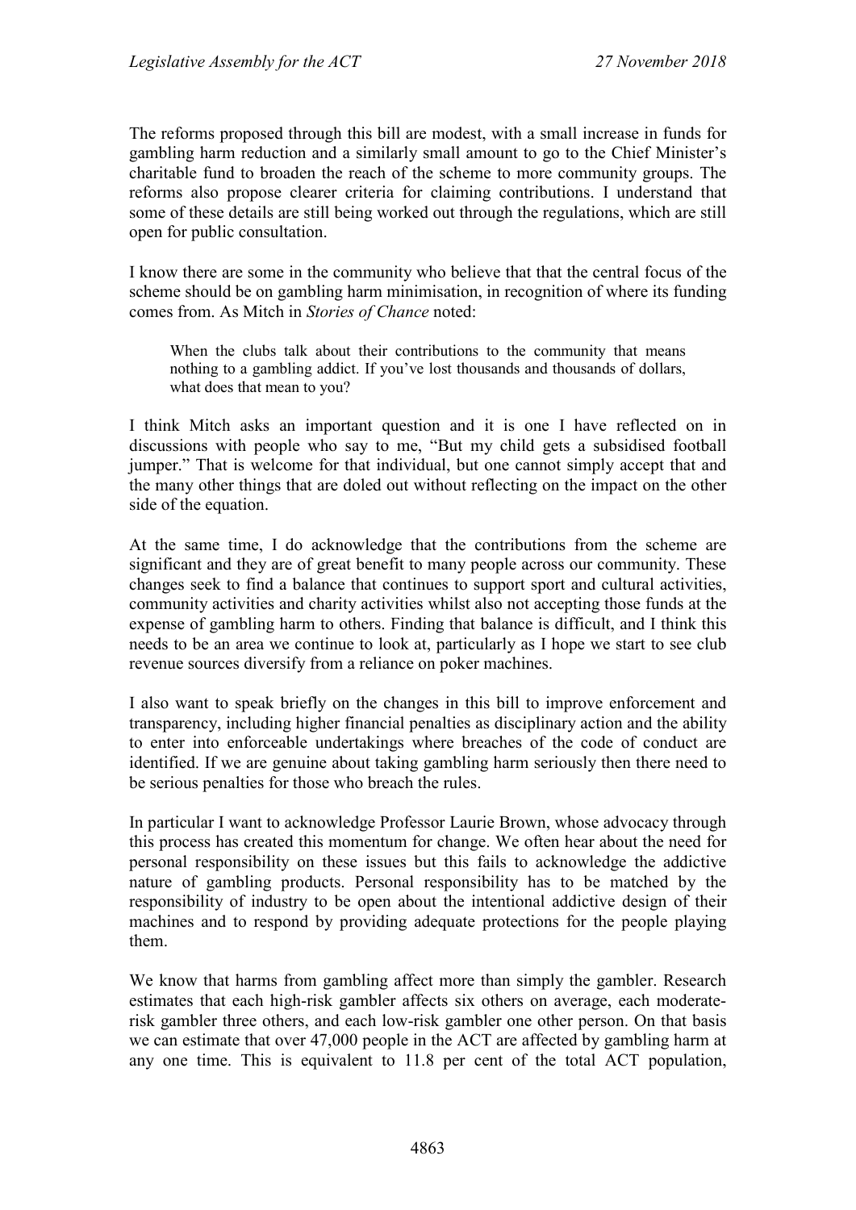The reforms proposed through this bill are modest, with a small increase in funds for gambling harm reduction and a similarly small amount to go to the Chief Minister's charitable fund to broaden the reach of the scheme to more community groups. The reforms also propose clearer criteria for claiming contributions. I understand that some of these details are still being worked out through the regulations, which are still open for public consultation.

I know there are some in the community who believe that that the central focus of the scheme should be on gambling harm minimisation, in recognition of where its funding comes from. As Mitch in *Stories of Chance* noted:

> When the clubs talk about their contributions to the community that means nothing to a gambling addict. If you've lost thousands and thousands of dollars, what does that mean to you?

I think Mitch asks an important question and it is one I have reflected on in discussions with people who say to me, "But my child gets a subsidised football jumper." That is welcome for that individual, but one cannot simply accept that and the many other things that are doled out without reflecting on the impact on the other side of the equation.

At the same time, I do acknowledge that the contributions from the scheme are significant and they are of great benefit to many people across our community. These changes seek to find a balance that continues to support sport and cultural activities, community activities and charity activities whilst also not accepting those funds at the expense of gambling harm to others. Finding that balance is difficult, and I think this needs to be an area we continue to look at, particularly as I hope we start to see club revenue sources diversify from a reliance on poker machines.

I also want to speak briefly on the changes in this bill to improve enforcement and transparency, including higher financial penalties as disciplinary action and the ability to enter into enforceable undertakings where breaches of the code of conduct are identified. If we are genuine about taking gambling harm seriously then there need to be serious penalties for those who breach the rules.

In particular I want to acknowledge Professor Laurie Brown, whose advocacy through this process has created this momentum for change. We often hear about the need for personal responsibility on these issues but this fails to acknowledge the addictive nature of gambling products. Personal responsibility has to be matched by the responsibility of industry to be open about the intentional addictive design of their machines and to respond by providing adequate protections for the people playing them.

We know that harms from gambling affect more than simply the gambler. Research estimates that each high-risk gambler affects six others on average, each moderate-risk gambler three others, and each low-risk gambler one other person. On that basis we can estimate that over 47,000 people in the ACT are affected by gambling harm at any one time. This is equivalent to 11.8 per cent of the total ACT population,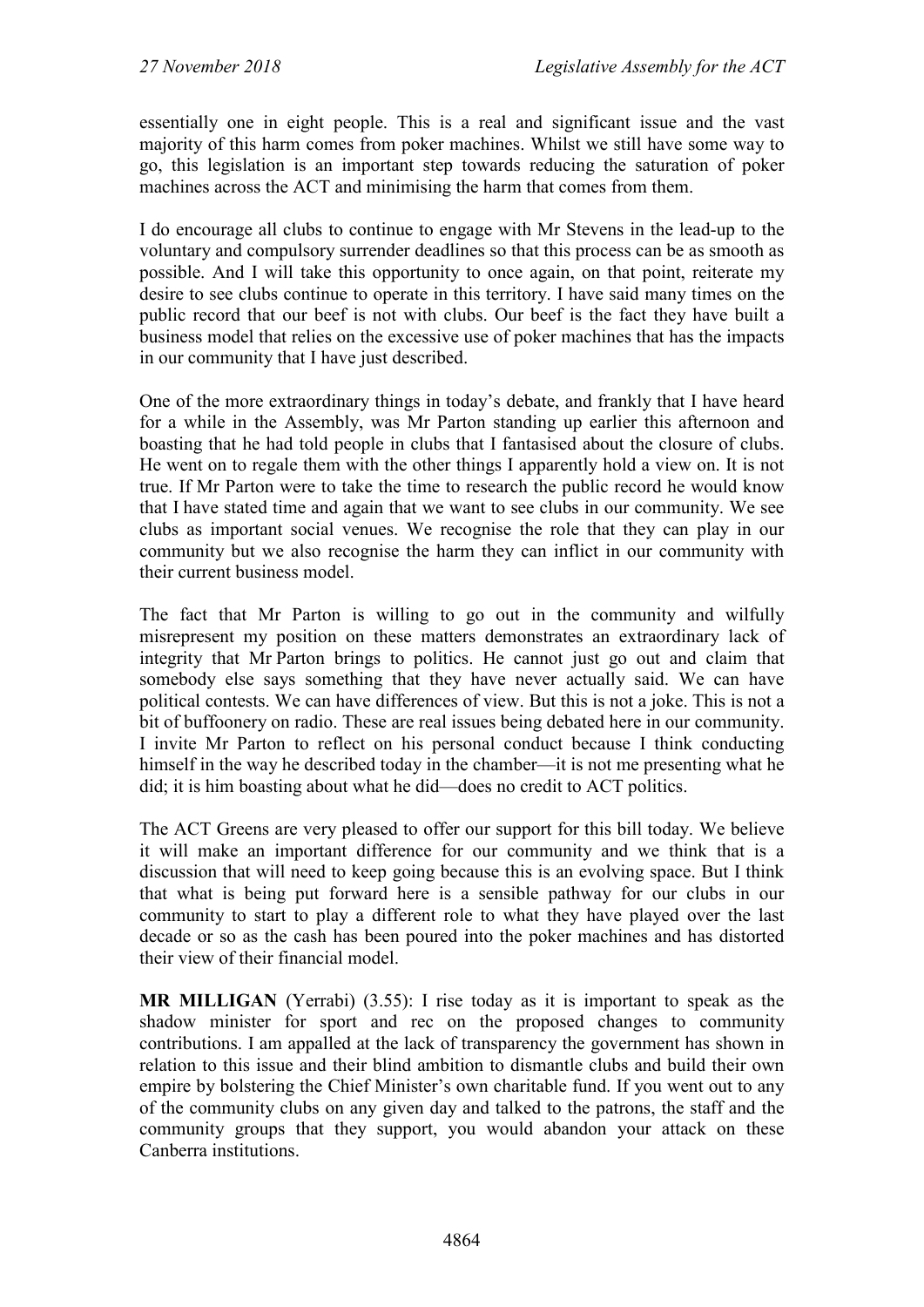essentially one in eight people. This is a real and significant issue and the vast majority of this harm comes from poker machines. Whilst we still have some way to go, this legislation is an important step towards reducing the saturation of poker machines across the ACT and minimising the harm that comes from them.

I do encourage all clubs to continue to engage with Mr Stevens in the lead-up to the voluntary and compulsory surrender deadlines so that this process can be as smooth as possible. And I will take this opportunity to once again, on that point, reiterate my desire to see clubs continue to operate in this territory. I have said many times on the public record that our beef is not with clubs. Our beef is the fact they have built a business model that relies on the excessive use of poker machines that has the impacts in our community that I have just described.

One of the more extraordinary things in today's debate, and frankly that I have heard for a while in the Assembly, was Mr Parton standing up earlier this afternoon and boasting that he had told people in clubs that I fantasised about the closure of clubs. He went on to regale them with the other things I apparently hold a view on. It is not true. If Mr Parton were to take the time to research the public record he would know that I have stated time and again that we want to see clubs in our community. We see clubs as important social venues. We recognise the role that they can play in our community but we also recognise the harm they can inflict in our community with their current business model.

The fact that Mr Parton is willing to go out in the community and wilfully misrepresent my position on these matters demonstrates an extraordinary lack of integrity that Mr Parton brings to politics. He cannot just go out and claim that somebody else says something that they have never actually said. We can have political contests. We can have differences of view. But this is not a joke. This is not a bit of buffoonery on radio. These are real issues being debated here in our community. I invite Mr Parton to reflect on his personal conduct because I think conducting himself in the way he described today in the chamber—it is not me presenting what he did; it is him boasting about what he did—does no credit to ACT politics.

The ACT Greens are very pleased to offer our support for this bill today. We believe it will make an important difference for our community and we think that is a discussion that will need to keep going because this is an evolving space. But I think that what is being put forward here is a sensible pathway for our clubs in our community to start to play a different role to what they have played over the last decade or so as the cash has been poured into the poker machines and has distorted their view of their financial model.

**MR MILLIGAN** (Yerrabi) (3.55): I rise today as it is important to speak as the shadow minister for sport and rec on the proposed changes to community contributions. I am appalled at the lack of transparency the government has shown in relation to this issue and their blind ambition to dismantle clubs and build their own empire by bolstering the Chief Minister's own charitable fund. If you went out to any of the community clubs on any given day and talked to the patrons, the staff and the community groups that they support, you would abandon your attack on these Canberra institutions.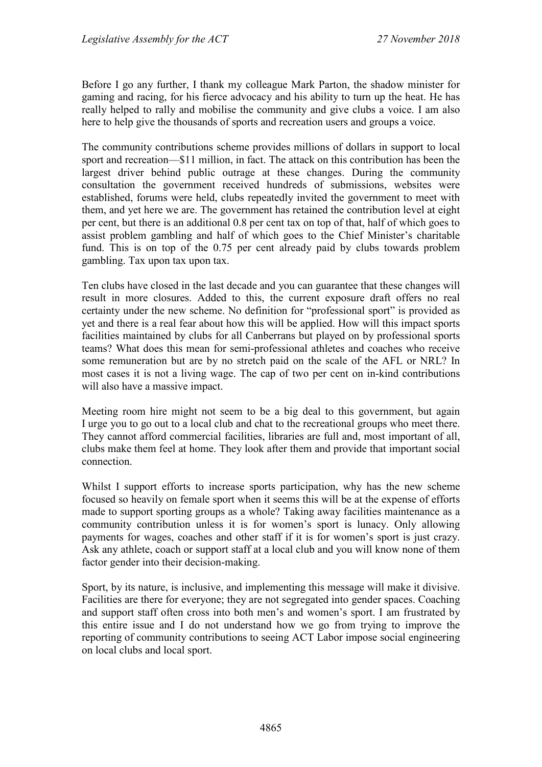Before I go any further, I thank my colleague Mark Parton, the shadow minister for gaming and racing, for his fierce advocacy and his ability to turn up the heat. He has really helped to rally and mobilise the community and give clubs a voice. I am also here to help give the thousands of sports and recreation users and groups a voice.

The community contributions scheme provides millions of dollars in support to local sport and recreation—$11 million, in fact. The attack on this contribution has been the largest driver behind public outrage at these changes. During the community consultation the government received hundreds of submissions, websites were established, forums were held, clubs repeatedly invited the government to meet with them, and yet here we are. The government has retained the contribution level at eight per cent, but there is an additional 0.8 per cent tax on top of that, half of which goes to assist problem gambling and half of which goes to the Chief Minister's charitable fund. This is on top of the 0.75 per cent already paid by clubs towards problem gambling. Tax upon tax upon tax.

Ten clubs have closed in the last decade and you can guarantee that these changes will result in more closures. Added to this, the current exposure draft offers no real certainty under the new scheme. No definition for "professional sport" is provided as yet and there is a real fear about how this will be applied. How will this impact sports facilities maintained by clubs for all Canberrans but played on by professional sports teams? What does this mean for semi-professional athletes and coaches who receive some remuneration but are by no stretch paid on the scale of the AFL or NRL? In most cases it is not a living wage. The cap of two per cent on in-kind contributions will also have a massive impact.

Meeting room hire might not seem to be a big deal to this government, but again I urge you to go out to a local club and chat to the recreational groups who meet there. They cannot afford commercial facilities, libraries are full and, most important of all, clubs make them feel at home. They look after them and provide that important social connection.

Whilst I support efforts to increase sports participation, why has the new scheme focused so heavily on female sport when it seems this will be at the expense of efforts made to support sporting groups as a whole? Taking away facilities maintenance as a community contribution unless it is for women's sport is lunacy. Only allowing payments for wages, coaches and other staff if it is for women's sport is just crazy. Ask any athlete, coach or support staff at a local club and you will know none of them factor gender into their decision-making.

Sport, by its nature, is inclusive, and implementing this message will make it divisive. Facilities are there for everyone; they are not segregated into gender spaces. Coaching and support staff often cross into both men's and women's sport. I am frustrated by this entire issue and I do not understand how we go from trying to improve the reporting of community contributions to seeing ACT Labor impose social engineering on local clubs and local sport.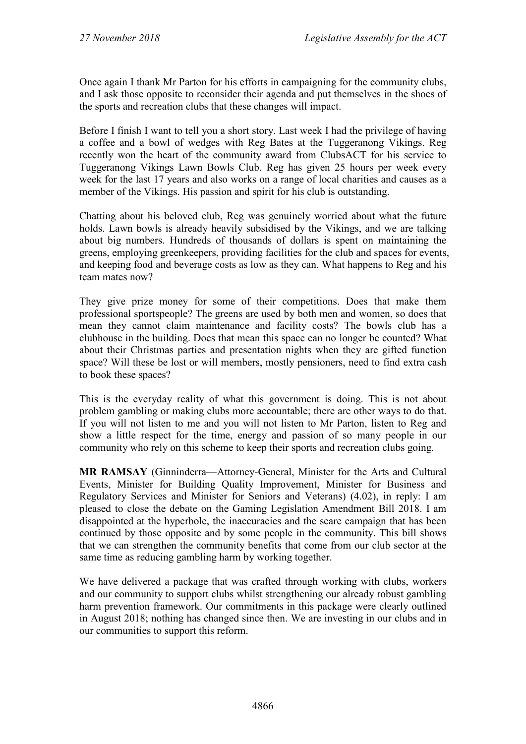Once again I thank Mr Parton for his efforts in campaigning for the community clubs, and I ask those opposite to reconsider their agenda and put themselves in the shoes of the sports and recreation clubs that these changes will impact.

Before I finish I want to tell you a short story. Last week I had the privilege of having a coffee and a bowl of wedges with Reg Bates at the Tuggeranong Vikings. Reg recently won the heart of the community award from ClubsACT for his service to Tuggeranong Vikings Lawn Bowls Club. Reg has given 25 hours per week every week for the last 17 years and also works on a range of local charities and causes as a member of the Vikings. His passion and spirit for his club is outstanding.

Chatting about his beloved club, Reg was genuinely worried about what the future holds. Lawn bowls is already heavily subsidised by the Vikings, and we are talking about big numbers. Hundreds of thousands of dollars is spent on maintaining the greens, employing greenkeepers, providing facilities for the club and spaces for events, and keeping food and beverage costs as low as they can. What happens to Reg and his team mates now?

They give prize money for some of their competitions. Does that make them professional sportspeople? The greens are used by both men and women, so does that mean they cannot claim maintenance and facility costs? The bowls club has a clubhouse in the building. Does that mean this space can no longer be counted? What about their Christmas parties and presentation nights when they are gifted function space? Will these be lost or will members, mostly pensioners, need to find extra cash to book these spaces?

This is the everyday reality of what this government is doing. This is not about problem gambling or making clubs more accountable; there are other ways to do that. If you will not listen to me and you will not listen to Mr Parton, listen to Reg and show a little respect for the time, energy and passion of so many people in our community who rely on this scheme to keep their sports and recreation clubs going.

**MR RAMSAY** (Ginninderra—Attorney-General, Minister for the Arts and Cultural Events, Minister for Building Quality Improvement, Minister for Business and Regulatory Services and Minister for Seniors and Veterans) (4.02), in reply: I am pleased to close the debate on the Gaming Legislation Amendment Bill 2018. I am disappointed at the hyperbole, the inaccuracies and the scare campaign that has been continued by those opposite and by some people in the community. This bill shows that we can strengthen the community benefits that come from our club sector at the same time as reducing gambling harm by working together.

We have delivered a package that was crafted through working with clubs, workers and our community to support clubs whilst strengthening our already robust gambling harm prevention framework. Our commitments in this package were clearly outlined in August 2018; nothing has changed since then. We are investing in our clubs and in our communities to support this reform.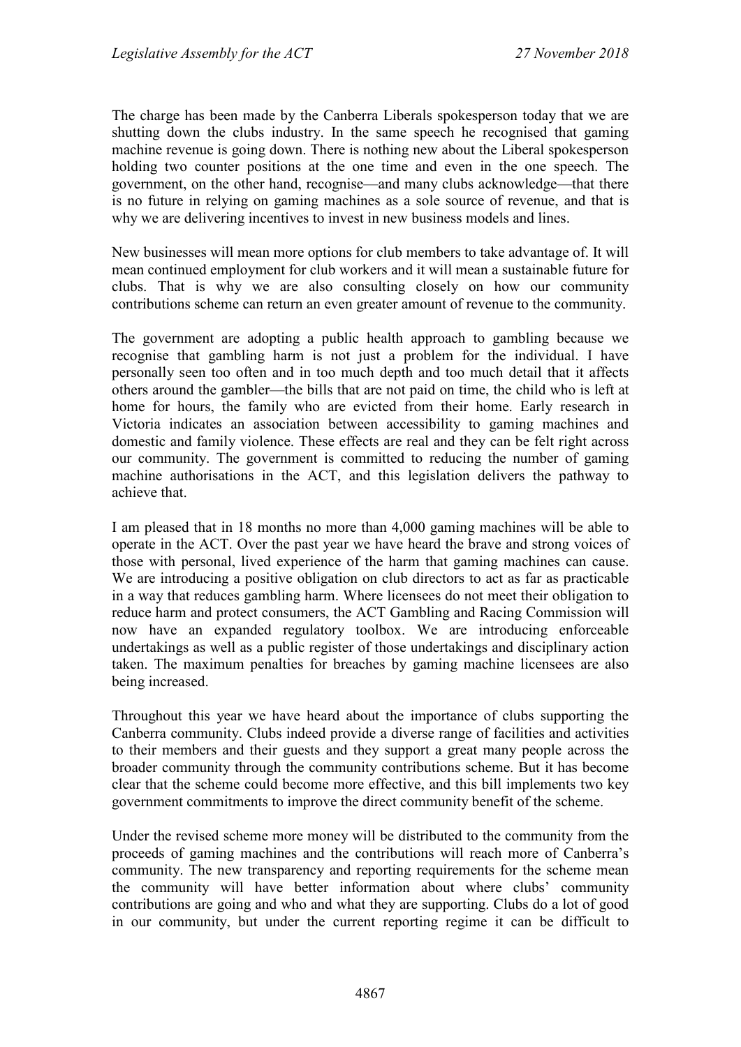The charge has been made by the Canberra Liberals spokesperson today that we are shutting down the clubs industry. In the same speech he recognised that gaming machine revenue is going down. There is nothing new about the Liberal spokesperson holding two counter positions at the one time and even in the one speech. The government, on the other hand, recognise—and many clubs acknowledge—that there is no future in relying on gaming machines as a sole source of revenue, and that is why we are delivering incentives to invest in new business models and lines.

New businesses will mean more options for club members to take advantage of. It will mean continued employment for club workers and it will mean a sustainable future for clubs. That is why we are also consulting closely on how our community contributions scheme can return an even greater amount of revenue to the community.

The government are adopting a public health approach to gambling because we recognise that gambling harm is not just a problem for the individual. I have personally seen too often and in too much depth and too much detail that it affects others around the gambler—the bills that are not paid on time, the child who is left at home for hours, the family who are evicted from their home. Early research in Victoria indicates an association between accessibility to gaming machines and domestic and family violence. These effects are real and they can be felt right across our community. The government is committed to reducing the number of gaming machine authorisations in the ACT, and this legislation delivers the pathway to achieve that.

I am pleased that in 18 months no more than 4,000 gaming machines will be able to operate in the ACT. Over the past year we have heard the brave and strong voices of those with personal, lived experience of the harm that gaming machines can cause. We are introducing a positive obligation on club directors to act as far as practicable in a way that reduces gambling harm. Where licensees do not meet their obligation to reduce harm and protect consumers, the ACT Gambling and Racing Commission will now have an expanded regulatory toolbox. We are introducing enforceable undertakings as well as a public register of those undertakings and disciplinary action taken. The maximum penalties for breaches by gaming machine licensees are also being increased.

Throughout this year we have heard about the importance of clubs supporting the Canberra community. Clubs indeed provide a diverse range of facilities and activities to their members and their guests and they support a great many people across the broader community through the community contributions scheme. But it has become clear that the scheme could become more effective, and this bill implements two key government commitments to improve the direct community benefit of the scheme.

Under the revised scheme more money will be distributed to the community from the proceeds of gaming machines and the contributions will reach more of Canberra's community. The new transparency and reporting requirements for the scheme mean the community will have better information about where clubs' community contributions are going and who and what they are supporting. Clubs do a lot of good in our community, but under the current reporting regime it can be difficult to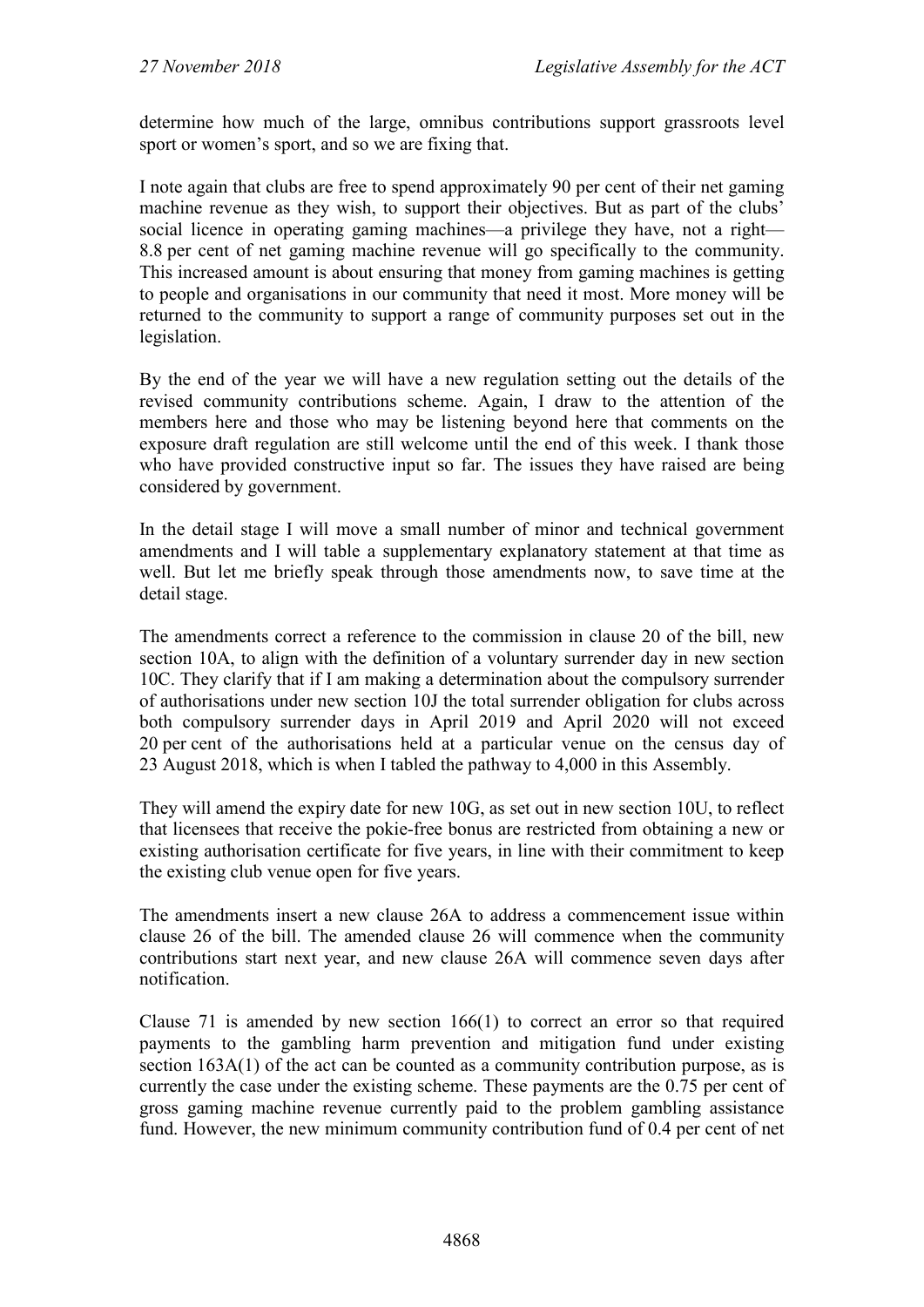determine how much of the large, omnibus contributions support grassroots level sport or women's sport, and so we are fixing that.

I note again that clubs are free to spend approximately 90 per cent of their net gaming machine revenue as they wish, to support their objectives. But as part of the clubs' social licence in operating gaming machines—a privilege they have, not a right—8.8 per cent of net gaming machine revenue will go specifically to the community. This increased amount is about ensuring that money from gaming machines is getting to people and organisations in our community that need it most. More money will be returned to the community to support a range of community purposes set out in the legislation.

By the end of the year we will have a new regulation setting out the details of the revised community contributions scheme. Again, I draw to the attention of the members here and those who may be listening beyond here that comments on the exposure draft regulation are still welcome until the end of this week. I thank those who have provided constructive input so far. The issues they have raised are being considered by government.

In the detail stage I will move a small number of minor and technical government amendments and I will table a supplementary explanatory statement at that time as well. But let me briefly speak through those amendments now, to save time at the detail stage.

The amendments correct a reference to the commission in clause 20 of the bill, new section 10A, to align with the definition of a voluntary surrender day in new section 10C. They clarify that if I am making a determination about the compulsory surrender of authorisations under new section 10J the total surrender obligation for clubs across both compulsory surrender days in April 2019 and April 2020 will not exceed 20 per cent of the authorisations held at a particular venue on the census day of 23 August 2018, which is when I tabled the pathway to 4,000 in this Assembly.

They will amend the expiry date for new 10G, as set out in new section 10U, to reflect that licensees that receive the pokie-free bonus are restricted from obtaining a new or existing authorisation certificate for five years, in line with their commitment to keep the existing club venue open for five years.

The amendments insert a new clause 26A to address a commencement issue within clause 26 of the bill. The amended clause 26 will commence when the community contributions start next year, and new clause 26A will commence seven days after notification.

Clause 71 is amended by new section 166(1) to correct an error so that required payments to the gambling harm prevention and mitigation fund under existing section 163A(1) of the act can be counted as a community contribution purpose, as is currently the case under the existing scheme. These payments are the 0.75 per cent of gross gaming machine revenue currently paid to the problem gambling assistance fund. However, the new minimum community contribution fund of 0.4 per cent of net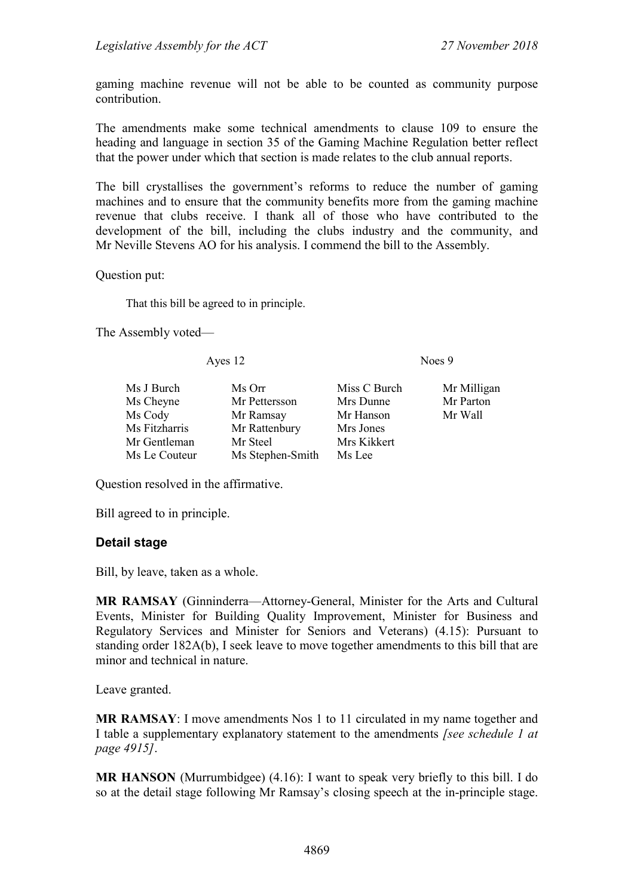gaming machine revenue will not be able to be counted as community purpose contribution.

The amendments make some technical amendments to clause 109 to ensure the heading and language in section 35 of the Gaming Machine Regulation better reflect that the power under which that section is made relates to the club annual reports.

The bill crystallises the government's reforms to reduce the number of gaming machines and to ensure that the community benefits more from the gaming machine revenue that clubs receive. I thank all of those who have contributed to the development of the bill, including the clubs industry and the community, and Mr Neville Stevens AO for his analysis. I commend the bill to the Assembly.

Question put:

> That this bill be agreed to in principle.

The Assembly voted—

| Ayes 12 | | Noes 9 | |
|---|---|---|---|
| Ms J Burch | Ms Orr | Miss C Burch | Mr Milligan |
| Ms Cheyne | Mr Pettersson | Mrs Dunne | Mr Parton |
| Ms Cody | Mr Ramsay | Mr Hanson | Mr Wall |
| Ms Fitzharris | Mr Rattenbury | Mrs Jones | |
| Mr Gentleman | Mr Steel | Mrs Kikkert | |
| Ms Le Couteur | Ms Stephen-Smith | Ms Lee | |

Question resolved in the affirmative.

Bill agreed to in principle.

### Detail stage

Bill, by leave, taken as a whole.

**MR RAMSAY** (Ginninderra—Attorney-General, Minister for the Arts and Cultural Events, Minister for Building Quality Improvement, Minister for Business and Regulatory Services and Minister for Seniors and Veterans) (4.15): Pursuant to standing order 182A(b), I seek leave to move together amendments to this bill that are minor and technical in nature.

Leave granted.

**MR RAMSAY**: I move amendments Nos 1 to 11 circulated in my name together and I table a supplementary explanatory statement to the amendments *[see schedule 1 at page 4915]*.

**MR HANSON** (Murrumbidgee) (4.16): I want to speak very briefly to this bill. I do so at the detail stage following Mr Ramsay's closing speech at the in-principle stage.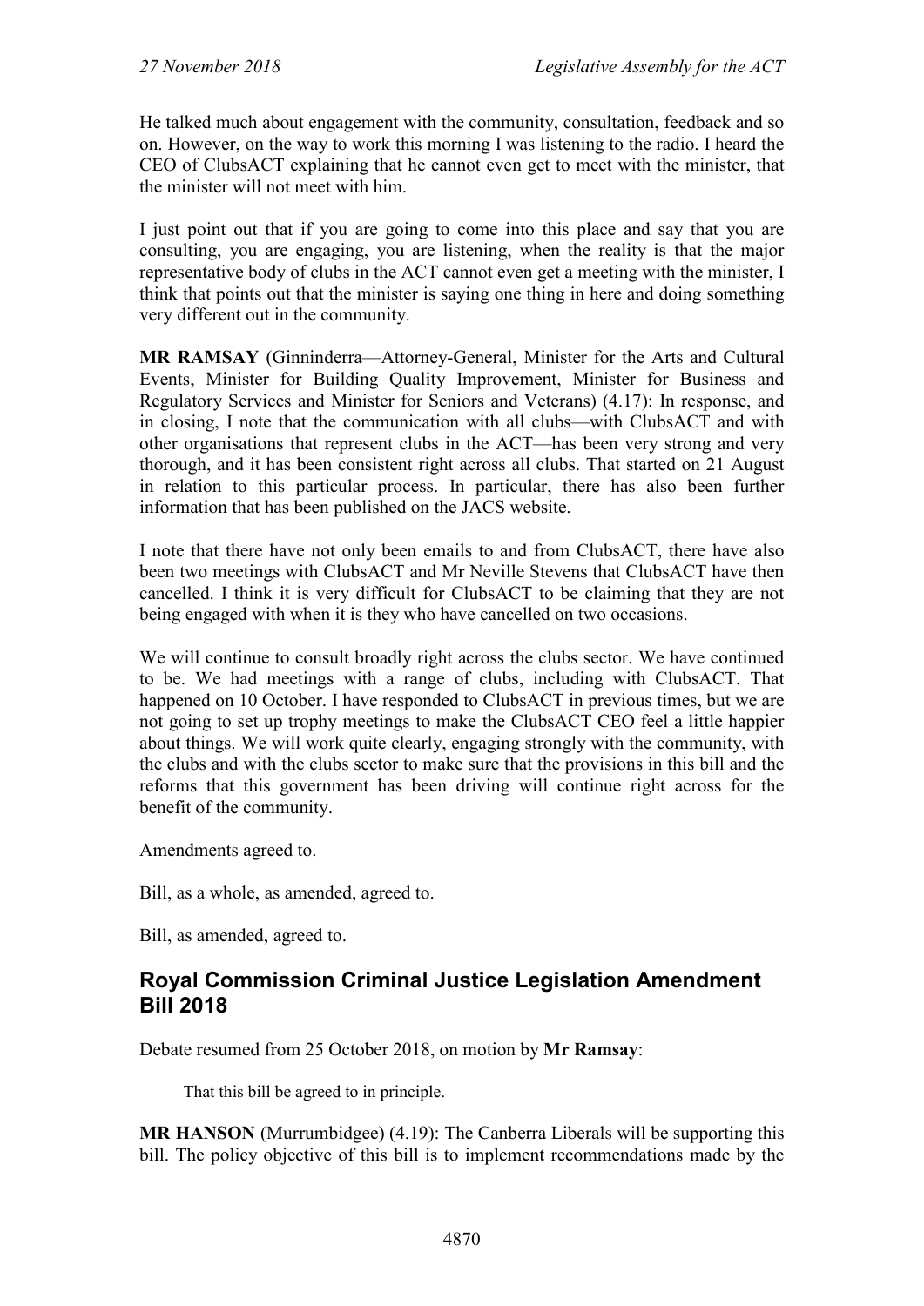He talked much about engagement with the community, consultation, feedback and so on. However, on the way to work this morning I was listening to the radio. I heard the CEO of ClubsACT explaining that he cannot even get to meet with the minister, that the minister will not meet with him.

I just point out that if you are going to come into this place and say that you are consulting, you are engaging, you are listening, when the reality is that the major representative body of clubs in the ACT cannot even get a meeting with the minister, I think that points out that the minister is saying one thing in here and doing something very different out in the community.

**MR RAMSAY** (Ginninderra—Attorney-General, Minister for the Arts and Cultural Events, Minister for Building Quality Improvement, Minister for Business and Regulatory Services and Minister for Seniors and Veterans) (4.17): In response, and in closing, I note that the communication with all clubs—with ClubsACT and with other organisations that represent clubs in the ACT—has been very strong and very thorough, and it has been consistent right across all clubs. That started on 21 August in relation to this particular process. In particular, there has also been further information that has been published on the JACS website.

I note that there have not only been emails to and from ClubsACT, there have also been two meetings with ClubsACT and Mr Neville Stevens that ClubsACT have then cancelled. I think it is very difficult for ClubsACT to be claiming that they are not being engaged with when it is they who have cancelled on two occasions.

We will continue to consult broadly right across the clubs sector. We have continued to be. We had meetings with a range of clubs, including with ClubsACT. That happened on 10 October. I have responded to ClubsACT in previous times, but we are not going to set up trophy meetings to make the ClubsACT CEO feel a little happier about things. We will work quite clearly, engaging strongly with the community, with the clubs and with the clubs sector to make sure that the provisions in this bill and the reforms that this government has been driving will continue right across for the benefit of the community.

Amendments agreed to.

Bill, as a whole, as amended, agreed to.

Bill, as amended, agreed to.

## Royal Commission Criminal Justice Legislation Amendment Bill 2018

Debate resumed from 25 October 2018, on motion by **Mr Ramsay**:

> That this bill be agreed to in principle.

**MR HANSON** (Murrumbidgee) (4.19): The Canberra Liberals will be supporting this bill. The policy objective of this bill is to implement recommendations made by the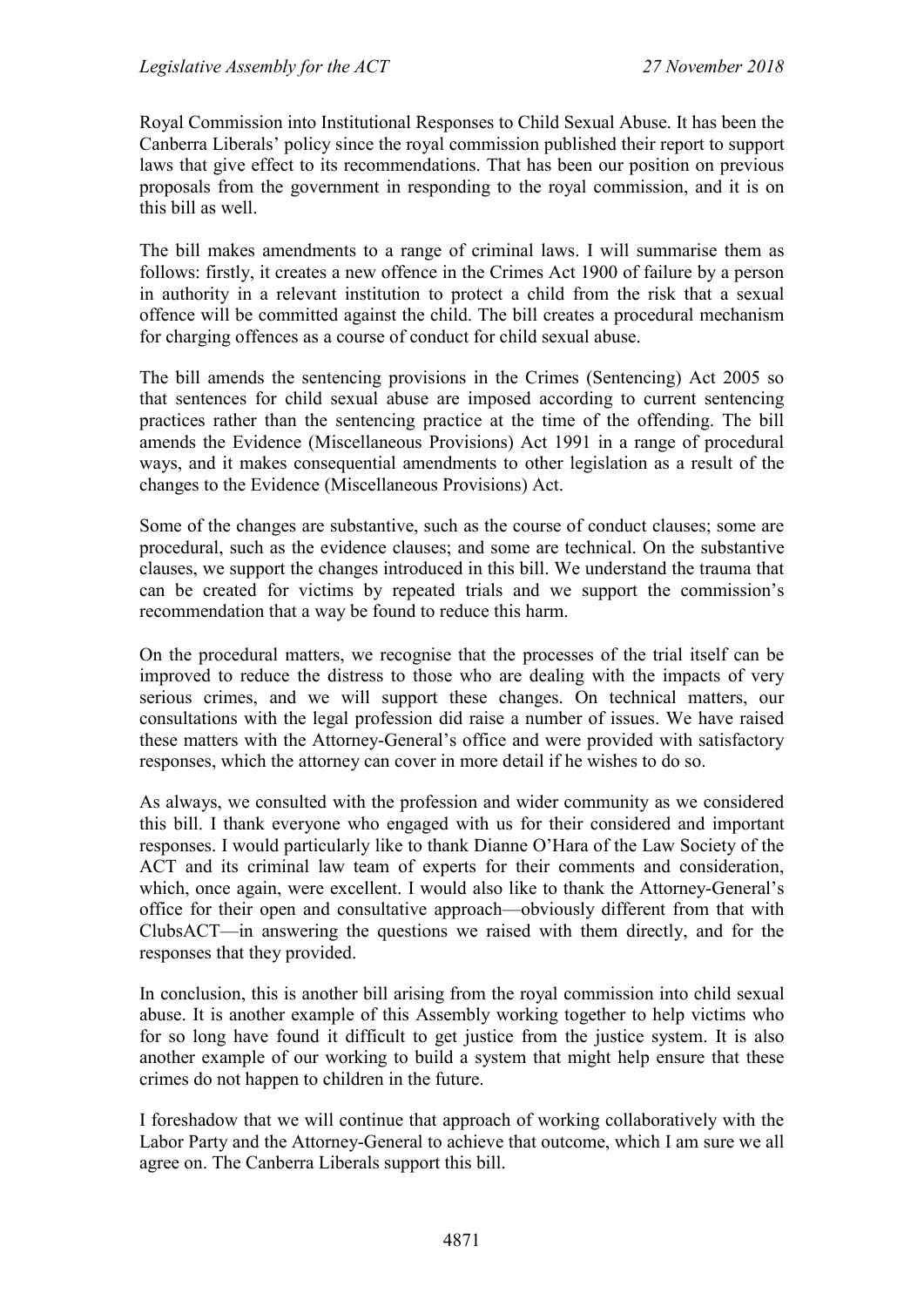Royal Commission into Institutional Responses to Child Sexual Abuse. It has been the Canberra Liberals' policy since the royal commission published their report to support laws that give effect to its recommendations. That has been our position on previous proposals from the government in responding to the royal commission, and it is on this bill as well.

The bill makes amendments to a range of criminal laws. I will summarise them as follows: firstly, it creates a new offence in the Crimes Act 1900 of failure by a person in authority in a relevant institution to protect a child from the risk that a sexual offence will be committed against the child. The bill creates a procedural mechanism for charging offences as a course of conduct for child sexual abuse.

The bill amends the sentencing provisions in the Crimes (Sentencing) Act 2005 so that sentences for child sexual abuse are imposed according to current sentencing practices rather than the sentencing practice at the time of the offending. The bill amends the Evidence (Miscellaneous Provisions) Act 1991 in a range of procedural ways, and it makes consequential amendments to other legislation as a result of the changes to the Evidence (Miscellaneous Provisions) Act.

Some of the changes are substantive, such as the course of conduct clauses; some are procedural, such as the evidence clauses; and some are technical. On the substantive clauses, we support the changes introduced in this bill. We understand the trauma that can be created for victims by repeated trials and we support the commission's recommendation that a way be found to reduce this harm.

On the procedural matters, we recognise that the processes of the trial itself can be improved to reduce the distress to those who are dealing with the impacts of very serious crimes, and we will support these changes. On technical matters, our consultations with the legal profession did raise a number of issues. We have raised these matters with the Attorney-General's office and were provided with satisfactory responses, which the attorney can cover in more detail if he wishes to do so.

As always, we consulted with the profession and wider community as we considered this bill. I thank everyone who engaged with us for their considered and important responses. I would particularly like to thank Dianne O'Hara of the Law Society of the ACT and its criminal law team of experts for their comments and consideration, which, once again, were excellent. I would also like to thank the Attorney-General's office for their open and consultative approach—obviously different from that with ClubsACT—in answering the questions we raised with them directly, and for the responses that they provided.

In conclusion, this is another bill arising from the royal commission into child sexual abuse. It is another example of this Assembly working together to help victims who for so long have found it difficult to get justice from the justice system. It is also another example of our working to build a system that might help ensure that these crimes do not happen to children in the future.

I foreshadow that we will continue that approach of working collaboratively with the Labor Party and the Attorney-General to achieve that outcome, which I am sure we all agree on. The Canberra Liberals support this bill.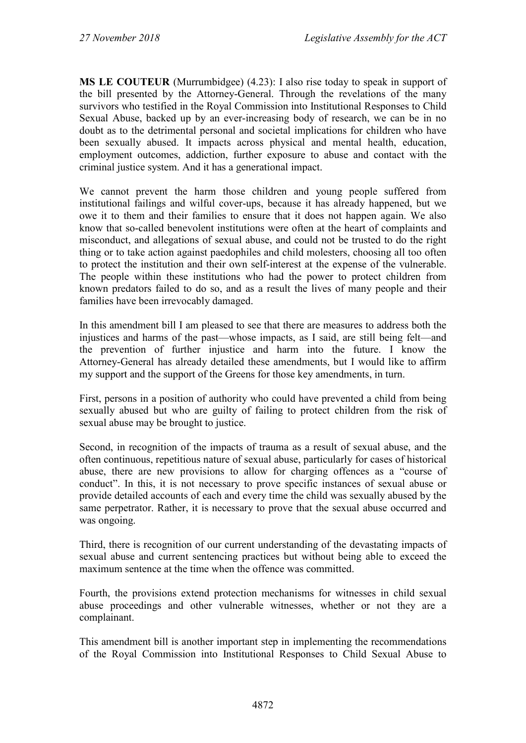**MS LE COUTEUR** (Murrumbidgee) (4.23): I also rise today to speak in support of the bill presented by the Attorney-General. Through the revelations of the many survivors who testified in the Royal Commission into Institutional Responses to Child Sexual Abuse, backed up by an ever-increasing body of research, we can be in no doubt as to the detrimental personal and societal implications for children who have been sexually abused. It impacts across physical and mental health, education, employment outcomes, addiction, further exposure to abuse and contact with the criminal justice system. And it has a generational impact.

We cannot prevent the harm those children and young people suffered from institutional failings and wilful cover-ups, because it has already happened, but we owe it to them and their families to ensure that it does not happen again. We also know that so-called benevolent institutions were often at the heart of complaints and misconduct, and allegations of sexual abuse, and could not be trusted to do the right thing or to take action against paedophiles and child molesters, choosing all too often to protect the institution and their own self-interest at the expense of the vulnerable. The people within these institutions who had the power to protect children from known predators failed to do so, and as a result the lives of many people and their families have been irrevocably damaged.

In this amendment bill I am pleased to see that there are measures to address both the injustices and harms of the past—whose impacts, as I said, are still being felt—and the prevention of further injustice and harm into the future. I know the Attorney-General has already detailed these amendments, but I would like to affirm my support and the support of the Greens for those key amendments, in turn.

First, persons in a position of authority who could have prevented a child from being sexually abused but who are guilty of failing to protect children from the risk of sexual abuse may be brought to justice.

Second, in recognition of the impacts of trauma as a result of sexual abuse, and the often continuous, repetitious nature of sexual abuse, particularly for cases of historical abuse, there are new provisions to allow for charging offences as a "course of conduct". In this, it is not necessary to prove specific instances of sexual abuse or provide detailed accounts of each and every time the child was sexually abused by the same perpetrator. Rather, it is necessary to prove that the sexual abuse occurred and was ongoing.

Third, there is recognition of our current understanding of the devastating impacts of sexual abuse and current sentencing practices but without being able to exceed the maximum sentence at the time when the offence was committed.

Fourth, the provisions extend protection mechanisms for witnesses in child sexual abuse proceedings and other vulnerable witnesses, whether or not they are a complainant.

This amendment bill is another important step in implementing the recommendations of the Royal Commission into Institutional Responses to Child Sexual Abuse to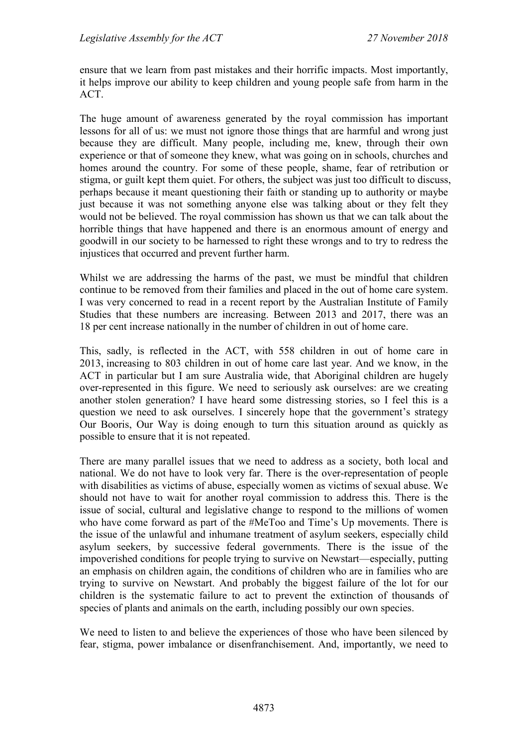ensure that we learn from past mistakes and their horrific impacts. Most importantly, it helps improve our ability to keep children and young people safe from harm in the ACT.

The huge amount of awareness generated by the royal commission has important lessons for all of us: we must not ignore those things that are harmful and wrong just because they are difficult. Many people, including me, knew, through their own experience or that of someone they knew, what was going on in schools, churches and homes around the country. For some of these people, shame, fear of retribution or stigma, or guilt kept them quiet. For others, the subject was just too difficult to discuss, perhaps because it meant questioning their faith or standing up to authority or maybe just because it was not something anyone else was talking about or they felt they would not be believed. The royal commission has shown us that we can talk about the horrible things that have happened and there is an enormous amount of energy and goodwill in our society to be harnessed to right these wrongs and to try to redress the injustices that occurred and prevent further harm.

Whilst we are addressing the harms of the past, we must be mindful that children continue to be removed from their families and placed in the out of home care system. I was very concerned to read in a recent report by the Australian Institute of Family Studies that these numbers are increasing. Between 2013 and 2017, there was an 18 per cent increase nationally in the number of children in out of home care.

This, sadly, is reflected in the ACT, with 558 children in out of home care in 2013, increasing to 803 children in out of home care last year. And we know, in the ACT in particular but I am sure Australia wide, that Aboriginal children are hugely over-represented in this figure. We need to seriously ask ourselves: are we creating another stolen generation? I have heard some distressing stories, so I feel this is a question we need to ask ourselves. I sincerely hope that the government's strategy Our Booris, Our Way is doing enough to turn this situation around as quickly as possible to ensure that it is not repeated.

There are many parallel issues that we need to address as a society, both local and national. We do not have to look very far. There is the over-representation of people with disabilities as victims of abuse, especially women as victims of sexual abuse. We should not have to wait for another royal commission to address this. There is the issue of social, cultural and legislative change to respond to the millions of women who have come forward as part of the #MeToo and Time's Up movements. There is the issue of the unlawful and inhumane treatment of asylum seekers, especially child asylum seekers, by successive federal governments. There is the issue of the impoverished conditions for people trying to survive on Newstart—especially, putting an emphasis on children again, the conditions of children who are in families who are trying to survive on Newstart. And probably the biggest failure of the lot for our children is the systematic failure to act to prevent the extinction of thousands of species of plants and animals on the earth, including possibly our own species.

We need to listen to and believe the experiences of those who have been silenced by fear, stigma, power imbalance or disenfranchisement. And, importantly, we need to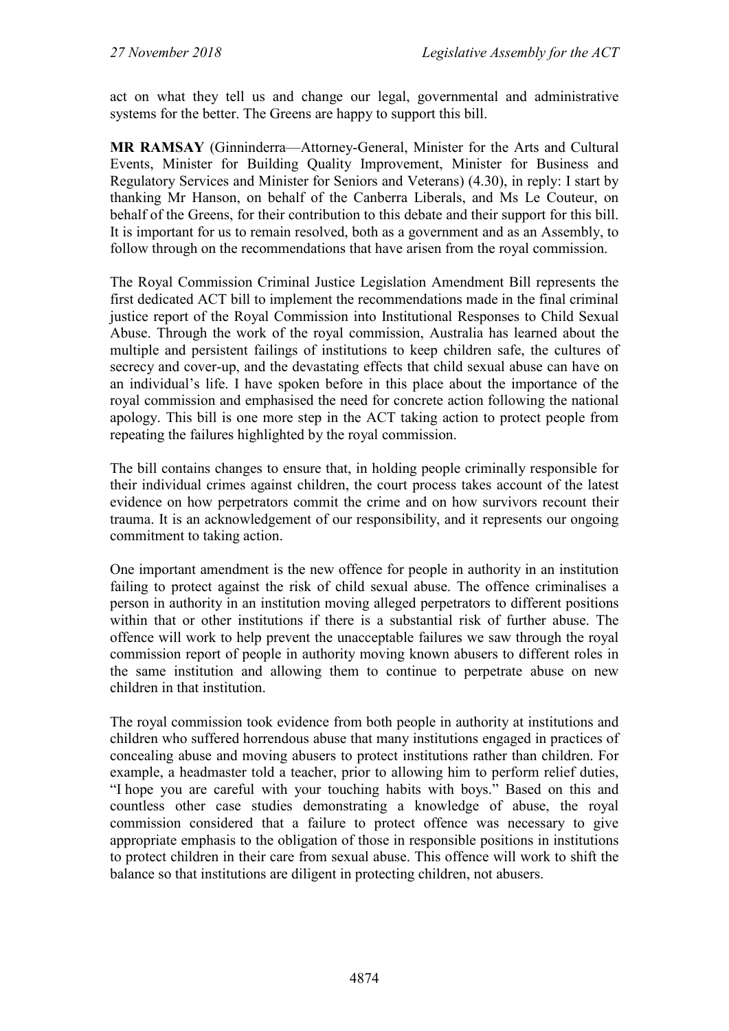act on what they tell us and change our legal, governmental and administrative systems for the better. The Greens are happy to support this bill.

**MR RAMSAY** (Ginninderra—Attorney-General, Minister for the Arts and Cultural Events, Minister for Building Quality Improvement, Minister for Business and Regulatory Services and Minister for Seniors and Veterans) (4.30), in reply: I start by thanking Mr Hanson, on behalf of the Canberra Liberals, and Ms Le Couteur, on behalf of the Greens, for their contribution to this debate and their support for this bill. It is important for us to remain resolved, both as a government and as an Assembly, to follow through on the recommendations that have arisen from the royal commission.

The Royal Commission Criminal Justice Legislation Amendment Bill represents the first dedicated ACT bill to implement the recommendations made in the final criminal justice report of the Royal Commission into Institutional Responses to Child Sexual Abuse. Through the work of the royal commission, Australia has learned about the multiple and persistent failings of institutions to keep children safe, the cultures of secrecy and cover-up, and the devastating effects that child sexual abuse can have on an individual's life. I have spoken before in this place about the importance of the royal commission and emphasised the need for concrete action following the national apology. This bill is one more step in the ACT taking action to protect people from repeating the failures highlighted by the royal commission.

The bill contains changes to ensure that, in holding people criminally responsible for their individual crimes against children, the court process takes account of the latest evidence on how perpetrators commit the crime and on how survivors recount their trauma. It is an acknowledgement of our responsibility, and it represents our ongoing commitment to taking action.

One important amendment is the new offence for people in authority in an institution failing to protect against the risk of child sexual abuse. The offence criminalises a person in authority in an institution moving alleged perpetrators to different positions within that or other institutions if there is a substantial risk of further abuse. The offence will work to help prevent the unacceptable failures we saw through the royal commission report of people in authority moving known abusers to different roles in the same institution and allowing them to continue to perpetrate abuse on new children in that institution.

The royal commission took evidence from both people in authority at institutions and children who suffered horrendous abuse that many institutions engaged in practices of concealing abuse and moving abusers to protect institutions rather than children. For example, a headmaster told a teacher, prior to allowing him to perform relief duties, "I hope you are careful with your touching habits with boys." Based on this and countless other case studies demonstrating a knowledge of abuse, the royal commission considered that a failure to protect offence was necessary to give appropriate emphasis to the obligation of those in responsible positions in institutions to protect children in their care from sexual abuse. This offence will work to shift the balance so that institutions are diligent in protecting children, not abusers.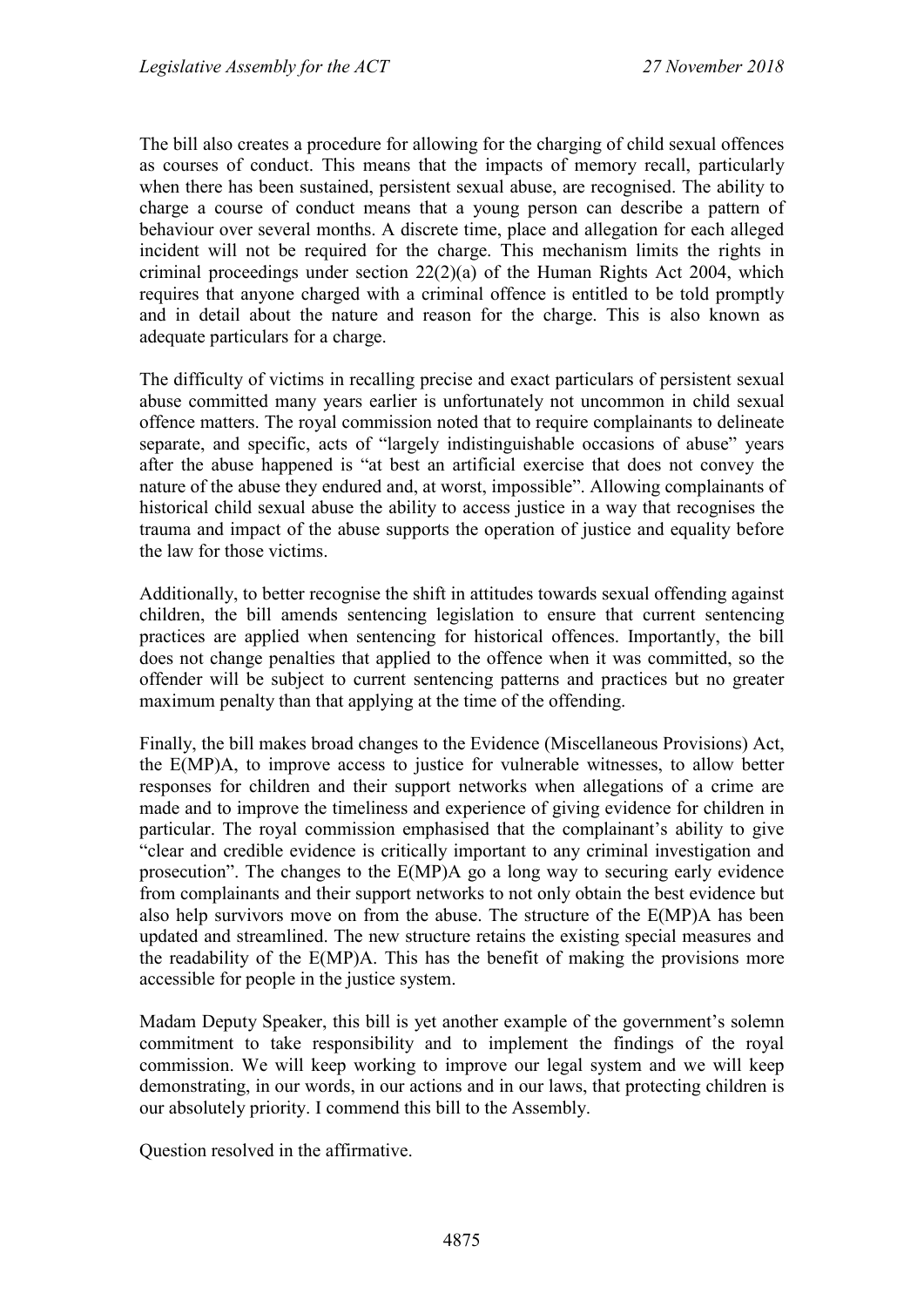The bill also creates a procedure for allowing for the charging of child sexual offences as courses of conduct. This means that the impacts of memory recall, particularly when there has been sustained, persistent sexual abuse, are recognised. The ability to charge a course of conduct means that a young person can describe a pattern of behaviour over several months. A discrete time, place and allegation for each alleged incident will not be required for the charge. This mechanism limits the rights in criminal proceedings under section 22(2)(a) of the Human Rights Act 2004, which requires that anyone charged with a criminal offence is entitled to be told promptly and in detail about the nature and reason for the charge. This is also known as adequate particulars for a charge.

The difficulty of victims in recalling precise and exact particulars of persistent sexual abuse committed many years earlier is unfortunately not uncommon in child sexual offence matters. The royal commission noted that to require complainants to delineate separate, and specific, acts of "largely indistinguishable occasions of abuse" years after the abuse happened is "at best an artificial exercise that does not convey the nature of the abuse they endured and, at worst, impossible". Allowing complainants of historical child sexual abuse the ability to access justice in a way that recognises the trauma and impact of the abuse supports the operation of justice and equality before the law for those victims.

Additionally, to better recognise the shift in attitudes towards sexual offending against children, the bill amends sentencing legislation to ensure that current sentencing practices are applied when sentencing for historical offences. Importantly, the bill does not change penalties that applied to the offence when it was committed, so the offender will be subject to current sentencing patterns and practices but no greater maximum penalty than that applying at the time of the offending.

Finally, the bill makes broad changes to the Evidence (Miscellaneous Provisions) Act, the E(MP)A, to improve access to justice for vulnerable witnesses, to allow better responses for children and their support networks when allegations of a crime are made and to improve the timeliness and experience of giving evidence for children in particular. The royal commission emphasised that the complainant's ability to give "clear and credible evidence is critically important to any criminal investigation and prosecution". The changes to the E(MP)A go a long way to securing early evidence from complainants and their support networks to not only obtain the best evidence but also help survivors move on from the abuse. The structure of the E(MP)A has been updated and streamlined. The new structure retains the existing special measures and the readability of the E(MP)A. This has the benefit of making the provisions more accessible for people in the justice system.

Madam Deputy Speaker, this bill is yet another example of the government's solemn commitment to take responsibility and to implement the findings of the royal commission. We will keep working to improve our legal system and we will keep demonstrating, in our words, in our actions and in our laws, that protecting children is our absolutely priority. I commend this bill to the Assembly.

Question resolved in the affirmative.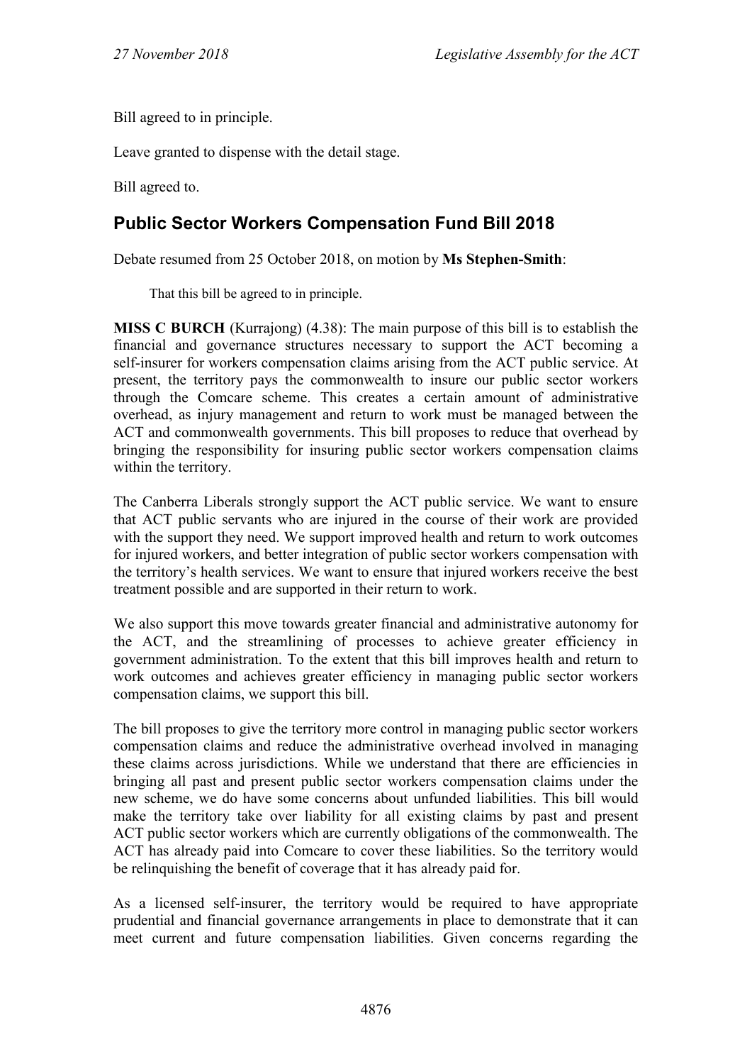Bill agreed to in principle.

Leave granted to dispense with the detail stage.

Bill agreed to.

## Public Sector Workers Compensation Fund Bill 2018

Debate resumed from 25 October 2018, on motion by **Ms Stephen-Smith**:

> That this bill be agreed to in principle.

**MISS C BURCH** (Kurrajong) (4.38): The main purpose of this bill is to establish the financial and governance structures necessary to support the ACT becoming a self-insurer for workers compensation claims arising from the ACT public service. At present, the territory pays the commonwealth to insure our public sector workers through the Comcare scheme. This creates a certain amount of administrative overhead, as injury management and return to work must be managed between the ACT and commonwealth governments. This bill proposes to reduce that overhead by bringing the responsibility for insuring public sector workers compensation claims within the territory.

The Canberra Liberals strongly support the ACT public service. We want to ensure that ACT public servants who are injured in the course of their work are provided with the support they need. We support improved health and return to work outcomes for injured workers, and better integration of public sector workers compensation with the territory's health services. We want to ensure that injured workers receive the best treatment possible and are supported in their return to work.

We also support this move towards greater financial and administrative autonomy for the ACT, and the streamlining of processes to achieve greater efficiency in government administration. To the extent that this bill improves health and return to work outcomes and achieves greater efficiency in managing public sector workers compensation claims, we support this bill.

The bill proposes to give the territory more control in managing public sector workers compensation claims and reduce the administrative overhead involved in managing these claims across jurisdictions. While we understand that there are efficiencies in bringing all past and present public sector workers compensation claims under the new scheme, we do have some concerns about unfunded liabilities. This bill would make the territory take over liability for all existing claims by past and present ACT public sector workers which are currently obligations of the commonwealth. The ACT has already paid into Comcare to cover these liabilities. So the territory would be relinquishing the benefit of coverage that it has already paid for.

As a licensed self-insurer, the territory would be required to have appropriate prudential and financial governance arrangements in place to demonstrate that it can meet current and future compensation liabilities. Given concerns regarding the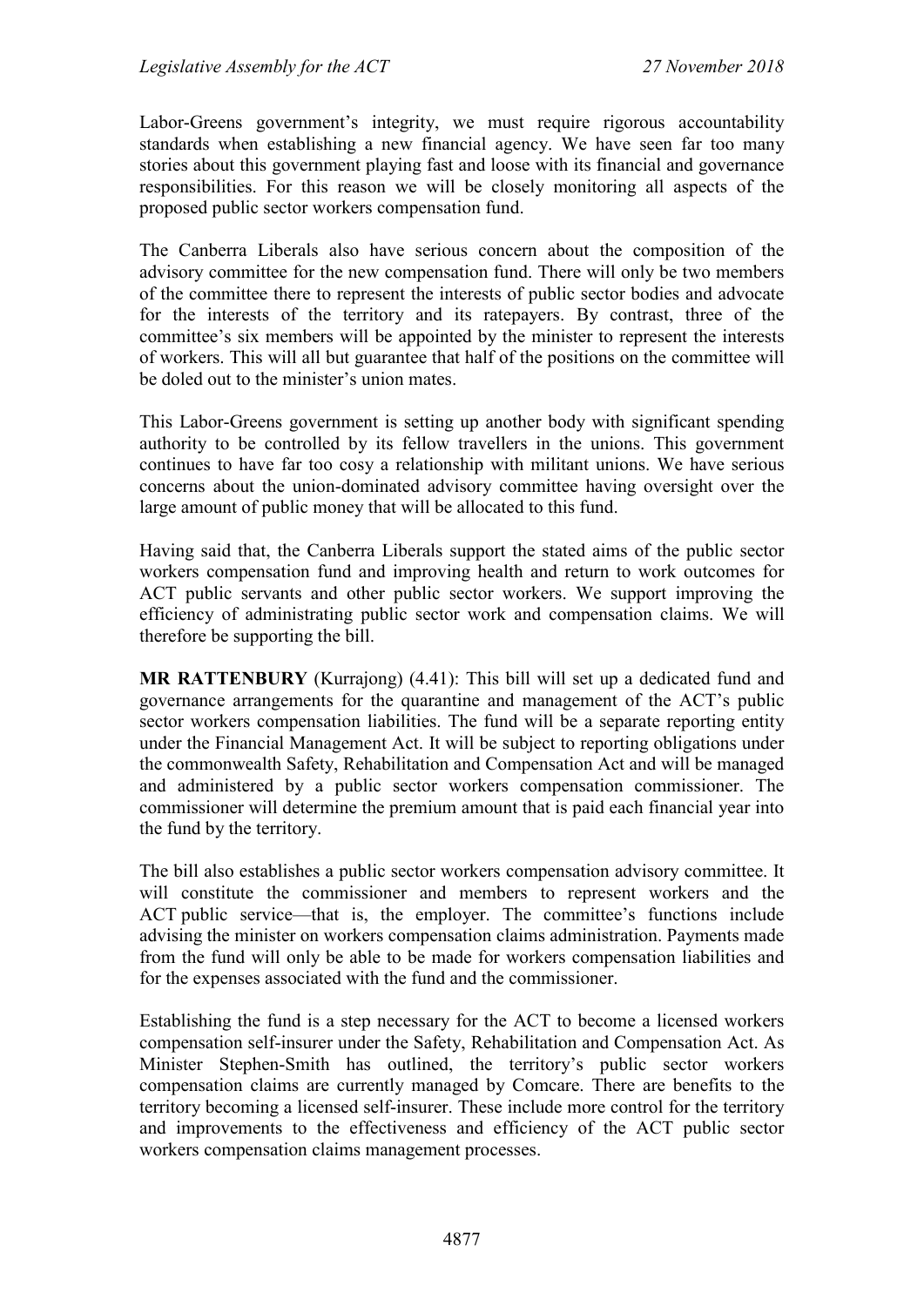Labor-Greens government's integrity, we must require rigorous accountability standards when establishing a new financial agency. We have seen far too many stories about this government playing fast and loose with its financial and governance responsibilities. For this reason we will be closely monitoring all aspects of the proposed public sector workers compensation fund.

The Canberra Liberals also have serious concern about the composition of the advisory committee for the new compensation fund. There will only be two members of the committee there to represent the interests of public sector bodies and advocate for the interests of the territory and its ratepayers. By contrast, three of the committee's six members will be appointed by the minister to represent the interests of workers. This will all but guarantee that half of the positions on the committee will be doled out to the minister's union mates.

This Labor-Greens government is setting up another body with significant spending authority to be controlled by its fellow travellers in the unions. This government continues to have far too cosy a relationship with militant unions. We have serious concerns about the union-dominated advisory committee having oversight over the large amount of public money that will be allocated to this fund.

Having said that, the Canberra Liberals support the stated aims of the public sector workers compensation fund and improving health and return to work outcomes for ACT public servants and other public sector workers. We support improving the efficiency of administrating public sector work and compensation claims. We will therefore be supporting the bill.

**MR RATTENBURY** (Kurrajong) (4.41): This bill will set up a dedicated fund and governance arrangements for the quarantine and management of the ACT's public sector workers compensation liabilities. The fund will be a separate reporting entity under the Financial Management Act. It will be subject to reporting obligations under the commonwealth Safety, Rehabilitation and Compensation Act and will be managed and administered by a public sector workers compensation commissioner. The commissioner will determine the premium amount that is paid each financial year into the fund by the territory.

The bill also establishes a public sector workers compensation advisory committee. It will constitute the commissioner and members to represent workers and the ACT public service—that is, the employer. The committee's functions include advising the minister on workers compensation claims administration. Payments made from the fund will only be able to be made for workers compensation liabilities and for the expenses associated with the fund and the commissioner.

Establishing the fund is a step necessary for the ACT to become a licensed workers compensation self-insurer under the Safety, Rehabilitation and Compensation Act. As Minister Stephen-Smith has outlined, the territory's public sector workers compensation claims are currently managed by Comcare. There are benefits to the territory becoming a licensed self-insurer. These include more control for the territory and improvements to the effectiveness and efficiency of the ACT public sector workers compensation claims management processes.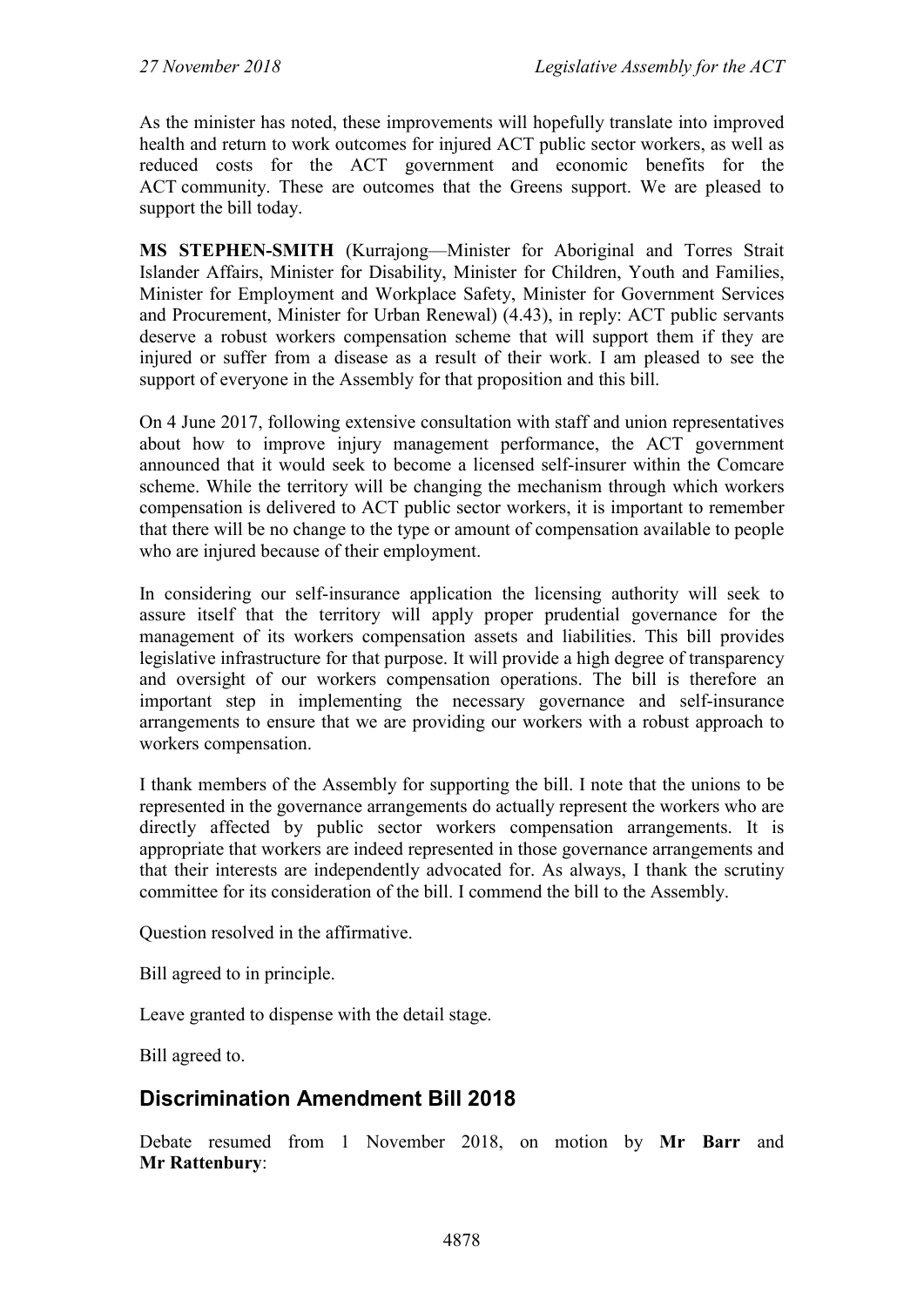As the minister has noted, these improvements will hopefully translate into improved health and return to work outcomes for injured ACT public sector workers, as well as reduced costs for the ACT government and economic benefits for the ACT community. These are outcomes that the Greens support. We are pleased to support the bill today.

**MS STEPHEN-SMITH** (Kurrajong—Minister for Aboriginal and Torres Strait Islander Affairs, Minister for Disability, Minister for Children, Youth and Families, Minister for Employment and Workplace Safety, Minister for Government Services and Procurement, Minister for Urban Renewal) (4.43), in reply: ACT public servants deserve a robust workers compensation scheme that will support them if they are injured or suffer from a disease as a result of their work. I am pleased to see the support of everyone in the Assembly for that proposition and this bill.

On 4 June 2017, following extensive consultation with staff and union representatives about how to improve injury management performance, the ACT government announced that it would seek to become a licensed self-insurer within the Comcare scheme. While the territory will be changing the mechanism through which workers compensation is delivered to ACT public sector workers, it is important to remember that there will be no change to the type or amount of compensation available to people who are injured because of their employment.

In considering our self-insurance application the licensing authority will seek to assure itself that the territory will apply proper prudential governance for the management of its workers compensation assets and liabilities. This bill provides legislative infrastructure for that purpose. It will provide a high degree of transparency and oversight of our workers compensation operations. The bill is therefore an important step in implementing the necessary governance and self-insurance arrangements to ensure that we are providing our workers with a robust approach to workers compensation.

I thank members of the Assembly for supporting the bill. I note that the unions to be represented in the governance arrangements do actually represent the workers who are directly affected by public sector workers compensation arrangements. It is appropriate that workers are indeed represented in those governance arrangements and that their interests are independently advocated for. As always, I thank the scrutiny committee for its consideration of the bill. I commend the bill to the Assembly.

Question resolved in the affirmative.

Bill agreed to in principle.

Leave granted to dispense with the detail stage.

Bill agreed to.

## Discrimination Amendment Bill 2018

Debate resumed from 1 November 2018, on motion by **Mr Barr** and **Mr Rattenbury**: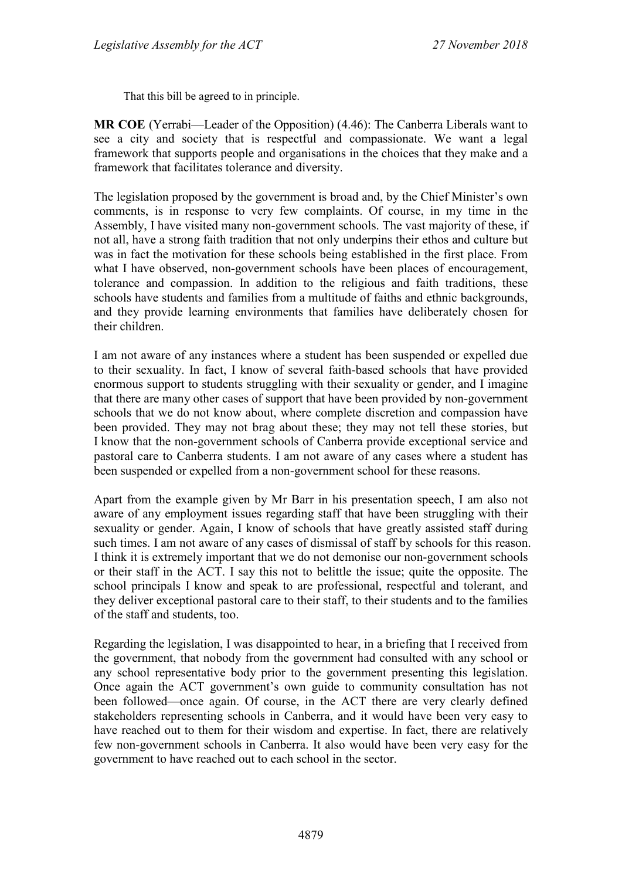That this bill be agreed to in principle.

**MR COE** (Yerrabi—Leader of the Opposition) (4.46): The Canberra Liberals want to see a city and society that is respectful and compassionate. We want a legal framework that supports people and organisations in the choices that they make and a framework that facilitates tolerance and diversity.

The legislation proposed by the government is broad and, by the Chief Minister's own comments, is in response to very few complaints. Of course, in my time in the Assembly, I have visited many non-government schools. The vast majority of these, if not all, have a strong faith tradition that not only underpins their ethos and culture but was in fact the motivation for these schools being established in the first place. From what I have observed, non-government schools have been places of encouragement, tolerance and compassion. In addition to the religious and faith traditions, these schools have students and families from a multitude of faiths and ethnic backgrounds, and they provide learning environments that families have deliberately chosen for their children.

I am not aware of any instances where a student has been suspended or expelled due to their sexuality. In fact, I know of several faith-based schools that have provided enormous support to students struggling with their sexuality or gender, and I imagine that there are many other cases of support that have been provided by non-government schools that we do not know about, where complete discretion and compassion have been provided. They may not brag about these; they may not tell these stories, but I know that the non-government schools of Canberra provide exceptional service and pastoral care to Canberra students. I am not aware of any cases where a student has been suspended or expelled from a non-government school for these reasons.

Apart from the example given by Mr Barr in his presentation speech, I am also not aware of any employment issues regarding staff that have been struggling with their sexuality or gender. Again, I know of schools that have greatly assisted staff during such times. I am not aware of any cases of dismissal of staff by schools for this reason. I think it is extremely important that we do not demonise our non-government schools or their staff in the ACT. I say this not to belittle the issue; quite the opposite. The school principals I know and speak to are professional, respectful and tolerant, and they deliver exceptional pastoral care to their staff, to their students and to the families of the staff and students, too.

Regarding the legislation, I was disappointed to hear, in a briefing that I received from the government, that nobody from the government had consulted with any school or any school representative body prior to the government presenting this legislation. Once again the ACT government's own guide to community consultation has not been followed—once again. Of course, in the ACT there are very clearly defined stakeholders representing schools in Canberra, and it would have been very easy to have reached out to them for their wisdom and expertise. In fact, there are relatively few non-government schools in Canberra. It also would have been very easy for the government to have reached out to each school in the sector.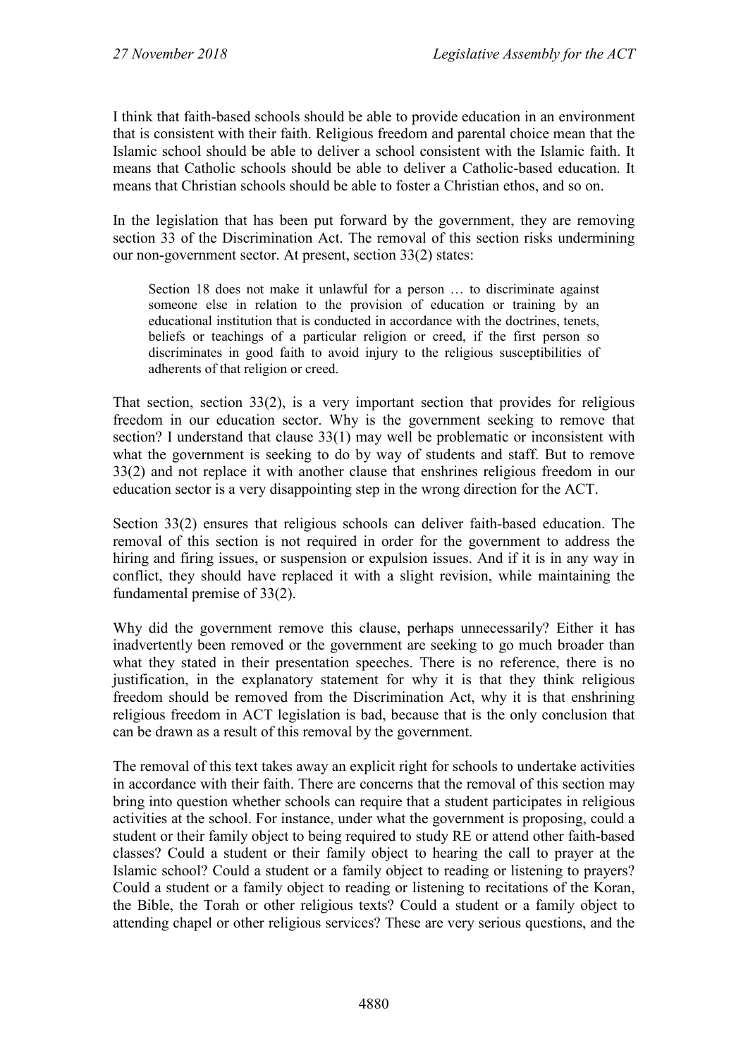I think that faith-based schools should be able to provide education in an environment that is consistent with their faith. Religious freedom and parental choice mean that the Islamic school should be able to deliver a school consistent with the Islamic faith. It means that Catholic schools should be able to deliver a Catholic-based education. It means that Christian schools should be able to foster a Christian ethos, and so on.

In the legislation that has been put forward by the government, they are removing section 33 of the Discrimination Act. The removal of this section risks undermining our non-government sector. At present, section 33(2) states:

> Section 18 does not make it unlawful for a person … to discriminate against someone else in relation to the provision of education or training by an educational institution that is conducted in accordance with the doctrines, tenets, beliefs or teachings of a particular religion or creed, if the first person so discriminates in good faith to avoid injury to the religious susceptibilities of adherents of that religion or creed.

That section, section 33(2), is a very important section that provides for religious freedom in our education sector. Why is the government seeking to remove that section? I understand that clause 33(1) may well be problematic or inconsistent with what the government is seeking to do by way of students and staff. But to remove 33(2) and not replace it with another clause that enshrines religious freedom in our education sector is a very disappointing step in the wrong direction for the ACT.

Section 33(2) ensures that religious schools can deliver faith-based education. The removal of this section is not required in order for the government to address the hiring and firing issues, or suspension or expulsion issues. And if it is in any way in conflict, they should have replaced it with a slight revision, while maintaining the fundamental premise of 33(2).

Why did the government remove this clause, perhaps unnecessarily? Either it has inadvertently been removed or the government are seeking to go much broader than what they stated in their presentation speeches. There is no reference, there is no justification, in the explanatory statement for why it is that they think religious freedom should be removed from the Discrimination Act, why it is that enshrining religious freedom in ACT legislation is bad, because that is the only conclusion that can be drawn as a result of this removal by the government.

The removal of this text takes away an explicit right for schools to undertake activities in accordance with their faith. There are concerns that the removal of this section may bring into question whether schools can require that a student participates in religious activities at the school. For instance, under what the government is proposing, could a student or their family object to being required to study RE or attend other faith-based classes? Could a student or their family object to hearing the call to prayer at the Islamic school? Could a student or a family object to reading or listening to prayers? Could a student or a family object to reading or listening to recitations of the Koran, the Bible, the Torah or other religious texts? Could a student or a family object to attending chapel or other religious services? These are very serious questions, and the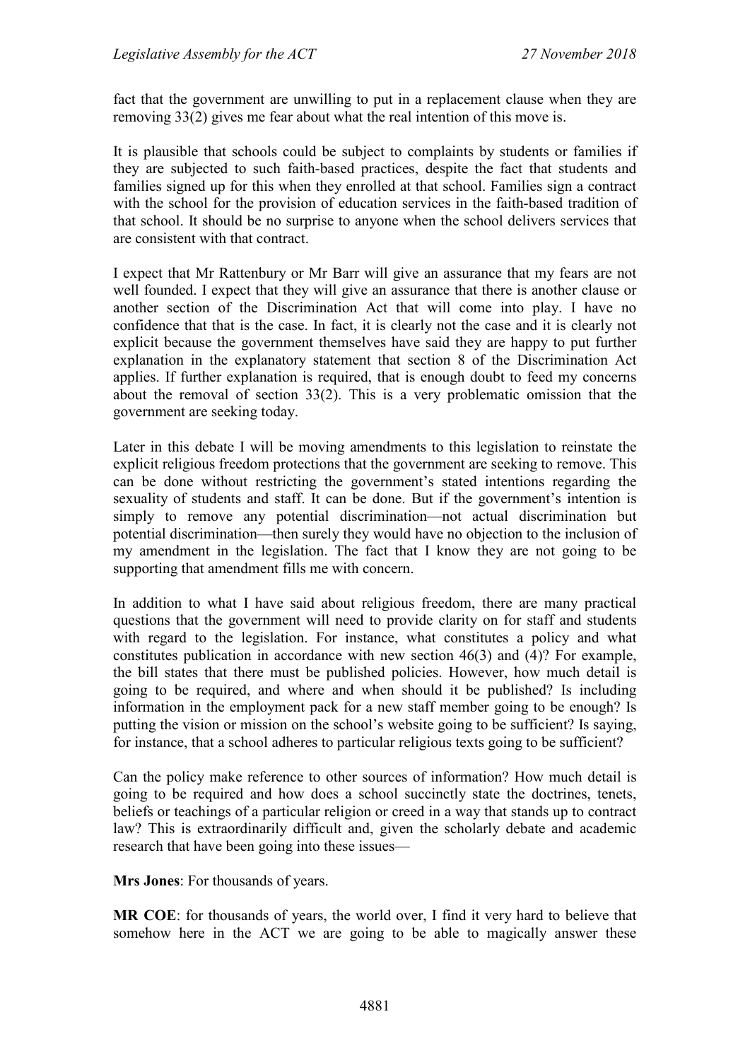fact that the government are unwilling to put in a replacement clause when they are removing 33(2) gives me fear about what the real intention of this move is.

It is plausible that schools could be subject to complaints by students or families if they are subjected to such faith-based practices, despite the fact that students and families signed up for this when they enrolled at that school. Families sign a contract with the school for the provision of education services in the faith-based tradition of that school. It should be no surprise to anyone when the school delivers services that are consistent with that contract.

I expect that Mr Rattenbury or Mr Barr will give an assurance that my fears are not well founded. I expect that they will give an assurance that there is another clause or another section of the Discrimination Act that will come into play. I have no confidence that that is the case. In fact, it is clearly not the case and it is clearly not explicit because the government themselves have said they are happy to put further explanation in the explanatory statement that section 8 of the Discrimination Act applies. If further explanation is required, that is enough doubt to feed my concerns about the removal of section 33(2). This is a very problematic omission that the government are seeking today.

Later in this debate I will be moving amendments to this legislation to reinstate the explicit religious freedom protections that the government are seeking to remove. This can be done without restricting the government's stated intentions regarding the sexuality of students and staff. It can be done. But if the government's intention is simply to remove any potential discrimination—not actual discrimination but potential discrimination—then surely they would have no objection to the inclusion of my amendment in the legislation. The fact that I know they are not going to be supporting that amendment fills me with concern.

In addition to what I have said about religious freedom, there are many practical questions that the government will need to provide clarity on for staff and students with regard to the legislation. For instance, what constitutes a policy and what constitutes publication in accordance with new section 46(3) and (4)? For example, the bill states that there must be published policies. However, how much detail is going to be required, and where and when should it be published? Is including information in the employment pack for a new staff member going to be enough? Is putting the vision or mission on the school's website going to be sufficient? Is saying, for instance, that a school adheres to particular religious texts going to be sufficient?

Can the policy make reference to other sources of information? How much detail is going to be required and how does a school succinctly state the doctrines, tenets, beliefs or teachings of a particular religion or creed in a way that stands up to contract law? This is extraordinarily difficult and, given the scholarly debate and academic research that have been going into these issues—

**Mrs Jones**: For thousands of years.

**MR COE**: for thousands of years, the world over, I find it very hard to believe that somehow here in the ACT we are going to be able to magically answer these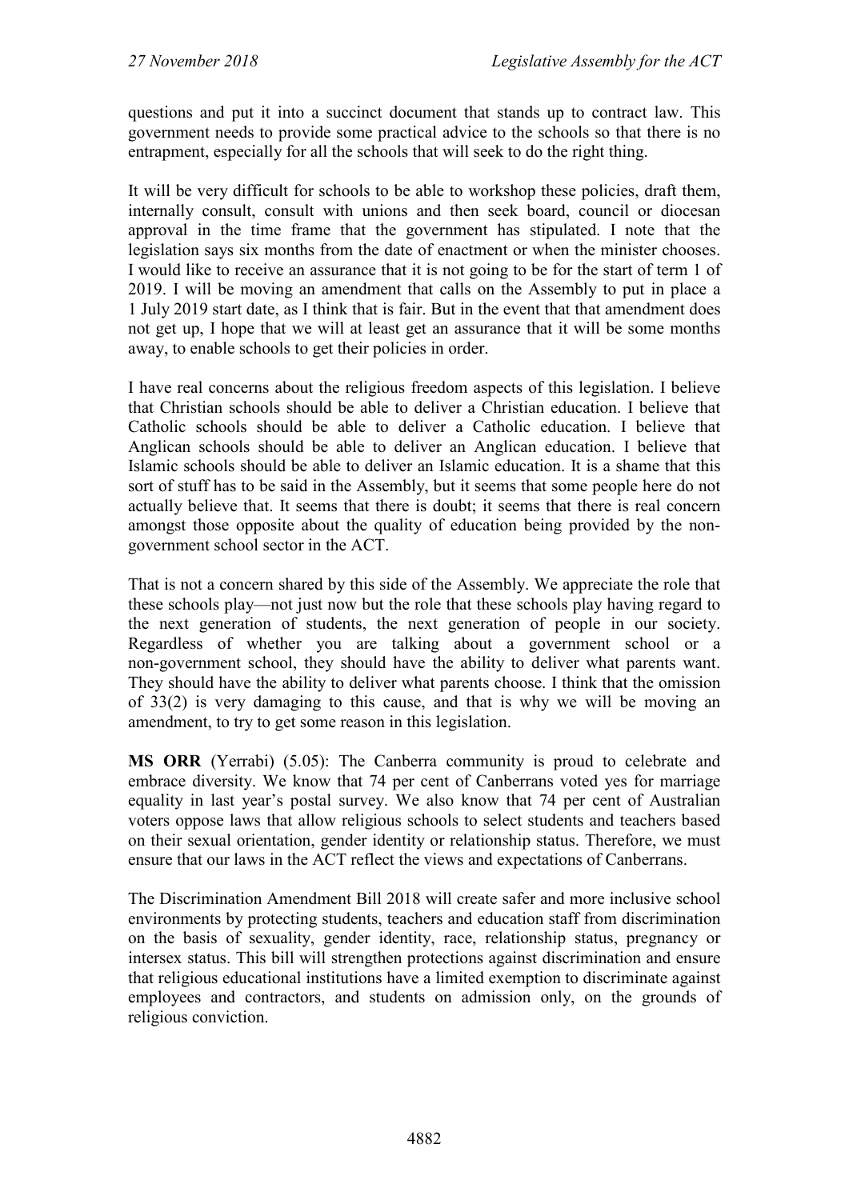questions and put it into a succinct document that stands up to contract law. This government needs to provide some practical advice to the schools so that there is no entrapment, especially for all the schools that will seek to do the right thing.

It will be very difficult for schools to be able to workshop these policies, draft them, internally consult, consult with unions and then seek board, council or diocesan approval in the time frame that the government has stipulated. I note that the legislation says six months from the date of enactment or when the minister chooses. I would like to receive an assurance that it is not going to be for the start of term 1 of 2019. I will be moving an amendment that calls on the Assembly to put in place a 1 July 2019 start date, as I think that is fair. But in the event that that amendment does not get up, I hope that we will at least get an assurance that it will be some months away, to enable schools to get their policies in order.

I have real concerns about the religious freedom aspects of this legislation. I believe that Christian schools should be able to deliver a Christian education. I believe that Catholic schools should be able to deliver a Catholic education. I believe that Anglican schools should be able to deliver an Anglican education. I believe that Islamic schools should be able to deliver an Islamic education. It is a shame that this sort of stuff has to be said in the Assembly, but it seems that some people here do not actually believe that. It seems that there is doubt; it seems that there is real concern amongst those opposite about the quality of education being provided by the non-government school sector in the ACT.

That is not a concern shared by this side of the Assembly. We appreciate the role that these schools play—not just now but the role that these schools play having regard to the next generation of students, the next generation of people in our society. Regardless of whether you are talking about a government school or a non-government school, they should have the ability to deliver what parents want. They should have the ability to deliver what parents choose. I think that the omission of 33(2) is very damaging to this cause, and that is why we will be moving an amendment, to try to get some reason in this legislation.

**MS ORR** (Yerrabi) (5.05): The Canberra community is proud to celebrate and embrace diversity. We know that 74 per cent of Canberrans voted yes for marriage equality in last year's postal survey. We also know that 74 per cent of Australian voters oppose laws that allow religious schools to select students and teachers based on their sexual orientation, gender identity or relationship status. Therefore, we must ensure that our laws in the ACT reflect the views and expectations of Canberrans.

The Discrimination Amendment Bill 2018 will create safer and more inclusive school environments by protecting students, teachers and education staff from discrimination on the basis of sexuality, gender identity, race, relationship status, pregnancy or intersex status. This bill will strengthen protections against discrimination and ensure that religious educational institutions have a limited exemption to discriminate against employees and contractors, and students on admission only, on the grounds of religious conviction.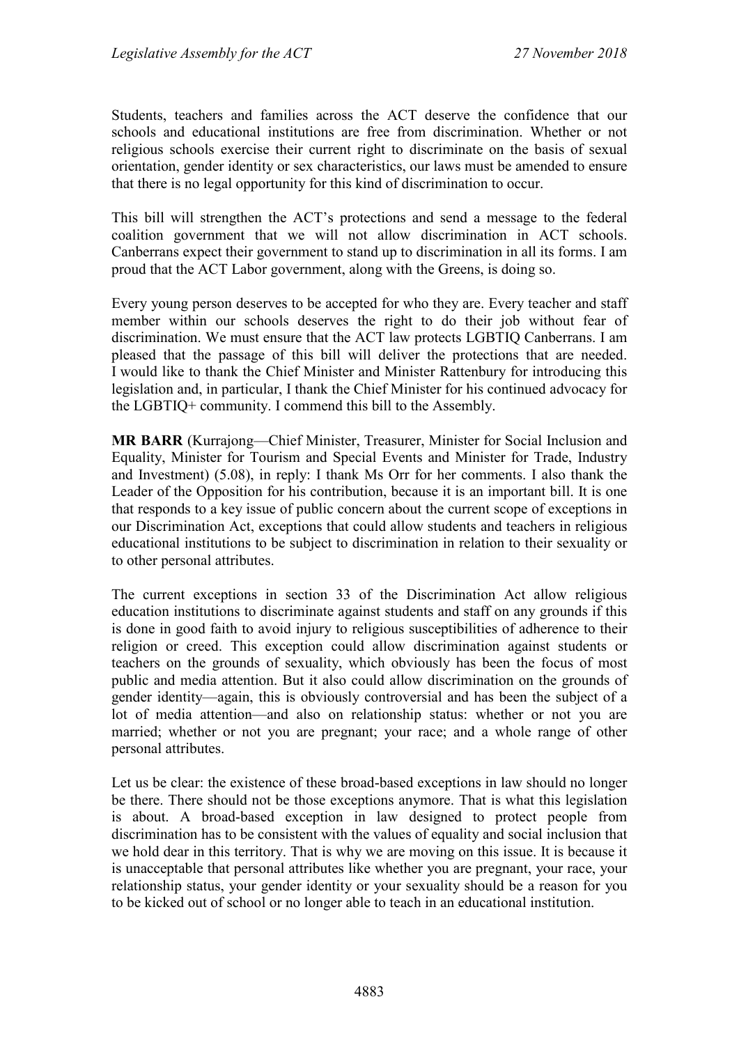Students, teachers and families across the ACT deserve the confidence that our schools and educational institutions are free from discrimination. Whether or not religious schools exercise their current right to discriminate on the basis of sexual orientation, gender identity or sex characteristics, our laws must be amended to ensure that there is no legal opportunity for this kind of discrimination to occur.

This bill will strengthen the ACT's protections and send a message to the federal coalition government that we will not allow discrimination in ACT schools. Canberrans expect their government to stand up to discrimination in all its forms. I am proud that the ACT Labor government, along with the Greens, is doing so.

Every young person deserves to be accepted for who they are. Every teacher and staff member within our schools deserves the right to do their job without fear of discrimination. We must ensure that the ACT law protects LGBTIQ Canberrans. I am pleased that the passage of this bill will deliver the protections that are needed. I would like to thank the Chief Minister and Minister Rattenbury for introducing this legislation and, in particular, I thank the Chief Minister for his continued advocacy for the LGBTIQ+ community. I commend this bill to the Assembly.

**MR BARR** (Kurrajong—Chief Minister, Treasurer, Minister for Social Inclusion and Equality, Minister for Tourism and Special Events and Minister for Trade, Industry and Investment) (5.08), in reply: I thank Ms Orr for her comments. I also thank the Leader of the Opposition for his contribution, because it is an important bill. It is one that responds to a key issue of public concern about the current scope of exceptions in our Discrimination Act, exceptions that could allow students and teachers in religious educational institutions to be subject to discrimination in relation to their sexuality or to other personal attributes.

The current exceptions in section 33 of the Discrimination Act allow religious education institutions to discriminate against students and staff on any grounds if this is done in good faith to avoid injury to religious susceptibilities of adherence to their religion or creed. This exception could allow discrimination against students or teachers on the grounds of sexuality, which obviously has been the focus of most public and media attention. But it also could allow discrimination on the grounds of gender identity—again, this is obviously controversial and has been the subject of a lot of media attention—and also on relationship status: whether or not you are married; whether or not you are pregnant; your race; and a whole range of other personal attributes.

Let us be clear: the existence of these broad-based exceptions in law should no longer be there. There should not be those exceptions anymore. That is what this legislation is about. A broad-based exception in law designed to protect people from discrimination has to be consistent with the values of equality and social inclusion that we hold dear in this territory. That is why we are moving on this issue. It is because it is unacceptable that personal attributes like whether you are pregnant, your race, your relationship status, your gender identity or your sexuality should be a reason for you to be kicked out of school or no longer able to teach in an educational institution.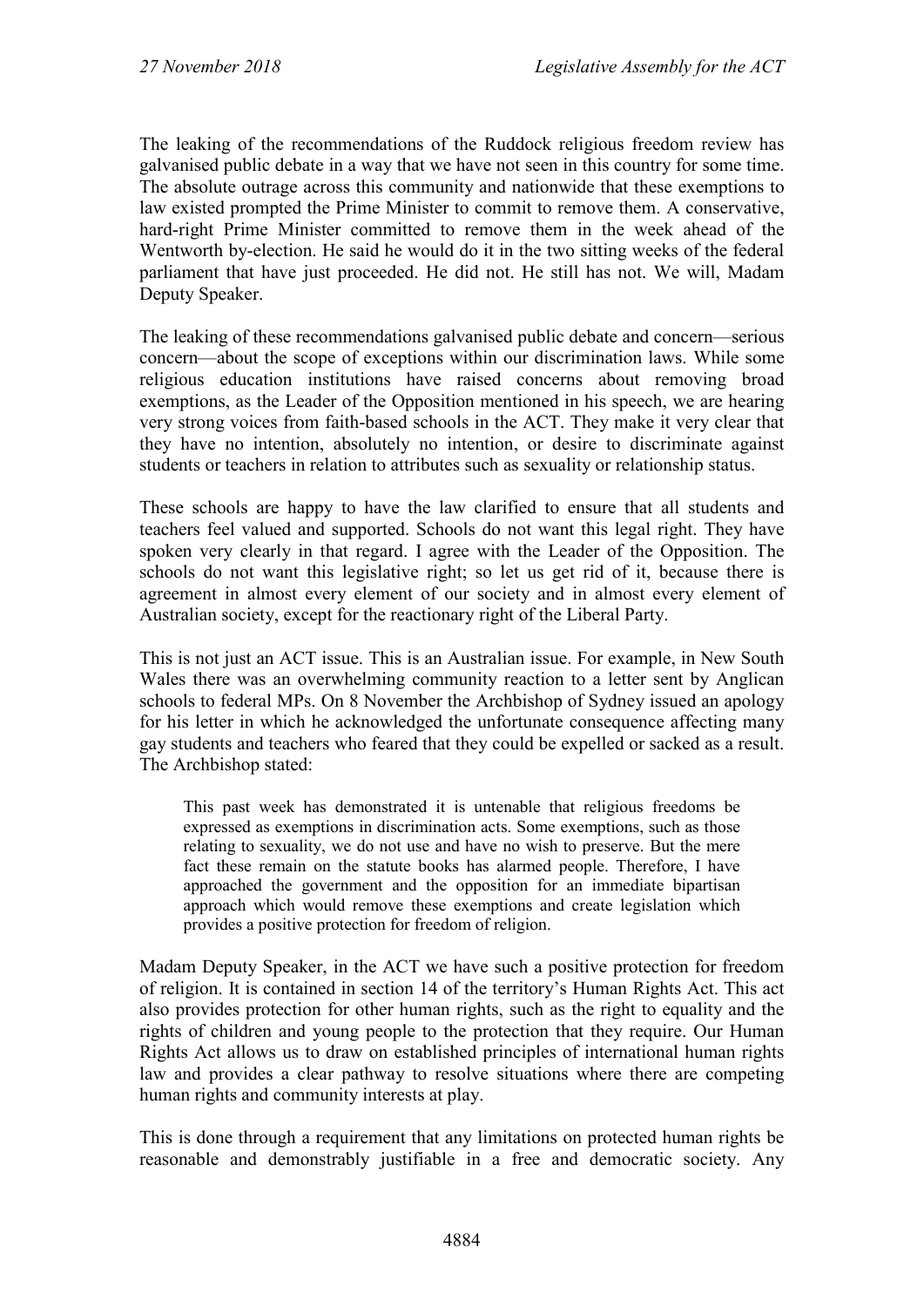The leaking of the recommendations of the Ruddock religious freedom review has galvanised public debate in a way that we have not seen in this country for some time. The absolute outrage across this community and nationwide that these exemptions to law existed prompted the Prime Minister to commit to remove them. A conservative, hard-right Prime Minister committed to remove them in the week ahead of the Wentworth by-election. He said he would do it in the two sitting weeks of the federal parliament that have just proceeded. He did not. He still has not. We will, Madam Deputy Speaker.

The leaking of these recommendations galvanised public debate and concern—serious concern—about the scope of exceptions within our discrimination laws. While some religious education institutions have raised concerns about removing broad exemptions, as the Leader of the Opposition mentioned in his speech, we are hearing very strong voices from faith-based schools in the ACT. They make it very clear that they have no intention, absolutely no intention, or desire to discriminate against students or teachers in relation to attributes such as sexuality or relationship status.

These schools are happy to have the law clarified to ensure that all students and teachers feel valued and supported. Schools do not want this legal right. They have spoken very clearly in that regard. I agree with the Leader of the Opposition. The schools do not want this legislative right; so let us get rid of it, because there is agreement in almost every element of our society and in almost every element of Australian society, except for the reactionary right of the Liberal Party.

This is not just an ACT issue. This is an Australian issue. For example, in New South Wales there was an overwhelming community reaction to a letter sent by Anglican schools to federal MPs. On 8 November the Archbishop of Sydney issued an apology for his letter in which he acknowledged the unfortunate consequence affecting many gay students and teachers who feared that they could be expelled or sacked as a result. The Archbishop stated:

> This past week has demonstrated it is untenable that religious freedoms be expressed as exemptions in discrimination acts. Some exemptions, such as those relating to sexuality, we do not use and have no wish to preserve. But the mere fact these remain on the statute books has alarmed people. Therefore, I have approached the government and the opposition for an immediate bipartisan approach which would remove these exemptions and create legislation which provides a positive protection for freedom of religion.

Madam Deputy Speaker, in the ACT we have such a positive protection for freedom of religion. It is contained in section 14 of the territory's Human Rights Act. This act also provides protection for other human rights, such as the right to equality and the rights of children and young people to the protection that they require. Our Human Rights Act allows us to draw on established principles of international human rights law and provides a clear pathway to resolve situations where there are competing human rights and community interests at play.

This is done through a requirement that any limitations on protected human rights be reasonable and demonstrably justifiable in a free and democratic society. Any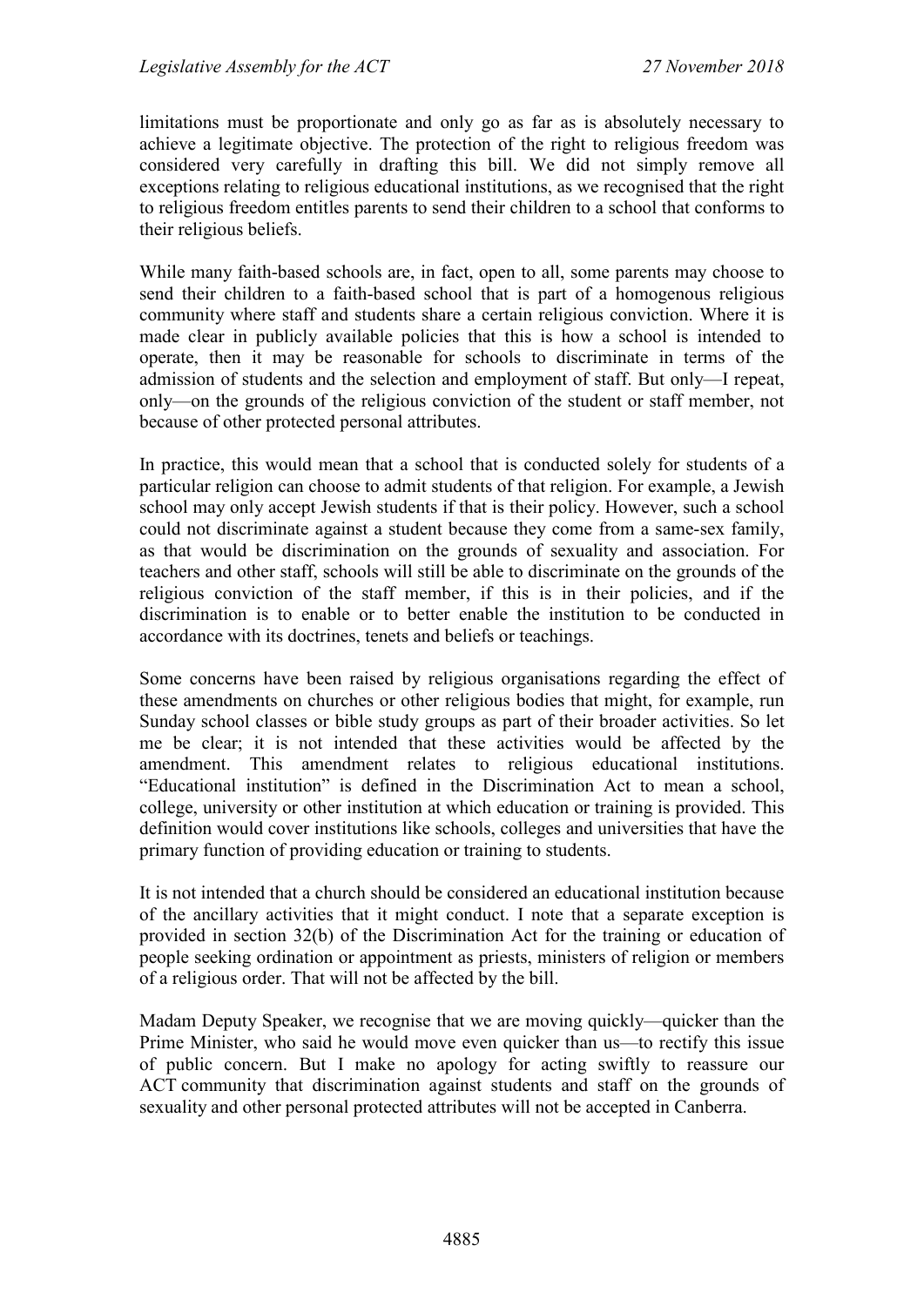limitations must be proportionate and only go as far as is absolutely necessary to achieve a legitimate objective. The protection of the right to religious freedom was considered very carefully in drafting this bill. We did not simply remove all exceptions relating to religious educational institutions, as we recognised that the right to religious freedom entitles parents to send their children to a school that conforms to their religious beliefs.

While many faith-based schools are, in fact, open to all, some parents may choose to send their children to a faith-based school that is part of a homogenous religious community where staff and students share a certain religious conviction. Where it is made clear in publicly available policies that this is how a school is intended to operate, then it may be reasonable for schools to discriminate in terms of the admission of students and the selection and employment of staff. But only—I repeat, only—on the grounds of the religious conviction of the student or staff member, not because of other protected personal attributes.

In practice, this would mean that a school that is conducted solely for students of a particular religion can choose to admit students of that religion. For example, a Jewish school may only accept Jewish students if that is their policy. However, such a school could not discriminate against a student because they come from a same-sex family, as that would be discrimination on the grounds of sexuality and association. For teachers and other staff, schools will still be able to discriminate on the grounds of the religious conviction of the staff member, if this is in their policies, and if the discrimination is to enable or to better enable the institution to be conducted in accordance with its doctrines, tenets and beliefs or teachings.

Some concerns have been raised by religious organisations regarding the effect of these amendments on churches or other religious bodies that might, for example, run Sunday school classes or bible study groups as part of their broader activities. So let me be clear; it is not intended that these activities would be affected by the amendment. This amendment relates to religious educational institutions. "Educational institution" is defined in the Discrimination Act to mean a school, college, university or other institution at which education or training is provided. This definition would cover institutions like schools, colleges and universities that have the primary function of providing education or training to students.

It is not intended that a church should be considered an educational institution because of the ancillary activities that it might conduct. I note that a separate exception is provided in section 32(b) of the Discrimination Act for the training or education of people seeking ordination or appointment as priests, ministers of religion or members of a religious order. That will not be affected by the bill.

Madam Deputy Speaker, we recognise that we are moving quickly—quicker than the Prime Minister, who said he would move even quicker than us—to rectify this issue of public concern. But I make no apology for acting swiftly to reassure our ACT community that discrimination against students and staff on the grounds of sexuality and other personal protected attributes will not be accepted in Canberra.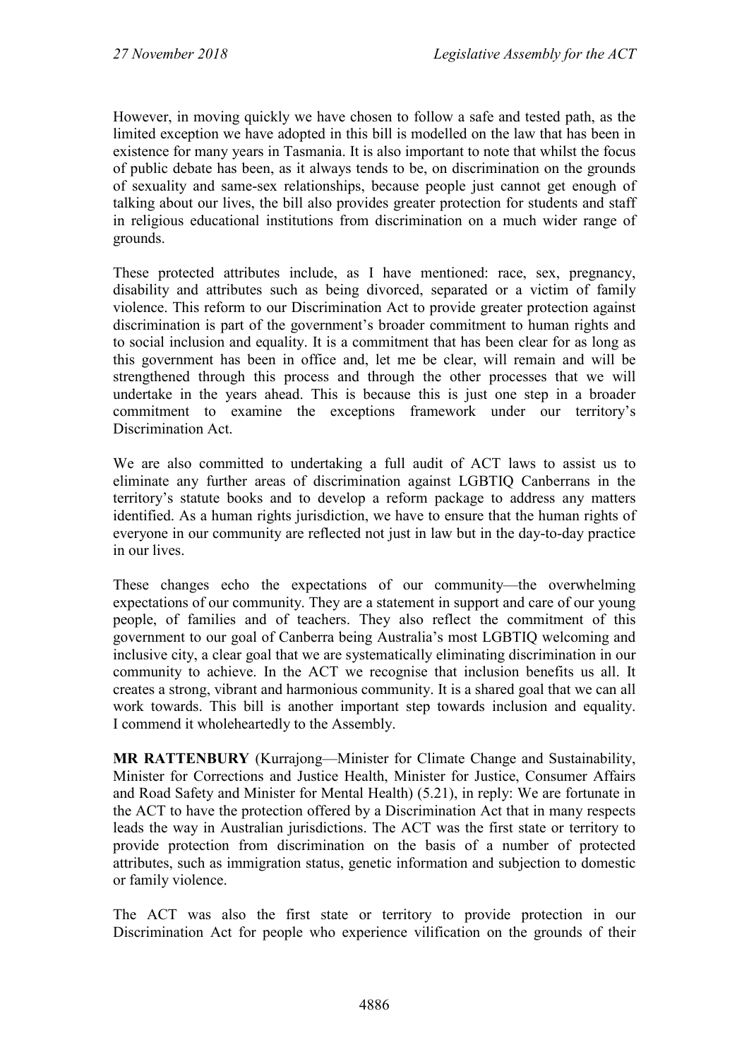However, in moving quickly we have chosen to follow a safe and tested path, as the limited exception we have adopted in this bill is modelled on the law that has been in existence for many years in Tasmania. It is also important to note that whilst the focus of public debate has been, as it always tends to be, on discrimination on the grounds of sexuality and same-sex relationships, because people just cannot get enough of talking about our lives, the bill also provides greater protection for students and staff in religious educational institutions from discrimination on a much wider range of grounds.

These protected attributes include, as I have mentioned: race, sex, pregnancy, disability and attributes such as being divorced, separated or a victim of family violence. This reform to our Discrimination Act to provide greater protection against discrimination is part of the government's broader commitment to human rights and to social inclusion and equality. It is a commitment that has been clear for as long as this government has been in office and, let me be clear, will remain and will be strengthened through this process and through the other processes that we will undertake in the years ahead. This is because this is just one step in a broader commitment to examine the exceptions framework under our territory's Discrimination Act.

We are also committed to undertaking a full audit of ACT laws to assist us to eliminate any further areas of discrimination against LGBTIQ Canberrans in the territory's statute books and to develop a reform package to address any matters identified. As a human rights jurisdiction, we have to ensure that the human rights of everyone in our community are reflected not just in law but in the day-to-day practice in our lives.

These changes echo the expectations of our community—the overwhelming expectations of our community. They are a statement in support and care of our young people, of families and of teachers. They also reflect the commitment of this government to our goal of Canberra being Australia's most LGBTIQ welcoming and inclusive city, a clear goal that we are systematically eliminating discrimination in our community to achieve. In the ACT we recognise that inclusion benefits us all. It creates a strong, vibrant and harmonious community. It is a shared goal that we can all work towards. This bill is another important step towards inclusion and equality. I commend it wholeheartedly to the Assembly.

**MR RATTENBURY** (Kurrajong—Minister for Climate Change and Sustainability, Minister for Corrections and Justice Health, Minister for Justice, Consumer Affairs and Road Safety and Minister for Mental Health) (5.21), in reply: We are fortunate in the ACT to have the protection offered by a Discrimination Act that in many respects leads the way in Australian jurisdictions. The ACT was the first state or territory to provide protection from discrimination on the basis of a number of protected attributes, such as immigration status, genetic information and subjection to domestic or family violence.

The ACT was also the first state or territory to provide protection in our Discrimination Act for people who experience vilification on the grounds of their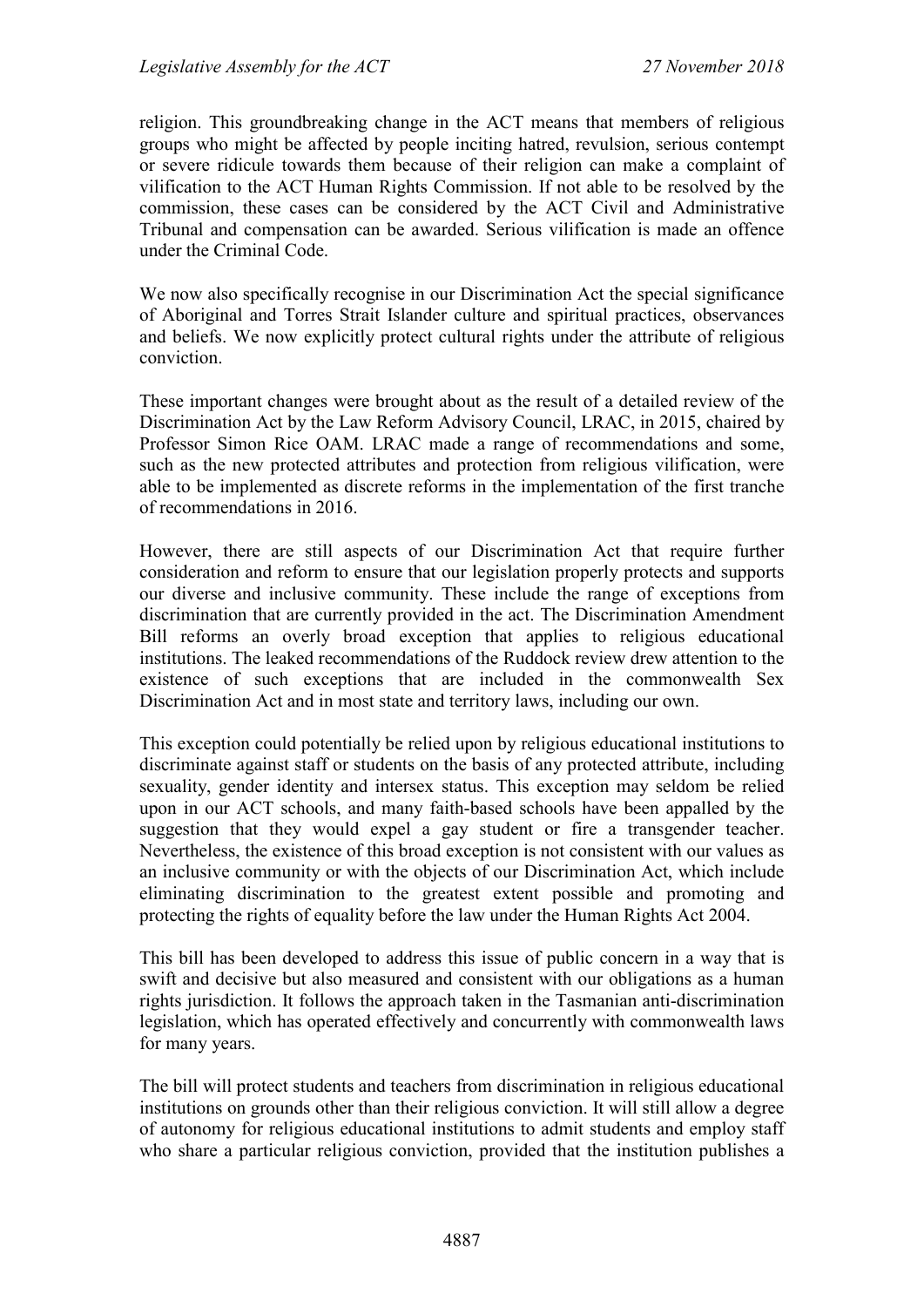religion. This groundbreaking change in the ACT means that members of religious groups who might be affected by people inciting hatred, revulsion, serious contempt or severe ridicule towards them because of their religion can make a complaint of vilification to the ACT Human Rights Commission. If not able to be resolved by the commission, these cases can be considered by the ACT Civil and Administrative Tribunal and compensation can be awarded. Serious vilification is made an offence under the Criminal Code.

We now also specifically recognise in our Discrimination Act the special significance of Aboriginal and Torres Strait Islander culture and spiritual practices, observances and beliefs. We now explicitly protect cultural rights under the attribute of religious conviction.

These important changes were brought about as the result of a detailed review of the Discrimination Act by the Law Reform Advisory Council, LRAC, in 2015, chaired by Professor Simon Rice OAM. LRAC made a range of recommendations and some, such as the new protected attributes and protection from religious vilification, were able to be implemented as discrete reforms in the implementation of the first tranche of recommendations in 2016.

However, there are still aspects of our Discrimination Act that require further consideration and reform to ensure that our legislation properly protects and supports our diverse and inclusive community. These include the range of exceptions from discrimination that are currently provided in the act. The Discrimination Amendment Bill reforms an overly broad exception that applies to religious educational institutions. The leaked recommendations of the Ruddock review drew attention to the existence of such exceptions that are included in the commonwealth Sex Discrimination Act and in most state and territory laws, including our own.

This exception could potentially be relied upon by religious educational institutions to discriminate against staff or students on the basis of any protected attribute, including sexuality, gender identity and intersex status. This exception may seldom be relied upon in our ACT schools, and many faith-based schools have been appalled by the suggestion that they would expel a gay student or fire a transgender teacher. Nevertheless, the existence of this broad exception is not consistent with our values as an inclusive community or with the objects of our Discrimination Act, which include eliminating discrimination to the greatest extent possible and promoting and protecting the rights of equality before the law under the Human Rights Act 2004.

This bill has been developed to address this issue of public concern in a way that is swift and decisive but also measured and consistent with our obligations as a human rights jurisdiction. It follows the approach taken in the Tasmanian anti-discrimination legislation, which has operated effectively and concurrently with commonwealth laws for many years.

The bill will protect students and teachers from discrimination in religious educational institutions on grounds other than their religious conviction. It will still allow a degree of autonomy for religious educational institutions to admit students and employ staff who share a particular religious conviction, provided that the institution publishes a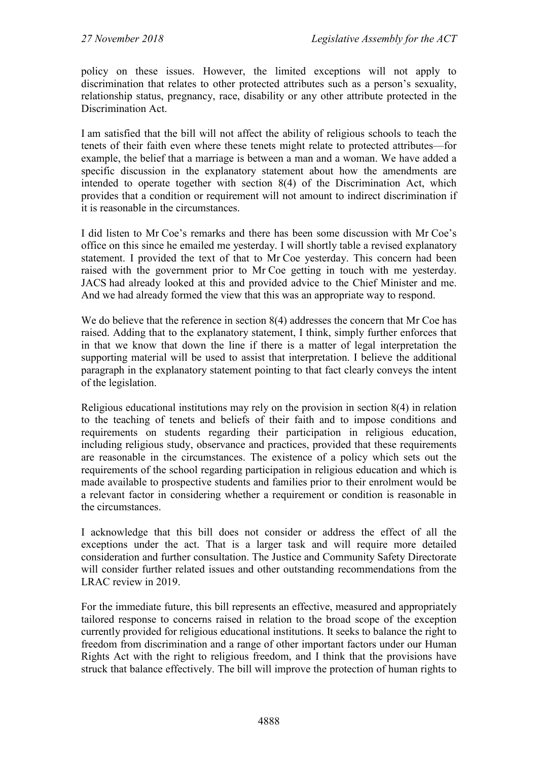policy on these issues. However, the limited exceptions will not apply to discrimination that relates to other protected attributes such as a person's sexuality, relationship status, pregnancy, race, disability or any other attribute protected in the Discrimination Act.

I am satisfied that the bill will not affect the ability of religious schools to teach the tenets of their faith even where these tenets might relate to protected attributes—for example, the belief that a marriage is between a man and a woman. We have added a specific discussion in the explanatory statement about how the amendments are intended to operate together with section 8(4) of the Discrimination Act, which provides that a condition or requirement will not amount to indirect discrimination if it is reasonable in the circumstances.

I did listen to Mr Coe's remarks and there has been some discussion with Mr Coe's office on this since he emailed me yesterday. I will shortly table a revised explanatory statement. I provided the text of that to Mr Coe yesterday. This concern had been raised with the government prior to Mr Coe getting in touch with me yesterday. JACS had already looked at this and provided advice to the Chief Minister and me. And we had already formed the view that this was an appropriate way to respond.

We do believe that the reference in section 8(4) addresses the concern that Mr Coe has raised. Adding that to the explanatory statement, I think, simply further enforces that in that we know that down the line if there is a matter of legal interpretation the supporting material will be used to assist that interpretation. I believe the additional paragraph in the explanatory statement pointing to that fact clearly conveys the intent of the legislation.

Religious educational institutions may rely on the provision in section 8(4) in relation to the teaching of tenets and beliefs of their faith and to impose conditions and requirements on students regarding their participation in religious education, including religious study, observance and practices, provided that these requirements are reasonable in the circumstances. The existence of a policy which sets out the requirements of the school regarding participation in religious education and which is made available to prospective students and families prior to their enrolment would be a relevant factor in considering whether a requirement or condition is reasonable in the circumstances.

I acknowledge that this bill does not consider or address the effect of all the exceptions under the act. That is a larger task and will require more detailed consideration and further consultation. The Justice and Community Safety Directorate will consider further related issues and other outstanding recommendations from the LRAC review in 2019.

For the immediate future, this bill represents an effective, measured and appropriately tailored response to concerns raised in relation to the broad scope of the exception currently provided for religious educational institutions. It seeks to balance the right to freedom from discrimination and a range of other important factors under our Human Rights Act with the right to religious freedom, and I think that the provisions have struck that balance effectively. The bill will improve the protection of human rights to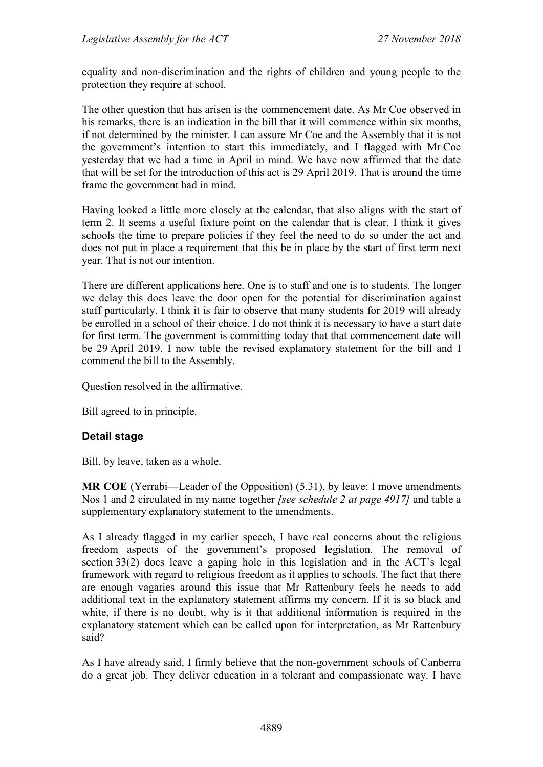equality and non-discrimination and the rights of children and young people to the protection they require at school.

The other question that has arisen is the commencement date. As Mr Coe observed in his remarks, there is an indication in the bill that it will commence within six months, if not determined by the minister. I can assure Mr Coe and the Assembly that it is not the government's intention to start this immediately, and I flagged with Mr Coe yesterday that we had a time in April in mind. We have now affirmed that the date that will be set for the introduction of this act is 29 April 2019. That is around the time frame the government had in mind.

Having looked a little more closely at the calendar, that also aligns with the start of term 2. It seems a useful fixture point on the calendar that is clear. I think it gives schools the time to prepare policies if they feel the need to do so under the act and does not put in place a requirement that this be in place by the start of first term next year. That is not our intention.

There are different applications here. One is to staff and one is to students. The longer we delay this does leave the door open for the potential for discrimination against staff particularly. I think it is fair to observe that many students for 2019 will already be enrolled in a school of their choice. I do not think it is necessary to have a start date for first term. The government is committing today that that commencement date will be 29 April 2019. I now table the revised explanatory statement for the bill and I commend the bill to the Assembly.

Question resolved in the affirmative.

Bill agreed to in principle.

### Detail stage

Bill, by leave, taken as a whole.

**MR COE** (Yerrabi—Leader of the Opposition) (5.31), by leave: I move amendments Nos 1 and 2 circulated in my name together *[see schedule 2 at page 4917]* and table a supplementary explanatory statement to the amendments.

As I already flagged in my earlier speech, I have real concerns about the religious freedom aspects of the government's proposed legislation. The removal of section 33(2) does leave a gaping hole in this legislation and in the ACT's legal framework with regard to religious freedom as it applies to schools. The fact that there are enough vagaries around this issue that Mr Rattenbury feels he needs to add additional text in the explanatory statement affirms my concern. If it is so black and white, if there is no doubt, why is it that additional information is required in the explanatory statement which can be called upon for interpretation, as Mr Rattenbury said?

As I have already said, I firmly believe that the non-government schools of Canberra do a great job. They deliver education in a tolerant and compassionate way. I have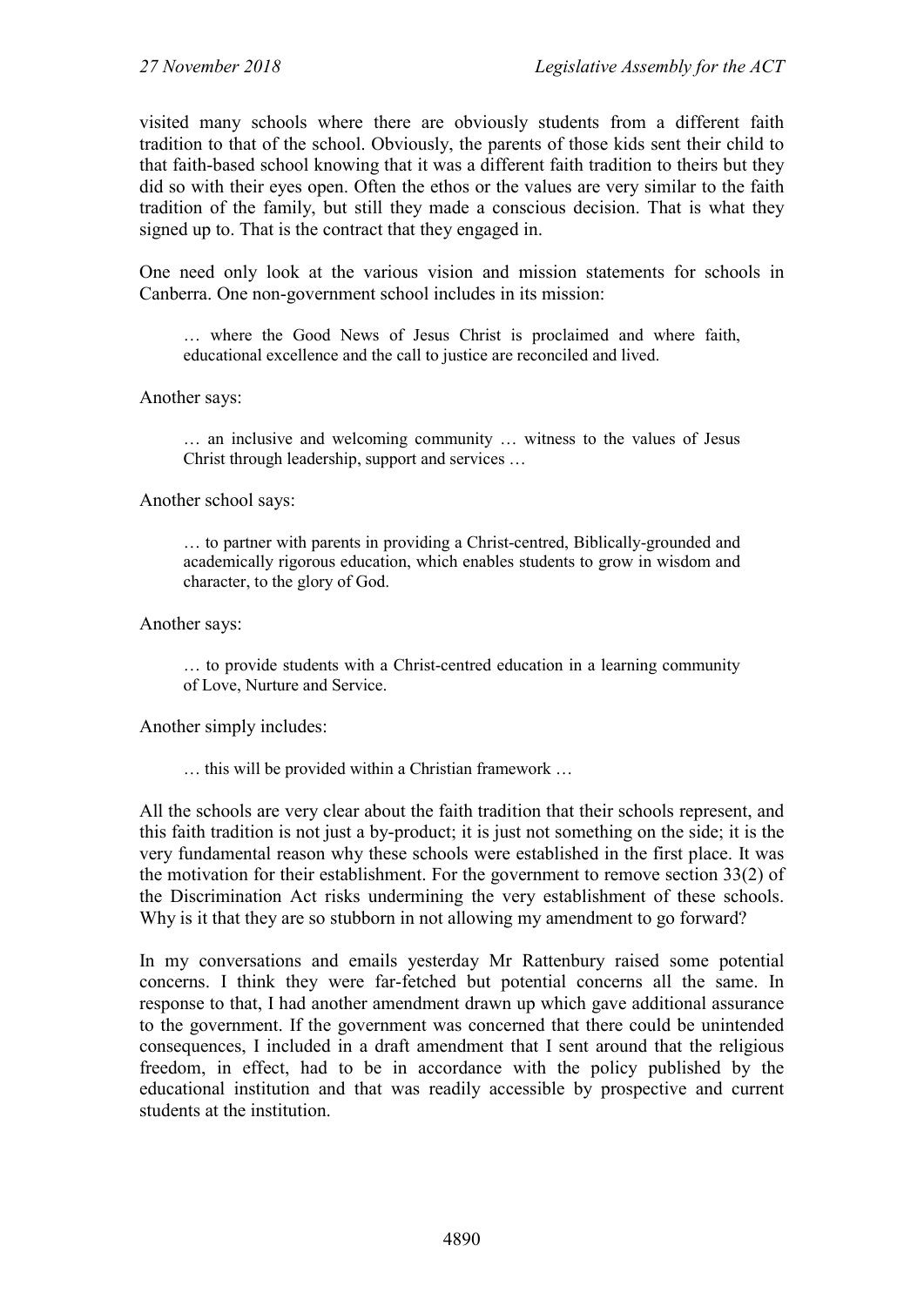visited many schools where there are obviously students from a different faith tradition to that of the school. Obviously, the parents of those kids sent their child to that faith-based school knowing that it was a different faith tradition to theirs but they did so with their eyes open. Often the ethos or the values are very similar to the faith tradition of the family, but still they made a conscious decision. That is what they signed up to. That is the contract that they engaged in.

One need only look at the various vision and mission statements for schools in Canberra. One non-government school includes in its mission:

> … where the Good News of Jesus Christ is proclaimed and where faith, educational excellence and the call to justice are reconciled and lived.

Another says:

> … an inclusive and welcoming community … witness to the values of Jesus Christ through leadership, support and services …

Another school says:

> … to partner with parents in providing a Christ-centred, Biblically-grounded and academically rigorous education, which enables students to grow in wisdom and character, to the glory of God.

Another says:

> … to provide students with a Christ-centred education in a learning community of Love, Nurture and Service.

Another simply includes:

> … this will be provided within a Christian framework …

All the schools are very clear about the faith tradition that their schools represent, and this faith tradition is not just a by-product; it is just not something on the side; it is the very fundamental reason why these schools were established in the first place. It was the motivation for their establishment. For the government to remove section 33(2) of the Discrimination Act risks undermining the very establishment of these schools. Why is it that they are so stubborn in not allowing my amendment to go forward?

In my conversations and emails yesterday Mr Rattenbury raised some potential concerns. I think they were far-fetched but potential concerns all the same. In response to that, I had another amendment drawn up which gave additional assurance to the government. If the government was concerned that there could be unintended consequences, I included in a draft amendment that I sent around that the religious freedom, in effect, had to be in accordance with the policy published by the educational institution and that was readily accessible by prospective and current students at the institution.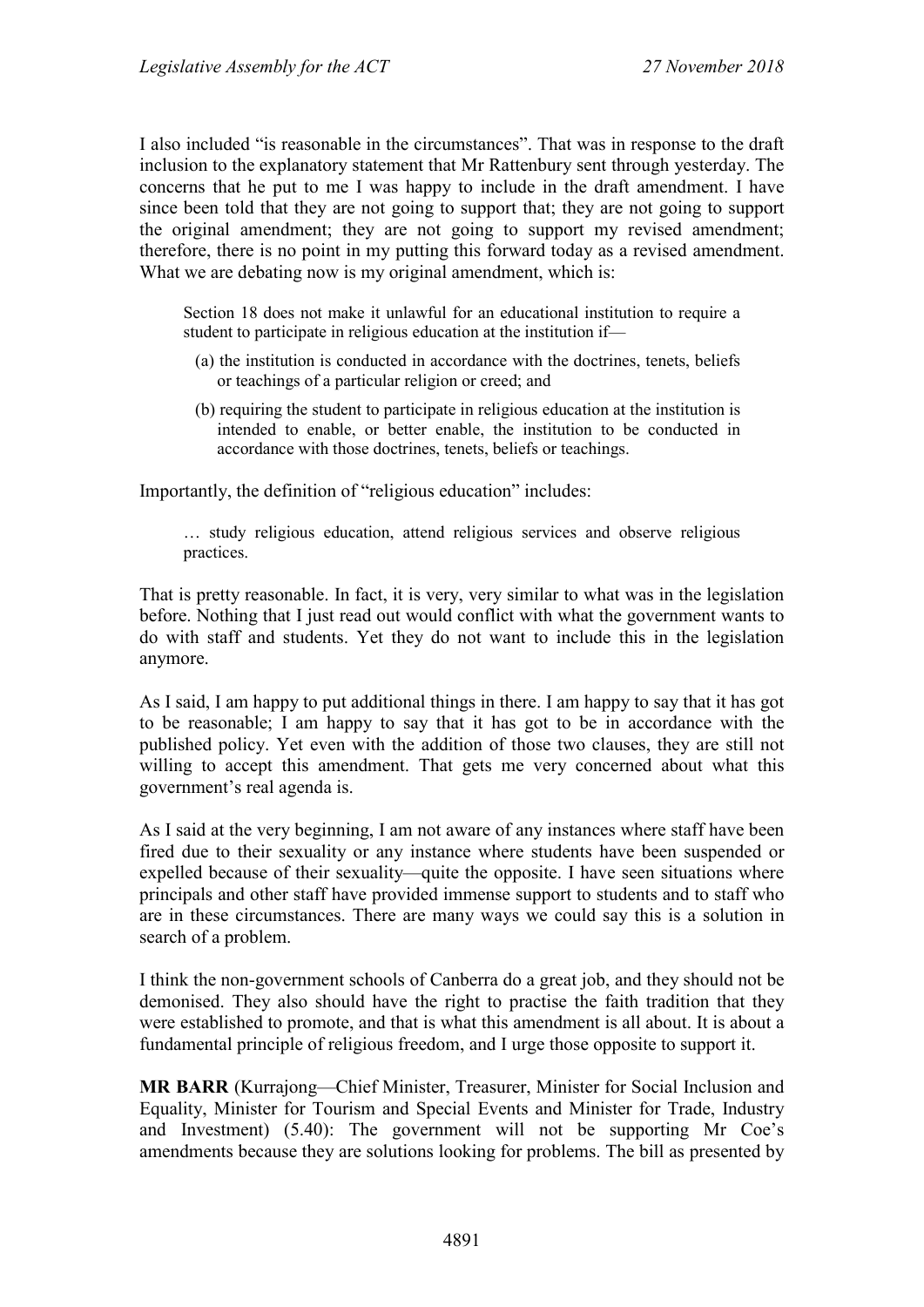I also included "is reasonable in the circumstances". That was in response to the draft inclusion to the explanatory statement that Mr Rattenbury sent through yesterday. The concerns that he put to me I was happy to include in the draft amendment. I have since been told that they are not going to support that; they are not going to support the original amendment; they are not going to support my revised amendment; therefore, there is no point in my putting this forward today as a revised amendment. What we are debating now is my original amendment, which is:

> Section 18 does not make it unlawful for an educational institution to require a student to participate in religious education at the institution if—
>
> (a) the institution is conducted in accordance with the doctrines, tenets, beliefs or teachings of a particular religion or creed; and
>
> (b) requiring the student to participate in religious education at the institution is intended to enable, or better enable, the institution to be conducted in accordance with those doctrines, tenets, beliefs or teachings.

Importantly, the definition of "religious education" includes:

> … study religious education, attend religious services and observe religious practices.

That is pretty reasonable. In fact, it is very, very similar to what was in the legislation before. Nothing that I just read out would conflict with what the government wants to do with staff and students. Yet they do not want to include this in the legislation anymore.

As I said, I am happy to put additional things in there. I am happy to say that it has got to be reasonable; I am happy to say that it has got to be in accordance with the published policy. Yet even with the addition of those two clauses, they are still not willing to accept this amendment. That gets me very concerned about what this government's real agenda is.

As I said at the very beginning, I am not aware of any instances where staff have been fired due to their sexuality or any instance where students have been suspended or expelled because of their sexuality—quite the opposite. I have seen situations where principals and other staff have provided immense support to students and to staff who are in these circumstances. There are many ways we could say this is a solution in search of a problem.

I think the non-government schools of Canberra do a great job, and they should not be demonised. They also should have the right to practise the faith tradition that they were established to promote, and that is what this amendment is all about. It is about a fundamental principle of religious freedom, and I urge those opposite to support it.

**MR BARR** (Kurrajong—Chief Minister, Treasurer, Minister for Social Inclusion and Equality, Minister for Tourism and Special Events and Minister for Trade, Industry and Investment) (5.40): The government will not be supporting Mr Coe's amendments because they are solutions looking for problems. The bill as presented by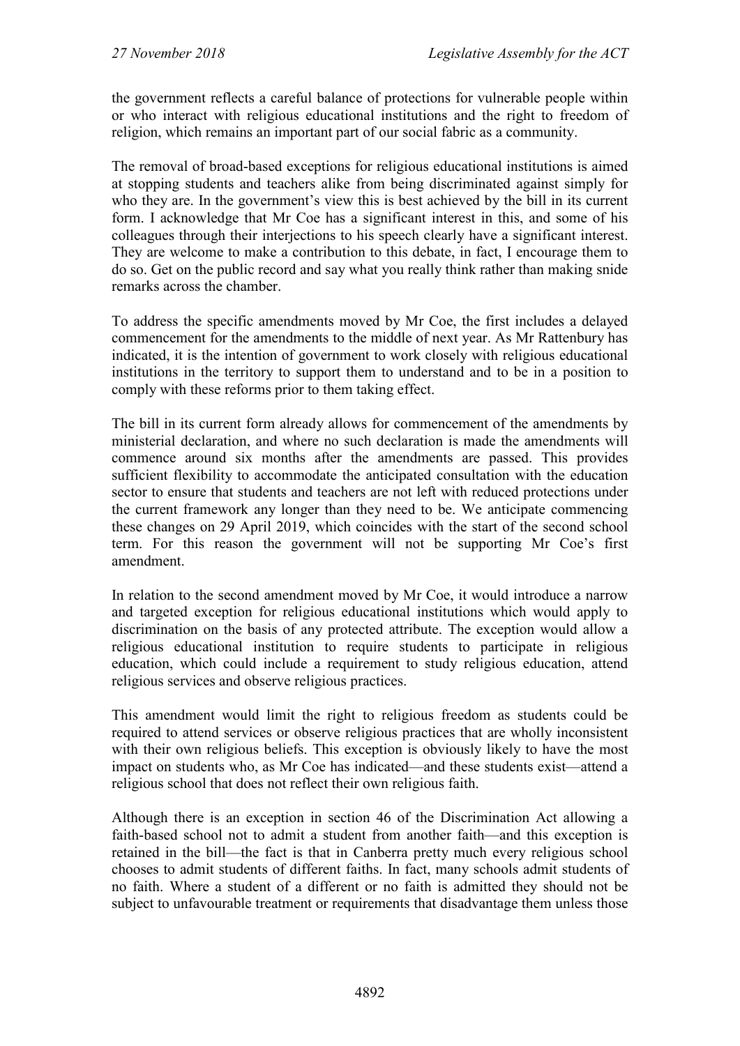the government reflects a careful balance of protections for vulnerable people within or who interact with religious educational institutions and the right to freedom of religion, which remains an important part of our social fabric as a community.

The removal of broad-based exceptions for religious educational institutions is aimed at stopping students and teachers alike from being discriminated against simply for who they are. In the government's view this is best achieved by the bill in its current form. I acknowledge that Mr Coe has a significant interest in this, and some of his colleagues through their interjections to his speech clearly have a significant interest. They are welcome to make a contribution to this debate, in fact, I encourage them to do so. Get on the public record and say what you really think rather than making snide remarks across the chamber.

To address the specific amendments moved by Mr Coe, the first includes a delayed commencement for the amendments to the middle of next year. As Mr Rattenbury has indicated, it is the intention of government to work closely with religious educational institutions in the territory to support them to understand and to be in a position to comply with these reforms prior to them taking effect.

The bill in its current form already allows for commencement of the amendments by ministerial declaration, and where no such declaration is made the amendments will commence around six months after the amendments are passed. This provides sufficient flexibility to accommodate the anticipated consultation with the education sector to ensure that students and teachers are not left with reduced protections under the current framework any longer than they need to be. We anticipate commencing these changes on 29 April 2019, which coincides with the start of the second school term. For this reason the government will not be supporting Mr Coe's first amendment.

In relation to the second amendment moved by Mr Coe, it would introduce a narrow and targeted exception for religious educational institutions which would apply to discrimination on the basis of any protected attribute. The exception would allow a religious educational institution to require students to participate in religious education, which could include a requirement to study religious education, attend religious services and observe religious practices.

This amendment would limit the right to religious freedom as students could be required to attend services or observe religious practices that are wholly inconsistent with their own religious beliefs. This exception is obviously likely to have the most impact on students who, as Mr Coe has indicated—and these students exist—attend a religious school that does not reflect their own religious faith.

Although there is an exception in section 46 of the Discrimination Act allowing a faith-based school not to admit a student from another faith—and this exception is retained in the bill—the fact is that in Canberra pretty much every religious school chooses to admit students of different faiths. In fact, many schools admit students of no faith. Where a student of a different or no faith is admitted they should not be subject to unfavourable treatment or requirements that disadvantage them unless those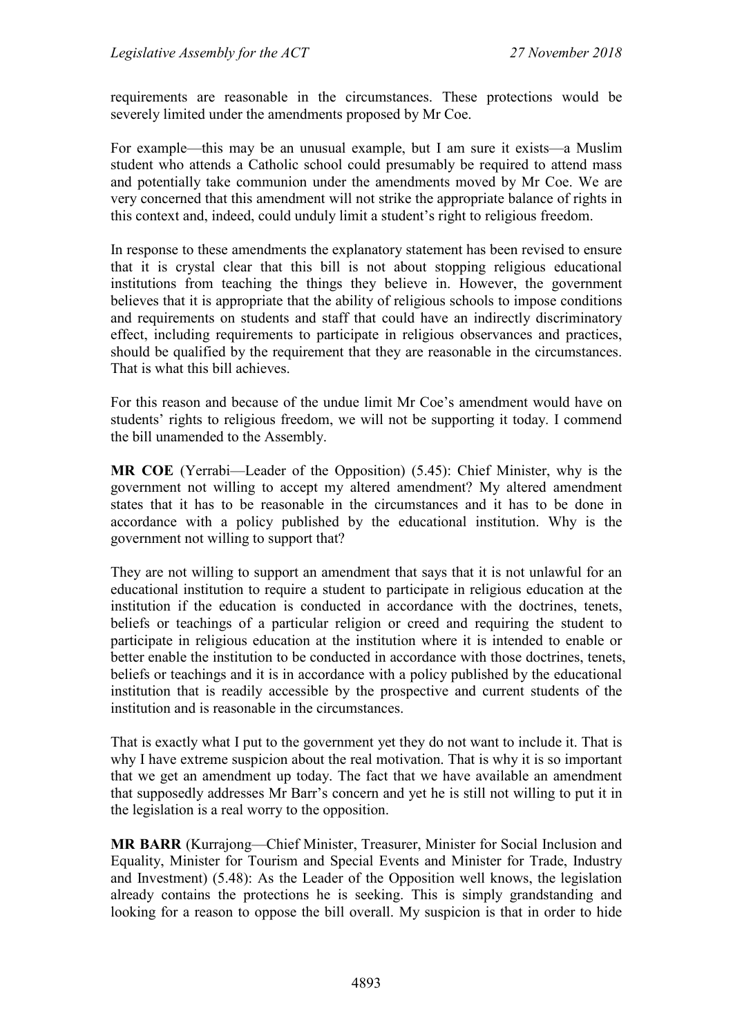requirements are reasonable in the circumstances. These protections would be severely limited under the amendments proposed by Mr Coe.

For example—this may be an unusual example, but I am sure it exists—a Muslim student who attends a Catholic school could presumably be required to attend mass and potentially take communion under the amendments moved by Mr Coe. We are very concerned that this amendment will not strike the appropriate balance of rights in this context and, indeed, could unduly limit a student's right to religious freedom.

In response to these amendments the explanatory statement has been revised to ensure that it is crystal clear that this bill is not about stopping religious educational institutions from teaching the things they believe in. However, the government believes that it is appropriate that the ability of religious schools to impose conditions and requirements on students and staff that could have an indirectly discriminatory effect, including requirements to participate in religious observances and practices, should be qualified by the requirement that they are reasonable in the circumstances. That is what this bill achieves.

For this reason and because of the undue limit Mr Coe's amendment would have on students' rights to religious freedom, we will not be supporting it today. I commend the bill unamended to the Assembly.

**MR COE** (Yerrabi—Leader of the Opposition) (5.45): Chief Minister, why is the government not willing to accept my altered amendment? My altered amendment states that it has to be reasonable in the circumstances and it has to be done in accordance with a policy published by the educational institution. Why is the government not willing to support that?

They are not willing to support an amendment that says that it is not unlawful for an educational institution to require a student to participate in religious education at the institution if the education is conducted in accordance with the doctrines, tenets, beliefs or teachings of a particular religion or creed and requiring the student to participate in religious education at the institution where it is intended to enable or better enable the institution to be conducted in accordance with those doctrines, tenets, beliefs or teachings and it is in accordance with a policy published by the educational institution that is readily accessible by the prospective and current students of the institution and is reasonable in the circumstances.

That is exactly what I put to the government yet they do not want to include it. That is why I have extreme suspicion about the real motivation. That is why it is so important that we get an amendment up today. The fact that we have available an amendment that supposedly addresses Mr Barr's concern and yet he is still not willing to put it in the legislation is a real worry to the opposition.

**MR BARR** (Kurrajong—Chief Minister, Treasurer, Minister for Social Inclusion and Equality, Minister for Tourism and Special Events and Minister for Trade, Industry and Investment) (5.48): As the Leader of the Opposition well knows, the legislation already contains the protections he is seeking. This is simply grandstanding and looking for a reason to oppose the bill overall. My suspicion is that in order to hide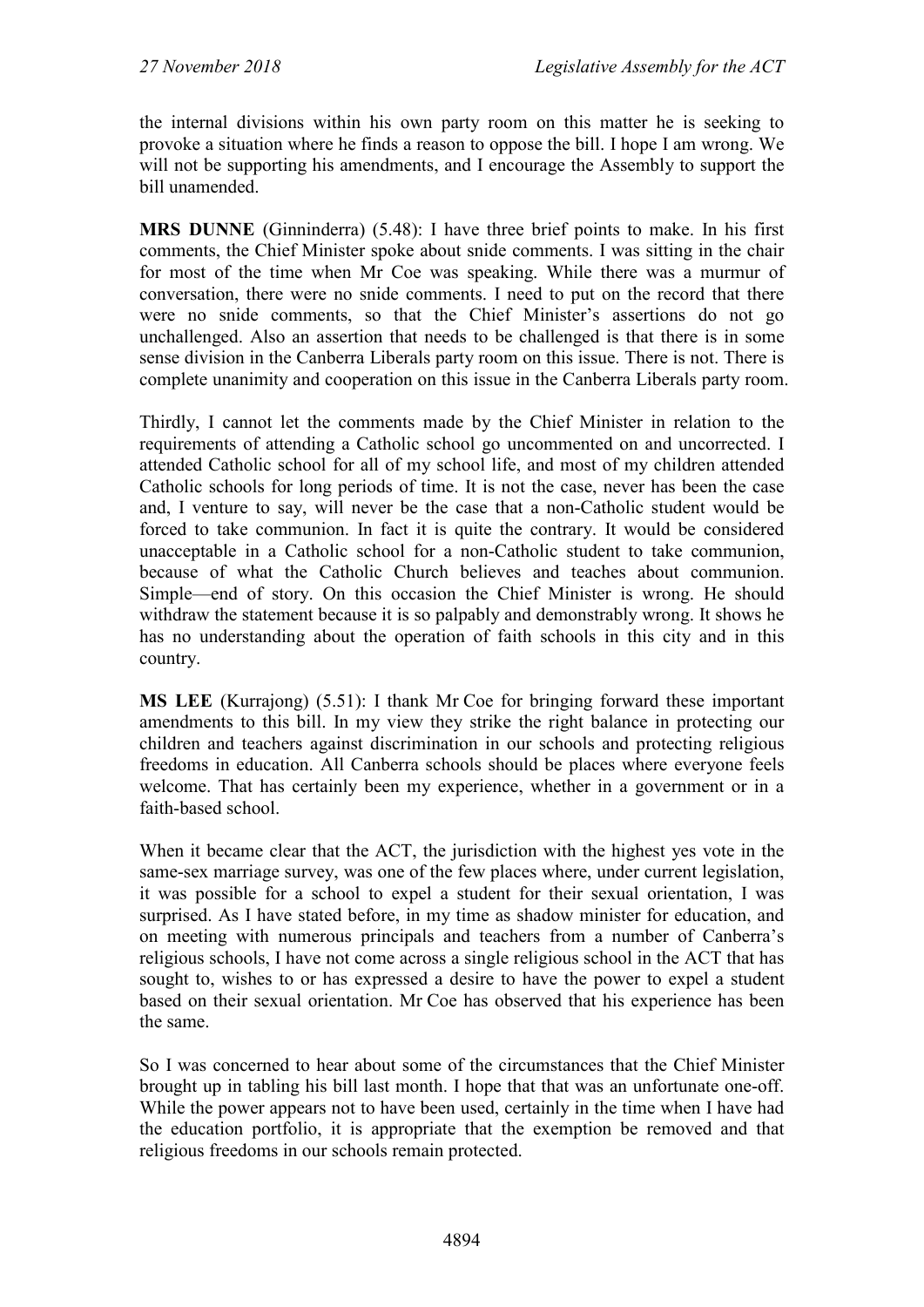the internal divisions within his own party room on this matter he is seeking to provoke a situation where he finds a reason to oppose the bill. I hope I am wrong. We will not be supporting his amendments, and I encourage the Assembly to support the bill unamended.

**MRS DUNNE** (Ginninderra) (5.48): I have three brief points to make. In his first comments, the Chief Minister spoke about snide comments. I was sitting in the chair for most of the time when Mr Coe was speaking. While there was a murmur of conversation, there were no snide comments. I need to put on the record that there were no snide comments, so that the Chief Minister's assertions do not go unchallenged. Also an assertion that needs to be challenged is that there is in some sense division in the Canberra Liberals party room on this issue. There is not. There is complete unanimity and cooperation on this issue in the Canberra Liberals party room.

Thirdly, I cannot let the comments made by the Chief Minister in relation to the requirements of attending a Catholic school go uncommented on and uncorrected. I attended Catholic school for all of my school life, and most of my children attended Catholic schools for long periods of time. It is not the case, never has been the case and, I venture to say, will never be the case that a non-Catholic student would be forced to take communion. In fact it is quite the contrary. It would be considered unacceptable in a Catholic school for a non-Catholic student to take communion, because of what the Catholic Church believes and teaches about communion. Simple—end of story. On this occasion the Chief Minister is wrong. He should withdraw the statement because it is so palpably and demonstrably wrong. It shows he has no understanding about the operation of faith schools in this city and in this country.

**MS LEE** (Kurrajong) (5.51): I thank Mr Coe for bringing forward these important amendments to this bill. In my view they strike the right balance in protecting our children and teachers against discrimination in our schools and protecting religious freedoms in education. All Canberra schools should be places where everyone feels welcome. That has certainly been my experience, whether in a government or in a faith-based school.

When it became clear that the ACT, the jurisdiction with the highest yes vote in the same-sex marriage survey, was one of the few places where, under current legislation, it was possible for a school to expel a student for their sexual orientation, I was surprised. As I have stated before, in my time as shadow minister for education, and on meeting with numerous principals and teachers from a number of Canberra's religious schools, I have not come across a single religious school in the ACT that has sought to, wishes to or has expressed a desire to have the power to expel a student based on their sexual orientation. Mr Coe has observed that his experience has been the same.

So I was concerned to hear about some of the circumstances that the Chief Minister brought up in tabling his bill last month. I hope that that was an unfortunate one-off. While the power appears not to have been used, certainly in the time when I have had the education portfolio, it is appropriate that the exemption be removed and that religious freedoms in our schools remain protected.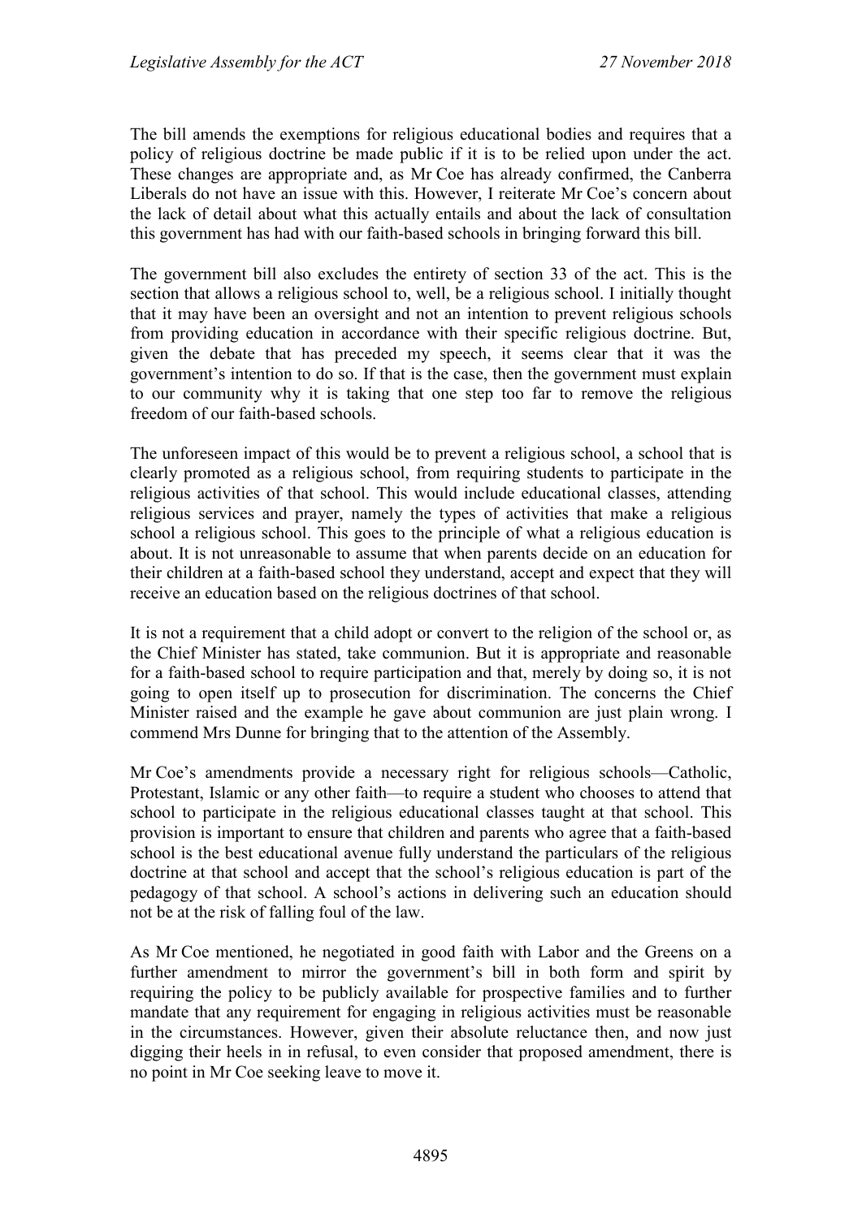The bill amends the exemptions for religious educational bodies and requires that a policy of religious doctrine be made public if it is to be relied upon under the act. These changes are appropriate and, as Mr Coe has already confirmed, the Canberra Liberals do not have an issue with this. However, I reiterate Mr Coe's concern about the lack of detail about what this actually entails and about the lack of consultation this government has had with our faith-based schools in bringing forward this bill.

The government bill also excludes the entirety of section 33 of the act. This is the section that allows a religious school to, well, be a religious school. I initially thought that it may have been an oversight and not an intention to prevent religious schools from providing education in accordance with their specific religious doctrine. But, given the debate that has preceded my speech, it seems clear that it was the government's intention to do so. If that is the case, then the government must explain to our community why it is taking that one step too far to remove the religious freedom of our faith-based schools.

The unforeseen impact of this would be to prevent a religious school, a school that is clearly promoted as a religious school, from requiring students to participate in the religious activities of that school. This would include educational classes, attending religious services and prayer, namely the types of activities that make a religious school a religious school. This goes to the principle of what a religious education is about. It is not unreasonable to assume that when parents decide on an education for their children at a faith-based school they understand, accept and expect that they will receive an education based on the religious doctrines of that school.

It is not a requirement that a child adopt or convert to the religion of the school or, as the Chief Minister has stated, take communion. But it is appropriate and reasonable for a faith-based school to require participation and that, merely by doing so, it is not going to open itself up to prosecution for discrimination. The concerns the Chief Minister raised and the example he gave about communion are just plain wrong. I commend Mrs Dunne for bringing that to the attention of the Assembly.

Mr Coe's amendments provide a necessary right for religious schools—Catholic, Protestant, Islamic or any other faith—to require a student who chooses to attend that school to participate in the religious educational classes taught at that school. This provision is important to ensure that children and parents who agree that a faith-based school is the best educational avenue fully understand the particulars of the religious doctrine at that school and accept that the school's religious education is part of the pedagogy of that school. A school's actions in delivering such an education should not be at the risk of falling foul of the law.

As Mr Coe mentioned, he negotiated in good faith with Labor and the Greens on a further amendment to mirror the government's bill in both form and spirit by requiring the policy to be publicly available for prospective families and to further mandate that any requirement for engaging in religious activities must be reasonable in the circumstances. However, given their absolute reluctance then, and now just digging their heels in in refusal, to even consider that proposed amendment, there is no point in Mr Coe seeking leave to move it.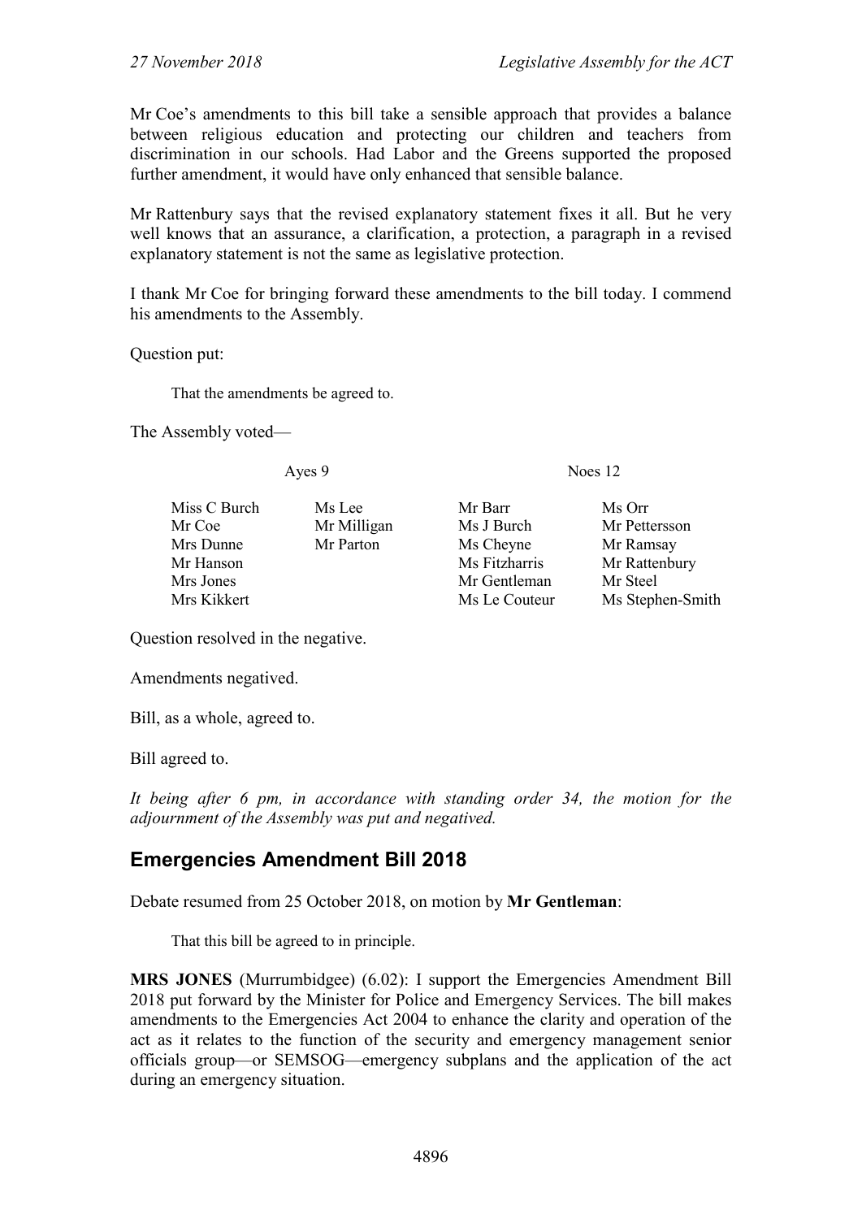Mr Coe's amendments to this bill take a sensible approach that provides a balance between religious education and protecting our children and teachers from discrimination in our schools. Had Labor and the Greens supported the proposed further amendment, it would have only enhanced that sensible balance.

Mr Rattenbury says that the revised explanatory statement fixes it all. But he very well knows that an assurance, a clarification, a protection, a paragraph in a revised explanatory statement is not the same as legislative protection.

I thank Mr Coe for bringing forward these amendments to the bill today. I commend his amendments to the Assembly.

Question put:

> That the amendments be agreed to.

The Assembly voted—

| Ayes 9 | | Noes 12 | |
|---|---|---|---|
| Miss C Burch | Ms Lee | Mr Barr | Ms Orr |
| Mr Coe | Mr Milligan | Ms J Burch | Mr Pettersson |
| Mrs Dunne | Mr Parton | Ms Cheyne | Mr Ramsay |
| Mr Hanson | | Ms Fitzharris | Mr Rattenbury |
| Mrs Jones | | Mr Gentleman | Mr Steel |
| Mrs Kikkert | | Ms Le Couteur | Ms Stephen-Smith |

Question resolved in the negative.

Amendments negatived.

Bill, as a whole, agreed to.

Bill agreed to.

*It being after 6 pm, in accordance with standing order 34, the motion for the adjournment of the Assembly was put and negatived.*

## Emergencies Amendment Bill 2018

Debate resumed from 25 October 2018, on motion by **Mr Gentleman**:

> That this bill be agreed to in principle.

**MRS JONES** (Murrumbidgee) (6.02): I support the Emergencies Amendment Bill 2018 put forward by the Minister for Police and Emergency Services. The bill makes amendments to the Emergencies Act 2004 to enhance the clarity and operation of the act as it relates to the function of the security and emergency management senior officials group—or SEMSOG—emergency subplans and the application of the act during an emergency situation.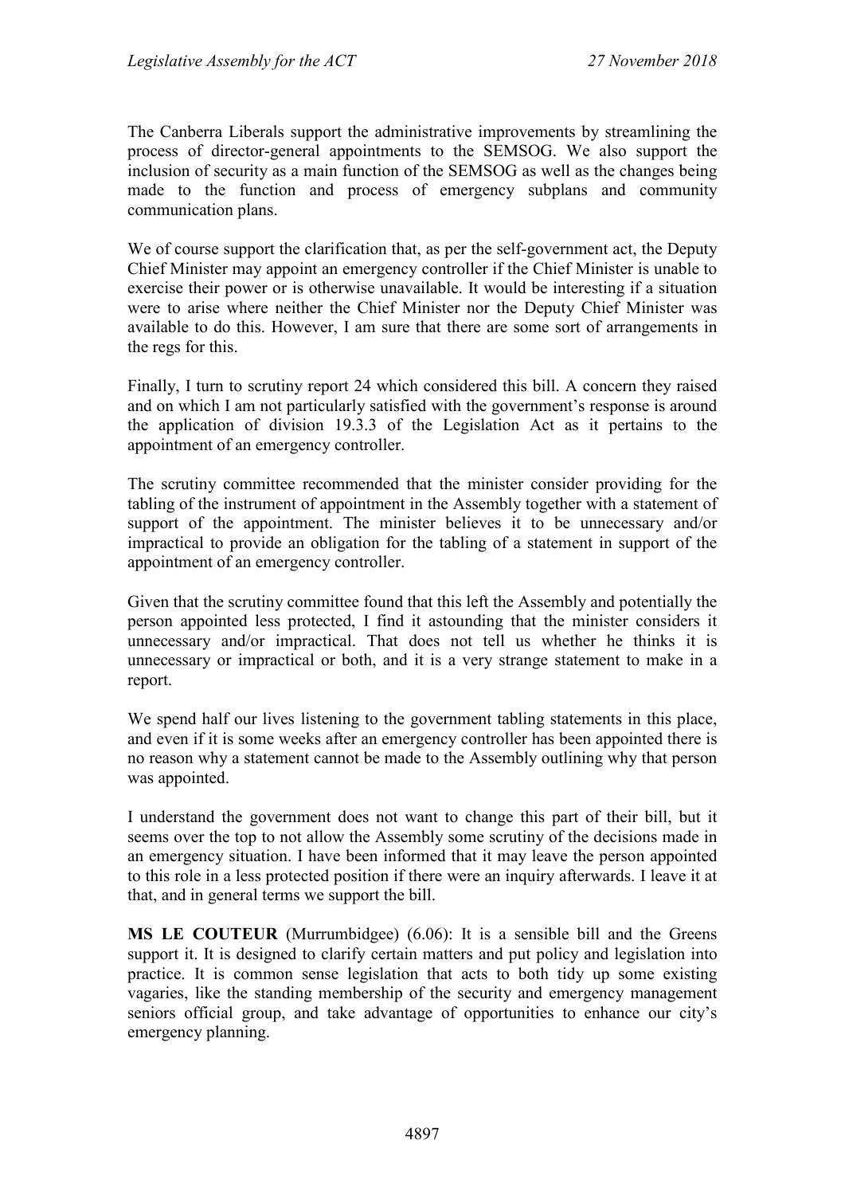The Canberra Liberals support the administrative improvements by streamlining the process of director-general appointments to the SEMSOG. We also support the inclusion of security as a main function of the SEMSOG as well as the changes being made to the function and process of emergency subplans and community communication plans.

We of course support the clarification that, as per the self-government act, the Deputy Chief Minister may appoint an emergency controller if the Chief Minister is unable to exercise their power or is otherwise unavailable. It would be interesting if a situation were to arise where neither the Chief Minister nor the Deputy Chief Minister was available to do this. However, I am sure that there are some sort of arrangements in the regs for this.

Finally, I turn to scrutiny report 24 which considered this bill. A concern they raised and on which I am not particularly satisfied with the government's response is around the application of division 19.3.3 of the Legislation Act as it pertains to the appointment of an emergency controller.

The scrutiny committee recommended that the minister consider providing for the tabling of the instrument of appointment in the Assembly together with a statement of support of the appointment. The minister believes it to be unnecessary and/or impractical to provide an obligation for the tabling of a statement in support of the appointment of an emergency controller.

Given that the scrutiny committee found that this left the Assembly and potentially the person appointed less protected, I find it astounding that the minister considers it unnecessary and/or impractical. That does not tell us whether he thinks it is unnecessary or impractical or both, and it is a very strange statement to make in a report.

We spend half our lives listening to the government tabling statements in this place, and even if it is some weeks after an emergency controller has been appointed there is no reason why a statement cannot be made to the Assembly outlining why that person was appointed.

I understand the government does not want to change this part of their bill, but it seems over the top to not allow the Assembly some scrutiny of the decisions made in an emergency situation. I have been informed that it may leave the person appointed to this role in a less protected position if there were an inquiry afterwards. I leave it at that, and in general terms we support the bill.

**MS LE COUTEUR** (Murrumbidgee) (6.06): It is a sensible bill and the Greens support it. It is designed to clarify certain matters and put policy and legislation into practice. It is common sense legislation that acts to both tidy up some existing vagaries, like the standing membership of the security and emergency management seniors official group, and take advantage of opportunities to enhance our city's emergency planning.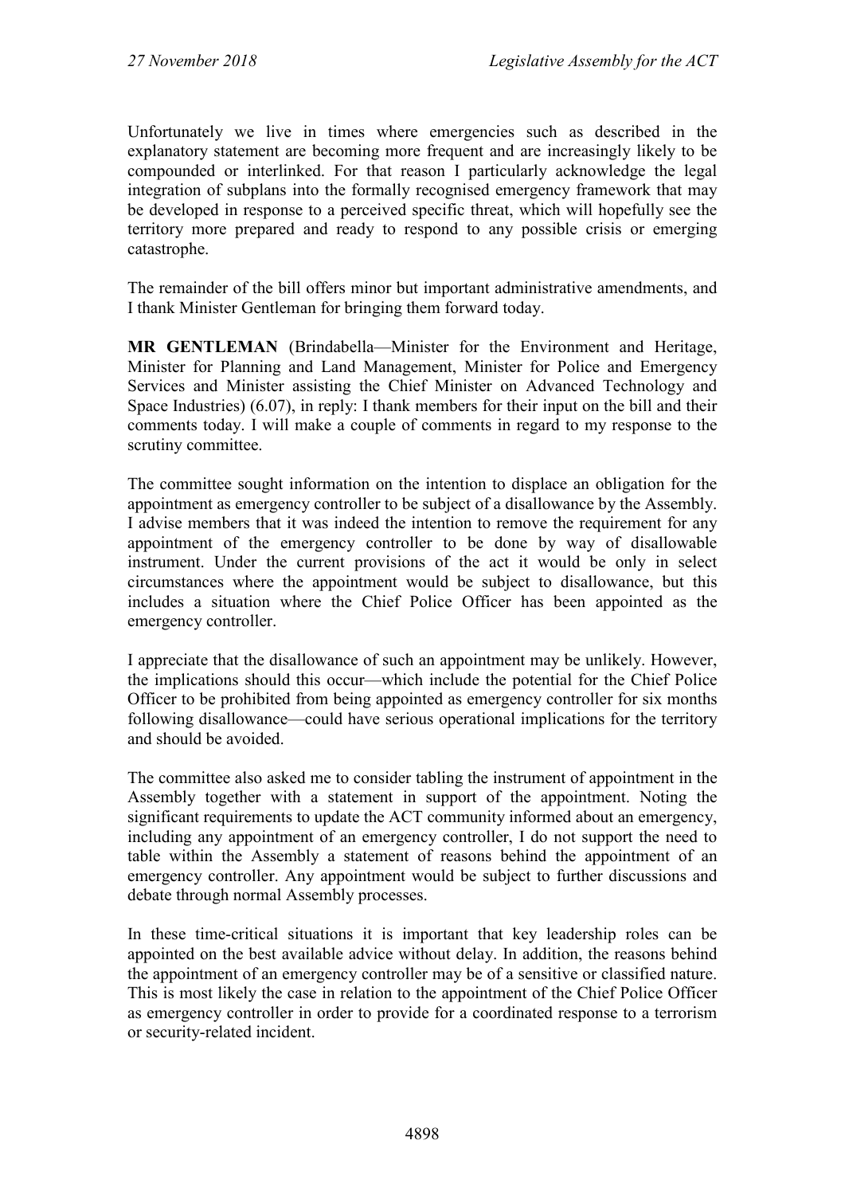Unfortunately we live in times where emergencies such as described in the explanatory statement are becoming more frequent and are increasingly likely to be compounded or interlinked. For that reason I particularly acknowledge the legal integration of subplans into the formally recognised emergency framework that may be developed in response to a perceived specific threat, which will hopefully see the territory more prepared and ready to respond to any possible crisis or emerging catastrophe.

The remainder of the bill offers minor but important administrative amendments, and I thank Minister Gentleman for bringing them forward today.

**MR GENTLEMAN** (Brindabella—Minister for the Environment and Heritage, Minister for Planning and Land Management, Minister for Police and Emergency Services and Minister assisting the Chief Minister on Advanced Technology and Space Industries) (6.07), in reply: I thank members for their input on the bill and their comments today. I will make a couple of comments in regard to my response to the scrutiny committee.

The committee sought information on the intention to displace an obligation for the appointment as emergency controller to be subject of a disallowance by the Assembly. I advise members that it was indeed the intention to remove the requirement for any appointment of the emergency controller to be done by way of disallowable instrument. Under the current provisions of the act it would be only in select circumstances where the appointment would be subject to disallowance, but this includes a situation where the Chief Police Officer has been appointed as the emergency controller.

I appreciate that the disallowance of such an appointment may be unlikely. However, the implications should this occur—which include the potential for the Chief Police Officer to be prohibited from being appointed as emergency controller for six months following disallowance—could have serious operational implications for the territory and should be avoided.

The committee also asked me to consider tabling the instrument of appointment in the Assembly together with a statement in support of the appointment. Noting the significant requirements to update the ACT community informed about an emergency, including any appointment of an emergency controller, I do not support the need to table within the Assembly a statement of reasons behind the appointment of an emergency controller. Any appointment would be subject to further discussions and debate through normal Assembly processes.

In these time-critical situations it is important that key leadership roles can be appointed on the best available advice without delay. In addition, the reasons behind the appointment of an emergency controller may be of a sensitive or classified nature. This is most likely the case in relation to the appointment of the Chief Police Officer as emergency controller in order to provide for a coordinated response to a terrorism or security-related incident.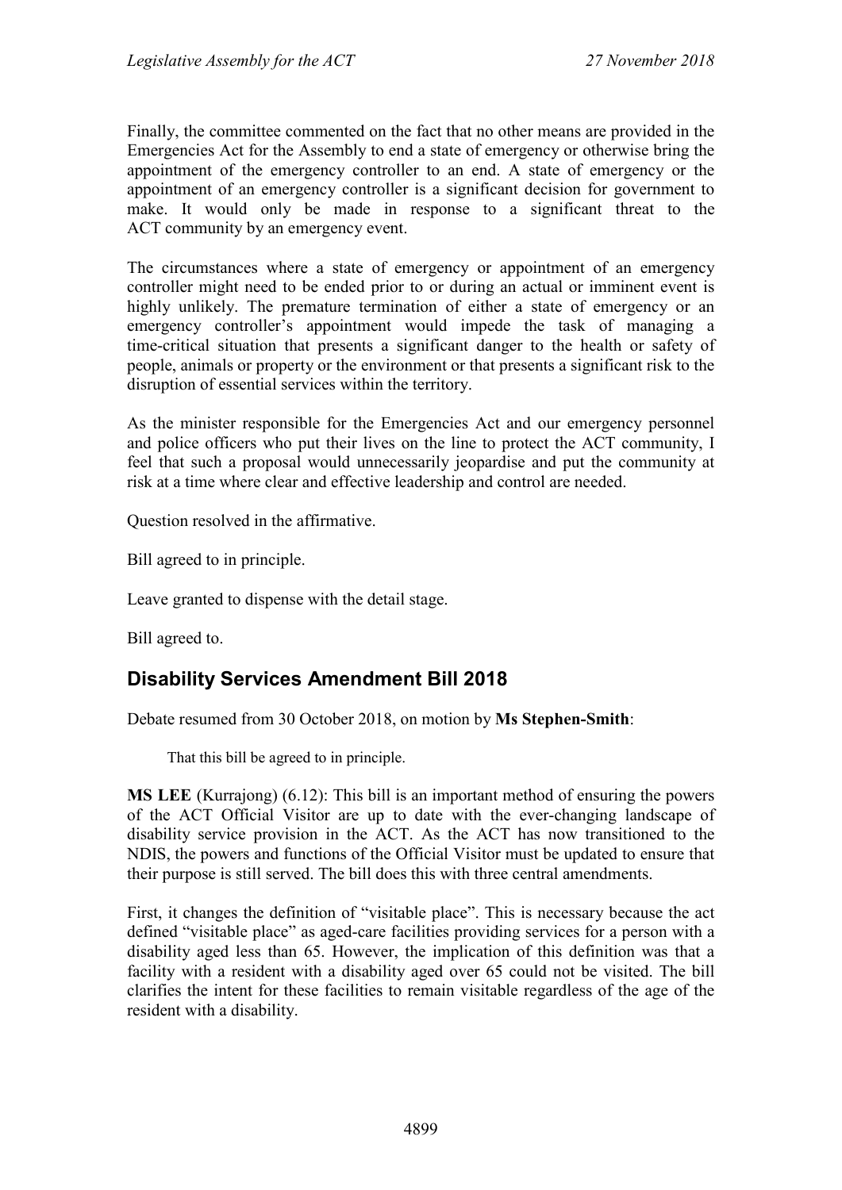Finally, the committee commented on the fact that no other means are provided in the Emergencies Act for the Assembly to end a state of emergency or otherwise bring the appointment of the emergency controller to an end. A state of emergency or the appointment of an emergency controller is a significant decision for government to make. It would only be made in response to a significant threat to the ACT community by an emergency event.

The circumstances where a state of emergency or appointment of an emergency controller might need to be ended prior to or during an actual or imminent event is highly unlikely. The premature termination of either a state of emergency or an emergency controller's appointment would impede the task of managing a time-critical situation that presents a significant danger to the health or safety of people, animals or property or the environment or that presents a significant risk to the disruption of essential services within the territory.

As the minister responsible for the Emergencies Act and our emergency personnel and police officers who put their lives on the line to protect the ACT community, I feel that such a proposal would unnecessarily jeopardise and put the community at risk at a time where clear and effective leadership and control are needed.

Question resolved in the affirmative.

Bill agreed to in principle.

Leave granted to dispense with the detail stage.

Bill agreed to.

## Disability Services Amendment Bill 2018

Debate resumed from 30 October 2018, on motion by **Ms Stephen-Smith**:

> That this bill be agreed to in principle.

**MS LEE** (Kurrajong) (6.12): This bill is an important method of ensuring the powers of the ACT Official Visitor are up to date with the ever-changing landscape of disability service provision in the ACT. As the ACT has now transitioned to the NDIS, the powers and functions of the Official Visitor must be updated to ensure that their purpose is still served. The bill does this with three central amendments.

First, it changes the definition of "visitable place". This is necessary because the act defined "visitable place" as aged-care facilities providing services for a person with a disability aged less than 65. However, the implication of this definition was that a facility with a resident with a disability aged over 65 could not be visited. The bill clarifies the intent for these facilities to remain visitable regardless of the age of the resident with a disability.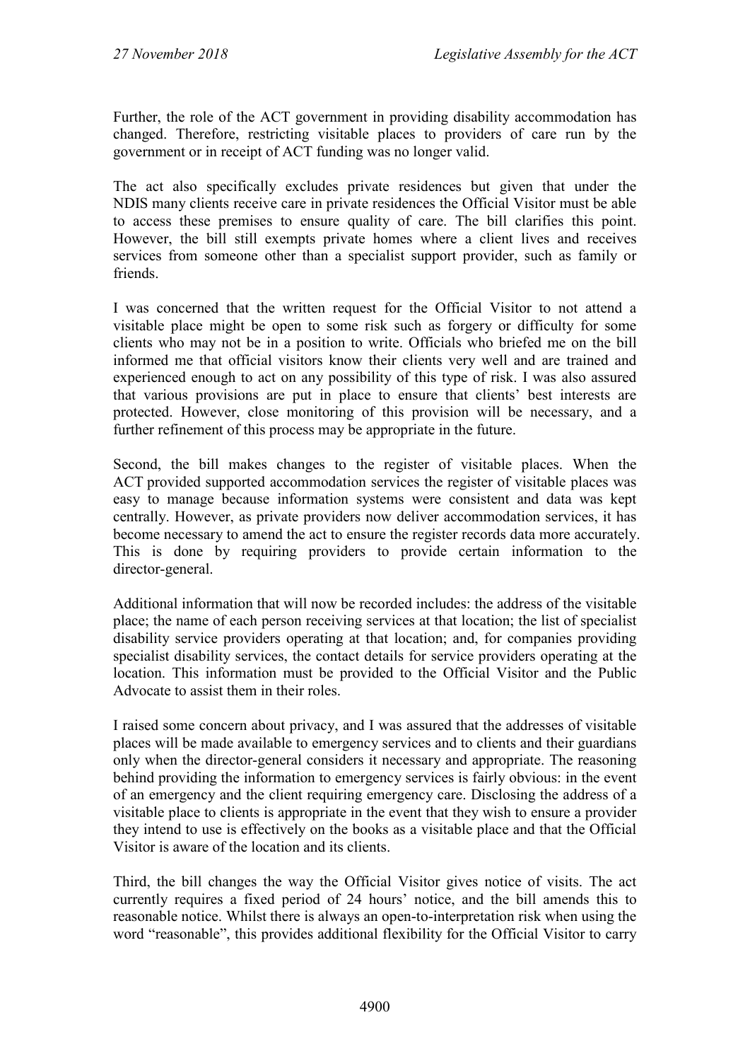Further, the role of the ACT government in providing disability accommodation has changed. Therefore, restricting visitable places to providers of care run by the government or in receipt of ACT funding was no longer valid.

The act also specifically excludes private residences but given that under the NDIS many clients receive care in private residences the Official Visitor must be able to access these premises to ensure quality of care. The bill clarifies this point. However, the bill still exempts private homes where a client lives and receives services from someone other than a specialist support provider, such as family or friends.

I was concerned that the written request for the Official Visitor to not attend a visitable place might be open to some risk such as forgery or difficulty for some clients who may not be in a position to write. Officials who briefed me on the bill informed me that official visitors know their clients very well and are trained and experienced enough to act on any possibility of this type of risk. I was also assured that various provisions are put in place to ensure that clients' best interests are protected. However, close monitoring of this provision will be necessary, and a further refinement of this process may be appropriate in the future.

Second, the bill makes changes to the register of visitable places. When the ACT provided supported accommodation services the register of visitable places was easy to manage because information systems were consistent and data was kept centrally. However, as private providers now deliver accommodation services, it has become necessary to amend the act to ensure the register records data more accurately. This is done by requiring providers to provide certain information to the director-general.

Additional information that will now be recorded includes: the address of the visitable place; the name of each person receiving services at that location; the list of specialist disability service providers operating at that location; and, for companies providing specialist disability services, the contact details for service providers operating at the location. This information must be provided to the Official Visitor and the Public Advocate to assist them in their roles.

I raised some concern about privacy, and I was assured that the addresses of visitable places will be made available to emergency services and to clients and their guardians only when the director-general considers it necessary and appropriate. The reasoning behind providing the information to emergency services is fairly obvious: in the event of an emergency and the client requiring emergency care. Disclosing the address of a visitable place to clients is appropriate in the event that they wish to ensure a provider they intend to use is effectively on the books as a visitable place and that the Official Visitor is aware of the location and its clients.

Third, the bill changes the way the Official Visitor gives notice of visits. The act currently requires a fixed period of 24 hours' notice, and the bill amends this to reasonable notice. Whilst there is always an open-to-interpretation risk when using the word "reasonable", this provides additional flexibility for the Official Visitor to carry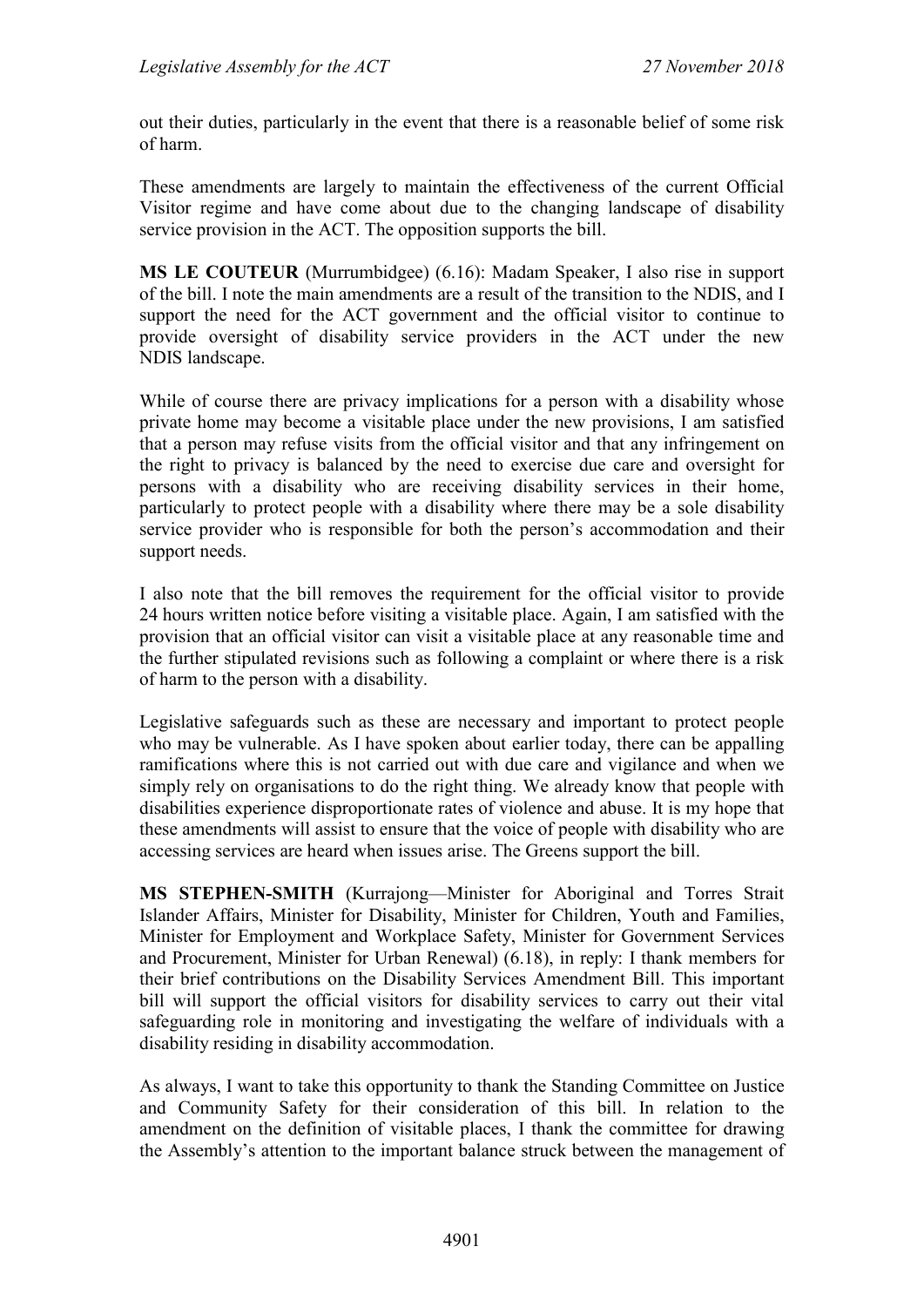out their duties, particularly in the event that there is a reasonable belief of some risk of harm.

These amendments are largely to maintain the effectiveness of the current Official Visitor regime and have come about due to the changing landscape of disability service provision in the ACT. The opposition supports the bill.

**MS LE COUTEUR** (Murrumbidgee) (6.16): Madam Speaker, I also rise in support of the bill. I note the main amendments are a result of the transition to the NDIS, and I support the need for the ACT government and the official visitor to continue to provide oversight of disability service providers in the ACT under the new NDIS landscape.

While of course there are privacy implications for a person with a disability whose private home may become a visitable place under the new provisions, I am satisfied that a person may refuse visits from the official visitor and that any infringement on the right to privacy is balanced by the need to exercise due care and oversight for persons with a disability who are receiving disability services in their home, particularly to protect people with a disability where there may be a sole disability service provider who is responsible for both the person's accommodation and their support needs.

I also note that the bill removes the requirement for the official visitor to provide 24 hours written notice before visiting a visitable place. Again, I am satisfied with the provision that an official visitor can visit a visitable place at any reasonable time and the further stipulated revisions such as following a complaint or where there is a risk of harm to the person with a disability.

Legislative safeguards such as these are necessary and important to protect people who may be vulnerable. As I have spoken about earlier today, there can be appalling ramifications where this is not carried out with due care and vigilance and when we simply rely on organisations to do the right thing. We already know that people with disabilities experience disproportionate rates of violence and abuse. It is my hope that these amendments will assist to ensure that the voice of people with disability who are accessing services are heard when issues arise. The Greens support the bill.

**MS STEPHEN-SMITH** (Kurrajong—Minister for Aboriginal and Torres Strait Islander Affairs, Minister for Disability, Minister for Children, Youth and Families, Minister for Employment and Workplace Safety, Minister for Government Services and Procurement, Minister for Urban Renewal) (6.18), in reply: I thank members for their brief contributions on the Disability Services Amendment Bill. This important bill will support the official visitors for disability services to carry out their vital safeguarding role in monitoring and investigating the welfare of individuals with a disability residing in disability accommodation.

As always, I want to take this opportunity to thank the Standing Committee on Justice and Community Safety for their consideration of this bill. In relation to the amendment on the definition of visitable places, I thank the committee for drawing the Assembly's attention to the important balance struck between the management of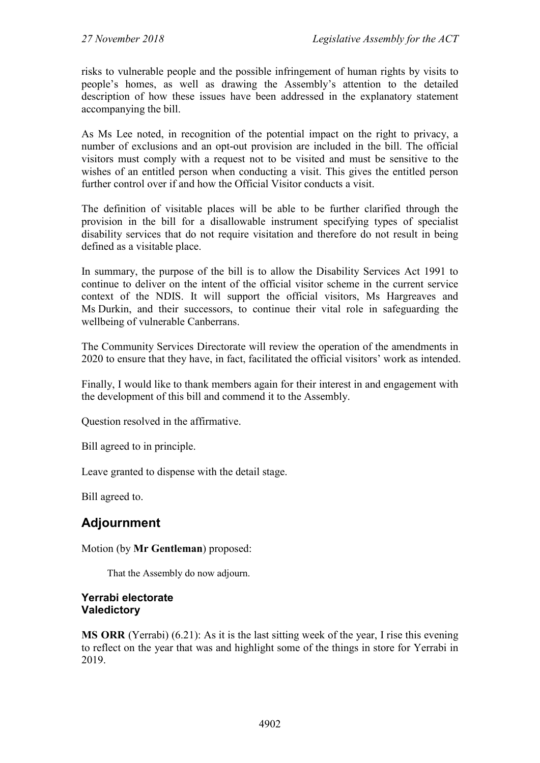risks to vulnerable people and the possible infringement of human rights by visits to people's homes, as well as drawing the Assembly's attention to the detailed description of how these issues have been addressed in the explanatory statement accompanying the bill.

As Ms Lee noted, in recognition of the potential impact on the right to privacy, a number of exclusions and an opt-out provision are included in the bill. The official visitors must comply with a request not to be visited and must be sensitive to the wishes of an entitled person when conducting a visit. This gives the entitled person further control over if and how the Official Visitor conducts a visit.

The definition of visitable places will be able to be further clarified through the provision in the bill for a disallowable instrument specifying types of specialist disability services that do not require visitation and therefore do not result in being defined as a visitable place.

In summary, the purpose of the bill is to allow the Disability Services Act 1991 to continue to deliver on the intent of the official visitor scheme in the current service context of the NDIS. It will support the official visitors, Ms Hargreaves and Ms Durkin, and their successors, to continue their vital role in safeguarding the wellbeing of vulnerable Canberrans.

The Community Services Directorate will review the operation of the amendments in 2020 to ensure that they have, in fact, facilitated the official visitors' work as intended.

Finally, I would like to thank members again for their interest in and engagement with the development of this bill and commend it to the Assembly.

Question resolved in the affirmative.

Bill agreed to in principle.

Leave granted to dispense with the detail stage.

Bill agreed to.

## Adjournment

Motion (by **Mr Gentleman**) proposed:

> That the Assembly do now adjourn.

### Yerrabi electorate
### Valedictory

**MS ORR** (Yerrabi) (6.21): As it is the last sitting week of the year, I rise this evening to reflect on the year that was and highlight some of the things in store for Yerrabi in 2019.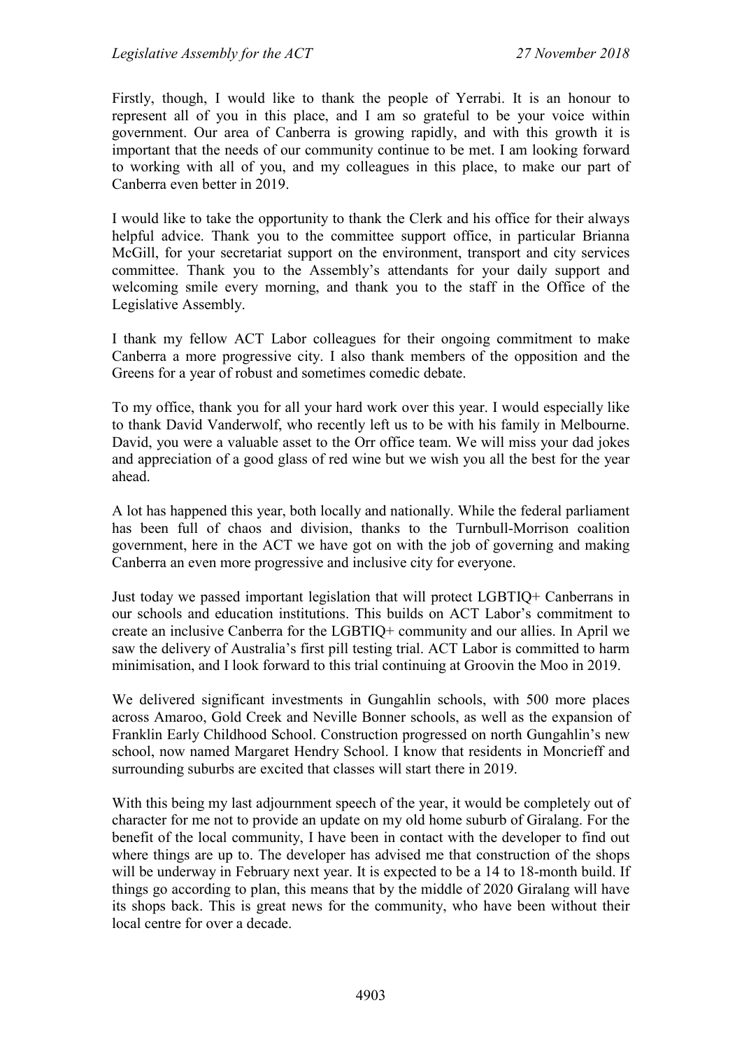Firstly, though, I would like to thank the people of Yerrabi. It is an honour to represent all of you in this place, and I am so grateful to be your voice within government. Our area of Canberra is growing rapidly, and with this growth it is important that the needs of our community continue to be met. I am looking forward to working with all of you, and my colleagues in this place, to make our part of Canberra even better in 2019.

I would like to take the opportunity to thank the Clerk and his office for their always helpful advice. Thank you to the committee support office, in particular Brianna McGill, for your secretariat support on the environment, transport and city services committee. Thank you to the Assembly's attendants for your daily support and welcoming smile every morning, and thank you to the staff in the Office of the Legislative Assembly.

I thank my fellow ACT Labor colleagues for their ongoing commitment to make Canberra a more progressive city. I also thank members of the opposition and the Greens for a year of robust and sometimes comedic debate.

To my office, thank you for all your hard work over this year. I would especially like to thank David Vanderwolf, who recently left us to be with his family in Melbourne. David, you were a valuable asset to the Orr office team. We will miss your dad jokes and appreciation of a good glass of red wine but we wish you all the best for the year ahead.

A lot has happened this year, both locally and nationally. While the federal parliament has been full of chaos and division, thanks to the Turnbull-Morrison coalition government, here in the ACT we have got on with the job of governing and making Canberra an even more progressive and inclusive city for everyone.

Just today we passed important legislation that will protect LGBTIQ+ Canberrans in our schools and education institutions. This builds on ACT Labor's commitment to create an inclusive Canberra for the LGBTIQ+ community and our allies. In April we saw the delivery of Australia's first pill testing trial. ACT Labor is committed to harm minimisation, and I look forward to this trial continuing at Groovin the Moo in 2019.

We delivered significant investments in Gungahlin schools, with 500 more places across Amaroo, Gold Creek and Neville Bonner schools, as well as the expansion of Franklin Early Childhood School. Construction progressed on north Gungahlin's new school, now named Margaret Hendry School. I know that residents in Moncrieff and surrounding suburbs are excited that classes will start there in 2019.

With this being my last adjournment speech of the year, it would be completely out of character for me not to provide an update on my old home suburb of Giralang. For the benefit of the local community, I have been in contact with the developer to find out where things are up to. The developer has advised me that construction of the shops will be underway in February next year. It is expected to be a 14 to 18-month build. If things go according to plan, this means that by the middle of 2020 Giralang will have its shops back. This is great news for the community, who have been without their local centre for over a decade.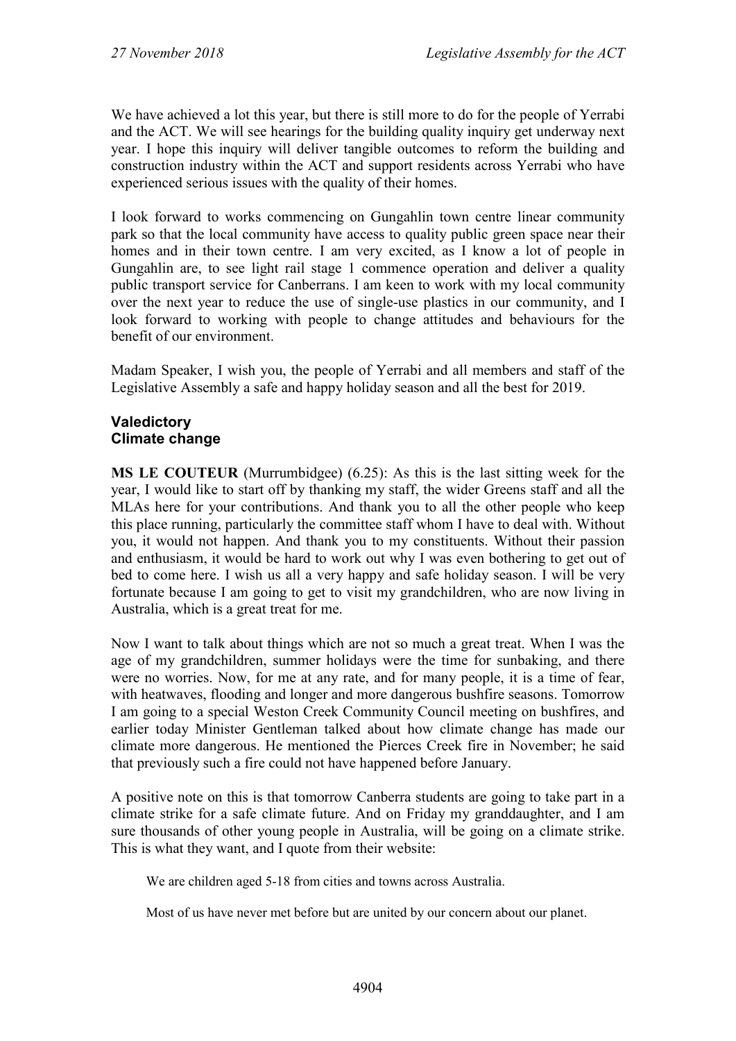We have achieved a lot this year, but there is still more to do for the people of Yerrabi and the ACT. We will see hearings for the building quality inquiry get underway next year. I hope this inquiry will deliver tangible outcomes to reform the building and construction industry within the ACT and support residents across Yerrabi who have experienced serious issues with the quality of their homes.

I look forward to works commencing on Gungahlin town centre linear community park so that the local community have access to quality public green space near their homes and in their town centre. I am very excited, as I know a lot of people in Gungahlin are, to see light rail stage 1 commence operation and deliver a quality public transport service for Canberrans. I am keen to work with my local community over the next year to reduce the use of single-use plastics in our community, and I look forward to working with people to change attitudes and behaviours for the benefit of our environment.

Madam Speaker, I wish you, the people of Yerrabi and all members and staff of the Legislative Assembly a safe and happy holiday season and all the best for 2019.

### Valedictory
### Climate change

**MS LE COUTEUR** (Murrumbidgee) (6.25): As this is the last sitting week for the year, I would like to start off by thanking my staff, the wider Greens staff and all the MLAs here for your contributions. And thank you to all the other people who keep this place running, particularly the committee staff whom I have to deal with. Without you, it would not happen. And thank you to my constituents. Without their passion and enthusiasm, it would be hard to work out why I was even bothering to get out of bed to come here. I wish us all a very happy and safe holiday season. I will be very fortunate because I am going to get to visit my grandchildren, who are now living in Australia, which is a great treat for me.

Now I want to talk about things which are not so much a great treat. When I was the age of my grandchildren, summer holidays were the time for sunbaking, and there were no worries. Now, for me at any rate, and for many people, it is a time of fear, with heatwaves, flooding and longer and more dangerous bushfire seasons. Tomorrow I am going to a special Weston Creek Community Council meeting on bushfires, and earlier today Minister Gentleman talked about how climate change has made our climate more dangerous. He mentioned the Pierces Creek fire in November; he said that previously such a fire could not have happened before January.

A positive note on this is that tomorrow Canberra students are going to take part in a climate strike for a safe climate future. And on Friday my granddaughter, and I am sure thousands of other young people in Australia, will be going on a climate strike. This is what they want, and I quote from their website:

> We are children aged 5-18 from cities and towns across Australia.
>
> Most of us have never met before but are united by our concern about our planet.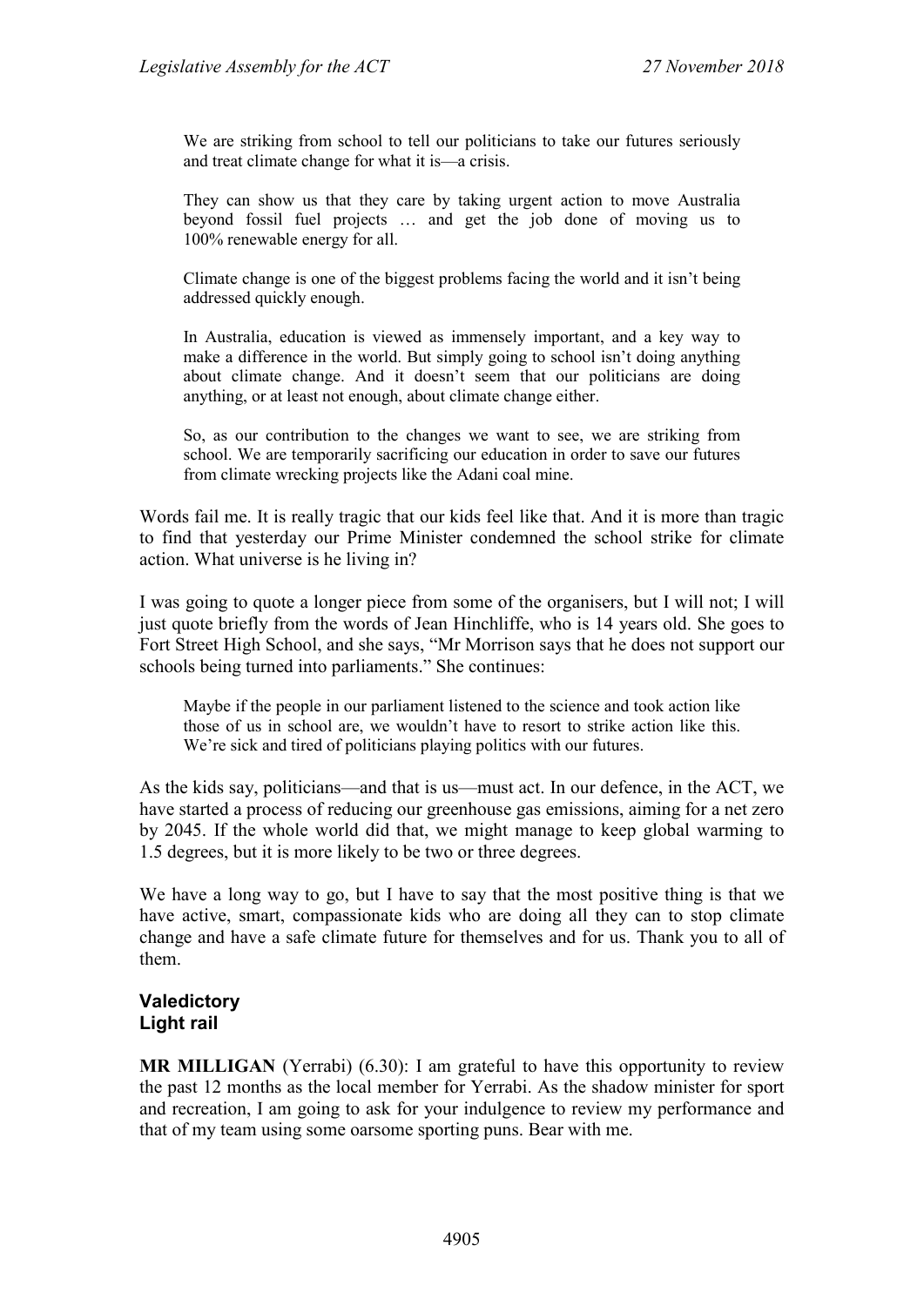> We are striking from school to tell our politicians to take our futures seriously and treat climate change for what it is—a crisis.
>
> They can show us that they care by taking urgent action to move Australia beyond fossil fuel projects … and get the job done of moving us to 100% renewable energy for all.
>
> Climate change is one of the biggest problems facing the world and it isn't being addressed quickly enough.
>
> In Australia, education is viewed as immensely important, and a key way to make a difference in the world. But simply going to school isn't doing anything about climate change. And it doesn't seem that our politicians are doing anything, or at least not enough, about climate change either.
>
> So, as our contribution to the changes we want to see, we are striking from school. We are temporarily sacrificing our education in order to save our futures from climate wrecking projects like the Adani coal mine.

Words fail me. It is really tragic that our kids feel like that. And it is more than tragic to find that yesterday our Prime Minister condemned the school strike for climate action. What universe is he living in?

I was going to quote a longer piece from some of the organisers, but I will not; I will just quote briefly from the words of Jean Hinchliffe, who is 14 years old. She goes to Fort Street High School, and she says, "Mr Morrison says that he does not support our schools being turned into parliaments." She continues:

> Maybe if the people in our parliament listened to the science and took action like those of us in school are, we wouldn't have to resort to strike action like this. We're sick and tired of politicians playing politics with our futures.

As the kids say, politicians—and that is us—must act. In our defence, in the ACT, we have started a process of reducing our greenhouse gas emissions, aiming for a net zero by 2045. If the whole world did that, we might manage to keep global warming to 1.5 degrees, but it is more likely to be two or three degrees.

We have a long way to go, but I have to say that the most positive thing is that we have active, smart, compassionate kids who are doing all they can to stop climate change and have a safe climate future for themselves and for us. Thank you to all of them.

### Valedictory
### Light rail

**MR MILLIGAN** (Yerrabi) (6.30): I am grateful to have this opportunity to review the past 12 months as the local member for Yerrabi. As the shadow minister for sport and recreation, I am going to ask for your indulgence to review my performance and that of my team using some oarsome sporting puns. Bear with me.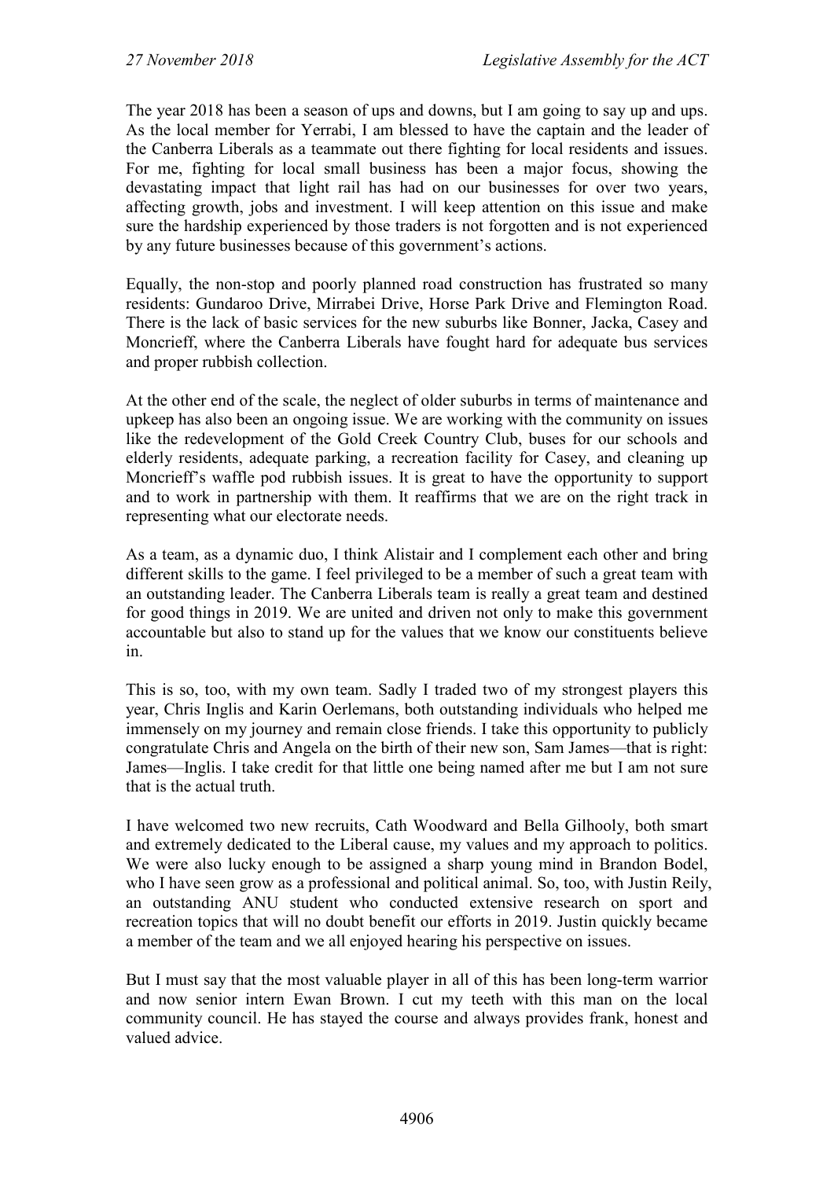The year 2018 has been a season of ups and downs, but I am going to say up and ups. As the local member for Yerrabi, I am blessed to have the captain and the leader of the Canberra Liberals as a teammate out there fighting for local residents and issues. For me, fighting for local small business has been a major focus, showing the devastating impact that light rail has had on our businesses for over two years, affecting growth, jobs and investment. I will keep attention on this issue and make sure the hardship experienced by those traders is not forgotten and is not experienced by any future businesses because of this government's actions.

Equally, the non-stop and poorly planned road construction has frustrated so many residents: Gundaroo Drive, Mirrabei Drive, Horse Park Drive and Flemington Road. There is the lack of basic services for the new suburbs like Bonner, Jacka, Casey and Moncrieff, where the Canberra Liberals have fought hard for adequate bus services and proper rubbish collection.

At the other end of the scale, the neglect of older suburbs in terms of maintenance and upkeep has also been an ongoing issue. We are working with the community on issues like the redevelopment of the Gold Creek Country Club, buses for our schools and elderly residents, adequate parking, a recreation facility for Casey, and cleaning up Moncrieff's waffle pod rubbish issues. It is great to have the opportunity to support and to work in partnership with them. It reaffirms that we are on the right track in representing what our electorate needs.

As a team, as a dynamic duo, I think Alistair and I complement each other and bring different skills to the game. I feel privileged to be a member of such a great team with an outstanding leader. The Canberra Liberals team is really a great team and destined for good things in 2019. We are united and driven not only to make this government accountable but also to stand up for the values that we know our constituents believe in.

This is so, too, with my own team. Sadly I traded two of my strongest players this year, Chris Inglis and Karin Oerlemans, both outstanding individuals who helped me immensely on my journey and remain close friends. I take this opportunity to publicly congratulate Chris and Angela on the birth of their new son, Sam James—that is right: James—Inglis. I take credit for that little one being named after me but I am not sure that is the actual truth.

I have welcomed two new recruits, Cath Woodward and Bella Gilhooly, both smart and extremely dedicated to the Liberal cause, my values and my approach to politics. We were also lucky enough to be assigned a sharp young mind in Brandon Bodel, who I have seen grow as a professional and political animal. So, too, with Justin Reily, an outstanding ANU student who conducted extensive research on sport and recreation topics that will no doubt benefit our efforts in 2019. Justin quickly became a member of the team and we all enjoyed hearing his perspective on issues.

But I must say that the most valuable player in all of this has been long-term warrior and now senior intern Ewan Brown. I cut my teeth with this man on the local community council. He has stayed the course and always provides frank, honest and valued advice.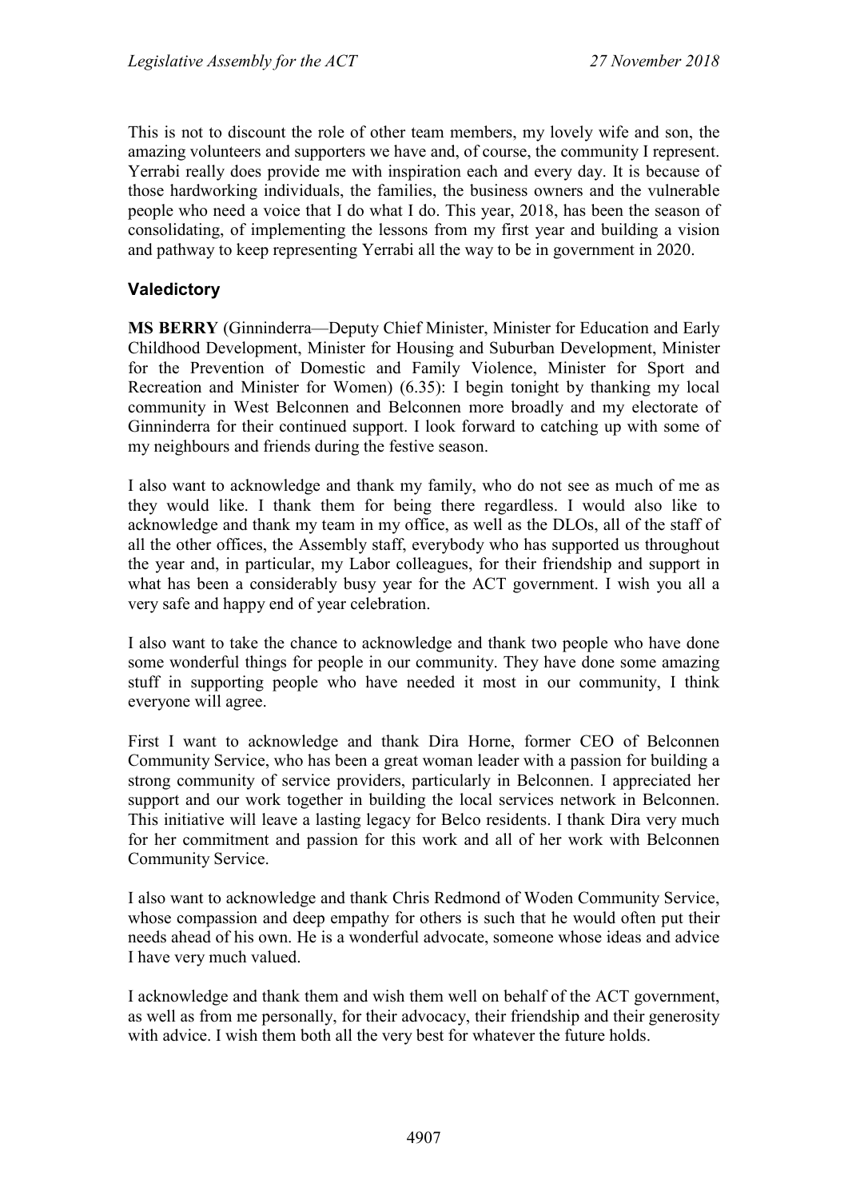This is not to discount the role of other team members, my lovely wife and son, the amazing volunteers and supporters we have and, of course, the community I represent. Yerrabi really does provide me with inspiration each and every day. It is because of those hardworking individuals, the families, the business owners and the vulnerable people who need a voice that I do what I do. This year, 2018, has been the season of consolidating, of implementing the lessons from my first year and building a vision and pathway to keep representing Yerrabi all the way to be in government in 2020.

### Valedictory

**MS BERRY** (Ginninderra—Deputy Chief Minister, Minister for Education and Early Childhood Development, Minister for Housing and Suburban Development, Minister for the Prevention of Domestic and Family Violence, Minister for Sport and Recreation and Minister for Women) (6.35): I begin tonight by thanking my local community in West Belconnen and Belconnen more broadly and my electorate of Ginninderra for their continued support. I look forward to catching up with some of my neighbours and friends during the festive season.

I also want to acknowledge and thank my family, who do not see as much of me as they would like. I thank them for being there regardless. I would also like to acknowledge and thank my team in my office, as well as the DLOs, all of the staff of all the other offices, the Assembly staff, everybody who has supported us throughout the year and, in particular, my Labor colleagues, for their friendship and support in what has been a considerably busy year for the ACT government. I wish you all a very safe and happy end of year celebration.

I also want to take the chance to acknowledge and thank two people who have done some wonderful things for people in our community. They have done some amazing stuff in supporting people who have needed it most in our community, I think everyone will agree.

First I want to acknowledge and thank Dira Horne, former CEO of Belconnen Community Service, who has been a great woman leader with a passion for building a strong community of service providers, particularly in Belconnen. I appreciated her support and our work together in building the local services network in Belconnen. This initiative will leave a lasting legacy for Belco residents. I thank Dira very much for her commitment and passion for this work and all of her work with Belconnen Community Service.

I also want to acknowledge and thank Chris Redmond of Woden Community Service, whose compassion and deep empathy for others is such that he would often put their needs ahead of his own. He is a wonderful advocate, someone whose ideas and advice I have very much valued.

I acknowledge and thank them and wish them well on behalf of the ACT government, as well as from me personally, for their advocacy, their friendship and their generosity with advice. I wish them both all the very best for whatever the future holds.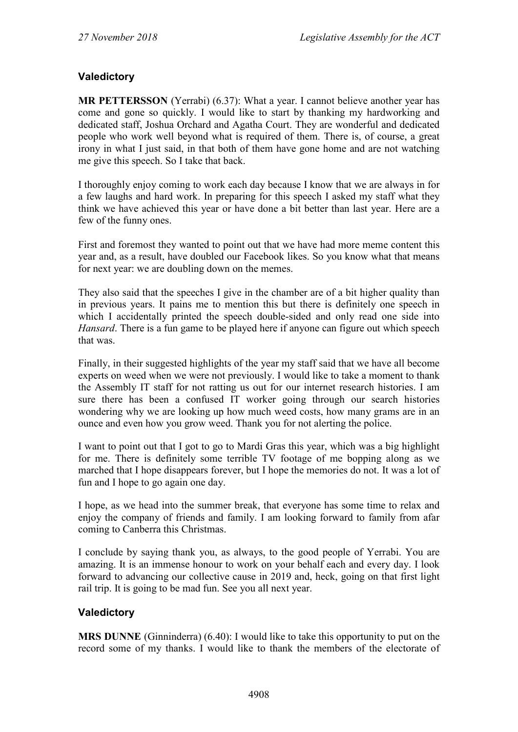## Valedictory

**MR PETTERSSON** (Yerrabi) (6.37): What a year. I cannot believe another year has come and gone so quickly. I would like to start by thanking my hardworking and dedicated staff, Joshua Orchard and Agatha Court. They are wonderful and dedicated people who work well beyond what is required of them. There is, of course, a great irony in what I just said, in that both of them have gone home and are not watching me give this speech. So I take that back.

I thoroughly enjoy coming to work each day because I know that we are always in for a few laughs and hard work. In preparing for this speech I asked my staff what they think we have achieved this year or have done a bit better than last year. Here are a few of the funny ones.

First and foremost they wanted to point out that we have had more meme content this year and, as a result, have doubled our Facebook likes. So you know what that means for next year: we are doubling down on the memes.

They also said that the speeches I give in the chamber are of a bit higher quality than in previous years. It pains me to mention this but there is definitely one speech in which I accidentally printed the speech double-sided and only read one side into *Hansard*. There is a fun game to be played here if anyone can figure out which speech that was.

Finally, in their suggested highlights of the year my staff said that we have all become experts on weed when we were not previously. I would like to take a moment to thank the Assembly IT staff for not ratting us out for our internet research histories. I am sure there has been a confused IT worker going through our search histories wondering why we are looking up how much weed costs, how many grams are in an ounce and even how you grow weed. Thank you for not alerting the police.

I want to point out that I got to go to Mardi Gras this year, which was a big highlight for me. There is definitely some terrible TV footage of me bopping along as we marched that I hope disappears forever, but I hope the memories do not. It was a lot of fun and I hope to go again one day.

I hope, as we head into the summer break, that everyone has some time to relax and enjoy the company of friends and family. I am looking forward to family from afar coming to Canberra this Christmas.

I conclude by saying thank you, as always, to the good people of Yerrabi. You are amazing. It is an immense honour to work on your behalf each and every day. I look forward to advancing our collective cause in 2019 and, heck, going on that first light rail trip. It is going to be mad fun. See you all next year.

## Valedictory

**MRS DUNNE** (Ginninderra) (6.40): I would like to take this opportunity to put on the record some of my thanks. I would like to thank the members of the electorate of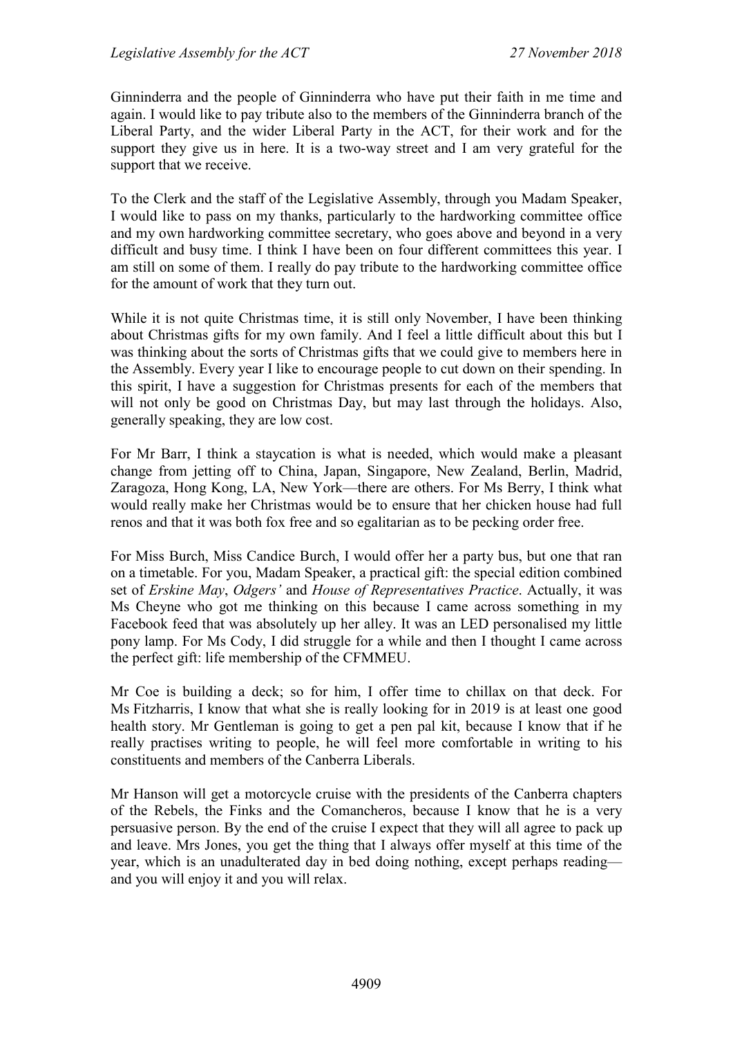Ginninderra and the people of Ginninderra who have put their faith in me time and again. I would like to pay tribute also to the members of the Ginninderra branch of the Liberal Party, and the wider Liberal Party in the ACT, for their work and for the support they give us in here. It is a two-way street and I am very grateful for the support that we receive.

To the Clerk and the staff of the Legislative Assembly, through you Madam Speaker, I would like to pass on my thanks, particularly to the hardworking committee office and my own hardworking committee secretary, who goes above and beyond in a very difficult and busy time. I think I have been on four different committees this year. I am still on some of them. I really do pay tribute to the hardworking committee office for the amount of work that they turn out.

While it is not quite Christmas time, it is still only November, I have been thinking about Christmas gifts for my own family. And I feel a little difficult about this but I was thinking about the sorts of Christmas gifts that we could give to members here in the Assembly. Every year I like to encourage people to cut down on their spending. In this spirit, I have a suggestion for Christmas presents for each of the members that will not only be good on Christmas Day, but may last through the holidays. Also, generally speaking, they are low cost.

For Mr Barr, I think a staycation is what is needed, which would make a pleasant change from jetting off to China, Japan, Singapore, New Zealand, Berlin, Madrid, Zaragoza, Hong Kong, LA, New York—there are others. For Ms Berry, I think what would really make her Christmas would be to ensure that her chicken house had full renos and that it was both fox free and so egalitarian as to be pecking order free.

For Miss Burch, Miss Candice Burch, I would offer her a party bus, but one that ran on a timetable. For you, Madam Speaker, a practical gift: the special edition combined set of *Erskine May*, *Odgers'* and *House of Representatives Practice*. Actually, it was Ms Cheyne who got me thinking on this because I came across something in my Facebook feed that was absolutely up her alley. It was an LED personalised my little pony lamp. For Ms Cody, I did struggle for a while and then I thought I came across the perfect gift: life membership of the CFMMEU.

Mr Coe is building a deck; so for him, I offer time to chillax on that deck. For Ms Fitzharris, I know that what she is really looking for in 2019 is at least one good health story. Mr Gentleman is going to get a pen pal kit, because I know that if he really practises writing to people, he will feel more comfortable in writing to his constituents and members of the Canberra Liberals.

Mr Hanson will get a motorcycle cruise with the presidents of the Canberra chapters of the Rebels, the Finks and the Comancheros, because I know that he is a very persuasive person. By the end of the cruise I expect that they will all agree to pack up and leave. Mrs Jones, you get the thing that I always offer myself at this time of the year, which is an unadulterated day in bed doing nothing, except perhaps reading—and you will enjoy it and you will relax.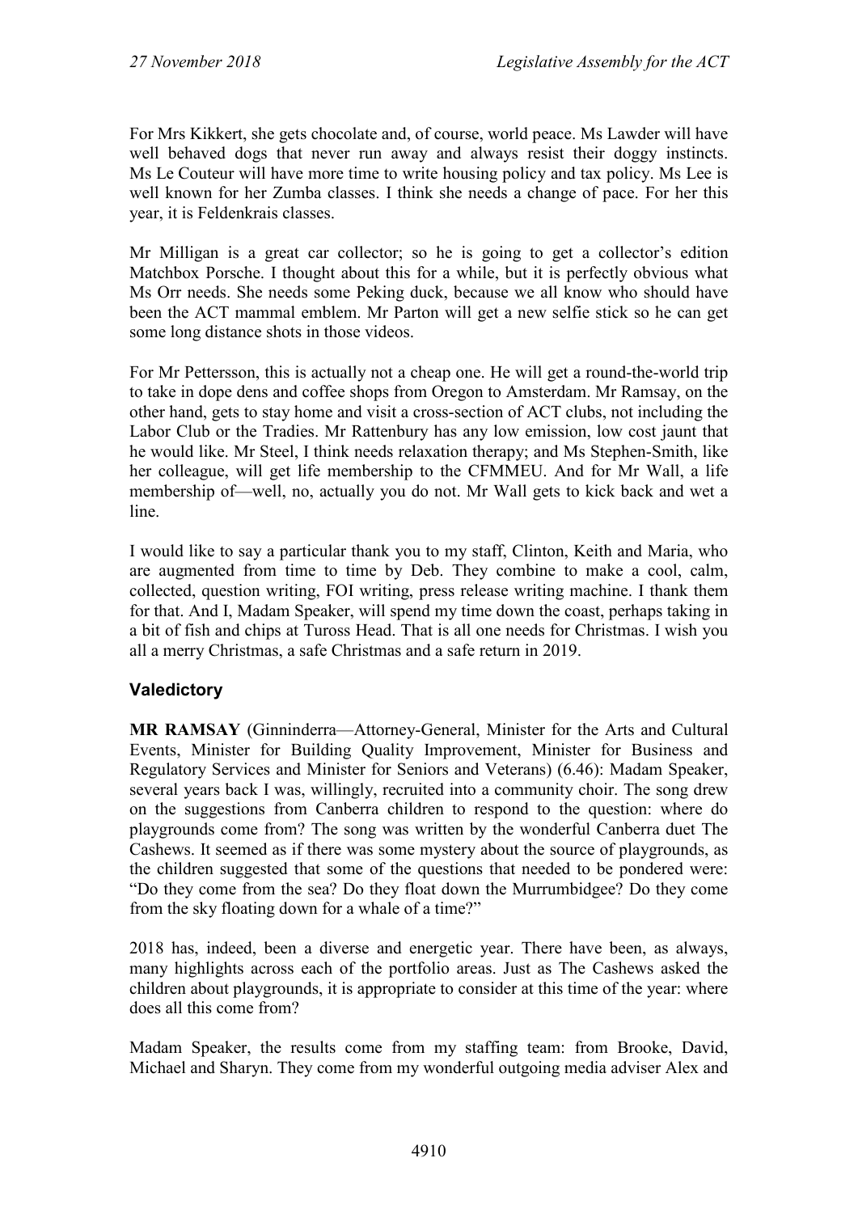For Mrs Kikkert, she gets chocolate and, of course, world peace. Ms Lawder will have well behaved dogs that never run away and always resist their doggy instincts. Ms Le Couteur will have more time to write housing policy and tax policy. Ms Lee is well known for her Zumba classes. I think she needs a change of pace. For her this year, it is Feldenkrais classes.

Mr Milligan is a great car collector; so he is going to get a collector's edition Matchbox Porsche. I thought about this for a while, but it is perfectly obvious what Ms Orr needs. She needs some Peking duck, because we all know who should have been the ACT mammal emblem. Mr Parton will get a new selfie stick so he can get some long distance shots in those videos.

For Mr Pettersson, this is actually not a cheap one. He will get a round-the-world trip to take in dope dens and coffee shops from Oregon to Amsterdam. Mr Ramsay, on the other hand, gets to stay home and visit a cross-section of ACT clubs, not including the Labor Club or the Tradies. Mr Rattenbury has any low emission, low cost jaunt that he would like. Mr Steel, I think needs relaxation therapy; and Ms Stephen-Smith, like her colleague, will get life membership to the CFMMEU. And for Mr Wall, a life membership of—well, no, actually you do not. Mr Wall gets to kick back and wet a line.

I would like to say a particular thank you to my staff, Clinton, Keith and Maria, who are augmented from time to time by Deb. They combine to make a cool, calm, collected, question writing, FOI writing, press release writing machine. I thank them for that. And I, Madam Speaker, will spend my time down the coast, perhaps taking in a bit of fish and chips at Tuross Head. That is all one needs for Christmas. I wish you all a merry Christmas, a safe Christmas and a safe return in 2019.

## Valedictory

**MR RAMSAY** (Ginninderra—Attorney-General, Minister for the Arts and Cultural Events, Minister for Building Quality Improvement, Minister for Business and Regulatory Services and Minister for Seniors and Veterans) (6.46): Madam Speaker, several years back I was, willingly, recruited into a community choir. The song drew on the suggestions from Canberra children to respond to the question: where do playgrounds come from? The song was written by the wonderful Canberra duet The Cashews. It seemed as if there was some mystery about the source of playgrounds, as the children suggested that some of the questions that needed to be pondered were: "Do they come from the sea? Do they float down the Murrumbidgee? Do they come from the sky floating down for a whale of a time?"

2018 has, indeed, been a diverse and energetic year. There have been, as always, many highlights across each of the portfolio areas. Just as The Cashews asked the children about playgrounds, it is appropriate to consider at this time of the year: where does all this come from?

Madam Speaker, the results come from my staffing team: from Brooke, David, Michael and Sharyn. They come from my wonderful outgoing media adviser Alex and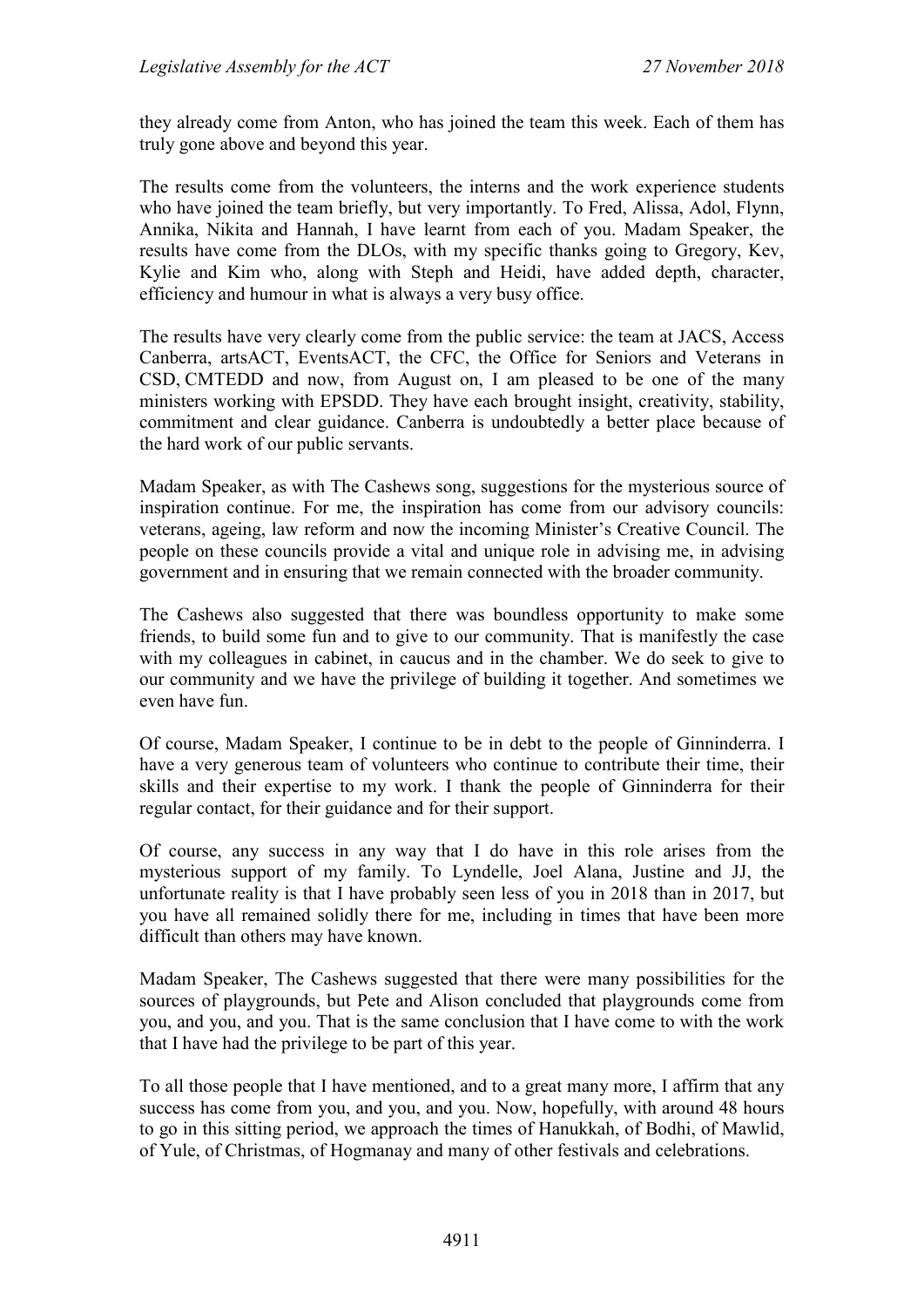they already come from Anton, who has joined the team this week. Each of them has truly gone above and beyond this year.

The results come from the volunteers, the interns and the work experience students who have joined the team briefly, but very importantly. To Fred, Alissa, Adol, Flynn, Annika, Nikita and Hannah, I have learnt from each of you. Madam Speaker, the results have come from the DLOs, with my specific thanks going to Gregory, Kev, Kylie and Kim who, along with Steph and Heidi, have added depth, character, efficiency and humour in what is always a very busy office.

The results have very clearly come from the public service: the team at JACS, Access Canberra, artsACT, EventsACT, the CFC, the Office for Seniors and Veterans in CSD, CMTEDD and now, from August on, I am pleased to be one of the many ministers working with EPSDD. They have each brought insight, creativity, stability, commitment and clear guidance. Canberra is undoubtedly a better place because of the hard work of our public servants.

Madam Speaker, as with The Cashews song, suggestions for the mysterious source of inspiration continue. For me, the inspiration has come from our advisory councils: veterans, ageing, law reform and now the incoming Minister's Creative Council. The people on these councils provide a vital and unique role in advising me, in advising government and in ensuring that we remain connected with the broader community.

The Cashews also suggested that there was boundless opportunity to make some friends, to build some fun and to give to our community. That is manifestly the case with my colleagues in cabinet, in caucus and in the chamber. We do seek to give to our community and we have the privilege of building it together. And sometimes we even have fun.

Of course, Madam Speaker, I continue to be in debt to the people of Ginninderra. I have a very generous team of volunteers who continue to contribute their time, their skills and their expertise to my work. I thank the people of Ginninderra for their regular contact, for their guidance and for their support.

Of course, any success in any way that I do have in this role arises from the mysterious support of my family. To Lyndelle, Joel Alana, Justine and JJ, the unfortunate reality is that I have probably seen less of you in 2018 than in 2017, but you have all remained solidly there for me, including in times that have been more difficult than others may have known.

Madam Speaker, The Cashews suggested that there were many possibilities for the sources of playgrounds, but Pete and Alison concluded that playgrounds come from you, and you, and you. That is the same conclusion that I have come to with the work that I have had the privilege to be part of this year.

To all those people that I have mentioned, and to a great many more, I affirm that any success has come from you, and you, and you. Now, hopefully, with around 48 hours to go in this sitting period, we approach the times of Hanukkah, of Bodhi, of Mawlid, of Yule, of Christmas, of Hogmanay and many of other festivals and celebrations.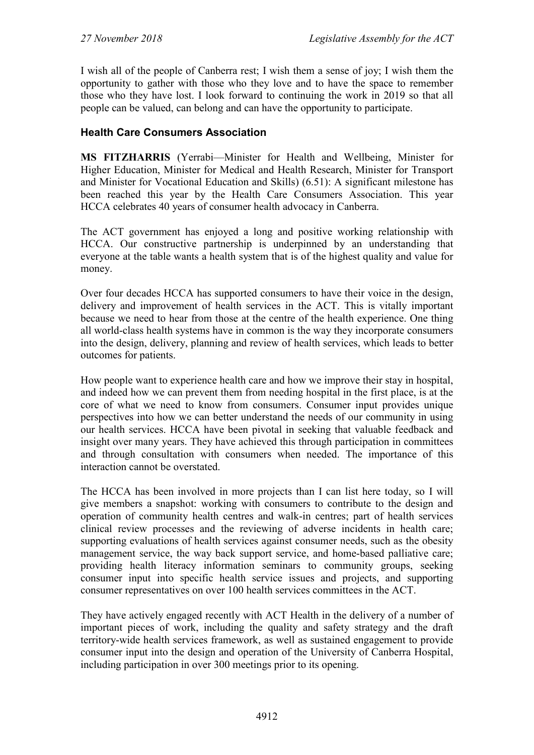I wish all of the people of Canberra rest; I wish them a sense of joy; I wish them the opportunity to gather with those who they love and to have the space to remember those who they have lost. I look forward to continuing the work in 2019 so that all people can be valued, can belong and can have the opportunity to participate.

### Health Care Consumers Association

**MS FITZHARRIS** (Yerrabi—Minister for Health and Wellbeing, Minister for Higher Education, Minister for Medical and Health Research, Minister for Transport and Minister for Vocational Education and Skills) (6.51): A significant milestone has been reached this year by the Health Care Consumers Association. This year HCCA celebrates 40 years of consumer health advocacy in Canberra.

The ACT government has enjoyed a long and positive working relationship with HCCA. Our constructive partnership is underpinned by an understanding that everyone at the table wants a health system that is of the highest quality and value for money.

Over four decades HCCA has supported consumers to have their voice in the design, delivery and improvement of health services in the ACT. This is vitally important because we need to hear from those at the centre of the health experience. One thing all world-class health systems have in common is the way they incorporate consumers into the design, delivery, planning and review of health services, which leads to better outcomes for patients.

How people want to experience health care and how we improve their stay in hospital, and indeed how we can prevent them from needing hospital in the first place, is at the core of what we need to know from consumers. Consumer input provides unique perspectives into how we can better understand the needs of our community in using our health services. HCCA have been pivotal in seeking that valuable feedback and insight over many years. They have achieved this through participation in committees and through consultation with consumers when needed. The importance of this interaction cannot be overstated.

The HCCA has been involved in more projects than I can list here today, so I will give members a snapshot: working with consumers to contribute to the design and operation of community health centres and walk-in centres; part of health services clinical review processes and the reviewing of adverse incidents in health care; supporting evaluations of health services against consumer needs, such as the obesity management service, the way back support service, and home-based palliative care; providing health literacy information seminars to community groups, seeking consumer input into specific health service issues and projects, and supporting consumer representatives on over 100 health services committees in the ACT.

They have actively engaged recently with ACT Health in the delivery of a number of important pieces of work, including the quality and safety strategy and the draft territory-wide health services framework, as well as sustained engagement to provide consumer input into the design and operation of the University of Canberra Hospital, including participation in over 300 meetings prior to its opening.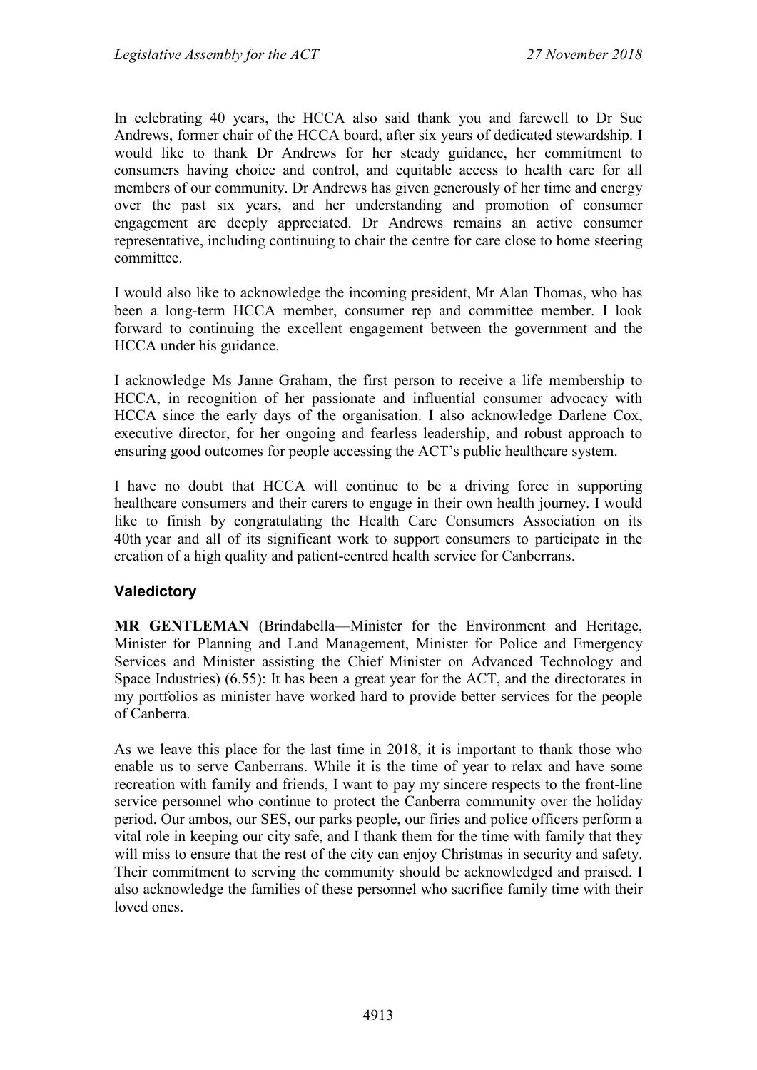In celebrating 40 years, the HCCA also said thank you and farewell to Dr Sue Andrews, former chair of the HCCA board, after six years of dedicated stewardship. I would like to thank Dr Andrews for her steady guidance, her commitment to consumers having choice and control, and equitable access to health care for all members of our community. Dr Andrews has given generously of her time and energy over the past six years, and her understanding and promotion of consumer engagement are deeply appreciated. Dr Andrews remains an active consumer representative, including continuing to chair the centre for care close to home steering committee.

I would also like to acknowledge the incoming president, Mr Alan Thomas, who has been a long-term HCCA member, consumer rep and committee member. I look forward to continuing the excellent engagement between the government and the HCCA under his guidance.

I acknowledge Ms Janne Graham, the first person to receive a life membership to HCCA, in recognition of her passionate and influential consumer advocacy with HCCA since the early days of the organisation. I also acknowledge Darlene Cox, executive director, for her ongoing and fearless leadership, and robust approach to ensuring good outcomes for people accessing the ACT's public healthcare system.

I have no doubt that HCCA will continue to be a driving force in supporting healthcare consumers and their carers to engage in their own health journey. I would like to finish by congratulating the Health Care Consumers Association on its 40th year and all of its significant work to support consumers to participate in the creation of a high quality and patient-centred health service for Canberrans.

## Valedictory

**MR GENTLEMAN** (Brindabella—Minister for the Environment and Heritage, Minister for Planning and Land Management, Minister for Police and Emergency Services and Minister assisting the Chief Minister on Advanced Technology and Space Industries) (6.55): It has been a great year for the ACT, and the directorates in my portfolios as minister have worked hard to provide better services for the people of Canberra.

As we leave this place for the last time in 2018, it is important to thank those who enable us to serve Canberrans. While it is the time of year to relax and have some recreation with family and friends, I want to pay my sincere respects to the front-line service personnel who continue to protect the Canberra community over the holiday period. Our ambos, our SES, our parks people, our firies and police officers perform a vital role in keeping our city safe, and I thank them for the time with family that they will miss to ensure that the rest of the city can enjoy Christmas in security and safety. Their commitment to serving the community should be acknowledged and praised. I also acknowledge the families of these personnel who sacrifice family time with their loved ones.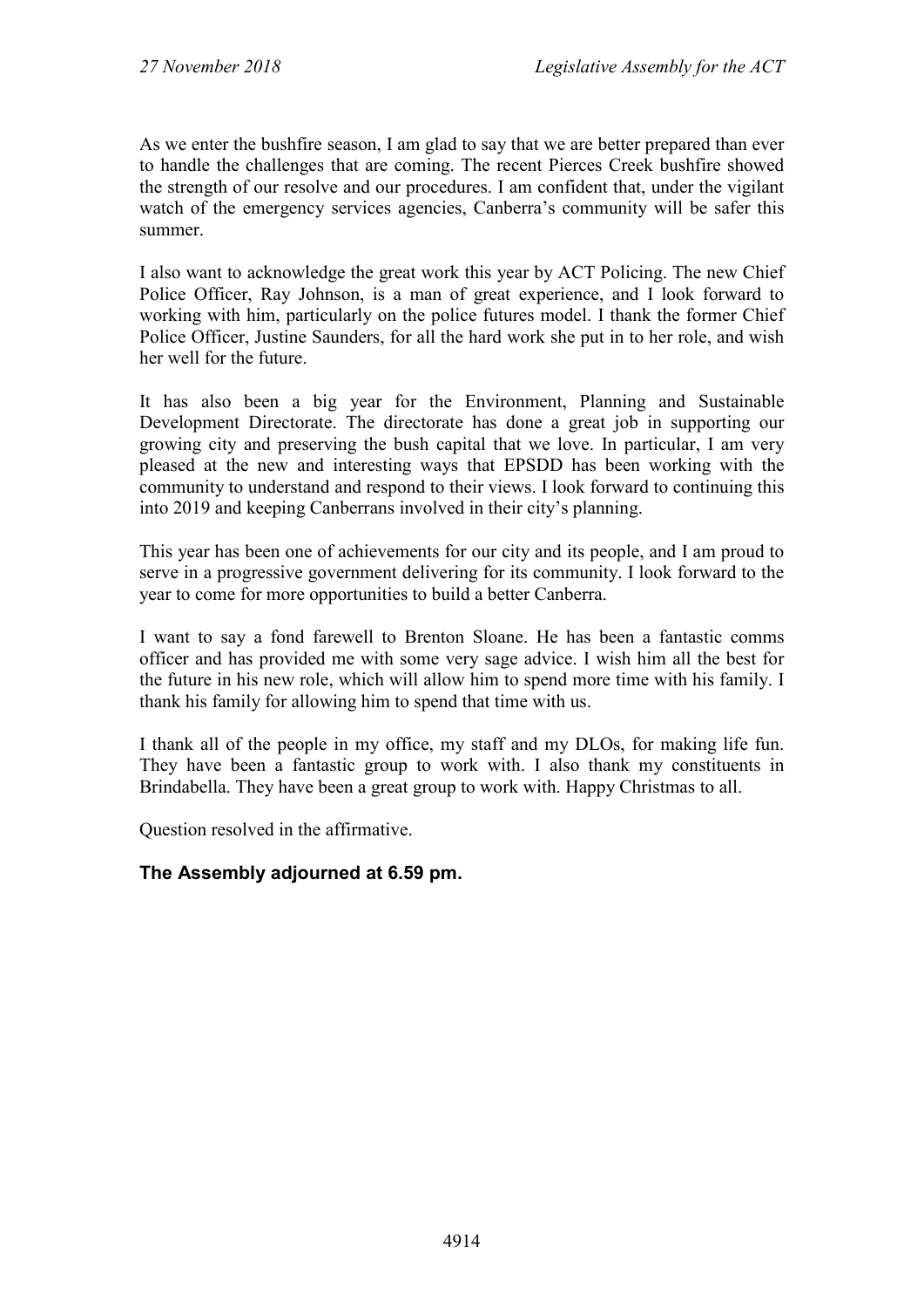As we enter the bushfire season, I am glad to say that we are better prepared than ever to handle the challenges that are coming. The recent Pierces Creek bushfire showed the strength of our resolve and our procedures. I am confident that, under the vigilant watch of the emergency services agencies, Canberra's community will be safer this summer.

I also want to acknowledge the great work this year by ACT Policing. The new Chief Police Officer, Ray Johnson, is a man of great experience, and I look forward to working with him, particularly on the police futures model. I thank the former Chief Police Officer, Justine Saunders, for all the hard work she put in to her role, and wish her well for the future.

It has also been a big year for the Environment, Planning and Sustainable Development Directorate. The directorate has done a great job in supporting our growing city and preserving the bush capital that we love. In particular, I am very pleased at the new and interesting ways that EPSDD has been working with the community to understand and respond to their views. I look forward to continuing this into 2019 and keeping Canberrans involved in their city's planning.

This year has been one of achievements for our city and its people, and I am proud to serve in a progressive government delivering for its community. I look forward to the year to come for more opportunities to build a better Canberra.

I want to say a fond farewell to Brenton Sloane. He has been a fantastic comms officer and has provided me with some very sage advice. I wish him all the best for the future in his new role, which will allow him to spend more time with his family. I thank his family for allowing him to spend that time with us.

I thank all of the people in my office, my staff and my DLOs, for making life fun. They have been a fantastic group to work with. I also thank my constituents in Brindabella. They have been a great group to work with. Happy Christmas to all.

Question resolved in the affirmative.

**The Assembly adjourned at 6.59 pm.**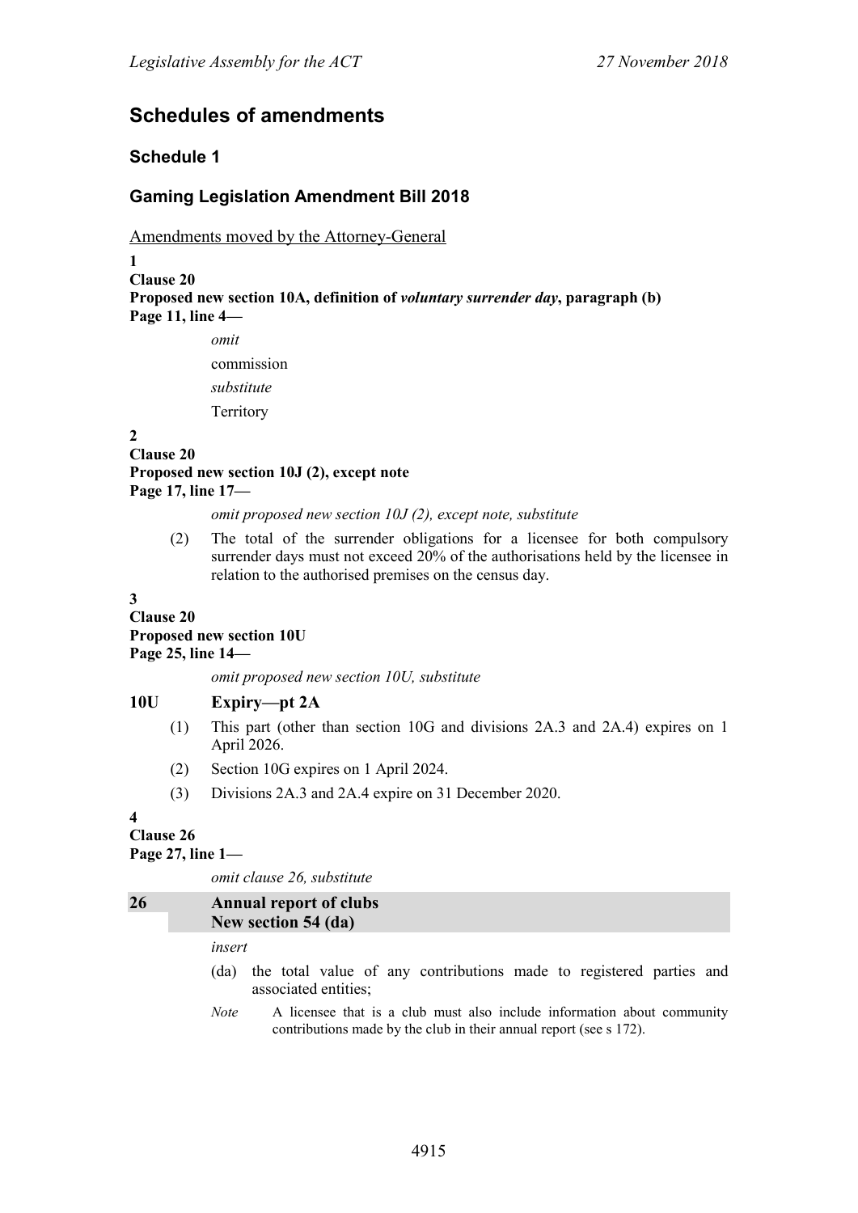# Schedules of amendments

## Schedule 1

## Gaming Legislation Amendment Bill 2018

Amendments moved by the Attorney-General

**1**
**Clause 20**
**Proposed new section 10A, definition of *voluntary surrender day*, paragraph (b)**
**Page 11, line 4—**

*omit*

commission

*substitute*

Territory

**2**
**Clause 20**
**Proposed new section 10J (2), except note**
**Page 17, line 17—**

*omit proposed new section 10J (2), except note, substitute*

(2) The total of the surrender obligations for a licensee for both compulsory surrender days must not exceed 20% of the authorisations held by the licensee in relation to the authorised premises on the census day.

**3**
**Clause 20**
**Proposed new section 10U**
**Page 25, line 14—**

*omit proposed new section 10U, substitute*

**10U Expiry—pt 2A**

(1) This part (other than section 10G and divisions 2A.3 and 2A.4) expires on 1 April 2026.

(2) Section 10G expires on 1 April 2024.

(3) Divisions 2A.3 and 2A.4 expire on 31 December 2020.

**4**
**Clause 26**
**Page 27, line 1—**

*omit clause 26, substitute*

**26 Annual report of clubs**
**New section 54 (da)**

*insert*

(da) the total value of any contributions made to registered parties and associated entities;

*Note* A licensee that is a club must also include information about community contributions made by the club in their annual report (see s 172).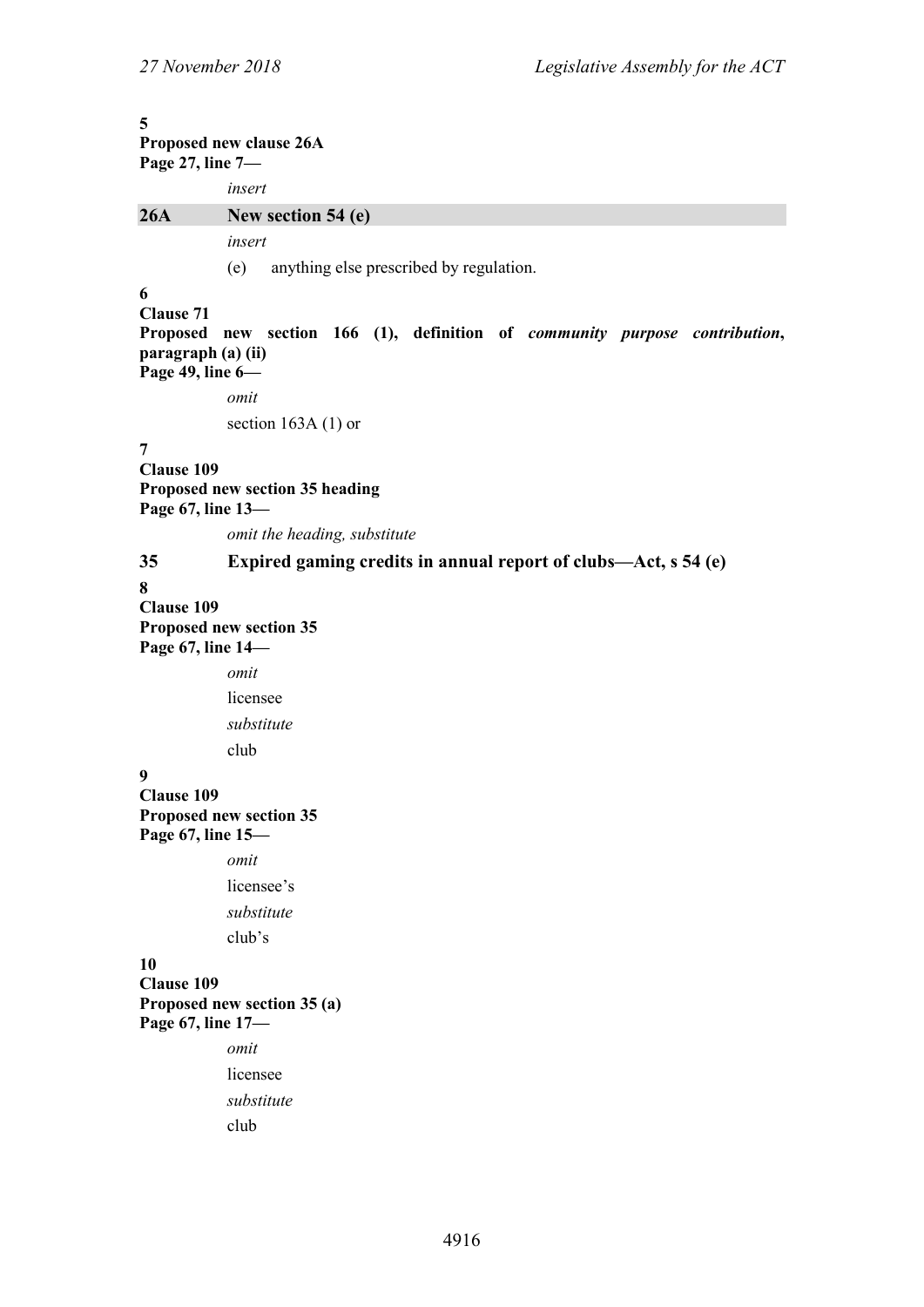**5**
**Proposed new clause 26A**
**Page 27, line 7—**

*insert*

**26A New section 54 (e)**

*insert*

(e) anything else prescribed by regulation.

**6**
**Clause 71**
**Proposed new section 166 (1), definition of *community purpose contribution*, paragraph (a) (ii)**
**Page 49, line 6—**

*omit*

section 163A (1) or

**7**
**Clause 109**
**Proposed new section 35 heading**
**Page 67, line 13—**

*omit the heading, substitute*

**35 Expired gaming credits in annual report of clubs—Act, s 54 (e)**

**8**
**Clause 109**
**Proposed new section 35**
**Page 67, line 14—**

*omit*

licensee

*substitute*

club

**9**
**Clause 109**
**Proposed new section 35**
**Page 67, line 15—**

*omit*

licensee's

*substitute*

club's

**10**
**Clause 109**
**Proposed new section 35 (a)**
**Page 67, line 17—**

*omit*

licensee

*substitute*

club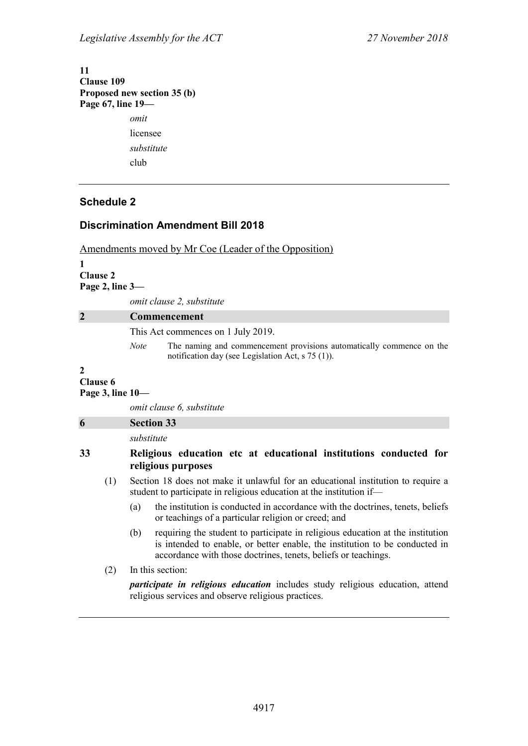**11**
**Clause 109**
**Proposed new section 35 (b)**
**Page 67, line 19—**

*omit*

licensee

*substitute*

club

---

## Schedule 2

## Discrimination Amendment Bill 2018

Amendments moved by Mr Coe (Leader of the Opposition)

**1**
**Clause 2**
**Page 2, line 3—**

*omit clause 2, substitute*

**2 Commencement**

This Act commences on 1 July 2019.

*Note* The naming and commencement provisions automatically commence on the notification day (see Legislation Act, s 75 (1)).

**2**
**Clause 6**
**Page 3, line 10—**

*omit clause 6, substitute*

**6 Section 33**

*substitute*

**33 Religious education etc at educational institutions conducted for religious purposes**

(1) Section 18 does not make it unlawful for an educational institution to require a student to participate in religious education at the institution if—

(a) the institution is conducted in accordance with the doctrines, tenets, beliefs or teachings of a particular religion or creed; and

(b) requiring the student to participate in religious education at the institution is intended to enable, or better enable, the institution to be conducted in accordance with those doctrines, tenets, beliefs or teachings.

(2) In this section:

***participate in religious education*** includes study religious education, attend religious services and observe religious practices.

---